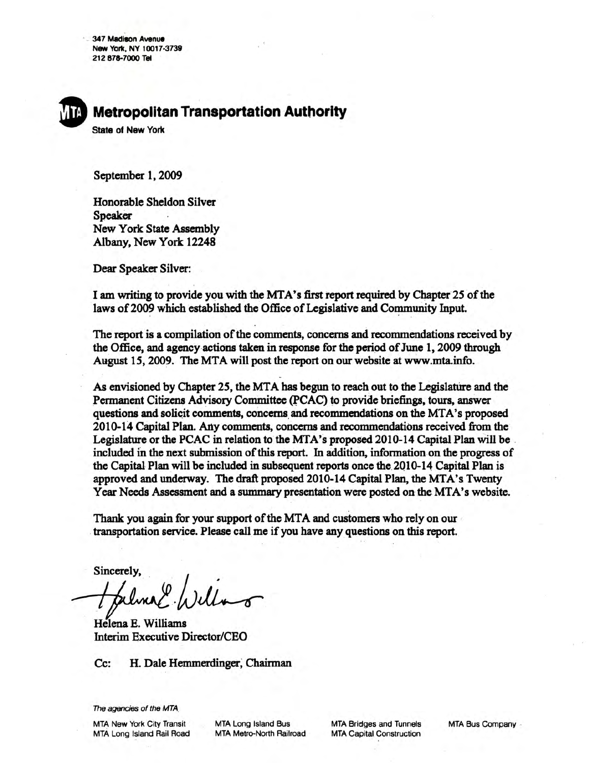347 Madison Avenue
New York, NY 10017-3739
212 878-7000 Tel

**Metropolitan Transportation Authority**
State of New York

September 1, 2009

Honorable Sheldon Silver
Speaker
New York State Assembly
Albany, New York 12248

Dear Speaker Silver:

I am writing to provide you with the MTA's first report required by Chapter 25 of the laws of 2009 which established the Office of Legislative and Community Input.

The report is a compilation of the comments, concerns and recommendations received by the Office, and agency actions taken in response for the period of June 1, 2009 through August 15, 2009. The MTA will post the report on our website at www.mta.info.

As envisioned by Chapter 25, the MTA has begun to reach out to the Legislature and the Permanent Citizens Advisory Committee (PCAC) to provide briefings, tours, answer questions and solicit comments, concerns and recommendations on the MTA's proposed 2010-14 Capital Plan. Any comments, concerns and recommendations received from the Legislature or the PCAC in relation to the MTA's proposed 2010-14 Capital Plan will be included in the next submission of this report. In addition, information on the progress of the Capital Plan will be included in subsequent reports once the 2010-14 Capital Plan is approved and underway. The draft proposed 2010-14 Capital Plan, the MTA's Twenty Year Needs Assessment and a summary presentation were posted on the MTA's website.

Thank you again for your support of the MTA and customers who rely on our transportation service. Please call me if you have any questions on this report.

Sincerely,

Helena E. Williams
Interim Executive Director/CEO

Cc: H. Dale Hemmerdinger, Chairman

*The agencies of the MTA*

MTA New York City Transit
MTA Long Island Rail Road
MTA Long Island Bus
MTA Metro-North Railroad
MTA Bridges and Tunnels
MTA Capital Construction
MTA Bus Company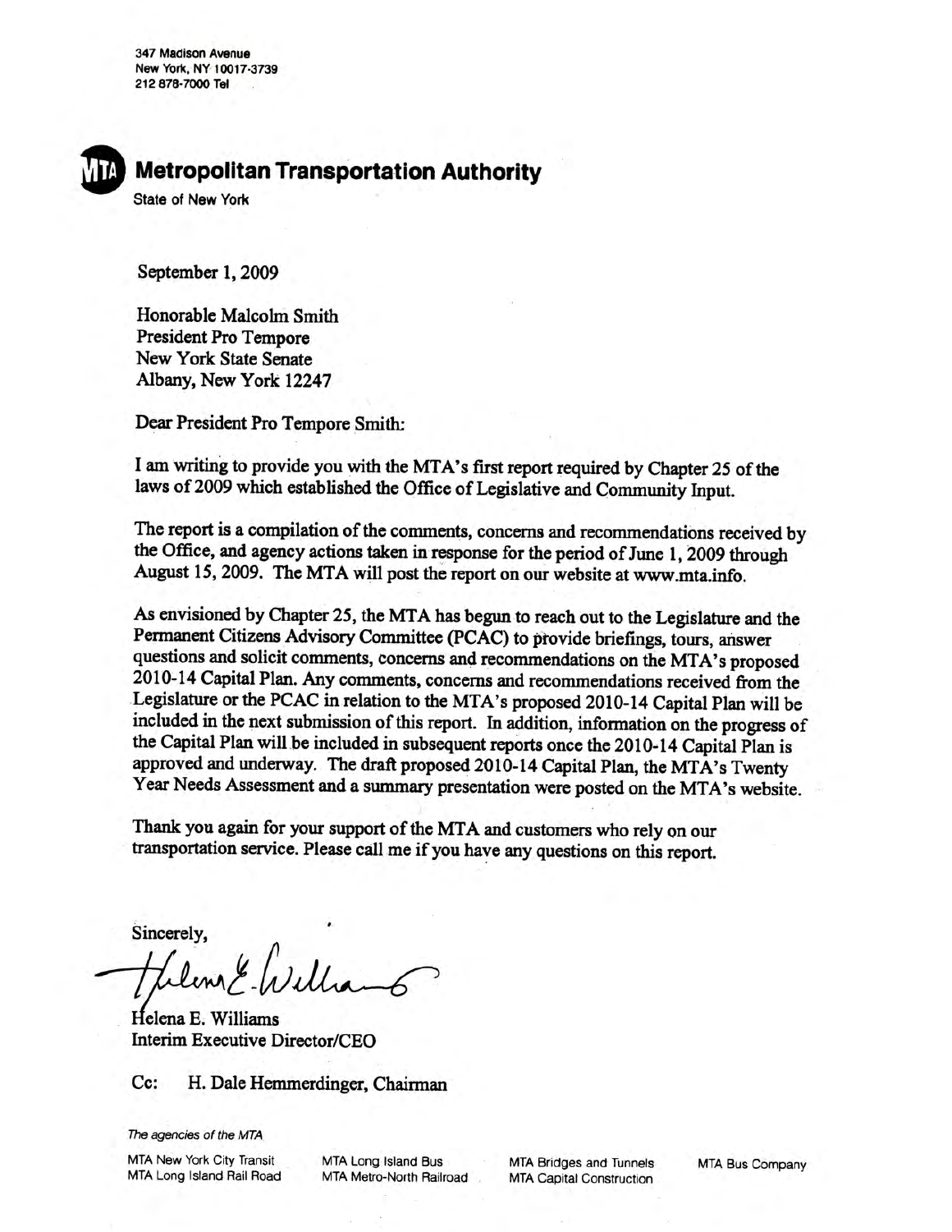347 Madison Avenue
New York, NY 10017-3739
212 878-7000 Tel

**Metropolitan Transportation Authority**
State of New York

September 1, 2009

Honorable Malcolm Smith
President Pro Tempore
New York State Senate
Albany, New York 12247

Dear President Pro Tempore Smith:

I am writing to provide you with the MTA's first report required by Chapter 25 of the laws of 2009 which established the Office of Legislative and Community Input.

The report is a compilation of the comments, concerns and recommendations received by the Office, and agency actions taken in response for the period of June 1, 2009 through August 15, 2009. The MTA will post the report on our website at www.mta.info.

As envisioned by Chapter 25, the MTA has begun to reach out to the Legislature and the Permanent Citizens Advisory Committee (PCAC) to provide briefings, tours, answer questions and solicit comments, concerns and recommendations on the MTA's proposed 2010-14 Capital Plan. Any comments, concerns and recommendations received from the Legislature or the PCAC in relation to the MTA's proposed 2010-14 Capital Plan will be included in the next submission of this report. In addition, information on the progress of the Capital Plan will be included in subsequent reports once the 2010-14 Capital Plan is approved and underway. The draft proposed 2010-14 Capital Plan, the MTA's Twenty Year Needs Assessment and a summary presentation were posted on the MTA's website.

Thank you again for your support of the MTA and customers who rely on our transportation service. Please call me if you have any questions on this report.

Sincerely,

Helena E. Williams
Interim Executive Director/CEO

Cc: H. Dale Hemmerdinger, Chairman

*The agencies of the MTA*

MTA New York City Transit
MTA Long Island Rail Road
MTA Long Island Bus
MTA Metro-North Railroad
MTA Bridges and Tunnels
MTA Capital Construction
MTA Bus Company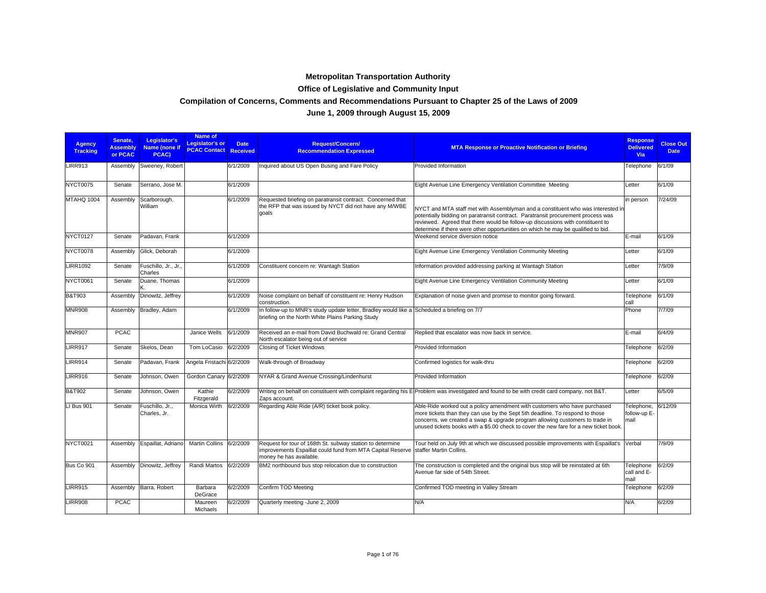# Metropolitan Transportation Authority

## Office of Legislative and Community Input

## Compilation of Concerns, Comments and Recommendations Pursuant to Chapter 25 of the Laws of 2009

## June 1, 2009 through August 15, 2009

| Agency Tracking | Senate, Assembly or PCAC | Legislator's Name (none if PCAC) | Name of Legislator's or PCAC Contact | Date Received | Request/Concern/ Recommendation Expressed | MTA Response or Proactive Notification or Briefing | Response Delivered Via | Close Out Date |
|---|---|---|---|---|---|---|---|---|
| LIRR913 | Assembly | Sweeney, Robert | | 6/1/2009 | Inquired about US Open Busing and Fare Policy | Provided Information | Telephone | 6/1/09 |
| NYCT0075 | Senate | Serrano, Jose M. | | 6/1/2009 | | Eight Avenue Line Emergency Ventilation Committee Meeting | Letter | 6/1/09 |
| MTAHQ 1004 | Assembly | Scarborough, William | | 6/1/2009 | Requested briefing on paratransit contract. Concerned that the RFP that was issued by NYCT did not have any M/WBE goals | NYCT and MTA staff met with Assemblyman and a constituent who was interested in potentially bidding on paratransit contract. Paratransit procurement process was reviewed. Agreed that there would be follow-up discussions with constituent to determine if there were other opportunities on which he may be qualified to bid. | in person | 7/24/09 |
| NYCT0127 | Senate | Padavan, Frank | | 6/1/2009 | | Weekend service diversion notice | E-mail | 6/1/09 |
| NYCT0078 | Assembly | Glick, Deborah | | 6/1/2009 | | Eight Avenue Line Emergency Ventilation Community Meeting | Letter | 6/1/09 |
| LIRR1092 | Senate | Fuschillo, Jr., Charles | | 6/1/2009 | Constituent concern re: Wantagh Station | Information provided addressing parking at Wantagh Station | Letter | 7/9/09 |
| NYCT0061 | Senate | Duane, Thomas K. | | 6/1/2009 | | Eight Avenue Line Emergency Ventilation Community Meeting | Letter | 6/1/09 |
| B&T903 | Assembly | Dinowitz, Jeffrey | | 6/1/2009 | Noise complaint on behalf of constituent re: Henry Hudson construction. | Explanation of noise given and promise to monitor going forward. | Telephone call | 6/1/09 |
| MNR908 | Assembly | Bradley, Adam | | 6/1/2009 | In follow-up to MNR's study update letter, Bradley would like a briefing on the North White Plains Parking Study | Scheduled a briefing on 7/7 | Phone | 7/7/09 |
| MNR907 | PCAC | | Janice Wells | 6/1/2009 | Received an e-mail from David Buchwald re: Grand Central North escalator being out of service | Replied that escalator was now back in service. | E-mail | 6/4/09 |
| LIRR917 | Senate | Skelos, Dean | Tom LoCasio | 6/2/2009 | Closing of Ticket Windows | Provided Information | Telephone | 6/2/09 |
| LIRR914 | Senate | Padavan, Frank | Angela Fristachi | 6/2/2009 | Walk-through of Broadway | Confirmed logistics for walk-thru | Telephone | 6/2/09 |
| LIRR916 | Senate | Johnson, Owen | Gordon Canary | 6/2/2009 | NYAR & Grand Avenue Crossing/Lindenhurst | Provided Information | Telephone | 6/2/09 |
| B&T902 | Senate | Johnson, Owen | Kathie Fitzgerald | 6/2/2009 | Writing on behalf on constituent with complaint regarding his E Zaps account. | Problem was investigated and found to be with credit card company, not B&T. | Letter | 6/5/09 |
| LI Bus 901 | Senate | Fuschillo, Jr., Charles, Jr. | Monica Wirth | 6/2/2009 | Regarding Able Ride (A/R) ticket book policy. | Able-Ride worked out a policy amendment with customers who have purchased more tickets than they can use by the Sept 5th deadline. To respond to those concerns, we created a swap & upgrade program allowing customers to trade in unused tickets books with a $5.00 check to cover the new fare for a new ticket book. | Telephone, follow-up E-mail | 6/12/09 |
| NYCT0021 | Assembly | Espaillat, Adriano | Martin Collins | 6/2/2009 | Request for tour of 168th St. subway station to determine improvements Espaillat could fund from MTA Capital Reserve money he has available. | Tour held on July 9th at which we discussed possible improvements with Espaillat's staffer Martin Collins. | Verbal | 7/9/09 |
| Bus Co 901 | Assembly | Dinowitz, Jeffrey | Randi Martos | 6/2/2009 | BM2 northbound bus stop relocation due to construction | The construction is completed and the original bus stop will be reinstated at 6th Avenue far side of 54th Street. | Telephone call and E-mail | 6/2/09 |
| LIRR915 | Assembly | Barra, Robert | Barbara DeGrace | 6/2/2009 | Confirm TOD Meeting | Confirmed TOD meeting in Valley Stream | Telephone | 6/2/09 |
| LIRR908 | PCAC | | Maureen Michaels | 6/2/2009 | Quarterly meeting -June 2, 2009 | N/A | N/A | 6/2/09 |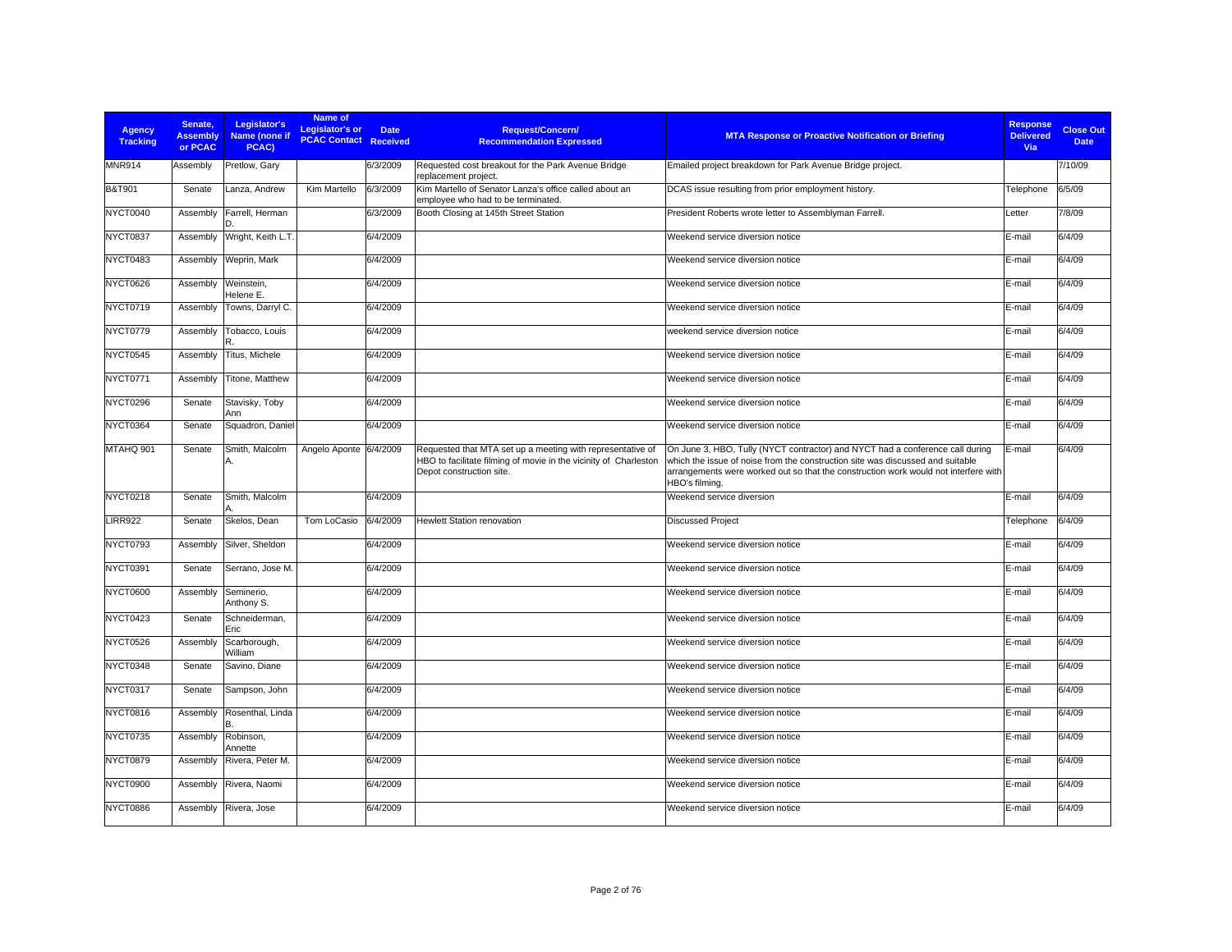| Agency Tracking | Senate, Assembly or PCAC | Legislator's Name (none if PCAC) | Name of Legislator's or PCAC Contact | Date Received | Request/Concern/ Recommendation Expressed | MTA Response or Proactive Notification or Briefing | Response Delivered Via | Close Out Date |
|---|---|---|---|---|---|---|---|---|
| MNR914 | Assembly | Pretlow, Gary | | 6/3/2009 | Requested cost breakout for the Park Avenue Bridge replacement project. | Emailed project breakdown for Park Avenue Bridge project. | | 7/10/09 |
| B&T901 | Senate | Lanza, Andrew | Kim Martello | 6/3/2009 | Kim Martello of Senator Lanza's office called about an employee who had to be terminated. | DCAS issue resulting from prior employment history. | Telephone | 6/5/09 |
| NYCT0040 | Assembly | Farrell, Herman D. | | 6/3/2009 | Booth Closing at 145th Street Station | President Roberts wrote letter to Assemblyman Farrell. | Letter | 7/8/09 |
| NYCT0837 | Assembly | Wright, Keith L.T. | | 6/4/2009 | | Weekend service diversion notice | E-mail | 6/4/09 |
| NYCT0483 | Assembly | Weprin, Mark | | 6/4/2009 | | Weekend service diversion notice | E-mail | 6/4/09 |
| NYCT0626 | Assembly | Weinstein, Helene E. | | 6/4/2009 | | Weekend service diversion notice | E-mail | 6/4/09 |
| NYCT0719 | Assembly | Towns, Darryl C. | | 6/4/2009 | | Weekend service diversion notice | E-mail | 6/4/09 |
| NYCT0779 | Assembly | Tobacco, Louis R. | | 6/4/2009 | | weekend service diversion notice | E-mail | 6/4/09 |
| NYCT0545 | Assembly | Titus, Michele | | 6/4/2009 | | Weekend service diversion notice | E-mail | 6/4/09 |
| NYCT0771 | Assembly | Titone, Matthew | | 6/4/2009 | | Weekend service diversion notice | E-mail | 6/4/09 |
| NYCT0296 | Senate | Stavisky, Toby Ann | | 6/4/2009 | | Weekend service diversion notice | E-mail | 6/4/09 |
| NYCT0364 | Senate | Squadron, Daniel | | 6/4/2009 | | Weekend service diversion notice | E-mail | 6/4/09 |
| MTAHQ 901 | Senate | Smith, Malcolm A. | Angelo Aponte | 6/4/2009 | Requested that MTA set up a meeting with representative of HBO to facilitate filming of movie in the vicinity of Charleston Depot construction site. | On June 3, HBO, Tully (NYCT contractor) and NYCT had a conference call during which the issue of noise from the construction site was discussed and suitable arrangements were worked out so that the construction work would not interfere with HBO's filming. | E-mail | 6/4/09 |
| NYCT0218 | Senate | Smith, Malcolm A. | | 6/4/2009 | | Weekend service diversion | E-mail | 6/4/09 |
| LIRR922 | Senate | Skelos, Dean | Tom LoCasio | 6/4/2009 | Hewlett Station renovation | Discussed Project | Telephone | 6/4/09 |
| NYCT0793 | Assembly | Silver, Sheldon | | 6/4/2009 | | Weekend service diversion notice | E-mail | 6/4/09 |
| NYCT0391 | Senate | Serrano, Jose M. | | 6/4/2009 | | Weekend service diversion notice | E-mail | 6/4/09 |
| NYCT0600 | Assembly | Seminerio, Anthony S. | | 6/4/2009 | | Weekend service diversion notice | E-mail | 6/4/09 |
| NYCT0423 | Senate | Schneiderman, Eric | | 6/4/2009 | | Weekend service diversion notice | E-mail | 6/4/09 |
| NYCT0526 | Assembly | Scarborough, William | | 6/4/2009 | | Weekend service diversion notice | E-mail | 6/4/09 |
| NYCT0348 | Senate | Savino, Diane | | 6/4/2009 | | Weekend service diversion notice | E-mail | 6/4/09 |
| NYCT0317 | Senate | Sampson, John | | 6/4/2009 | | Weekend service diversion notice | E-mail | 6/4/09 |
| NYCT0816 | Assembly | Rosenthal, Linda B. | | 6/4/2009 | | Weekend service diversion notice | E-mail | 6/4/09 |
| NYCT0735 | Assembly | Robinson, Annette | | 6/4/2009 | | Weekend service diversion notice | E-mail | 6/4/09 |
| NYCT0879 | Assembly | Rivera, Peter M. | | 6/4/2009 | | Weekend service diversion notice | E-mail | 6/4/09 |
| NYCT0900 | Assembly | Rivera, Naomi | | 6/4/2009 | | Weekend service diversion notice | E-mail | 6/4/09 |
| NYCT0886 | Assembly | Rivera, Jose | | 6/4/2009 | | Weekend service diversion notice | E-mail | 6/4/09 |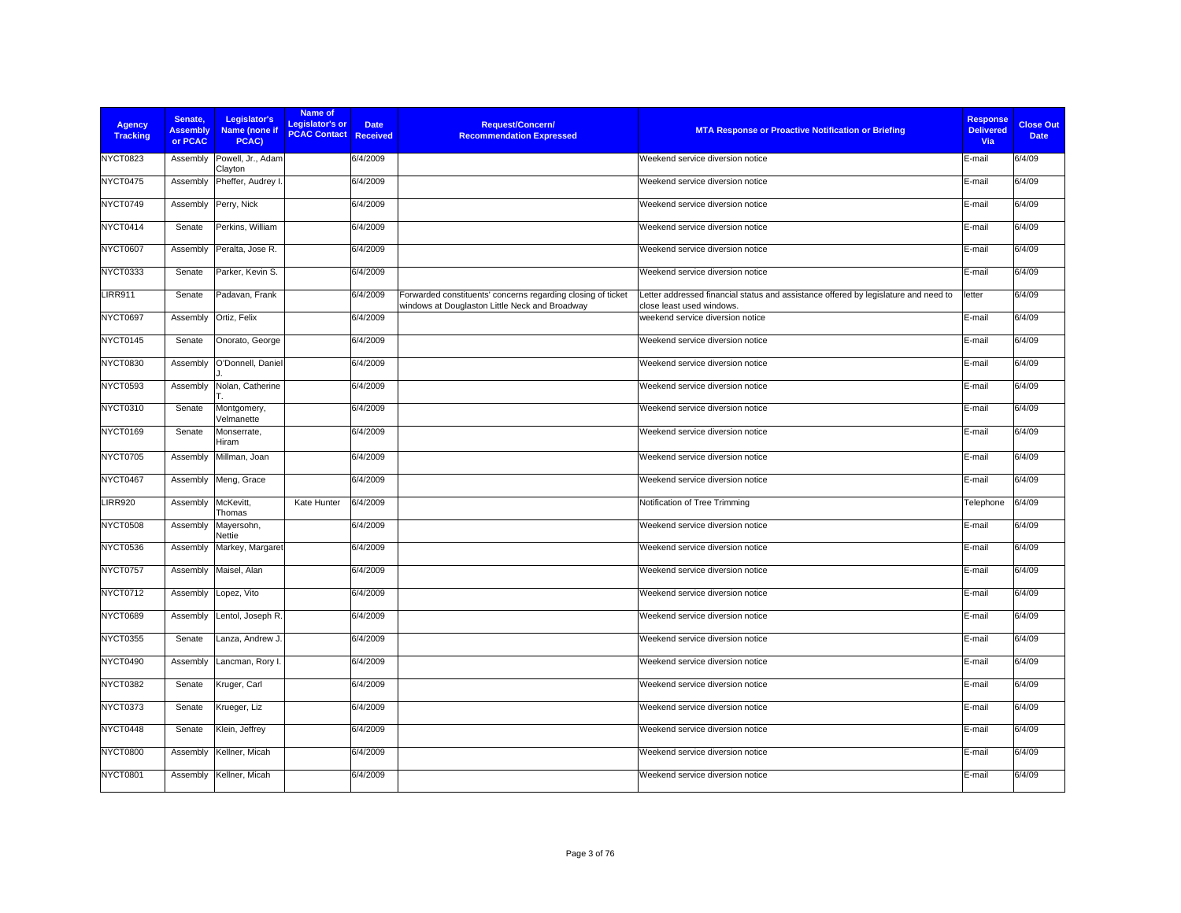| Agency Tracking | Senate, Assembly or PCAC | Legislator's Name (none if PCAC) | Name of Legislator's or PCAC Contact | Date Received | Request/Concern/ Recommendation Expressed | MTA Response or Proactive Notification or Briefing | Response Delivered Via | Close Out Date |
|---|---|---|---|---|---|---|---|---|
| NYCT0823 | Assembly | Powell, Jr., Adam Clayton | | 6/4/2009 | | Weekend service diversion notice | E-mail | 6/4/09 |
| NYCT0475 | Assembly | Pheffer, Audrey I. | | 6/4/2009 | | Weekend service diversion notice | E-mail | 6/4/09 |
| NYCT0749 | Assembly | Perry, Nick | | 6/4/2009 | | Weekend service diversion notice | E-mail | 6/4/09 |
| NYCT0414 | Senate | Perkins, William | | 6/4/2009 | | Weekend service diversion notice | E-mail | 6/4/09 |
| NYCT0607 | Assembly | Peralta, Jose R. | | 6/4/2009 | | Weekend service diversion notice | E-mail | 6/4/09 |
| NYCT0333 | Senate | Parker, Kevin S. | | 6/4/2009 | | Weekend service diversion notice | E-mail | 6/4/09 |
| LIRR911 | Senate | Padavan, Frank | | 6/4/2009 | Forwarded constituents' concerns regarding closing of ticket windows at Douglaston Little Neck and Broadway | Letter addressed financial status and assistance offered by legislature and need to close least used windows. | letter | 6/4/09 |
| NYCT0697 | Assembly | Ortiz, Felix | | 6/4/2009 | | weekend service diversion notice | E-mail | 6/4/09 |
| NYCT0145 | Senate | Onorato, George | | 6/4/2009 | | Weekend service diversion notice | E-mail | 6/4/09 |
| NYCT0830 | Assembly | O'Donnell, Daniel J. | | 6/4/2009 | | Weekend service diversion notice | E-mail | 6/4/09 |
| NYCT0593 | Assembly | Nolan, Catherine T. | | 6/4/2009 | | Weekend service diversion notice | E-mail | 6/4/09 |
| NYCT0310 | Senate | Montgomery, Velmanette | | 6/4/2009 | | Weekend service diversion notice | E-mail | 6/4/09 |
| NYCT0169 | Senate | Monserrate, Hiram | | 6/4/2009 | | Weekend service diversion notice | E-mail | 6/4/09 |
| NYCT0705 | Assembly | Millman, Joan | | 6/4/2009 | | Weekend service diversion notice | E-mail | 6/4/09 |
| NYCT0467 | Assembly | Meng, Grace | | 6/4/2009 | | Weekend service diversion notice | E-mail | 6/4/09 |
| LIRR920 | Assembly | McKevitt, Thomas | Kate Hunter | 6/4/2009 | | Notification of Tree Trimming | Telephone | 6/4/09 |
| NYCT0508 | Assembly | Mayersohn, Nettie | | 6/4/2009 | | Weekend service diversion notice | E-mail | 6/4/09 |
| NYCT0536 | Assembly | Markey, Margaret | | 6/4/2009 | | Weekend service diversion notice | E-mail | 6/4/09 |
| NYCT0757 | Assembly | Maisel, Alan | | 6/4/2009 | | Weekend service diversion notice | E-mail | 6/4/09 |
| NYCT0712 | Assembly | Lopez, Vito | | 6/4/2009 | | Weekend service diversion notice | E-mail | 6/4/09 |
| NYCT0689 | Assembly | Lentol, Joseph R. | | 6/4/2009 | | Weekend service diversion notice | E-mail | 6/4/09 |
| NYCT0355 | Senate | Lanza, Andrew J. | | 6/4/2009 | | Weekend service diversion notice | E-mail | 6/4/09 |
| NYCT0490 | Assembly | Lancman, Rory I. | | 6/4/2009 | | Weekend service diversion notice | E-mail | 6/4/09 |
| NYCT0382 | Senate | Kruger, Carl | | 6/4/2009 | | Weekend service diversion notice | E-mail | 6/4/09 |
| NYCT0373 | Senate | Krueger, Liz | | 6/4/2009 | | Weekend service diversion notice | E-mail | 6/4/09 |
| NYCT0448 | Senate | Klein, Jeffrey | | 6/4/2009 | | Weekend service diversion notice | E-mail | 6/4/09 |
| NYCT0800 | Assembly | Kellner, Micah | | 6/4/2009 | | Weekend service diversion notice | E-mail | 6/4/09 |
| NYCT0801 | Assembly | Kellner, Micah | | 6/4/2009 | | Weekend service diversion notice | E-mail | 6/4/09 |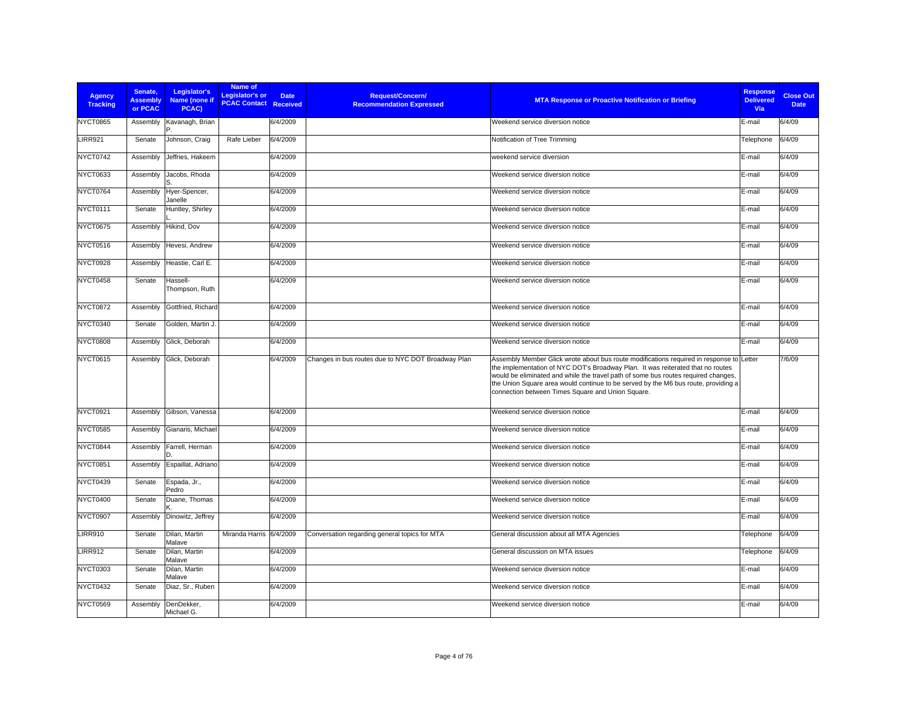| Agency Tracking | Senate, Assembly or PCAC | Legislator's Name (none if PCAC) | Name of Legislator's or PCAC Contact | Date Received | Request/Concern/ Recommendation Expressed | MTA Response or Proactive Notification or Briefing | Response Delivered Via | Close Out Date |
|---|---|---|---|---|---|---|---|---|
| NYCT0865 | Assembly | Kavanagh, Brian P. | | 6/4/2009 | | Weekend service diversion notice | E-mail | 6/4/09 |
| LIRR921 | Senate | Johnson, Craig | Rafe Lieber | 6/4/2009 | | Notification of Tree Trimming | Telephone | 6/4/09 |
| NYCT0742 | Assembly | Jeffries, Hakeem | | 6/4/2009 | | weekend service diversion | E-mail | 6/4/09 |
| NYCT0633 | Assembly | Jacobs, Rhoda S. | | 6/4/2009 | | Weekend service diversion notice | E-mail | 6/4/09 |
| NYCT0764 | Assembly | Hyer-Spencer, Janelle | | 6/4/2009 | | Weekend service diversion notice | E-mail | 6/4/09 |
| NYCT0111 | Senate | Huntley, Shirley L. | | 6/4/2009 | | Weekend service diversion notice | E-mail | 6/4/09 |
| NYCT0675 | Assembly | Hikind, Dov | | 6/4/2009 | | Weekend service diversion notice | E-mail | 6/4/09 |
| NYCT0516 | Assembly | Hevesi, Andrew | | 6/4/2009 | | Weekend service diversion notice | E-mail | 6/4/09 |
| NYCT0928 | Assembly | Heastie, Carl E. | | 6/4/2009 | | Weekend service diversion notice | E-mail | 6/4/09 |
| NYCT0458 | Senate | Hassell-Thompson, Ruth | | 6/4/2009 | | Weekend service diversion notice | E-mail | 6/4/09 |
| NYCT0872 | Assembly | Gottfried, Richard | | 6/4/2009 | | Weekend service diversion notice | E-mail | 6/4/09 |
| NYCT0340 | Senate | Golden, Martin J. | | 6/4/2009 | | Weekend service diversion notice | E-mail | 6/4/09 |
| NYCT0808 | Assembly | Glick, Deborah | | 6/4/2009 | | Weekend service diversion notice | E-mail | 6/4/09 |
| NYCT0615 | Assembly | Glick, Deborah | | 6/4/2009 | Changes in bus routes due to NYC DOT Broadway Plan | Assembly Member Glick wrote about bus route modifications required in response to the implementation of NYC DOT's Broadway Plan. It was reiterated that no routes would be eliminated and while the travel path of some bus routes required changes, the Union Square area would continue to be served by the M6 bus route, providing a connection between Times Square and Union Square. | Letter | 7/6/09 |
| NYCT0921 | Assembly | Gibson, Vanessa | | 6/4/2009 | | Weekend service diversion notice | E-mail | 6/4/09 |
| NYCT0585 | Assembly | Gianaris, Michael | | 6/4/2009 | | Weekend service diversion notice | E-mail | 6/4/09 |
| NYCT0844 | Assembly | Farrell, Herman D. | | 6/4/2009 | | Weekend service diversion notice | E-mail | 6/4/09 |
| NYCT0851 | Assembly | Espaillat, Adriano | | 6/4/2009 | | Weekend service diversion notice | E-mail | 6/4/09 |
| NYCT0439 | Senate | Espada, Jr., Pedro | | 6/4/2009 | | Weekend service diversion notice | E-mail | 6/4/09 |
| NYCT0400 | Senate | Duane, Thomas K. | | 6/4/2009 | | Weekend service diversion notice | E-mail | 6/4/09 |
| NYCT0907 | Assembly | Dinowitz, Jeffrey | | 6/4/2009 | | Weekend service diversion notice | E-mail | 6/4/09 |
| LIRR910 | Senate | Dilan, Martin Malave | Miranda Harris | 6/4/2009 | Conversation regarding general topics for MTA | General discussion about all MTA Agencies | Telephone | 6/4/09 |
| LIRR912 | Senate | Dilan, Martin Malave | | 6/4/2009 | | General discussion on MTA issues | Telephone | 6/4/09 |
| NYCT0303 | Senate | Dilan, Martin Malave | | 6/4/2009 | | Weekend service diversion notice | E-mail | 6/4/09 |
| NYCT0432 | Senate | Diaz, Sr., Ruben | | 6/4/2009 | | Weekend service diversion notice | E-mail | 6/4/09 |
| NYCT0569 | Assembly | DenDekker, Michael G. | | 6/4/2009 | | Weekend service diversion notice | E-mail | 6/4/09 |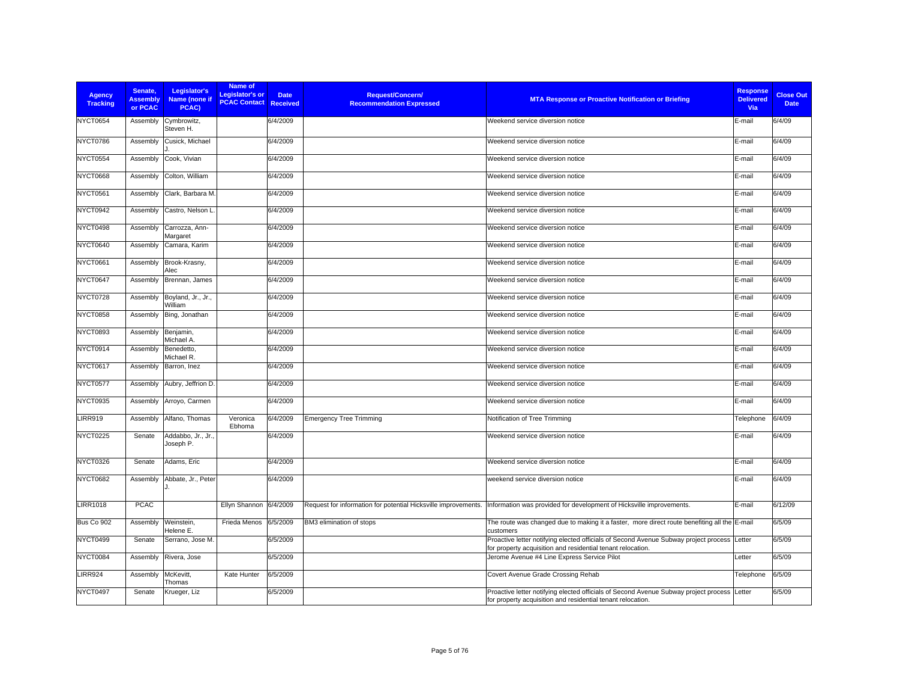| Agency Tracking | Senate, Assembly or PCAC | Legislator's Name (none if PCAC) | Name of Legislator's or PCAC Contact | Date Received | Request/Concern/ Recommendation Expressed | MTA Response or Proactive Notification or Briefing | Response Delivered Via | Close Out Date |
|---|---|---|---|---|---|---|---|---|
| NYCT0654 | Assembly | Cymbrowitz, Steven H. | | 6/4/2009 | | Weekend service diversion notice | E-mail | 6/4/09 |
| NYCT0786 | Assembly | Cusick, Michael J. | | 6/4/2009 | | Weekend service diversion notice | E-mail | 6/4/09 |
| NYCT0554 | Assembly | Cook, Vivian | | 6/4/2009 | | Weekend service diversion notice | E-mail | 6/4/09 |
| NYCT0668 | Assembly | Colton, William | | 6/4/2009 | | Weekend service diversion notice | E-mail | 6/4/09 |
| NYCT0561 | Assembly | Clark, Barbara M. | | 6/4/2009 | | Weekend service diversion notice | E-mail | 6/4/09 |
| NYCT0942 | Assembly | Castro, Nelson L. | | 6/4/2009 | | Weekend service diversion notice | E-mail | 6/4/09 |
| NYCT0498 | Assembly | Carrozza, Ann-Margaret | | 6/4/2009 | | Weekend service diversion notice | E-mail | 6/4/09 |
| NYCT0640 | Assembly | Camara, Karim | | 6/4/2009 | | Weekend service diversion notice | E-mail | 6/4/09 |
| NYCT0661 | Assembly | Brook-Krasny, Alec | | 6/4/2009 | | Weekend service diversion notice | E-mail | 6/4/09 |
| NYCT0647 | Assembly | Brennan, James | | 6/4/2009 | | Weekend service diversion notice | E-mail | 6/4/09 |
| NYCT0728 | Assembly | Boyland, Jr., Jr., William | | 6/4/2009 | | Weekend service diversion notice | E-mail | 6/4/09 |
| NYCT0858 | Assembly | Bing, Jonathan | | 6/4/2009 | | Weekend service diversion notice | E-mail | 6/4/09 |
| NYCT0893 | Assembly | Benjamin, Michael A. | | 6/4/2009 | | Weekend service diversion notice | E-mail | 6/4/09 |
| NYCT0914 | Assembly | Benedetto, Michael R. | | 6/4/2009 | | Weekend service diversion notice | E-mail | 6/4/09 |
| NYCT0617 | Assembly | Barron, Inez | | 6/4/2009 | | Weekend service diversion notice | E-mail | 6/4/09 |
| NYCT0577 | Assembly | Aubry, Jeffrion D. | | 6/4/2009 | | Weekend service diversion notice | E-mail | 6/4/09 |
| NYCT0935 | Assembly | Arroyo, Carmen | | 6/4/2009 | | Weekend service diversion notice | E-mail | 6/4/09 |
| LIRR919 | Assembly | Alfano, Thomas | Veronica Ebhoma | 6/4/2009 | Emergency Tree Trimming | Notification of Tree Trimming | Telephone | 6/4/09 |
| NYCT0225 | Senate | Addabbo, Jr., Jr., Joseph P. | | 6/4/2009 | | Weekend service diversion notice | E-mail | 6/4/09 |
| NYCT0326 | Senate | Adams, Eric | | 6/4/2009 | | Weekend service diversion notice | E-mail | 6/4/09 |
| NYCT0682 | Assembly | Abbate, Jr., Peter J. | | 6/4/2009 | | weekend service diversion notice | E-mail | 6/4/09 |
| LIRR1018 | PCAC | | Ellyn Shannon | 6/4/2009 | Request for information for potential Hicksville improvements. | Information was provided for development of Hicksville improvements. | E-mail | 6/12/09 |
| Bus Co 902 | Assembly | Weinstein, Helene E. | Frieda Menos | 6/5/2009 | BM3 elimination of stops | The route was changed due to making it a faster, more direct route benefiting all the customers | E-mail | 6/5/09 |
| NYCT0499 | Senate | Serrano, Jose M. | | 6/5/2009 | | Proactive letter notifying elected officials of Second Avenue Subway project process for property acquisition and residential tenant relocation. | Letter | 6/5/09 |
| NYCT0084 | Assembly | Rivera, Jose | | 6/5/2009 | | Jerome Avenue #4 Line Express Service Pilot | Letter | 6/5/09 |
| LIRR924 | Assembly | McKevitt, Thomas | Kate Hunter | 6/5/2009 | | Covert Avenue Grade Crossing Rehab | Telephone | 6/5/09 |
| NYCT0497 | Senate | Krueger, Liz | | 6/5/2009 | | Proactive letter notifying elected officials of Second Avenue Subway project process for property acquisition and residential tenant relocation. | Letter | 6/5/09 |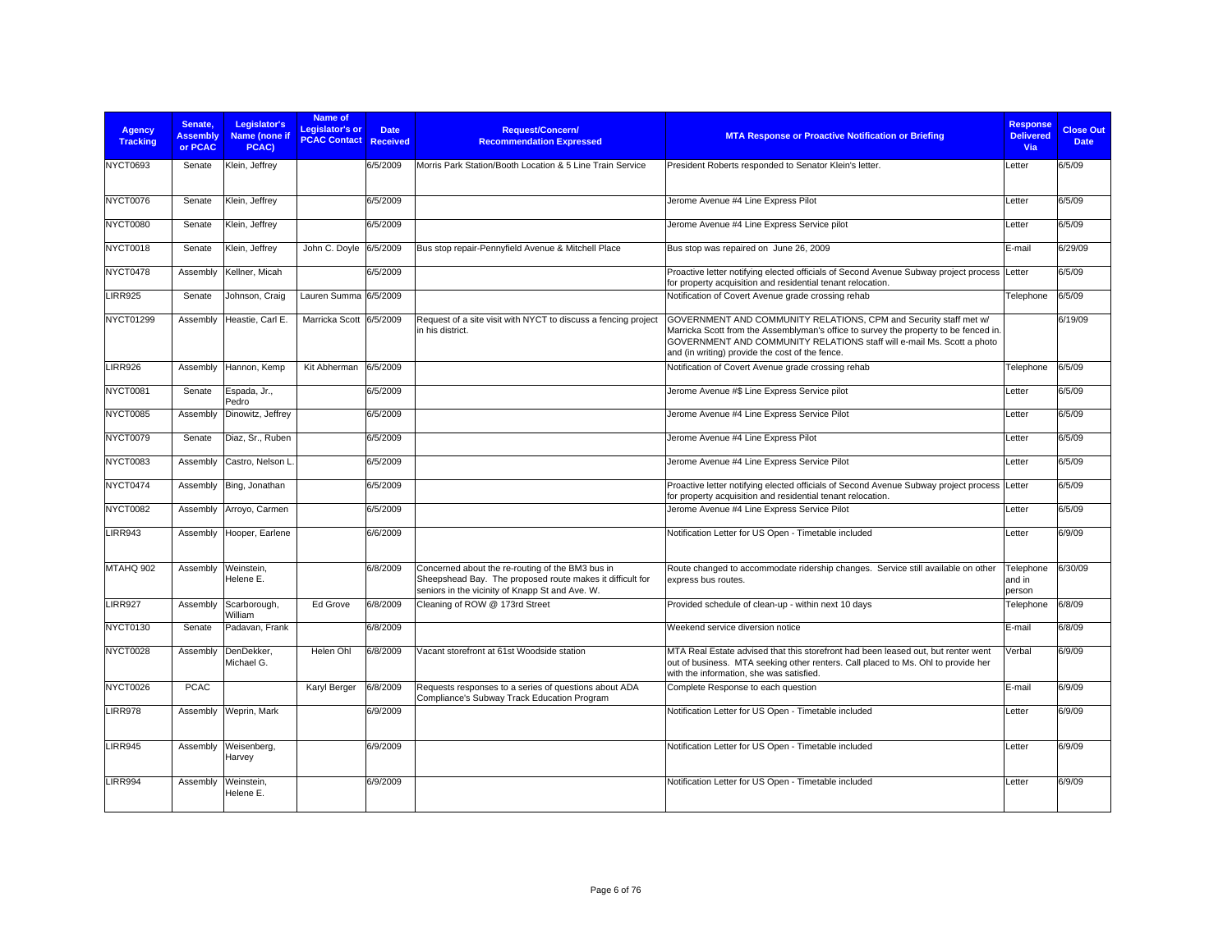| Agency Tracking | Senate, Assembly or PCAC | Legislator's Name (none if PCAC) | Name of Legislator's or PCAC Contact | Date Received | Request/Concern/ Recommendation Expressed | MTA Response or Proactive Notification or Briefing | Response Delivered Via | Close Out Date |
|---|---|---|---|---|---|---|---|---|
| NYCT0693 | Senate | Klein, Jeffrey | | 6/5/2009 | Morris Park Station/Booth Location & 5 Line Train Service | President Roberts responded to Senator Klein's letter. | Letter | 6/5/09 |
| NYCT0076 | Senate | Klein, Jeffrey | | 6/5/2009 | | Jerome Avenue #4 Line Express Pilot | Letter | 6/5/09 |
| NYCT0080 | Senate | Klein, Jeffrey | | 6/5/2009 | | Jerome Avenue #4 Line Express Service pilot | Letter | 6/5/09 |
| NYCT0018 | Senate | Klein, Jeffrey | John C. Doyle | 6/5/2009 | Bus stop repair-Pennyfield Avenue & Mitchell Place | Bus stop was repaired on June 26, 2009 | E-mail | 6/29/09 |
| NYCT0478 | Assembly | Kellner, Micah | | 6/5/2009 | | Proactive letter notifying elected officials of Second Avenue Subway project process for property acquisition and residential tenant relocation. | Letter | 6/5/09 |
| LIRR925 | Senate | Johnson, Craig | Lauren Summa | 6/5/2009 | | Notification of Covert Avenue grade crossing rehab | Telephone | 6/5/09 |
| NYCT01299 | Assembly | Heastie, Carl E. | Marricka Scott | 6/5/2009 | Request of a site visit with NYCT to discuss a fencing project in his district. | GOVERNMENT AND COMMUNITY RELATIONS, CPM and Security staff met w/ Marricka Scott from the Assemblyman's office to survey the property to be fenced in. GOVERNMENT AND COMMUNITY RELATIONS staff will e-mail Ms. Scott a photo and (in writing) provide the cost of the fence. | | 6/19/09 |
| LIRR926 | Assembly | Hannon, Kemp | Kit Abherman | 6/5/2009 | | Notification of Covert Avenue grade crossing rehab | Telephone | 6/5/09 |
| NYCT0081 | Senate | Espada, Jr., Pedro | | 6/5/2009 | | Jerome Avenue #$ Line Express Service pilot | Letter | 6/5/09 |
| NYCT0085 | Assembly | Dinowitz, Jeffrey | | 6/5/2009 | | Jerome Avenue #4 Line Express Service Pilot | Letter | 6/5/09 |
| NYCT0079 | Senate | Diaz, Sr., Ruben | | 6/5/2009 | | Jerome Avenue #4 Line Express Pilot | Letter | 6/5/09 |
| NYCT0083 | Assembly | Castro, Nelson L. | | 6/5/2009 | | Jerome Avenue #4 Line Express Service Pilot | Letter | 6/5/09 |
| NYCT0474 | Assembly | Bing, Jonathan | | 6/5/2009 | | Proactive letter notifying elected officials of Second Avenue Subway project process for property acquisition and residential tenant relocation. | Letter | 6/5/09 |
| NYCT0082 | Assembly | Arroyo, Carmen | | 6/5/2009 | | Jerome Avenue #4 Line Express Service Pilot | Letter | 6/5/09 |
| LIRR943 | Assembly | Hooper, Earlene | | 6/6/2009 | | Notification Letter for US Open - Timetable included | Letter | 6/9/09 |
| MTAHQ 902 | Assembly | Weinstein, Helene E. | | 6/8/2009 | Concerned about the re-routing of the BM3 bus in Sheepshead Bay. The proposed route makes it difficult for seniors in the vicinity of Knapp St and Ave. W. | Route changed to accommodate ridership changes. Service still available on other express bus routes. | Telephone and in person | 6/30/09 |
| LIRR927 | Assembly | Scarborough, William | Ed Grove | 6/8/2009 | Cleaning of ROW @ 173rd Street | Provided schedule of clean-up - within next 10 days | Telephone | 6/8/09 |
| NYCT0130 | Senate | Padavan, Frank | | 6/8/2009 | | Weekend service diversion notice | E-mail | 6/8/09 |
| NYCT0028 | Assembly | DenDekker, Michael G. | Helen Ohl | 6/8/2009 | Vacant storefront at 61st Woodside station | MTA Real Estate advised that this storefront had been leased out, but renter went out of business. MTA seeking other renters. Call placed to Ms. Ohl to provide her with the information, she was satisfied. | Verbal | 6/9/09 |
| NYCT0026 | PCAC | | Karyl Berger | 6/8/2009 | Requests responses to a series of questions about ADA Compliance's Subway Track Education Program | Complete Response to each question | E-mail | 6/9/09 |
| LIRR978 | Assembly | Weprin, Mark | | 6/9/2009 | | Notification Letter for US Open - Timetable included | Letter | 6/9/09 |
| LIRR945 | Assembly | Weisenberg, Harvey | | 6/9/2009 | | Notification Letter for US Open - Timetable included | Letter | 6/9/09 |
| LIRR994 | Assembly | Weinstein, Helene E. | | 6/9/2009 | | Notification Letter for US Open - Timetable included | Letter | 6/9/09 |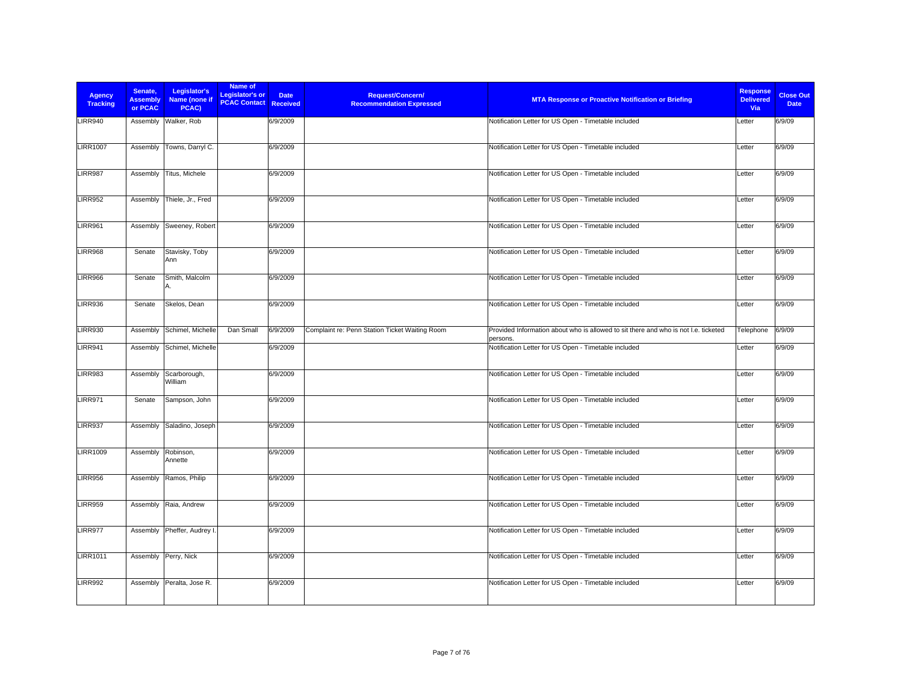| Agency Tracking | Senate, Assembly or PCAC | Legislator's Name (none if PCAC) | Name of Legislator's or PCAC Contact | Date Received | Request/Concern/ Recommendation Expressed | MTA Response or Proactive Notification or Briefing | Response Delivered Via | Close Out Date |
|---|---|---|---|---|---|---|---|---|
| LIRR940 | Assembly | Walker, Rob | | 6/9/2009 | | Notification Letter for US Open - Timetable included | Letter | 6/9/09 |
| LIRR1007 | Assembly | Towns, Darryl C. | | 6/9/2009 | | Notification Letter for US Open - Timetable included | Letter | 6/9/09 |
| LIRR987 | Assembly | Titus, Michele | | 6/9/2009 | | Notification Letter for US Open - Timetable included | Letter | 6/9/09 |
| LIRR952 | Assembly | Thiele, Jr., Fred | | 6/9/2009 | | Notification Letter for US Open - Timetable included | Letter | 6/9/09 |
| LIRR961 | Assembly | Sweeney, Robert | | 6/9/2009 | | Notification Letter for US Open - Timetable included | Letter | 6/9/09 |
| LIRR968 | Senate | Stavisky, Toby Ann | | 6/9/2009 | | Notification Letter for US Open - Timetable included | Letter | 6/9/09 |
| LIRR966 | Senate | Smith, Malcolm A. | | 6/9/2009 | | Notification Letter for US Open - Timetable included | Letter | 6/9/09 |
| LIRR936 | Senate | Skelos, Dean | | 6/9/2009 | | Notification Letter for US Open - Timetable included | Letter | 6/9/09 |
| LIRR930 | Assembly | Schimel, Michelle | Dan Small | 6/9/2009 | Complaint re: Penn Station Ticket Waiting Room | Provided Information about who is allowed to sit there and who is not I.e. ticketed persons. | Telephone | 6/9/09 |
| LIRR941 | Assembly | Schimel, Michelle | | 6/9/2009 | | Notification Letter for US Open - Timetable included | Letter | 6/9/09 |
| LIRR983 | Assembly | Scarborough, William | | 6/9/2009 | | Notification Letter for US Open - Timetable included | Letter | 6/9/09 |
| LIRR971 | Senate | Sampson, John | | 6/9/2009 | | Notification Letter for US Open - Timetable included | Letter | 6/9/09 |
| LIRR937 | Assembly | Saladino, Joseph | | 6/9/2009 | | Notification Letter for US Open - Timetable included | Letter | 6/9/09 |
| LIRR1009 | Assembly | Robinson, Annette | | 6/9/2009 | | Notification Letter for US Open - Timetable included | Letter | 6/9/09 |
| LIRR956 | Assembly | Ramos, Philip | | 6/9/2009 | | Notification Letter for US Open - Timetable included | Letter | 6/9/09 |
| LIRR959 | Assembly | Raia, Andrew | | 6/9/2009 | | Notification Letter for US Open - Timetable included | Letter | 6/9/09 |
| LIRR977 | Assembly | Pheffer, Audrey I. | | 6/9/2009 | | Notification Letter for US Open - Timetable included | Letter | 6/9/09 |
| LIRR1011 | Assembly | Perry, Nick | | 6/9/2009 | | Notification Letter for US Open - Timetable included | Letter | 6/9/09 |
| LIRR992 | Assembly | Peralta, Jose R. | | 6/9/2009 | | Notification Letter for US Open - Timetable included | Letter | 6/9/09 |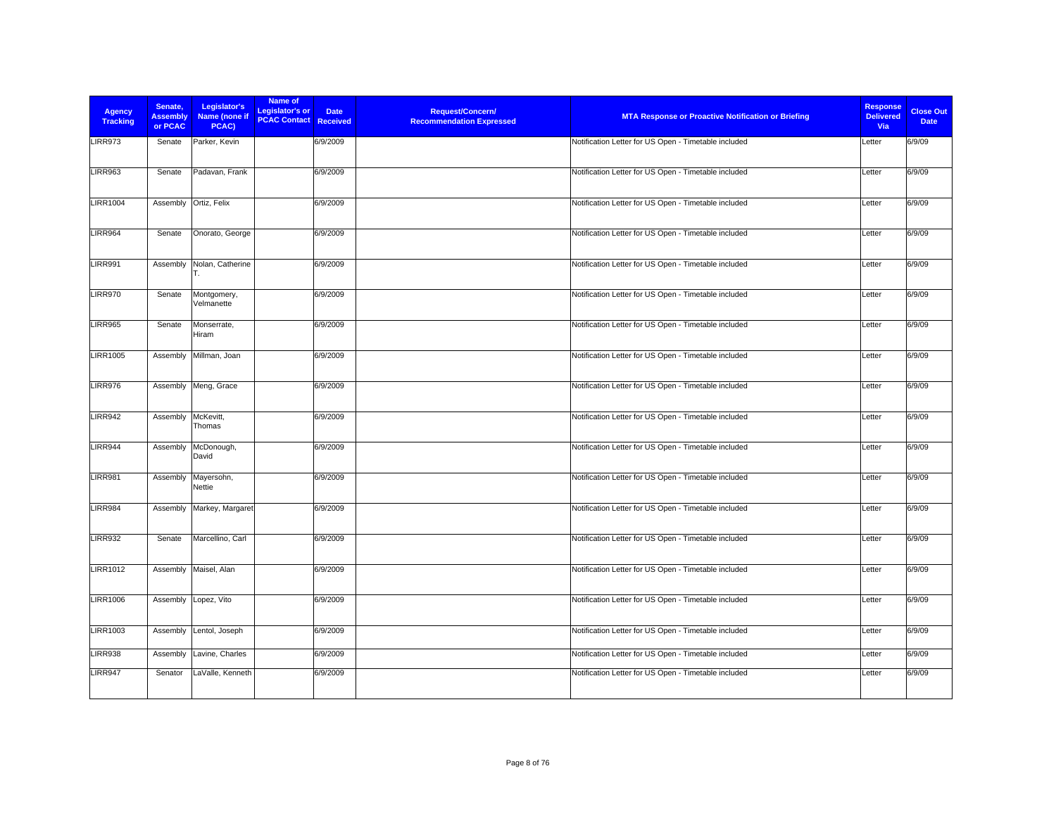| Agency Tracking | Senate, Assembly or PCAC | Legislator's Name (none if PCAC) | Name of Legislator's or PCAC Contact | Date Received | Request/Concern/ Recommendation Expressed | MTA Response or Proactive Notification or Briefing | Response Delivered Via | Close Out Date |
|---|---|---|---|---|---|---|---|---|
| LIRR973 | Senate | Parker, Kevin | | 6/9/2009 | | Notification Letter for US Open - Timetable included | Letter | 6/9/09 |
| LIRR963 | Senate | Padavan, Frank | | 6/9/2009 | | Notification Letter for US Open - Timetable included | Letter | 6/9/09 |
| LIRR1004 | Assembly | Ortiz, Felix | | 6/9/2009 | | Notification Letter for US Open - Timetable included | Letter | 6/9/09 |
| LIRR964 | Senate | Onorato, George | | 6/9/2009 | | Notification Letter for US Open - Timetable included | Letter | 6/9/09 |
| LIRR991 | Assembly | Nolan, Catherine T. | | 6/9/2009 | | Notification Letter for US Open - Timetable included | Letter | 6/9/09 |
| LIRR970 | Senate | Montgomery, Velmanette | | 6/9/2009 | | Notification Letter for US Open - Timetable included | Letter | 6/9/09 |
| LIRR965 | Senate | Monserrate, Hiram | | 6/9/2009 | | Notification Letter for US Open - Timetable included | Letter | 6/9/09 |
| LIRR1005 | Assembly | Millman, Joan | | 6/9/2009 | | Notification Letter for US Open - Timetable included | Letter | 6/9/09 |
| LIRR976 | Assembly | Meng, Grace | | 6/9/2009 | | Notification Letter for US Open - Timetable included | Letter | 6/9/09 |
| LIRR942 | Assembly | McKevitt, Thomas | | 6/9/2009 | | Notification Letter for US Open - Timetable included | Letter | 6/9/09 |
| LIRR944 | Assembly | McDonough, David | | 6/9/2009 | | Notification Letter for US Open - Timetable included | Letter | 6/9/09 |
| LIRR981 | Assembly | Mayersohn, Nettie | | 6/9/2009 | | Notification Letter for US Open - Timetable included | Letter | 6/9/09 |
| LIRR984 | Assembly | Markey, Margaret | | 6/9/2009 | | Notification Letter for US Open - Timetable included | Letter | 6/9/09 |
| LIRR932 | Senate | Marcellino, Carl | | 6/9/2009 | | Notification Letter for US Open - Timetable included | Letter | 6/9/09 |
| LIRR1012 | Assembly | Maisel, Alan | | 6/9/2009 | | Notification Letter for US Open - Timetable included | Letter | 6/9/09 |
| LIRR1006 | Assembly | Lopez, Vito | | 6/9/2009 | | Notification Letter for US Open - Timetable included | Letter | 6/9/09 |
| LIRR1003 | Assembly | Lentol, Joseph | | 6/9/2009 | | Notification Letter for US Open - Timetable included | Letter | 6/9/09 |
| LIRR938 | Assembly | Lavine, Charles | | 6/9/2009 | | Notification Letter for US Open - Timetable included | Letter | 6/9/09 |
| LIRR947 | Senator | LaValle, Kenneth | | 6/9/2009 | | Notification Letter for US Open - Timetable included | Letter | 6/9/09 |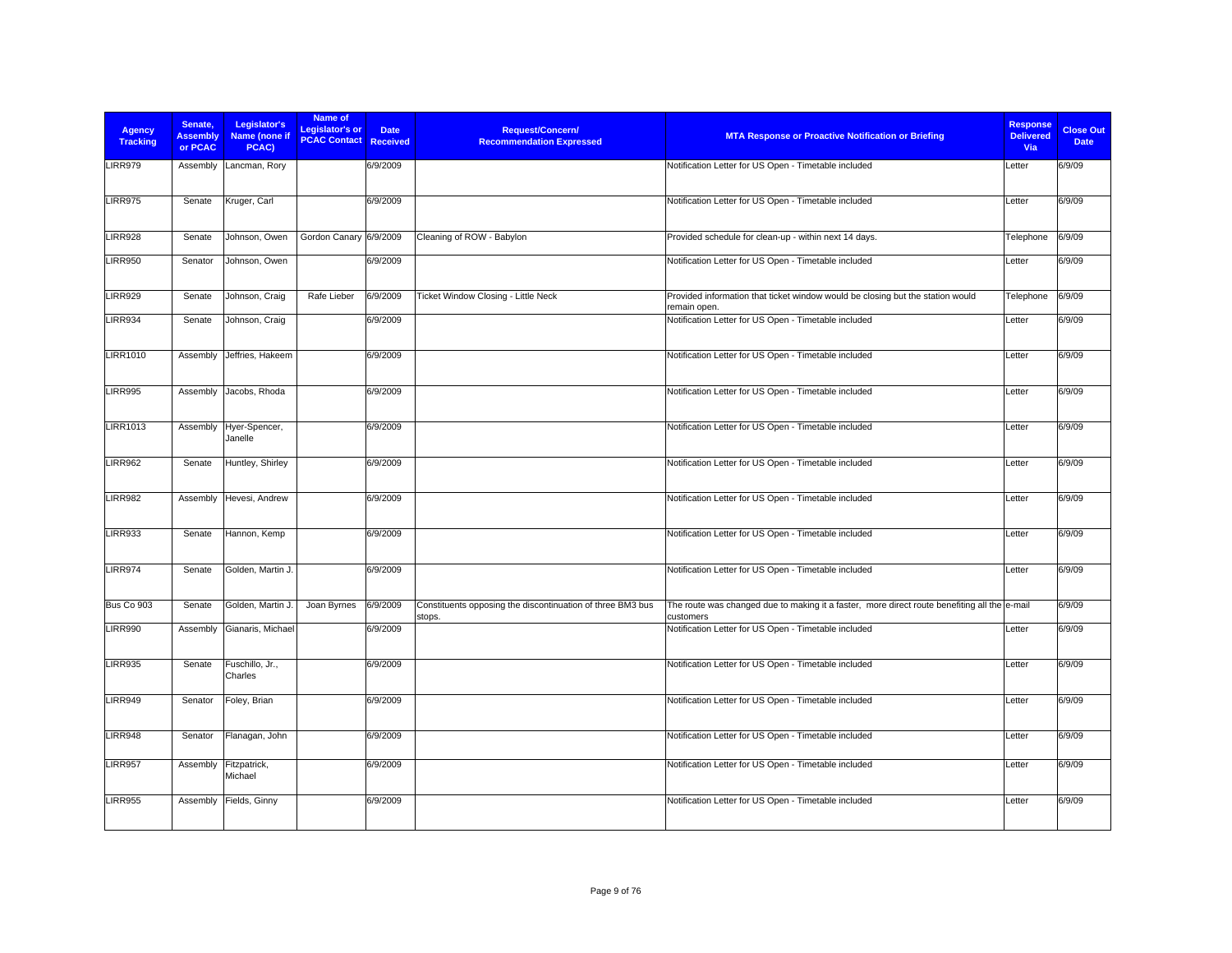| Agency Tracking | Senate, Assembly or PCAC | Legislator's Name (none if PCAC) | Name of Legislator's or PCAC Contact | Date Received | Request/Concern/ Recommendation Expressed | MTA Response or Proactive Notification or Briefing | Response Delivered Via | Close Out Date |
|---|---|---|---|---|---|---|---|---|
| LIRR979 | Assembly | Lancman, Rory | | 6/9/2009 | | Notification Letter for US Open - Timetable included | Letter | 6/9/09 |
| LIRR975 | Senate | Kruger, Carl | | 6/9/2009 | | Notification Letter for US Open - Timetable included | Letter | 6/9/09 |
| LIRR928 | Senate | Johnson, Owen | Gordon Canary | 6/9/2009 | Cleaning of ROW - Babylon | Provided schedule for clean-up - within next 14 days. | Telephone | 6/9/09 |
| LIRR950 | Senator | Johnson, Owen | | 6/9/2009 | | Notification Letter for US Open - Timetable included | Letter | 6/9/09 |
| LIRR929 | Senate | Johnson, Craig | Rafe Lieber | 6/9/2009 | Ticket Window Closing - Little Neck | Provided information that ticket window would be closing but the station would remain open. | Telephone | 6/9/09 |
| LIRR934 | Senate | Johnson, Craig | | 6/9/2009 | | Notification Letter for US Open - Timetable included | Letter | 6/9/09 |
| LIRR1010 | Assembly | Jeffries, Hakeem | | 6/9/2009 | | Notification Letter for US Open - Timetable included | Letter | 6/9/09 |
| LIRR995 | Assembly | Jacobs, Rhoda | | 6/9/2009 | | Notification Letter for US Open - Timetable included | Letter | 6/9/09 |
| LIRR1013 | Assembly | Hyer-Spencer, Janelle | | 6/9/2009 | | Notification Letter for US Open - Timetable included | Letter | 6/9/09 |
| LIRR962 | Senate | Huntley, Shirley | | 6/9/2009 | | Notification Letter for US Open - Timetable included | Letter | 6/9/09 |
| LIRR982 | Assembly | Hevesi, Andrew | | 6/9/2009 | | Notification Letter for US Open - Timetable included | Letter | 6/9/09 |
| LIRR933 | Senate | Hannon, Kemp | | 6/9/2009 | | Notification Letter for US Open - Timetable included | Letter | 6/9/09 |
| LIRR974 | Senate | Golden, Martin J. | | 6/9/2009 | | Notification Letter for US Open - Timetable included | Letter | 6/9/09 |
| Bus Co 903 | Senate | Golden, Martin J. | Joan Byrnes | 6/9/2009 | Constituents opposing the discontinuation of three BM3 bus stops. | The route was changed due to making it a faster, more direct route benefiting all the customers | e-mail | 6/9/09 |
| LIRR990 | Assembly | Gianaris, Michael | | 6/9/2009 | | Notification Letter for US Open - Timetable included | Letter | 6/9/09 |
| LIRR935 | Senate | Fuschillo, Jr., Charles | | 6/9/2009 | | Notification Letter for US Open - Timetable included | Letter | 6/9/09 |
| LIRR949 | Senator | Foley, Brian | | 6/9/2009 | | Notification Letter for US Open - Timetable included | Letter | 6/9/09 |
| LIRR948 | Senator | Flanagan, John | | 6/9/2009 | | Notification Letter for US Open - Timetable included | Letter | 6/9/09 |
| LIRR957 | Assembly | Fitzpatrick, Michael | | 6/9/2009 | | Notification Letter for US Open - Timetable included | Letter | 6/9/09 |
| LIRR955 | Assembly | Fields, Ginny | | 6/9/2009 | | Notification Letter for US Open - Timetable included | Letter | 6/9/09 |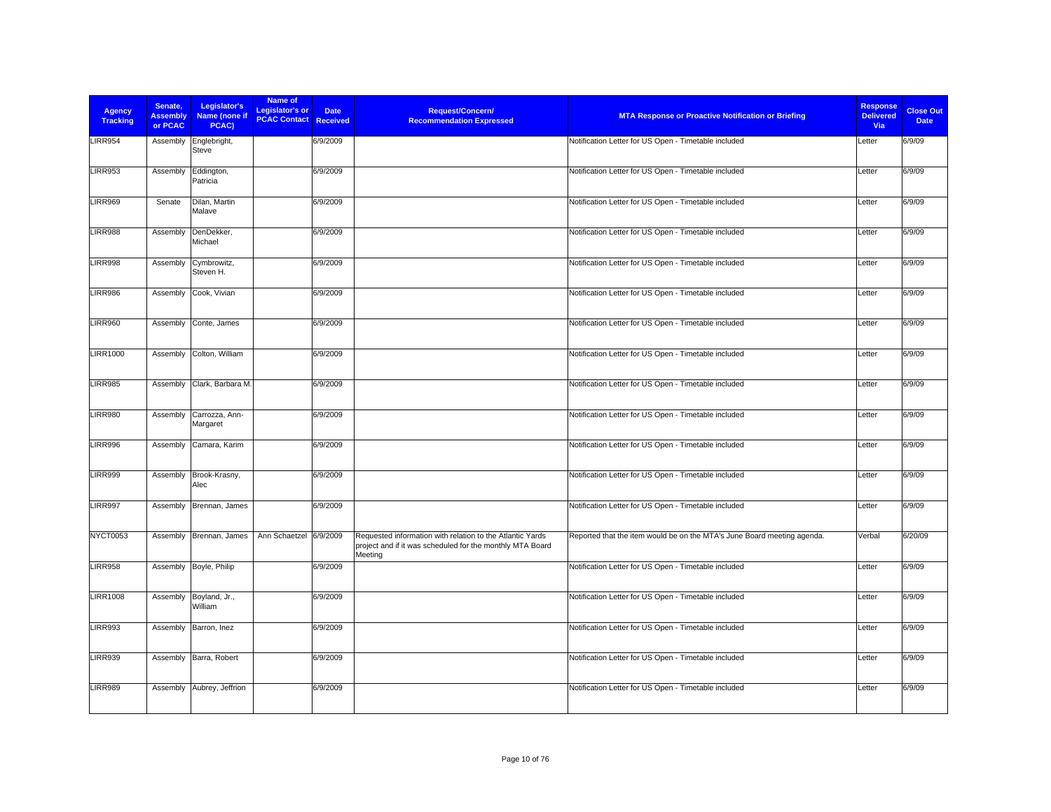| Agency Tracking | Senate, Assembly or PCAC | Legislator's Name (none if PCAC) | Name of Legislator's or PCAC Contact | Date Received | Request/Concern/ Recommendation Expressed | MTA Response or Proactive Notification or Briefing | Response Delivered Via | Close Out Date |
|---|---|---|---|---|---|---|---|---|
| LIRR954 | Assembly | Englebright, Steve | | 6/9/2009 | | Notification Letter for US Open - Timetable included | Letter | 6/9/09 |
| LIRR953 | Assembly | Eddington, Patricia | | 6/9/2009 | | Notification Letter for US Open - Timetable included | Letter | 6/9/09 |
| LIRR969 | Senate | Dilan, Martin Malave | | 6/9/2009 | | Notification Letter for US Open - Timetable included | Letter | 6/9/09 |
| LIRR988 | Assembly | DenDekker, Michael | | 6/9/2009 | | Notification Letter for US Open - Timetable included | Letter | 6/9/09 |
| LIRR998 | Assembly | Cymbrowitz, Steven H. | | 6/9/2009 | | Notification Letter for US Open - Timetable included | Letter | 6/9/09 |
| LIRR986 | Assembly | Cook, Vivian | | 6/9/2009 | | Notification Letter for US Open - Timetable included | Letter | 6/9/09 |
| LIRR960 | Assembly | Conte, James | | 6/9/2009 | | Notification Letter for US Open - Timetable included | Letter | 6/9/09 |
| LIRR1000 | Assembly | Colton, William | | 6/9/2009 | | Notification Letter for US Open - Timetable included | Letter | 6/9/09 |
| LIRR985 | Assembly | Clark, Barbara M. | | 6/9/2009 | | Notification Letter for US Open - Timetable included | Letter | 6/9/09 |
| LIRR980 | Assembly | Carrozza, Ann-Margaret | | 6/9/2009 | | Notification Letter for US Open - Timetable included | Letter | 6/9/09 |
| LIRR996 | Assembly | Camara, Karim | | 6/9/2009 | | Notification Letter for US Open - Timetable included | Letter | 6/9/09 |
| LIRR999 | Assembly | Brook-Krasny, Alec | | 6/9/2009 | | Notification Letter for US Open - Timetable included | Letter | 6/9/09 |
| LIRR997 | Assembly | Brennan, James | | 6/9/2009 | | Notification Letter for US Open - Timetable included | Letter | 6/9/09 |
| NYCT0053 | Assembly | Brennan, James | Ann Schaetzel | 6/9/2009 | Requested information with relation to the Atlantic Yards project and if it was scheduled for the monthly MTA Board Meeting | Reported that the item would be on the MTA's June Board meeting agenda. | Verbal | 6/20/09 |
| LIRR958 | Assembly | Boyle, Philip | | 6/9/2009 | | Notification Letter for US Open - Timetable included | Letter | 6/9/09 |
| LIRR1008 | Assembly | Boyland, Jr., William | | 6/9/2009 | | Notification Letter for US Open - Timetable included | Letter | 6/9/09 |
| LIRR993 | Assembly | Barron, Inez | | 6/9/2009 | | Notification Letter for US Open - Timetable included | Letter | 6/9/09 |
| LIRR939 | Assembly | Barra, Robert | | 6/9/2009 | | Notification Letter for US Open - Timetable included | Letter | 6/9/09 |
| LIRR989 | Assembly | Aubrey, Jeffrion | | 6/9/2009 | | Notification Letter for US Open - Timetable included | Letter | 6/9/09 |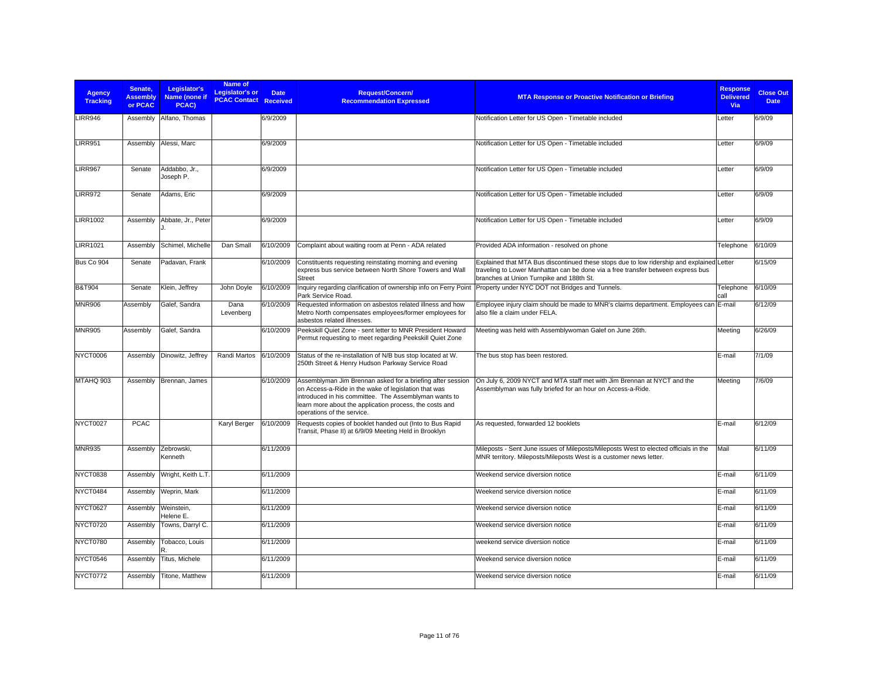| Agency Tracking | Senate, Assembly or PCAC | Legislator's Name (none if PCAC) | Name of Legislator's or PCAC Contact | Date Received | Request/Concern/ Recommendation Expressed | MTA Response or Proactive Notification or Briefing | Response Delivered Via | Close Out Date |
|---|---|---|---|---|---|---|---|---|
| LIRR946 | Assembly | Alfano, Thomas | | 6/9/2009 | | Notification Letter for US Open - Timetable included | Letter | 6/9/09 |
| LIRR951 | Assembly | Alessi, Marc | | 6/9/2009 | | Notification Letter for US Open - Timetable included | Letter | 6/9/09 |
| LIRR967 | Senate | Addabbo, Jr., Joseph P. | | 6/9/2009 | | Notification Letter for US Open - Timetable included | Letter | 6/9/09 |
| LIRR972 | Senate | Adams, Eric | | 6/9/2009 | | Notification Letter for US Open - Timetable included | Letter | 6/9/09 |
| LIRR1002 | Assembly | Abbate, Jr., Peter J. | | 6/9/2009 | | Notification Letter for US Open - Timetable included | Letter | 6/9/09 |
| LIRR1021 | Assembly | Schimel, Michelle | Dan Small | 6/10/2009 | Complaint about waiting room at Penn - ADA related | Provided ADA information - resolved on phone | Telephone | 6/10/09 |
| Bus Co 904 | Senate | Padavan, Frank | | 6/10/2009 | Constituents requesting reinstating morning and evening express bus service between North Shore Towers and Wall Street | Explained that MTA Bus discontinued these stops due to low ridership and explained traveling to Lower Manhattan can be done via a free transfer between express bus branches at Union Turnpike and 188th St. | Letter | 6/15/09 |
| B&T904 | Senate | Klein, Jeffrey | John Doyle | 6/10/2009 | Inquiry regarding clarification of ownership info on Ferry Point Park Service Road. | Property under NYC DOT not Bridges and Tunnels. | Telephone call | 6/10/09 |
| MNR906 | Assembly | Galef, Sandra | Dana Levenberg | 6/10/2009 | Requested information on asbestos related illness and how Metro North compensates employees/former employees for asbestos related illnesses. | Employee injury claim should be made to MNR's claims department. Employees can also file a claim under FELA. | E-mail | 6/12/09 |
| MNR905 | Assembly | Galef, Sandra | | 6/10/2009 | Peekskill Quiet Zone - sent letter to MNR President Howard Permut requesting to meet regarding Peekskill Quiet Zone | Meeting was held with Assemblywoman Galef on June 26th. | Meeting | 6/26/09 |
| NYCT0006 | Assembly | Dinowitz, Jeffrey | Randi Martos | 6/10/2009 | Status of the re-installation of N/B bus stop located at W. 250th Street & Henry Hudson Parkway Service Road | The bus stop has been restored. | E-mail | 7/1/09 |
| MTAHQ 903 | Assembly | Brennan, James | | 6/10/2009 | Assemblyman Jim Brennan asked for a briefing after session on Access-a-Ride in the wake of legislation that was introduced in his committee. The Assemblyman wants to learn more about the application process, the costs and operations of the service. | On July 6, 2009 NYCT and MTA staff met with Jim Brennan at NYCT and the Assemblyman was fully briefed for an hour on Access-a-Ride. | Meeting | 7/6/09 |
| NYCT0027 | PCAC | | Karyl Berger | 6/10/2009 | Requests copies of booklet handed out (Into to Bus Rapid Transit, Phase II) at 6/9/09 Meeting Held in Brooklyn | As requested, forwarded 12 booklets | E-mail | 6/12/09 |
| MNR935 | Assembly | Zebrowski, Kenneth | | 6/11/2009 | | Mileposts - Sent June issues of Mileposts/Mileposts West to elected officials in the MNR territory. Mileposts/Mileposts West is a customer news letter. | Mail | 6/11/09 |
| NYCT0838 | Assembly | Wright, Keith L.T. | | 6/11/2009 | | Weekend service diversion notice | E-mail | 6/11/09 |
| NYCT0484 | Assembly | Weprin, Mark | | 6/11/2009 | | Weekend service diversion notice | E-mail | 6/11/09 |
| NYCT0627 | Assembly | Weinstein, Helene E. | | 6/11/2009 | | Weekend service diversion notice | E-mail | 6/11/09 |
| NYCT0720 | Assembly | Towns, Darryl C. | | 6/11/2009 | | Weekend service diversion notice | E-mail | 6/11/09 |
| NYCT0780 | Assembly | Tobacco, Louis R. | | 6/11/2009 | | weekend service diversion notice | E-mail | 6/11/09 |
| NYCT0546 | Assembly | Titus, Michele | | 6/11/2009 | | Weekend service diversion notice | E-mail | 6/11/09 |
| NYCT0772 | Assembly | Titone, Matthew | | 6/11/2009 | | Weekend service diversion notice | E-mail | 6/11/09 |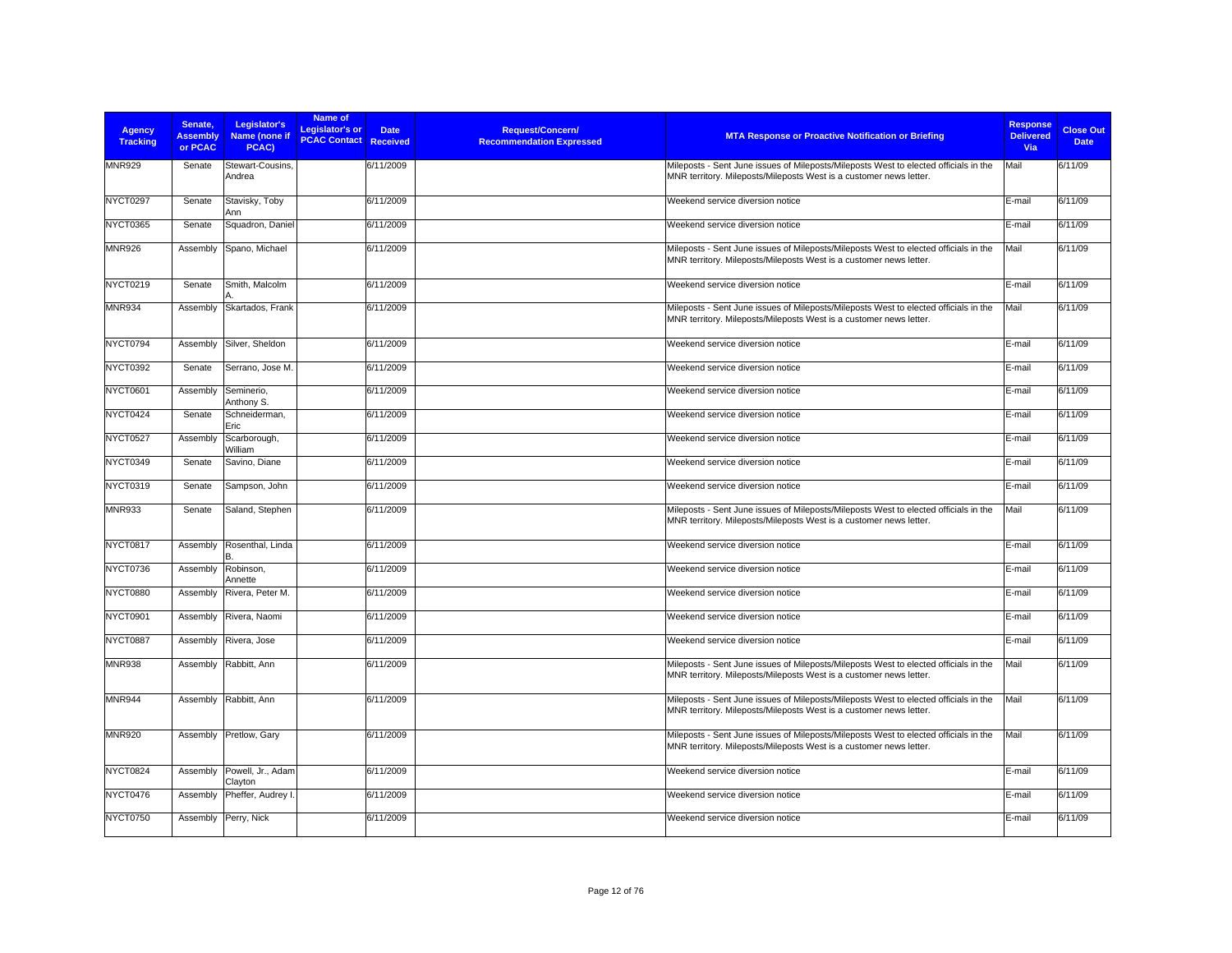| Agency Tracking | Senate, Assembly or PCAC | Legislator's Name (none if PCAC) | Name of Legislator's or PCAC Contact | Date Received | Request/Concern/ Recommendation Expressed | MTA Response or Proactive Notification or Briefing | Response Delivered Via | Close Out Date |
|---|---|---|---|---|---|---|---|---|
| MNR929 | Senate | Stewart-Cousins, Andrea | | 6/11/2009 | | Mileposts - Sent June issues of Mileposts/Mileposts West to elected officials in the MNR territory. Mileposts/Mileposts West is a customer news letter. | Mail | 6/11/09 |
| NYCT0297 | Senate | Stavisky, Toby Ann | | 6/11/2009 | | Weekend service diversion notice | E-mail | 6/11/09 |
| NYCT0365 | Senate | Squadron, Daniel | | 6/11/2009 | | Weekend service diversion notice | E-mail | 6/11/09 |
| MNR926 | Assembly | Spano, Michael | | 6/11/2009 | | Mileposts - Sent June issues of Mileposts/Mileposts West to elected officials in the MNR territory. Mileposts/Mileposts West is a customer news letter. | Mail | 6/11/09 |
| NYCT0219 | Senate | Smith, Malcolm A. | | 6/11/2009 | | Weekend service diversion notice | E-mail | 6/11/09 |
| MNR934 | Assembly | Skartados, Frank | | 6/11/2009 | | Mileposts - Sent June issues of Mileposts/Mileposts West to elected officials in the MNR territory. Mileposts/Mileposts West is a customer news letter. | Mail | 6/11/09 |
| NYCT0794 | Assembly | Silver, Sheldon | | 6/11/2009 | | Weekend service diversion notice | E-mail | 6/11/09 |
| NYCT0392 | Senate | Serrano, Jose M. | | 6/11/2009 | | Weekend service diversion notice | E-mail | 6/11/09 |
| NYCT0601 | Assembly | Seminerio, Anthony S. | | 6/11/2009 | | Weekend service diversion notice | E-mail | 6/11/09 |
| NYCT0424 | Senate | Schneiderman, Eric | | 6/11/2009 | | Weekend service diversion notice | E-mail | 6/11/09 |
| NYCT0527 | Assembly | Scarborough, William | | 6/11/2009 | | Weekend service diversion notice | E-mail | 6/11/09 |
| NYCT0349 | Senate | Savino, Diane | | 6/11/2009 | | Weekend service diversion notice | E-mail | 6/11/09 |
| NYCT0319 | Senate | Sampson, John | | 6/11/2009 | | Weekend service diversion notice | E-mail | 6/11/09 |
| MNR933 | Senate | Saland, Stephen | | 6/11/2009 | | Mileposts - Sent June issues of Mileposts/Mileposts West to elected officials in the MNR territory. Mileposts/Mileposts West is a customer news letter. | Mail | 6/11/09 |
| NYCT0817 | Assembly | Rosenthal, Linda B. | | 6/11/2009 | | Weekend service diversion notice | E-mail | 6/11/09 |
| NYCT0736 | Assembly | Robinson, Annette | | 6/11/2009 | | Weekend service diversion notice | E-mail | 6/11/09 |
| NYCT0880 | Assembly | Rivera, Peter M. | | 6/11/2009 | | Weekend service diversion notice | E-mail | 6/11/09 |
| NYCT0901 | Assembly | Rivera, Naomi | | 6/11/2009 | | Weekend service diversion notice | E-mail | 6/11/09 |
| NYCT0887 | Assembly | Rivera, Jose | | 6/11/2009 | | Weekend service diversion notice | E-mail | 6/11/09 |
| MNR938 | Assembly | Rabbitt, Ann | | 6/11/2009 | | Mileposts - Sent June issues of Mileposts/Mileposts West to elected officials in the MNR territory. Mileposts/Mileposts West is a customer news letter. | Mail | 6/11/09 |
| MNR944 | Assembly | Rabbitt, Ann | | 6/11/2009 | | Mileposts - Sent June issues of Mileposts/Mileposts West to elected officials in the MNR territory. Mileposts/Mileposts West is a customer news letter. | Mail | 6/11/09 |
| MNR920 | Assembly | Pretlow, Gary | | 6/11/2009 | | Mileposts - Sent June issues of Mileposts/Mileposts West to elected officials in the MNR territory. Mileposts/Mileposts West is a customer news letter. | Mail | 6/11/09 |
| NYCT0824 | Assembly | Powell, Jr., Adam Clayton | | 6/11/2009 | | Weekend service diversion notice | E-mail | 6/11/09 |
| NYCT0476 | Assembly | Pheffer, Audrey I. | | 6/11/2009 | | Weekend service diversion notice | E-mail | 6/11/09 |
| NYCT0750 | Assembly | Perry, Nick | | 6/11/2009 | | Weekend service diversion notice | E-mail | 6/11/09 |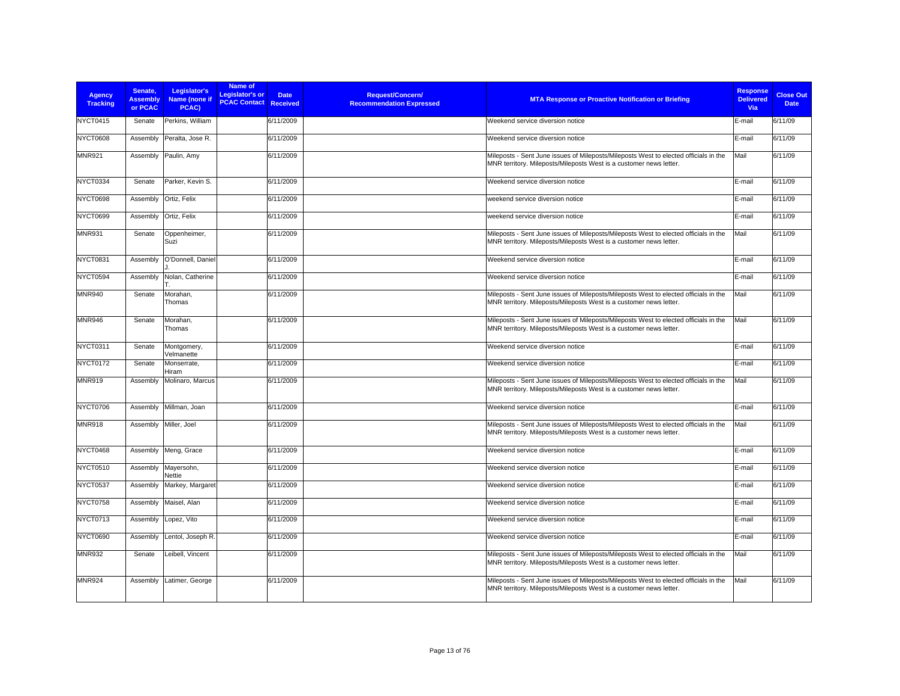| Agency Tracking | Senate, Assembly or PCAC | Legislator's Name (none if PCAC) | Name of Legislator's or PCAC Contact | Date Received | Request/Concern/ Recommendation Expressed | MTA Response or Proactive Notification or Briefing | Response Delivered Via | Close Out Date |
|---|---|---|---|---|---|---|---|---|
| NYCT0415 | Senate | Perkins, William | | 6/11/2009 | | Weekend service diversion notice | E-mail | 6/11/09 |
| NYCT0608 | Assembly | Peralta, Jose R. | | 6/11/2009 | | Weekend service diversion notice | E-mail | 6/11/09 |
| MNR921 | Assembly | Paulin, Amy | | 6/11/2009 | | Mileposts - Sent June issues of Mileposts/Mileposts West to elected officials in the MNR territory. Mileposts/Mileposts West is a customer news letter. | Mail | 6/11/09 |
| NYCT0334 | Senate | Parker, Kevin S. | | 6/11/2009 | | Weekend service diversion notice | E-mail | 6/11/09 |
| NYCT0698 | Assembly | Ortiz, Felix | | 6/11/2009 | | weekend service diversion notice | E-mail | 6/11/09 |
| NYCT0699 | Assembly | Ortiz, Felix | | 6/11/2009 | | weekend service diversion notice | E-mail | 6/11/09 |
| MNR931 | Senate | Oppenheimer, Suzi | | 6/11/2009 | | Mileposts - Sent June issues of Mileposts/Mileposts West to elected officials in the MNR territory. Mileposts/Mileposts West is a customer news letter. | Mail | 6/11/09 |
| NYCT0831 | Assembly | O'Donnell, Daniel J. | | 6/11/2009 | | Weekend service diversion notice | E-mail | 6/11/09 |
| NYCT0594 | Assembly | Nolan, Catherine T. | | 6/11/2009 | | Weekend service diversion notice | E-mail | 6/11/09 |
| MNR940 | Senate | Morahan, Thomas | | 6/11/2009 | | Mileposts - Sent June issues of Mileposts/Mileposts West to elected officials in the MNR territory. Mileposts/Mileposts West is a customer news letter. | Mail | 6/11/09 |
| MNR946 | Senate | Morahan, Thomas | | 6/11/2009 | | Mileposts - Sent June issues of Mileposts/Mileposts West to elected officials in the MNR territory. Mileposts/Mileposts West is a customer news letter. | Mail | 6/11/09 |
| NYCT0311 | Senate | Montgomery, Velmanette | | 6/11/2009 | | Weekend service diversion notice | E-mail | 6/11/09 |
| NYCT0172 | Senate | Monserrate, Hiram | | 6/11/2009 | | Weekend service diversion notice | E-mail | 6/11/09 |
| MNR919 | Assembly | Molinaro, Marcus | | 6/11/2009 | | Mileposts - Sent June issues of Mileposts/Mileposts West to elected officials in the MNR territory. Mileposts/Mileposts West is a customer news letter. | Mail | 6/11/09 |
| NYCT0706 | Assembly | Millman, Joan | | 6/11/2009 | | Weekend service diversion notice | E-mail | 6/11/09 |
| MNR918 | Assembly | Miller, Joel | | 6/11/2009 | | Mileposts - Sent June issues of Mileposts/Mileposts West to elected officials in the MNR territory. Mileposts/Mileposts West is a customer news letter. | Mail | 6/11/09 |
| NYCT0468 | Assembly | Meng, Grace | | 6/11/2009 | | Weekend service diversion notice | E-mail | 6/11/09 |
| NYCT0510 | Assembly | Mayersohn, Nettie | | 6/11/2009 | | Weekend service diversion notice | E-mail | 6/11/09 |
| NYCT0537 | Assembly | Markey, Margaret | | 6/11/2009 | | Weekend service diversion notice | E-mail | 6/11/09 |
| NYCT0758 | Assembly | Maisel, Alan | | 6/11/2009 | | Weekend service diversion notice | E-mail | 6/11/09 |
| NYCT0713 | Assembly | Lopez, Vito | | 6/11/2009 | | Weekend service diversion notice | E-mail | 6/11/09 |
| NYCT0690 | Assembly | Lentol, Joseph R. | | 6/11/2009 | | Weekend service diversion notice | E-mail | 6/11/09 |
| MNR932 | Senate | Leibell, Vincent | | 6/11/2009 | | Mileposts - Sent June issues of Mileposts/Mileposts West to elected officials in the MNR territory. Mileposts/Mileposts West is a customer news letter. | Mail | 6/11/09 |
| MNR924 | Assembly | Latimer, George | | 6/11/2009 | | Mileposts - Sent June issues of Mileposts/Mileposts West to elected officials in the MNR territory. Mileposts/Mileposts West is a customer news letter. | Mail | 6/11/09 |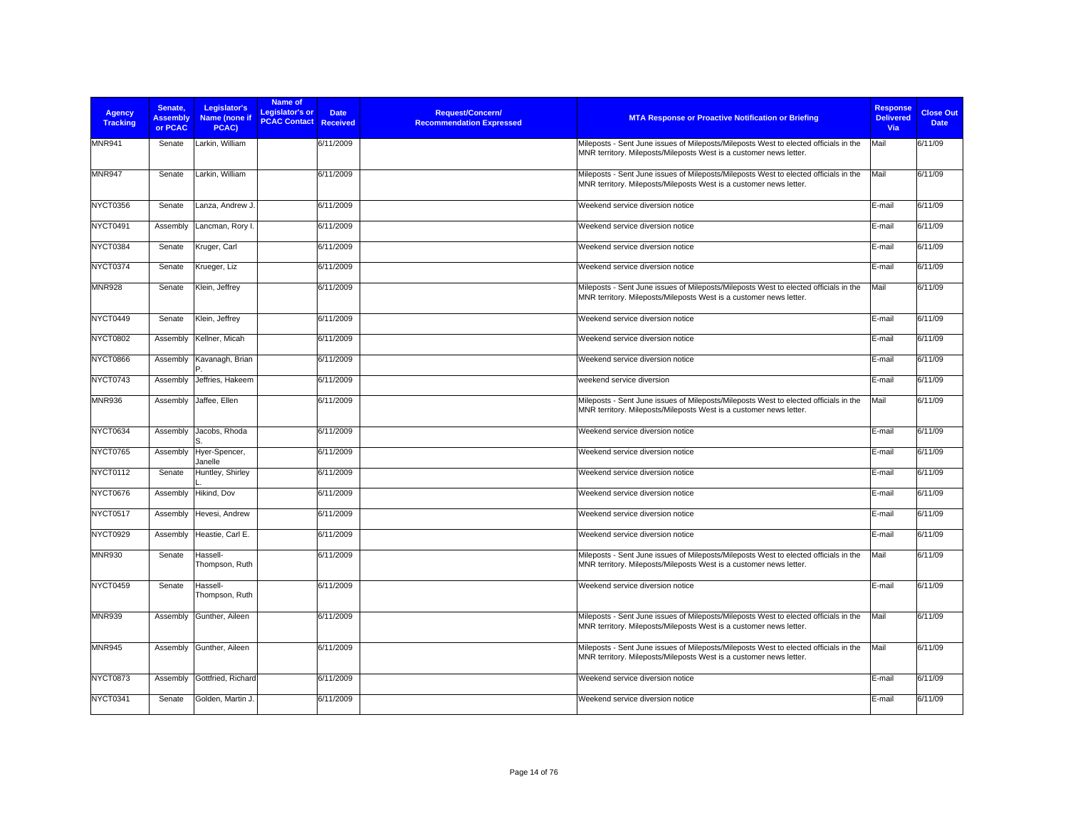| Agency Tracking | Senate, Assembly or PCAC | Legislator's Name (none if PCAC) | Name of Legislator's or PCAC Contact | Date Received | Request/Concern/ Recommendation Expressed | MTA Response or Proactive Notification or Briefing | Response Delivered Via | Close Out Date |
|---|---|---|---|---|---|---|---|---|
| MNR941 | Senate | Larkin, William | | 6/11/2009 | | Mileposts - Sent June issues of Mileposts/Mileposts West to elected officials in the MNR territory. Mileposts/Mileposts West is a customer news letter. | Mail | 6/11/09 |
| MNR947 | Senate | Larkin, William | | 6/11/2009 | | Mileposts - Sent June issues of Mileposts/Mileposts West to elected officials in the MNR territory. Mileposts/Mileposts West is a customer news letter. | Mail | 6/11/09 |
| NYCT0356 | Senate | Lanza, Andrew J. | | 6/11/2009 | | Weekend service diversion notice | E-mail | 6/11/09 |
| NYCT0491 | Assembly | Lancman, Rory I. | | 6/11/2009 | | Weekend service diversion notice | E-mail | 6/11/09 |
| NYCT0384 | Senate | Kruger, Carl | | 6/11/2009 | | Weekend service diversion notice | E-mail | 6/11/09 |
| NYCT0374 | Senate | Krueger, Liz | | 6/11/2009 | | Weekend service diversion notice | E-mail | 6/11/09 |
| MNR928 | Senate | Klein, Jeffrey | | 6/11/2009 | | Mileposts - Sent June issues of Mileposts/Mileposts West to elected officials in the MNR territory. Mileposts/Mileposts West is a customer news letter. | Mail | 6/11/09 |
| NYCT0449 | Senate | Klein, Jeffrey | | 6/11/2009 | | Weekend service diversion notice | E-mail | 6/11/09 |
| NYCT0802 | Assembly | Kellner, Micah | | 6/11/2009 | | Weekend service diversion notice | E-mail | 6/11/09 |
| NYCT0866 | Assembly | Kavanagh, Brian P. | | 6/11/2009 | | Weekend service diversion notice | E-mail | 6/11/09 |
| NYCT0743 | Assembly | Jeffries, Hakeem | | 6/11/2009 | | weekend service diversion | E-mail | 6/11/09 |
| MNR936 | Assembly | Jaffee, Ellen | | 6/11/2009 | | Mileposts - Sent June issues of Mileposts/Mileposts West to elected officials in the MNR territory. Mileposts/Mileposts West is a customer news letter. | Mail | 6/11/09 |
| NYCT0634 | Assembly | Jacobs, Rhoda S. | | 6/11/2009 | | Weekend service diversion notice | E-mail | 6/11/09 |
| NYCT0765 | Assembly | Hyer-Spencer, Janelle | | 6/11/2009 | | Weekend service diversion notice | E-mail | 6/11/09 |
| NYCT0112 | Senate | Huntley, Shirley L. | | 6/11/2009 | | Weekend service diversion notice | E-mail | 6/11/09 |
| NYCT0676 | Assembly | Hikind, Dov | | 6/11/2009 | | Weekend service diversion notice | E-mail | 6/11/09 |
| NYCT0517 | Assembly | Hevesi, Andrew | | 6/11/2009 | | Weekend service diversion notice | E-mail | 6/11/09 |
| NYCT0929 | Assembly | Heastie, Carl E. | | 6/11/2009 | | Weekend service diversion notice | E-mail | 6/11/09 |
| MNR930 | Senate | Hassell-Thompson, Ruth | | 6/11/2009 | | Mileposts - Sent June issues of Mileposts/Mileposts West to elected officials in the MNR territory. Mileposts/Mileposts West is a customer news letter. | Mail | 6/11/09 |
| NYCT0459 | Senate | Hassell-Thompson, Ruth | | 6/11/2009 | | Weekend service diversion notice | E-mail | 6/11/09 |
| MNR939 | Assembly | Gunther, Aileen | | 6/11/2009 | | Mileposts - Sent June issues of Mileposts/Mileposts West to elected officials in the MNR territory. Mileposts/Mileposts West is a customer news letter. | Mail | 6/11/09 |
| MNR945 | Assembly | Gunther, Aileen | | 6/11/2009 | | Mileposts - Sent June issues of Mileposts/Mileposts West to elected officials in the MNR territory. Mileposts/Mileposts West is a customer news letter. | Mail | 6/11/09 |
| NYCT0873 | Assembly | Gottfried, Richard | | 6/11/2009 | | Weekend service diversion notice | E-mail | 6/11/09 |
| NYCT0341 | Senate | Golden, Martin J. | | 6/11/2009 | | Weekend service diversion notice | E-mail | 6/11/09 |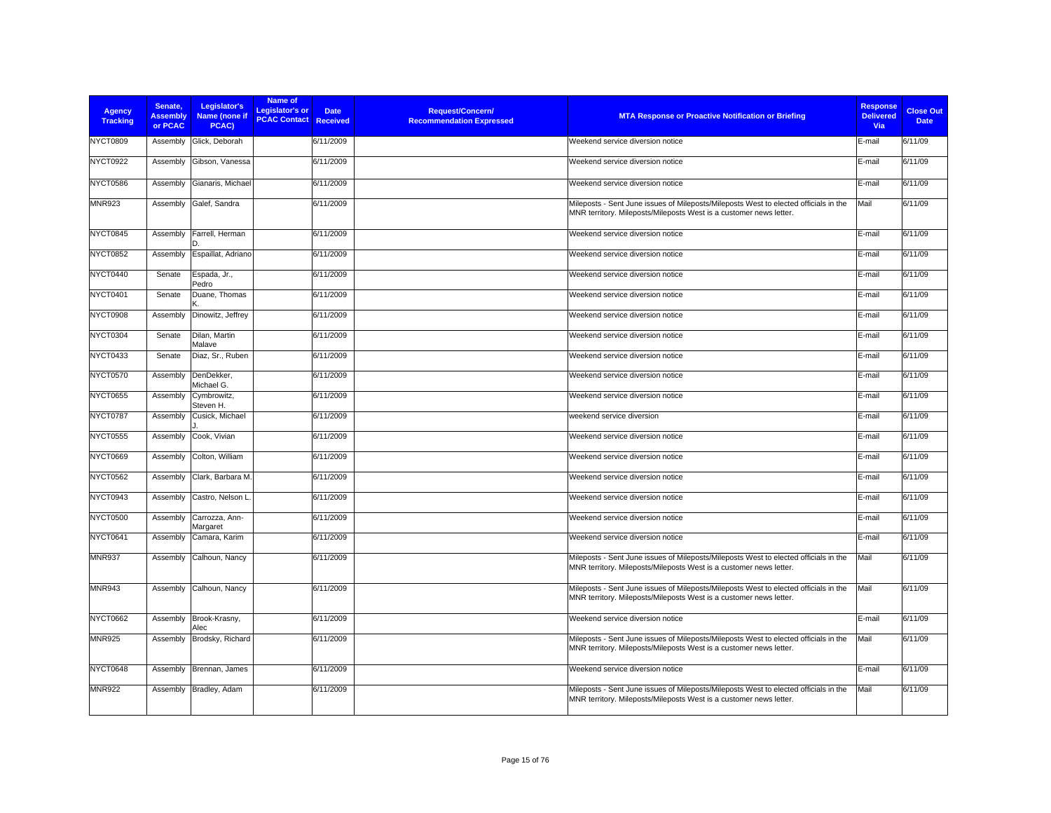| Agency Tracking | Senate, Assembly or PCAC | Legislator's Name (none if PCAC) | Name of Legislator's or PCAC Contact | Date Received | Request/Concern/ Recommendation Expressed | MTA Response or Proactive Notification or Briefing | Response Delivered Via | Close Out Date |
|---|---|---|---|---|---|---|---|---|
| NYCT0809 | Assembly | Glick, Deborah | | 6/11/2009 | | Weekend service diversion notice | E-mail | 6/11/09 |
| NYCT0922 | Assembly | Gibson, Vanessa | | 6/11/2009 | | Weekend service diversion notice | E-mail | 6/11/09 |
| NYCT0586 | Assembly | Gianaris, Michael | | 6/11/2009 | | Weekend service diversion notice | E-mail | 6/11/09 |
| MNR923 | Assembly | Galef, Sandra | | 6/11/2009 | | Mileposts - Sent June issues of Mileposts/Mileposts West to elected officials in the MNR territory. Mileposts/Mileposts West is a customer news letter. | Mail | 6/11/09 |
| NYCT0845 | Assembly | Farrell, Herman D. | | 6/11/2009 | | Weekend service diversion notice | E-mail | 6/11/09 |
| NYCT0852 | Assembly | Espaillat, Adriano | | 6/11/2009 | | Weekend service diversion notice | E-mail | 6/11/09 |
| NYCT0440 | Senate | Espada, Jr., Pedro | | 6/11/2009 | | Weekend service diversion notice | E-mail | 6/11/09 |
| NYCT0401 | Senate | Duane, Thomas K. | | 6/11/2009 | | Weekend service diversion notice | E-mail | 6/11/09 |
| NYCT0908 | Assembly | Dinowitz, Jeffrey | | 6/11/2009 | | Weekend service diversion notice | E-mail | 6/11/09 |
| NYCT0304 | Senate | Dilan, Martin Malave | | 6/11/2009 | | Weekend service diversion notice | E-mail | 6/11/09 |
| NYCT0433 | Senate | Diaz, Sr., Ruben | | 6/11/2009 | | Weekend service diversion notice | E-mail | 6/11/09 |
| NYCT0570 | Assembly | DenDekker, Michael G. | | 6/11/2009 | | Weekend service diversion notice | E-mail | 6/11/09 |
| NYCT0655 | Assembly | Cymbrowitz, Steven H. | | 6/11/2009 | | Weekend service diversion notice | E-mail | 6/11/09 |
| NYCT0787 | Assembly | Cusick, Michael J. | | 6/11/2009 | | weekend service diversion | E-mail | 6/11/09 |
| NYCT0555 | Assembly | Cook, Vivian | | 6/11/2009 | | Weekend service diversion notice | E-mail | 6/11/09 |
| NYCT0669 | Assembly | Colton, William | | 6/11/2009 | | Weekend service diversion notice | E-mail | 6/11/09 |
| NYCT0562 | Assembly | Clark, Barbara M. | | 6/11/2009 | | Weekend service diversion notice | E-mail | 6/11/09 |
| NYCT0943 | Assembly | Castro, Nelson L. | | 6/11/2009 | | Weekend service diversion notice | E-mail | 6/11/09 |
| NYCT0500 | Assembly | Carrozza, Ann-Margaret | | 6/11/2009 | | Weekend service diversion notice | E-mail | 6/11/09 |
| NYCT0641 | Assembly | Camara, Karim | | 6/11/2009 | | Weekend service diversion notice | E-mail | 6/11/09 |
| MNR937 | Assembly | Calhoun, Nancy | | 6/11/2009 | | Mileposts - Sent June issues of Mileposts/Mileposts West to elected officials in the MNR territory. Mileposts/Mileposts West is a customer news letter. | Mail | 6/11/09 |
| MNR943 | Assembly | Calhoun, Nancy | | 6/11/2009 | | Mileposts - Sent June issues of Mileposts/Mileposts West to elected officials in the MNR territory. Mileposts/Mileposts West is a customer news letter. | Mail | 6/11/09 |
| NYCT0662 | Assembly | Brook-Krasny, Alec | | 6/11/2009 | | Weekend service diversion notice | E-mail | 6/11/09 |
| MNR925 | Assembly | Brodsky, Richard | | 6/11/2009 | | Mileposts - Sent June issues of Mileposts/Mileposts West to elected officials in the MNR territory. Mileposts/Mileposts West is a customer news letter. | Mail | 6/11/09 |
| NYCT0648 | Assembly | Brennan, James | | 6/11/2009 | | Weekend service diversion notice | E-mail | 6/11/09 |
| MNR922 | Assembly | Bradley, Adam | | 6/11/2009 | | Mileposts - Sent June issues of Mileposts/Mileposts West to elected officials in the MNR territory. Mileposts/Mileposts West is a customer news letter. | Mail | 6/11/09 |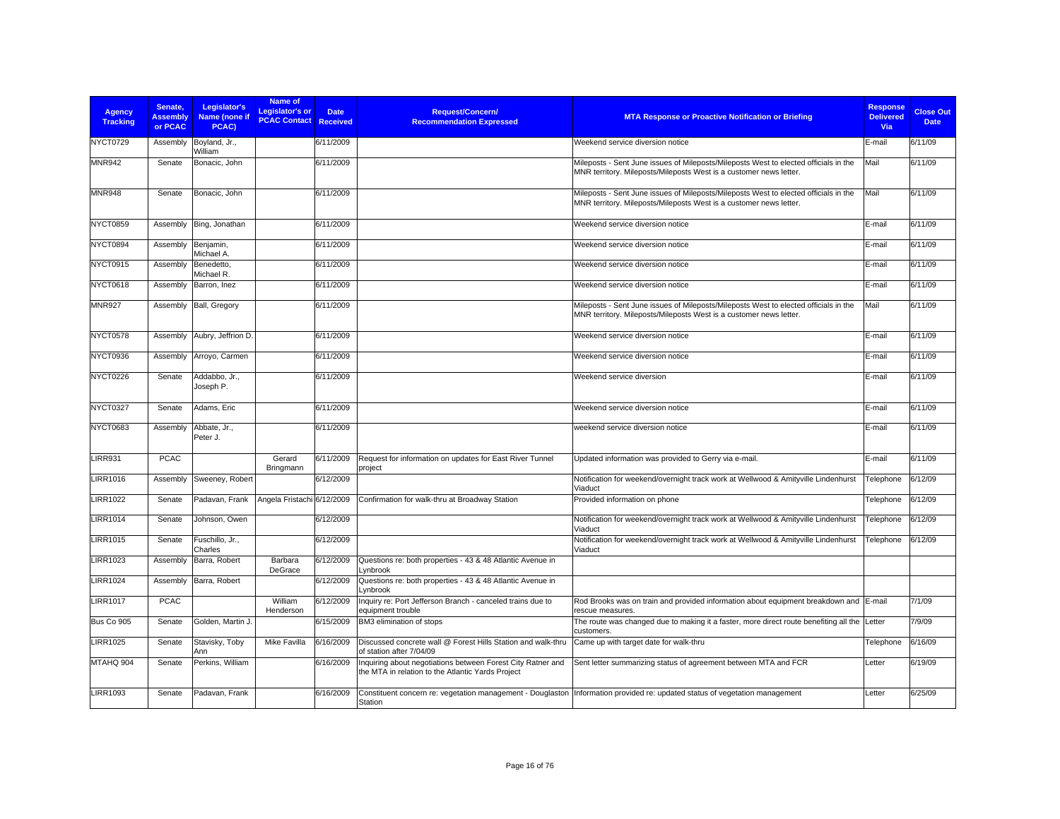| Agency Tracking | Senate, Assembly or PCAC | Legislator's Name (none if PCAC) | Name of Legislator's or PCAC Contact | Date Received | Request/Concern/ Recommendation Expressed | MTA Response or Proactive Notification or Briefing | Response Delivered Via | Close Out Date |
|---|---|---|---|---|---|---|---|---|
| NYCT0729 | Assembly | Boyland, Jr., William | | 6/11/2009 | | Weekend service diversion notice | E-mail | 6/11/09 |
| MNR942 | Senate | Bonacic, John | | 6/11/2009 | | Mileposts - Sent June issues of Mileposts/Mileposts West to elected officials in the MNR territory. Mileposts/Mileposts West is a customer news letter. | Mail | 6/11/09 |
| MNR948 | Senate | Bonacic, John | | 6/11/2009 | | Mileposts - Sent June issues of Mileposts/Mileposts West to elected officials in the MNR territory. Mileposts/Mileposts West is a customer news letter. | Mail | 6/11/09 |
| NYCT0859 | Assembly | Bing, Jonathan | | 6/11/2009 | | Weekend service diversion notice | E-mail | 6/11/09 |
| NYCT0894 | Assembly | Benjamin, Michael A. | | 6/11/2009 | | Weekend service diversion notice | E-mail | 6/11/09 |
| NYCT0915 | Assembly | Benedetto, Michael R. | | 6/11/2009 | | Weekend service diversion notice | E-mail | 6/11/09 |
| NYCT0618 | Assembly | Barron, Inez | | 6/11/2009 | | Weekend service diversion notice | E-mail | 6/11/09 |
| MNR927 | Assembly | Ball, Gregory | | 6/11/2009 | | Mileposts - Sent June issues of Mileposts/Mileposts West to elected officials in the MNR territory. Mileposts/Mileposts West is a customer news letter. | Mail | 6/11/09 |
| NYCT0578 | Assembly | Aubry, Jeffrion D. | | 6/11/2009 | | Weekend service diversion notice | E-mail | 6/11/09 |
| NYCT0936 | Assembly | Arroyo, Carmen | | 6/11/2009 | | Weekend service diversion notice | E-mail | 6/11/09 |
| NYCT0226 | Senate | Addabbo, Jr., Joseph P. | | 6/11/2009 | | Weekend service diversion | E-mail | 6/11/09 |
| NYCT0327 | Senate | Adams, Eric | | 6/11/2009 | | Weekend service diversion notice | E-mail | 6/11/09 |
| NYCT0683 | Assembly | Abbate, Jr., Peter J. | | 6/11/2009 | | weekend service diversion notice | E-mail | 6/11/09 |
| LIRR931 | PCAC | | Gerard Bringmann | 6/11/2009 | Request for information on updates for East River Tunnel project | Updated information was provided to Gerry via e-mail. | E-mail | 6/11/09 |
| LIRR1016 | Assembly | Sweeney, Robert | | 6/12/2009 | | Notification for weekend/overnight track work at Wellwood & Amityville Lindenhurst Viaduct | Telephone | 6/12/09 |
| LIRR1022 | Senate | Padavan, Frank | Angela Fristachi | 6/12/2009 | Confirmation for walk-thru at Broadway Station | Provided information on phone | Telephone | 6/12/09 |
| LIRR1014 | Senate | Johnson, Owen | | 6/12/2009 | | Notification for weekend/overnight track work at Wellwood & Amityville Lindenhurst Viaduct | Telephone | 6/12/09 |
| LIRR1015 | Senate | Fuschillo, Jr., Charles | | 6/12/2009 | | Notification for weekend/overnight track work at Wellwood & Amityville Lindenhurst Viaduct | Telephone | 6/12/09 |
| LIRR1023 | Assembly | Barra, Robert | Barbara DeGrace | 6/12/2009 | Questions re: both properties - 43 & 48 Atlantic Avenue in Lynbrook | | | |
| LIRR1024 | Assembly | Barra, Robert | | 6/12/2009 | Questions re: both properties - 43 & 48 Atlantic Avenue in Lynbrook | | | |
| LIRR1017 | PCAC | | William Henderson | 6/12/2009 | Inquiry re: Port Jefferson Branch - canceled trains due to equipment trouble | Rod Brooks was on train and provided information about equipment breakdown and rescue measures. | E-mail | 7/1/09 |
| Bus Co 905 | Senate | Golden, Martin J. | | 6/15/2009 | BM3 elimination of stops | The route was changed due to making it a faster, more direct route benefiting all the customers. | Letter | 7/9/09 |
| LIRR1025 | Senate | Stavisky, Toby Ann | Mike Favilla | 6/16/2009 | Discussed concrete wall @ Forest Hills Station and walk-thru of station after 7/04/09 | Came up with target date for walk-thru | Telephone | 6/16/09 |
| MTAHQ 904 | Senate | Perkins, William | | 6/16/2009 | Inquiring about negotiations between Forest City Ratner and the MTA in relation to the Atlantic Yards Project | Sent letter summarizing status of agreement between MTA and FCR | Letter | 6/19/09 |
| LIRR1093 | Senate | Padavan, Frank | | 6/16/2009 | Constituent concern re: vegetation management - Douglaston Station | Information provided re: updated status of vegetation management | Letter | 6/25/09 |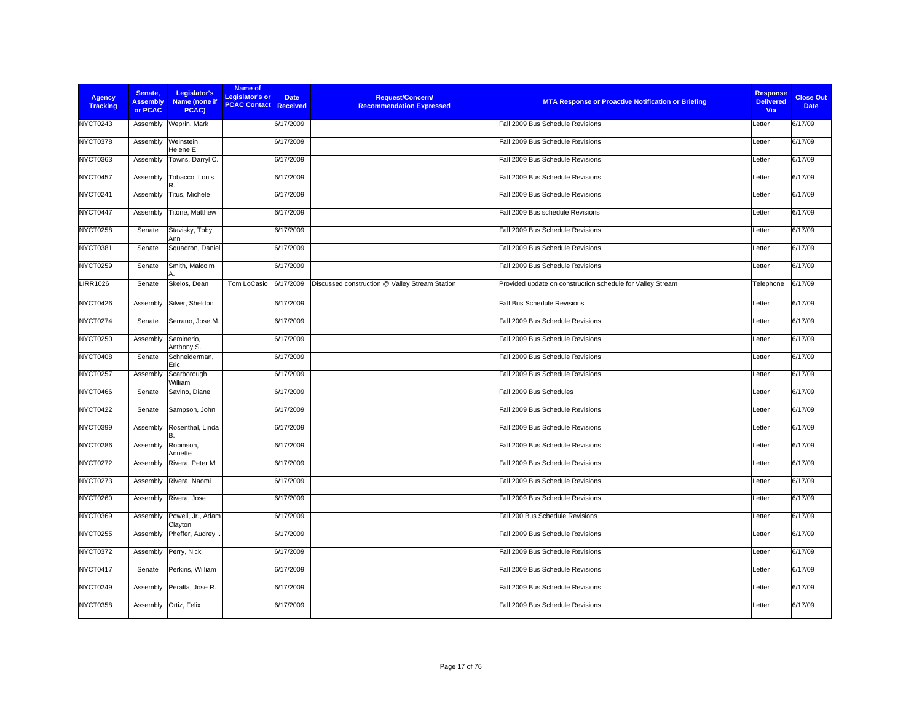| Agency Tracking | Senate, Assembly or PCAC | Legislator's Name (none if PCAC) | Name of Legislator's or PCAC Contact | Date Received | Request/Concern/ Recommendation Expressed | MTA Response or Proactive Notification or Briefing | Response Delivered Via | Close Out Date |
|---|---|---|---|---|---|---|---|---|
| NYCT0243 | Assembly | Weprin, Mark | | 6/17/2009 | | Fall 2009 Bus Schedule Revisions | Letter | 6/17/09 |
| NYCT0378 | Assembly | Weinstein, Helene E. | | 6/17/2009 | | Fall 2009 Bus Schedule Revisions | Letter | 6/17/09 |
| NYCT0363 | Assembly | Towns, Darryl C. | | 6/17/2009 | | Fall 2009 Bus Schedule Revisions | Letter | 6/17/09 |
| NYCT0457 | Assembly | Tobacco, Louis R. | | 6/17/2009 | | Fall 2009 Bus Schedule Revisions | Letter | 6/17/09 |
| NYCT0241 | Assembly | Titus, Michele | | 6/17/2009 | | Fall 2009 Bus Schedule Revisions | Letter | 6/17/09 |
| NYCT0447 | Assembly | Titone, Matthew | | 6/17/2009 | | Fall 2009 Bus schedule Revisions | Letter | 6/17/09 |
| NYCT0258 | Senate | Stavisky, Toby Ann | | 6/17/2009 | | Fall 2009 Bus Schedule Revisions | Letter | 6/17/09 |
| NYCT0381 | Senate | Squadron, Daniel | | 6/17/2009 | | Fall 2009 Bus Schedule Revisions | Letter | 6/17/09 |
| NYCT0259 | Senate | Smith, Malcolm A. | | 6/17/2009 | | Fall 2009 Bus Schedule Revisions | Letter | 6/17/09 |
| LIRR1026 | Senate | Skelos, Dean | Tom LoCasio | 6/17/2009 | Discussed construction @ Valley Stream Station | Provided update on construction schedule for Valley Stream | Telephone | 6/17/09 |
| NYCT0426 | Assembly | Silver, Sheldon | | 6/17/2009 | | Fall Bus Schedule Revisions | Letter | 6/17/09 |
| NYCT0274 | Senate | Serrano, Jose M. | | 6/17/2009 | | Fall 2009 Bus Schedule Revisions | Letter | 6/17/09 |
| NYCT0250 | Assembly | Seminerio, Anthony S. | | 6/17/2009 | | Fall 2009 Bus Schedule Revisions | Letter | 6/17/09 |
| NYCT0408 | Senate | Schneiderman, Eric | | 6/17/2009 | | Fall 2009 Bus Schedule Revisions | Letter | 6/17/09 |
| NYCT0257 | Assembly | Scarborough, William | | 6/17/2009 | | Fall 2009 Bus Schedule Revisions | Letter | 6/17/09 |
| NYCT0466 | Senate | Savino, Diane | | 6/17/2009 | | Fall 2009 Bus Schedules | Letter | 6/17/09 |
| NYCT0422 | Senate | Sampson, John | | 6/17/2009 | | Fall 2009 Bus Schedule Revisions | Letter | 6/17/09 |
| NYCT0399 | Assembly | Rosenthal, Linda B. | | 6/17/2009 | | Fall 2009 Bus Schedule Revisions | Letter | 6/17/09 |
| NYCT0286 | Assembly | Robinson, Annette | | 6/17/2009 | | Fall 2009 Bus Schedule Revisions | Letter | 6/17/09 |
| NYCT0272 | Assembly | Rivera, Peter M. | | 6/17/2009 | | Fall 2009 Bus Schedule Revisions | Letter | 6/17/09 |
| NYCT0273 | Assembly | Rivera, Naomi | | 6/17/2009 | | Fall 2009 Bus Schedule Revisions | Letter | 6/17/09 |
| NYCT0260 | Assembly | Rivera, Jose | | 6/17/2009 | | Fall 2009 Bus Schedule Revisions | Letter | 6/17/09 |
| NYCT0369 | Assembly | Powell, Jr., Adam Clayton | | 6/17/2009 | | Fall 200 Bus Schedule Revisions | Letter | 6/17/09 |
| NYCT0255 | Assembly | Pheffer, Audrey I. | | 6/17/2009 | | Fall 2009 Bus Schedule Revisions | Letter | 6/17/09 |
| NYCT0372 | Assembly | Perry, Nick | | 6/17/2009 | | Fall 2009 Bus Schedule Revisions | Letter | 6/17/09 |
| NYCT0417 | Senate | Perkins, William | | 6/17/2009 | | Fall 2009 Bus Schedule Revisions | Letter | 6/17/09 |
| NYCT0249 | Assembly | Peralta, Jose R. | | 6/17/2009 | | Fall 2009 Bus Schedule Revisions | Letter | 6/17/09 |
| NYCT0358 | Assembly | Ortiz, Felix | | 6/17/2009 | | Fall 2009 Bus Schedule Revisions | Letter | 6/17/09 |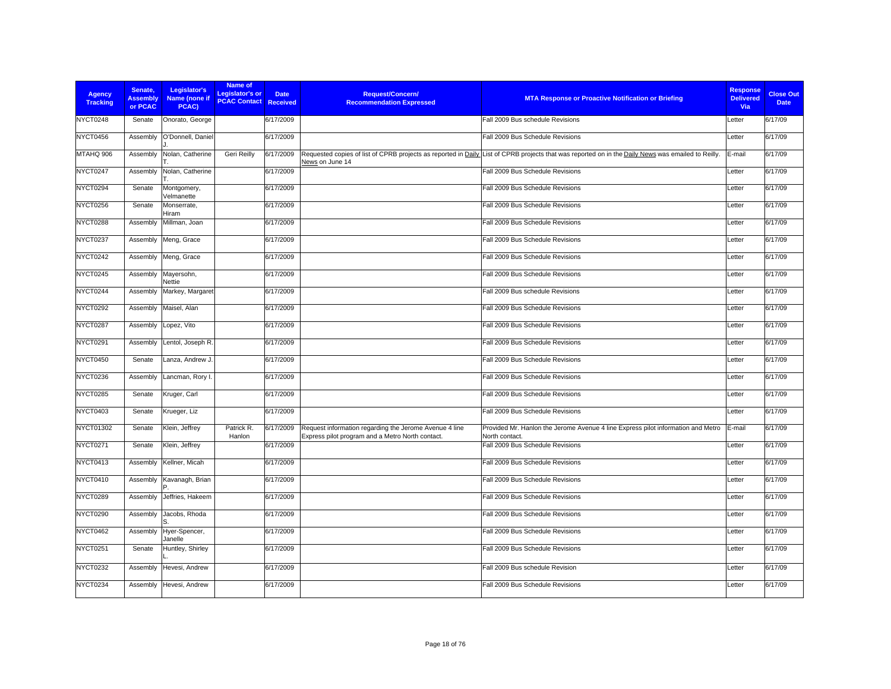| Agency Tracking | Senate, Assembly or PCAC | Legislator's Name (none if PCAC) | Name of Legislator's or PCAC Contact | Date Received | Request/Concern/ Recommendation Expressed | MTA Response or Proactive Notification or Briefing | Response Delivered Via | Close Out Date |
|---|---|---|---|---|---|---|---|---|
| NYCT0248 | Senate | Onorato, George | | 6/17/2009 | | Fall 2009 Bus schedule Revisions | Letter | 6/17/09 |
| NYCT0456 | Assembly | O'Donnell, Daniel J. | | 6/17/2009 | | Fall 2009 Bus Schedule Revisions | Letter | 6/17/09 |
| MTAHQ 906 | Assembly | Nolan, Catherine T. | Geri Reilly | 6/17/2009 | Requested copies of list of CPRB projects as reported in Daily News on June 14 | List of CPRB projects that was reported on in the Daily News was emailed to Reilly. | E-mail | 6/17/09 |
| NYCT0247 | Assembly | Nolan, Catherine T. | | 6/17/2009 | | Fall 2009 Bus Schedule Revisions | Letter | 6/17/09 |
| NYCT0294 | Senate | Montgomery, Velmanette | | 6/17/2009 | | Fall 2009 Bus Schedule Revisions | Letter | 6/17/09 |
| NYCT0256 | Senate | Monserrate, Hiram | | 6/17/2009 | | Fall 2009 Bus Schedule Revisions | Letter | 6/17/09 |
| NYCT0288 | Assembly | Millman, Joan | | 6/17/2009 | | Fall 2009 Bus Schedule Revisions | Letter | 6/17/09 |
| NYCT0237 | Assembly | Meng, Grace | | 6/17/2009 | | Fall 2009 Bus Schedule Revisions | Letter | 6/17/09 |
| NYCT0242 | Assembly | Meng, Grace | | 6/17/2009 | | Fall 2009 Bus Schedule Revisions | Letter | 6/17/09 |
| NYCT0245 | Assembly | Mayersohn, Nettie | | 6/17/2009 | | Fall 2009 Bus Schedule Revisions | Letter | 6/17/09 |
| NYCT0244 | Assembly | Markey, Margaret | | 6/17/2009 | | Fall 2009 Bus schedule Revisions | Letter | 6/17/09 |
| NYCT0292 | Assembly | Maisel, Alan | | 6/17/2009 | | Fall 2009 Bus Schedule Revisions | Letter | 6/17/09 |
| NYCT0287 | Assembly | Lopez, Vito | | 6/17/2009 | | Fall 2009 Bus Schedule Revisions | Letter | 6/17/09 |
| NYCT0291 | Assembly | Lentol, Joseph R. | | 6/17/2009 | | Fall 2009 Bus Schedule Revisions | Letter | 6/17/09 |
| NYCT0450 | Senate | Lanza, Andrew J. | | 6/17/2009 | | Fall 2009 Bus Schedule Revisions | Letter | 6/17/09 |
| NYCT0236 | Assembly | Lancman, Rory I. | | 6/17/2009 | | Fall 2009 Bus Schedule Revisions | Letter | 6/17/09 |
| NYCT0285 | Senate | Kruger, Carl | | 6/17/2009 | | Fall 2009 Bus Schedule Revisions | Letter | 6/17/09 |
| NYCT0403 | Senate | Krueger, Liz | | 6/17/2009 | | Fall 2009 Bus Schedule Revisions | Letter | 6/17/09 |
| NYCT01302 | Senate | Klein, Jeffrey | Patrick R. Hanlon | 6/17/2009 | Request information regarding the Jerome Avenue 4 line Express pilot program and a Metro North contact. | Provided Mr. Hanlon the Jerome Avenue 4 line Express pilot information and Metro North contact. | E-mail | 6/17/09 |
| NYCT0271 | Senate | Klein, Jeffrey | | 6/17/2009 | | Fall 2009 Bus Schedule Revisions | Letter | 6/17/09 |
| NYCT0413 | Assembly | Kellner, Micah | | 6/17/2009 | | Fall 2009 Bus Schedule Revisions | Letter | 6/17/09 |
| NYCT0410 | Assembly | Kavanagh, Brian P. | | 6/17/2009 | | Fall 2009 Bus Schedule Revisions | Letter | 6/17/09 |
| NYCT0289 | Assembly | Jeffries, Hakeem | | 6/17/2009 | | Fall 2009 Bus Schedule Revisions | Letter | 6/17/09 |
| NYCT0290 | Assembly | Jacobs, Rhoda S. | | 6/17/2009 | | Fall 2009 Bus Schedule Revisions | Letter | 6/17/09 |
| NYCT0462 | Assembly | Hyer-Spencer, Janelle | | 6/17/2009 | | Fall 2009 Bus Schedule Revisions | Letter | 6/17/09 |
| NYCT0251 | Senate | Huntley, Shirley L. | | 6/17/2009 | | Fall 2009 Bus Schedule Revisions | Letter | 6/17/09 |
| NYCT0232 | Assembly | Hevesi, Andrew | | 6/17/2009 | | Fall 2009 Bus schedule Revision | Letter | 6/17/09 |
| NYCT0234 | Assembly | Hevesi, Andrew | | 6/17/2009 | | Fall 2009 Bus Schedule Revisions | Letter | 6/17/09 |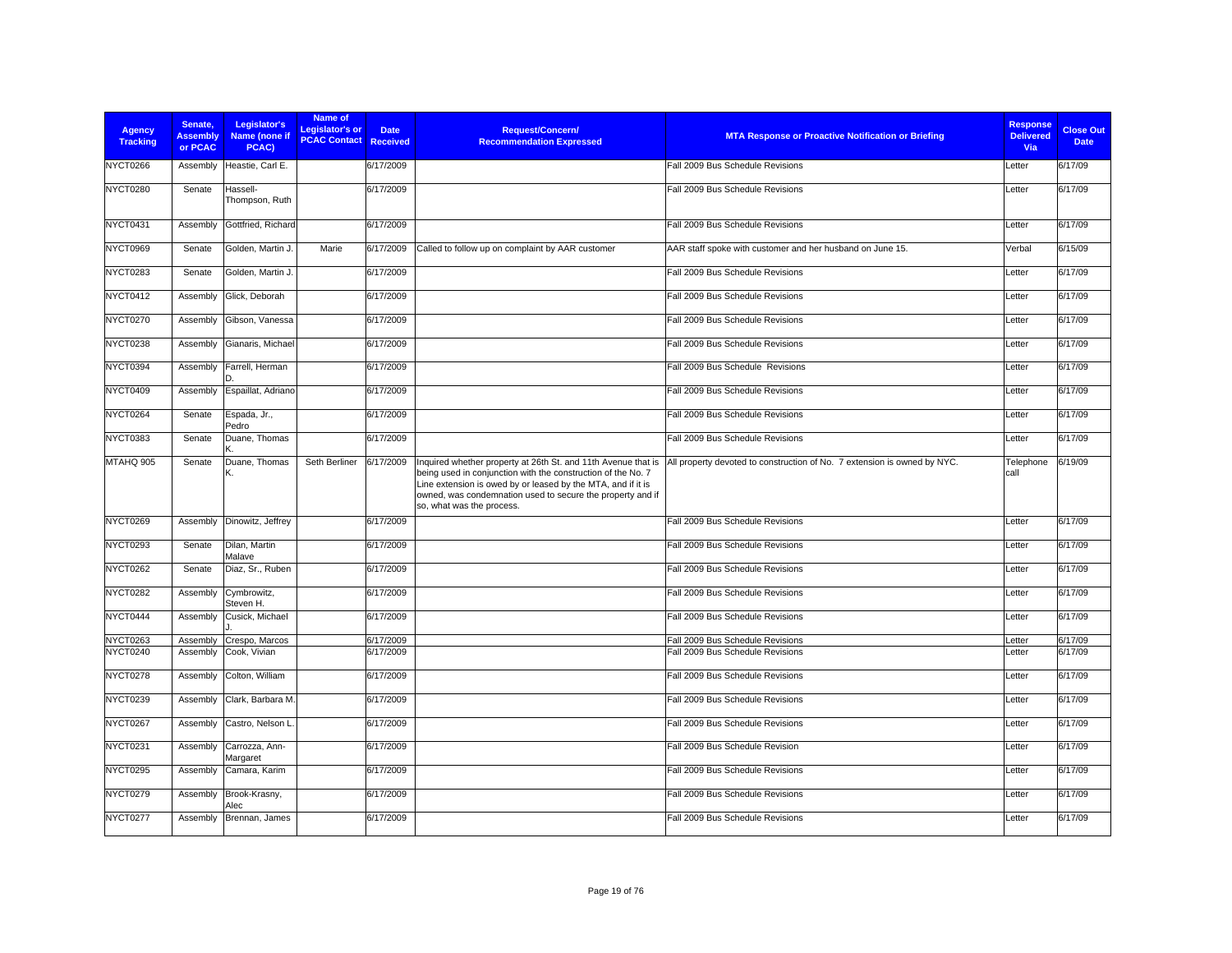| Agency Tracking | Senate, Assembly or PCAC | Legislator's Name (none if PCAC) | Name of Legislator's or PCAC Contact | Date Received | Request/Concern/ Recommendation Expressed | MTA Response or Proactive Notification or Briefing | Response Delivered Via | Close Out Date |
|---|---|---|---|---|---|---|---|---|
| NYCT0266 | Assembly | Heastie, Carl E. | | 6/17/2009 | | Fall 2009 Bus Schedule Revisions | Letter | 6/17/09 |
| NYCT0280 | Senate | Hassell-Thompson, Ruth | | 6/17/2009 | | Fall 2009 Bus Schedule Revisions | Letter | 6/17/09 |
| NYCT0431 | Assembly | Gottfried, Richard | | 6/17/2009 | | Fall 2009 Bus Schedule Revisions | Letter | 6/17/09 |
| NYCT0969 | Senate | Golden, Martin J. | Marie | 6/17/2009 | Called to follow up on complaint by AAR customer | AAR staff spoke with customer and her husband on June 15. | Verbal | 6/15/09 |
| NYCT0283 | Senate | Golden, Martin J. | | 6/17/2009 | | Fall 2009 Bus Schedule Revisions | Letter | 6/17/09 |
| NYCT0412 | Assembly | Glick, Deborah | | 6/17/2009 | | Fall 2009 Bus Schedule Revisions | Letter | 6/17/09 |
| NYCT0270 | Assembly | Gibson, Vanessa | | 6/17/2009 | | Fall 2009 Bus Schedule Revisions | Letter | 6/17/09 |
| NYCT0238 | Assembly | Gianaris, Michael | | 6/17/2009 | | Fall 2009 Bus Schedule Revisions | Letter | 6/17/09 |
| NYCT0394 | Assembly | Farrell, Herman D. | | 6/17/2009 | | Fall 2009 Bus Schedule Revisions | Letter | 6/17/09 |
| NYCT0409 | Assembly | Espaillat, Adriano | | 6/17/2009 | | Fall 2009 Bus Schedule Revisions | Letter | 6/17/09 |
| NYCT0264 | Senate | Espada, Jr., Pedro | | 6/17/2009 | | Fall 2009 Bus Schedule Revisions | Letter | 6/17/09 |
| NYCT0383 | Senate | Duane, Thomas K. | | 6/17/2009 | | Fall 2009 Bus Schedule Revisions | Letter | 6/17/09 |
| MTAHQ 905 | Senate | Duane, Thomas K. | Seth Berliner | 6/17/2009 | Inquired whether property at 26th St. and 11th Avenue that is being used in conjunction with the construction of the No. 7 Line extension is owed by or leased by the MTA, and if it is owned, was condemnation used to secure the property and if so, what was the process. | All property devoted to construction of No. 7 extension is owned by NYC. | Telephone call | 6/19/09 |
| NYCT0269 | Assembly | Dinowitz, Jeffrey | | 6/17/2009 | | Fall 2009 Bus Schedule Revisions | Letter | 6/17/09 |
| NYCT0293 | Senate | Dilan, Martin Malave | | 6/17/2009 | | Fall 2009 Bus Schedule Revisions | Letter | 6/17/09 |
| NYCT0262 | Senate | Diaz, Sr., Ruben | | 6/17/2009 | | Fall 2009 Bus Schedule Revisions | Letter | 6/17/09 |
| NYCT0282 | Assembly | Cymbrowitz, Steven H. | | 6/17/2009 | | Fall 2009 Bus Schedule Revisions | Letter | 6/17/09 |
| NYCT0444 | Assembly | Cusick, Michael J. | | 6/17/2009 | | Fall 2009 Bus Schedule Revisions | Letter | 6/17/09 |
| NYCT0263 | Assembly | Crespo, Marcos | | 6/17/2009 | | Fall 2009 Bus Schedule Revisions | Letter | 6/17/09 |
| NYCT0240 | Assembly | Cook, Vivian | | 6/17/2009 | | Fall 2009 Bus Schedule Revisions | Letter | 6/17/09 |
| NYCT0278 | Assembly | Colton, William | | 6/17/2009 | | Fall 2009 Bus Schedule Revisions | Letter | 6/17/09 |
| NYCT0239 | Assembly | Clark, Barbara M. | | 6/17/2009 | | Fall 2009 Bus Schedule Revisions | Letter | 6/17/09 |
| NYCT0267 | Assembly | Castro, Nelson L. | | 6/17/2009 | | Fall 2009 Bus Schedule Revisions | Letter | 6/17/09 |
| NYCT0231 | Assembly | Carrozza, Ann-Margaret | | 6/17/2009 | | Fall 2009 Bus Schedule Revision | Letter | 6/17/09 |
| NYCT0295 | Assembly | Camara, Karim | | 6/17/2009 | | Fall 2009 Bus Schedule Revisions | Letter | 6/17/09 |
| NYCT0279 | Assembly | Brook-Krasny, Alec | | 6/17/2009 | | Fall 2009 Bus Schedule Revisions | Letter | 6/17/09 |
| NYCT0277 | Assembly | Brennan, James | | 6/17/2009 | | Fall 2009 Bus Schedule Revisions | Letter | 6/17/09 |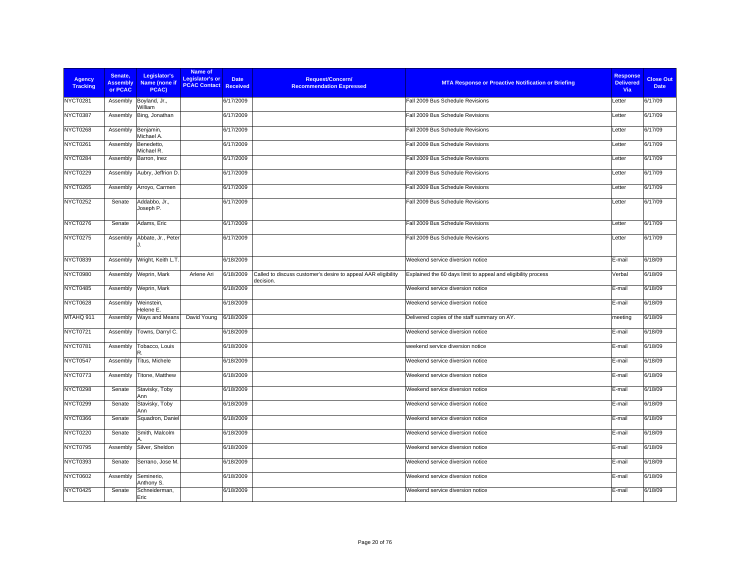| Agency Tracking | Senate, Assembly or PCAC | Legislator's Name (none if PCAC) | Name of Legislator's or PCAC Contact | Date Received | Request/Concern/ Recommendation Expressed | MTA Response or Proactive Notification or Briefing | Response Delivered Via | Close Out Date |
|---|---|---|---|---|---|---|---|---|
| NYCT0281 | Assembly | Boyland, Jr., William | | 6/17/2009 | | Fall 2009 Bus Schedule Revisions | Letter | 6/17/09 |
| NYCT0387 | Assembly | Bing, Jonathan | | 6/17/2009 | | Fall 2009 Bus Schedule Revisions | Letter | 6/17/09 |
| NYCT0268 | Assembly | Benjamin, Michael A. | | 6/17/2009 | | Fall 2009 Bus Schedule Revisions | Letter | 6/17/09 |
| NYCT0261 | Assembly | Benedetto, Michael R. | | 6/17/2009 | | Fall 2009 Bus Schedule Revisions | Letter | 6/17/09 |
| NYCT0284 | Assembly | Barron, Inez | | 6/17/2009 | | Fall 2009 Bus Schedule Revisions | Letter | 6/17/09 |
| NYCT0229 | Assembly | Aubry, Jeffrion D. | | 6/17/2009 | | Fall 2009 Bus Schedule Revisions | Letter | 6/17/09 |
| NYCT0265 | Assembly | Arroyo, Carmen | | 6/17/2009 | | Fall 2009 Bus Schedule Revisions | Letter | 6/17/09 |
| NYCT0252 | Senate | Addabbo, Jr., Joseph P. | | 6/17/2009 | | Fall 2009 Bus Schedule Revisions | Letter | 6/17/09 |
| NYCT0276 | Senate | Adams, Eric | | 6/17/2009 | | Fall 2009 Bus Schedule Revisions | Letter | 6/17/09 |
| NYCT0275 | Assembly | Abbate, Jr., Peter J. | | 6/17/2009 | | Fall 2009 Bus Schedule Revisions | Letter | 6/17/09 |
| NYCT0839 | Assembly | Wright, Keith L.T. | | 6/18/2009 | | Weekend service diversion notice | E-mail | 6/18/09 |
| NYCT0980 | Assembly | Weprin, Mark | Arlene Ari | 6/18/2009 | Called to discuss customer's desire to appeal AAR eligibility decision. | Explained the 60 days limit to appeal and eligibility process | Verbal | 6/18/09 |
| NYCT0485 | Assembly | Weprin, Mark | | 6/18/2009 | | Weekend service diversion notice | E-mail | 6/18/09 |
| NYCT0628 | Assembly | Weinstein, Helene E. | | 6/18/2009 | | Weekend service diversion notice | E-mail | 6/18/09 |
| MTAHQ 911 | Assembly | Ways and Means | David Young | 6/18/2009 | | Delivered copies of the staff summary on AY. | meeting | 6/18/09 |
| NYCT0721 | Assembly | Towns, Darryl C. | | 6/18/2009 | | Weekend service diversion notice | E-mail | 6/18/09 |
| NYCT0781 | Assembly | Tobacco, Louis R. | | 6/18/2009 | | weekend service diversion notice | E-mail | 6/18/09 |
| NYCT0547 | Assembly | Titus, Michele | | 6/18/2009 | | Weekend service diversion notice | E-mail | 6/18/09 |
| NYCT0773 | Assembly | Titone, Matthew | | 6/18/2009 | | Weekend service diversion notice | E-mail | 6/18/09 |
| NYCT0298 | Senate | Stavisky, Toby Ann | | 6/18/2009 | | Weekend service diversion notice | E-mail | 6/18/09 |
| NYCT0299 | Senate | Stavisky, Toby Ann | | 6/18/2009 | | Weekend service diversion notice | E-mail | 6/18/09 |
| NYCT0366 | Senate | Squadron, Daniel | | 6/18/2009 | | Weekend service diversion notice | E-mail | 6/18/09 |
| NYCT0220 | Senate | Smith, Malcolm A. | | 6/18/2009 | | Weekend service diversion notice | E-mail | 6/18/09 |
| NYCT0795 | Assembly | Silver, Sheldon | | 6/18/2009 | | Weekend service diversion notice | E-mail | 6/18/09 |
| NYCT0393 | Senate | Serrano, Jose M. | | 6/18/2009 | | Weekend service diversion notice | E-mail | 6/18/09 |
| NYCT0602 | Assembly | Seminerio, Anthony S. | | 6/18/2009 | | Weekend service diversion notice | E-mail | 6/18/09 |
| NYCT0425 | Senate | Schneiderman, Eric | | 6/18/2009 | | Weekend service diversion notice | E-mail | 6/18/09 |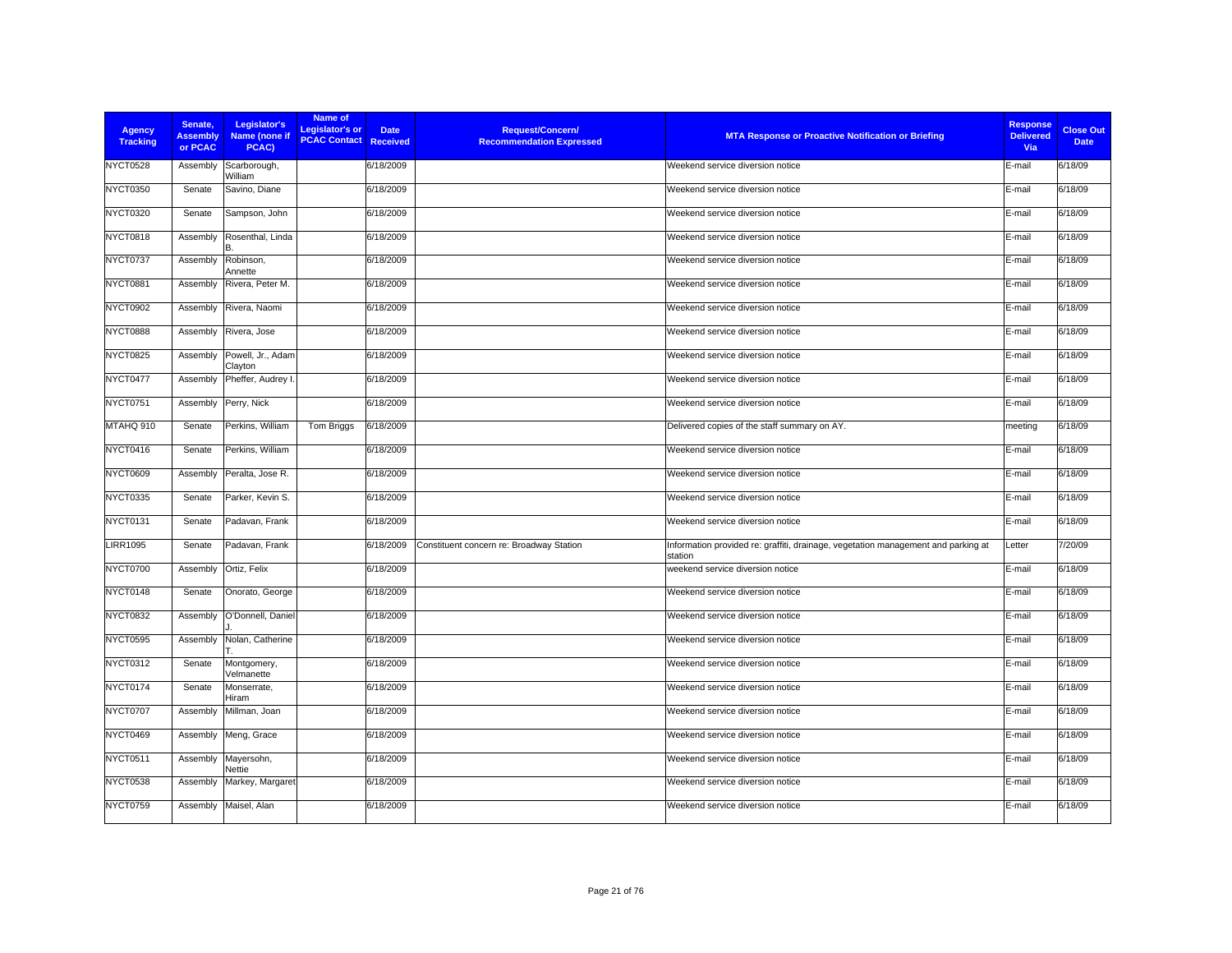| Agency Tracking | Senate, Assembly or PCAC | Legislator's Name (none if PCAC) | Name of Legislator's or PCAC Contact | Date Received | Request/Concern/ Recommendation Expressed | MTA Response or Proactive Notification or Briefing | Response Delivered Via | Close Out Date |
|---|---|---|---|---|---|---|---|---|
| NYCT0528 | Assembly | Scarborough, William | | 6/18/2009 | | Weekend service diversion notice | E-mail | 6/18/09 |
| NYCT0350 | Senate | Savino, Diane | | 6/18/2009 | | Weekend service diversion notice | E-mail | 6/18/09 |
| NYCT0320 | Senate | Sampson, John | | 6/18/2009 | | Weekend service diversion notice | E-mail | 6/18/09 |
| NYCT0818 | Assembly | Rosenthal, Linda B. | | 6/18/2009 | | Weekend service diversion notice | E-mail | 6/18/09 |
| NYCT0737 | Assembly | Robinson, Annette | | 6/18/2009 | | Weekend service diversion notice | E-mail | 6/18/09 |
| NYCT0881 | Assembly | Rivera, Peter M. | | 6/18/2009 | | Weekend service diversion notice | E-mail | 6/18/09 |
| NYCT0902 | Assembly | Rivera, Naomi | | 6/18/2009 | | Weekend service diversion notice | E-mail | 6/18/09 |
| NYCT0888 | Assembly | Rivera, Jose | | 6/18/2009 | | Weekend service diversion notice | E-mail | 6/18/09 |
| NYCT0825 | Assembly | Powell, Jr., Adam Clayton | | 6/18/2009 | | Weekend service diversion notice | E-mail | 6/18/09 |
| NYCT0477 | Assembly | Pheffer, Audrey I. | | 6/18/2009 | | Weekend service diversion notice | E-mail | 6/18/09 |
| NYCT0751 | Assembly | Perry, Nick | | 6/18/2009 | | Weekend service diversion notice | E-mail | 6/18/09 |
| MTAHQ 910 | Senate | Perkins, William | Tom Briggs | 6/18/2009 | | Delivered copies of the staff summary on AY. | meeting | 6/18/09 |
| NYCT0416 | Senate | Perkins, William | | 6/18/2009 | | Weekend service diversion notice | E-mail | 6/18/09 |
| NYCT0609 | Assembly | Peralta, Jose R. | | 6/18/2009 | | Weekend service diversion notice | E-mail | 6/18/09 |
| NYCT0335 | Senate | Parker, Kevin S. | | 6/18/2009 | | Weekend service diversion notice | E-mail | 6/18/09 |
| NYCT0131 | Senate | Padavan, Frank | | 6/18/2009 | | Weekend service diversion notice | E-mail | 6/18/09 |
| LIRR1095 | Senate | Padavan, Frank | | 6/18/2009 | Constituent concern re: Broadway Station | Information provided re: graffiti, drainage, vegetation management and parking at station | Letter | 7/20/09 |
| NYCT0700 | Assembly | Ortiz, Felix | | 6/18/2009 | | weekend service diversion notice | E-mail | 6/18/09 |
| NYCT0148 | Senate | Onorato, George | | 6/18/2009 | | Weekend service diversion notice | E-mail | 6/18/09 |
| NYCT0832 | Assembly | O'Donnell, Daniel J. | | 6/18/2009 | | Weekend service diversion notice | E-mail | 6/18/09 |
| NYCT0595 | Assembly | Nolan, Catherine T. | | 6/18/2009 | | Weekend service diversion notice | E-mail | 6/18/09 |
| NYCT0312 | Senate | Montgomery, Velmanette | | 6/18/2009 | | Weekend service diversion notice | E-mail | 6/18/09 |
| NYCT0174 | Senate | Monserrate, Hiram | | 6/18/2009 | | Weekend service diversion notice | E-mail | 6/18/09 |
| NYCT0707 | Assembly | Millman, Joan | | 6/18/2009 | | Weekend service diversion notice | E-mail | 6/18/09 |
| NYCT0469 | Assembly | Meng, Grace | | 6/18/2009 | | Weekend service diversion notice | E-mail | 6/18/09 |
| NYCT0511 | Assembly | Mayersohn, Nettie | | 6/18/2009 | | Weekend service diversion notice | E-mail | 6/18/09 |
| NYCT0538 | Assembly | Markey, Margaret | | 6/18/2009 | | Weekend service diversion notice | E-mail | 6/18/09 |
| NYCT0759 | Assembly | Maisel, Alan | | 6/18/2009 | | Weekend service diversion notice | E-mail | 6/18/09 |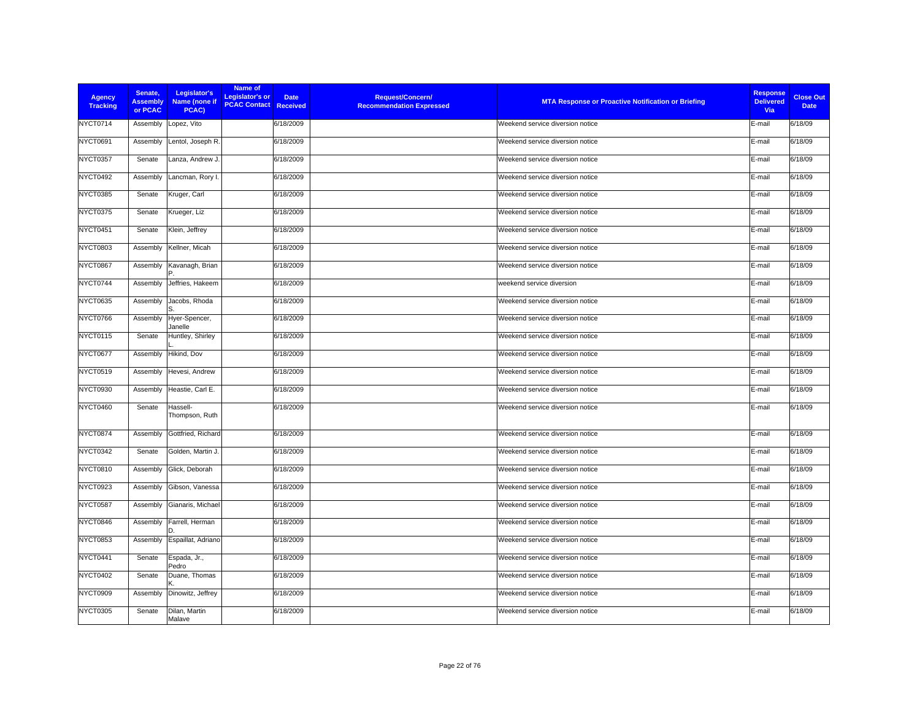| Agency Tracking | Senate, Assembly or PCAC | Legislator's Name (none if PCAC) | Name of Legislator's or PCAC Contact | Date Received | Request/Concern/ Recommendation Expressed | MTA Response or Proactive Notification or Briefing | Response Delivered Via | Close Out Date |
|---|---|---|---|---|---|---|---|---|
| NYCT0714 | Assembly | Lopez, Vito | | 6/18/2009 | | Weekend service diversion notice | E-mail | 6/18/09 |
| NYCT0691 | Assembly | Lentol, Joseph R. | | 6/18/2009 | | Weekend service diversion notice | E-mail | 6/18/09 |
| NYCT0357 | Senate | Lanza, Andrew J. | | 6/18/2009 | | Weekend service diversion notice | E-mail | 6/18/09 |
| NYCT0492 | Assembly | Lancman, Rory I. | | 6/18/2009 | | Weekend service diversion notice | E-mail | 6/18/09 |
| NYCT0385 | Senate | Kruger, Carl | | 6/18/2009 | | Weekend service diversion notice | E-mail | 6/18/09 |
| NYCT0375 | Senate | Krueger, Liz | | 6/18/2009 | | Weekend service diversion notice | E-mail | 6/18/09 |
| NYCT0451 | Senate | Klein, Jeffrey | | 6/18/2009 | | Weekend service diversion notice | E-mail | 6/18/09 |
| NYCT0803 | Assembly | Kellner, Micah | | 6/18/2009 | | Weekend service diversion notice | E-mail | 6/18/09 |
| NYCT0867 | Assembly | Kavanagh, Brian P. | | 6/18/2009 | | Weekend service diversion notice | E-mail | 6/18/09 |
| NYCT0744 | Assembly | Jeffries, Hakeem | | 6/18/2009 | | weekend service diversion | E-mail | 6/18/09 |
| NYCT0635 | Assembly | Jacobs, Rhoda S. | | 6/18/2009 | | Weekend service diversion notice | E-mail | 6/18/09 |
| NYCT0766 | Assembly | Hyer-Spencer, Janelle | | 6/18/2009 | | Weekend service diversion notice | E-mail | 6/18/09 |
| NYCT0115 | Senate | Huntley, Shirley L. | | 6/18/2009 | | Weekend service diversion notice | E-mail | 6/18/09 |
| NYCT0677 | Assembly | Hikind, Dov | | 6/18/2009 | | Weekend service diversion notice | E-mail | 6/18/09 |
| NYCT0519 | Assembly | Hevesi, Andrew | | 6/18/2009 | | Weekend service diversion notice | E-mail | 6/18/09 |
| NYCT0930 | Assembly | Heastie, Carl E. | | 6/18/2009 | | Weekend service diversion notice | E-mail | 6/18/09 |
| NYCT0460 | Senate | Hassell-Thompson, Ruth | | 6/18/2009 | | Weekend service diversion notice | E-mail | 6/18/09 |
| NYCT0874 | Assembly | Gottfried, Richard | | 6/18/2009 | | Weekend service diversion notice | E-mail | 6/18/09 |
| NYCT0342 | Senate | Golden, Martin J. | | 6/18/2009 | | Weekend service diversion notice | E-mail | 6/18/09 |
| NYCT0810 | Assembly | Glick, Deborah | | 6/18/2009 | | Weekend service diversion notice | E-mail | 6/18/09 |
| NYCT0923 | Assembly | Gibson, Vanessa | | 6/18/2009 | | Weekend service diversion notice | E-mail | 6/18/09 |
| NYCT0587 | Assembly | Gianaris, Michael | | 6/18/2009 | | Weekend service diversion notice | E-mail | 6/18/09 |
| NYCT0846 | Assembly | Farrell, Herman D. | | 6/18/2009 | | Weekend service diversion notice | E-mail | 6/18/09 |
| NYCT0853 | Assembly | Espaillat, Adriano | | 6/18/2009 | | Weekend service diversion notice | E-mail | 6/18/09 |
| NYCT0441 | Senate | Espada, Jr., Pedro | | 6/18/2009 | | Weekend service diversion notice | E-mail | 6/18/09 |
| NYCT0402 | Senate | Duane, Thomas K. | | 6/18/2009 | | Weekend service diversion notice | E-mail | 6/18/09 |
| NYCT0909 | Assembly | Dinowitz, Jeffrey | | 6/18/2009 | | Weekend service diversion notice | E-mail | 6/18/09 |
| NYCT0305 | Senate | Dilan, Martin Malave | | 6/18/2009 | | Weekend service diversion notice | E-mail | 6/18/09 |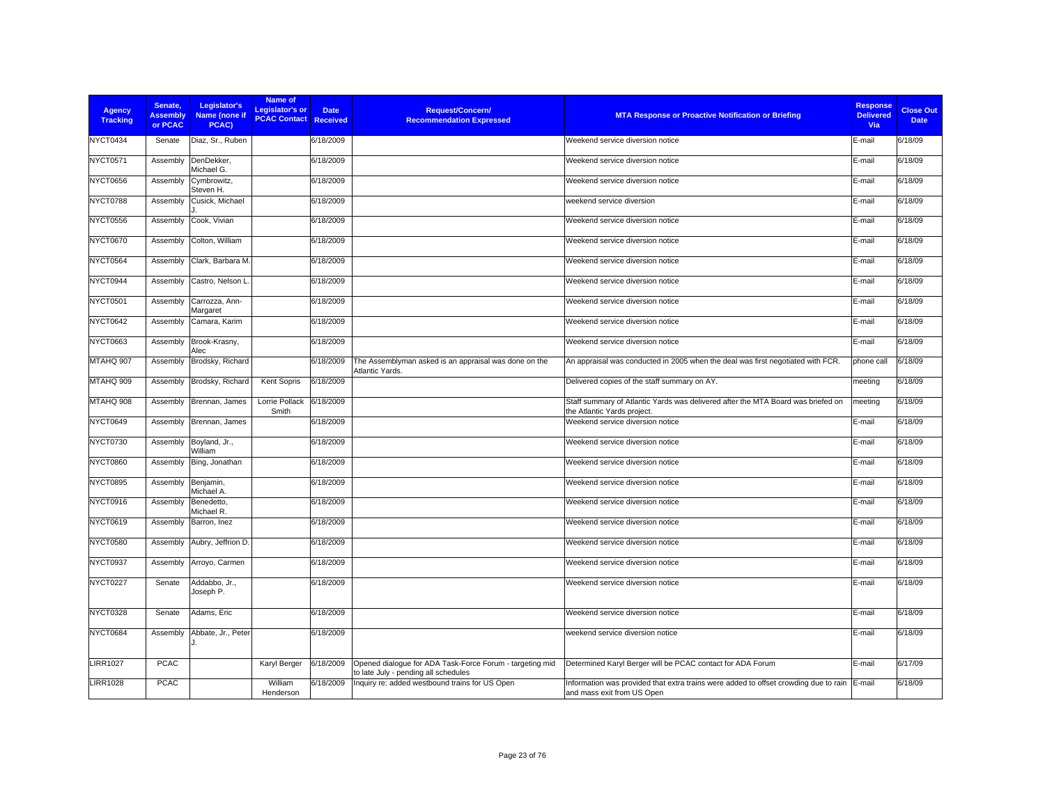| Agency Tracking | Senate, Assembly or PCAC | Legislator's Name (none if PCAC) | Name of Legislator's or PCAC Contact | Date Received | Request/Concern/ Recommendation Expressed | MTA Response or Proactive Notification or Briefing | Response Delivered Via | Close Out Date |
|---|---|---|---|---|---|---|---|---|
| NYCT0434 | Senate | Diaz, Sr., Ruben | | 6/18/2009 | | Weekend service diversion notice | E-mail | 6/18/09 |
| NYCT0571 | Assembly | DenDekker, Michael G. | | 6/18/2009 | | Weekend service diversion notice | E-mail | 6/18/09 |
| NYCT0656 | Assembly | Cymbrowitz, Steven H. | | 6/18/2009 | | Weekend service diversion notice | E-mail | 6/18/09 |
| NYCT0788 | Assembly | Cusick, Michael J. | | 6/18/2009 | | weekend service diversion | E-mail | 6/18/09 |
| NYCT0556 | Assembly | Cook, Vivian | | 6/18/2009 | | Weekend service diversion notice | E-mail | 6/18/09 |
| NYCT0670 | Assembly | Colton, William | | 6/18/2009 | | Weekend service diversion notice | E-mail | 6/18/09 |
| NYCT0564 | Assembly | Clark, Barbara M. | | 6/18/2009 | | Weekend service diversion notice | E-mail | 6/18/09 |
| NYCT0944 | Assembly | Castro, Nelson L. | | 6/18/2009 | | Weekend service diversion notice | E-mail | 6/18/09 |
| NYCT0501 | Assembly | Carrozza, Ann-Margaret | | 6/18/2009 | | Weekend service diversion notice | E-mail | 6/18/09 |
| NYCT0642 | Assembly | Camara, Karim | | 6/18/2009 | | Weekend service diversion notice | E-mail | 6/18/09 |
| NYCT0663 | Assembly | Brook-Krasny, Alec | | 6/18/2009 | | Weekend service diversion notice | E-mail | 6/18/09 |
| MTAHQ 907 | Assembly | Brodsky, Richard | | 6/18/2009 | The Assemblyman asked is an appraisal was done on the Atlantic Yards. | An appraisal was conducted in 2005 when the deal was first negotiated with FCR. | phone call | 6/18/09 |
| MTAHQ 909 | Assembly | Brodsky, Richard | Kent Sopris | 6/18/2009 | | Delivered copies of the staff summary on AY. | meeting | 6/18/09 |
| MTAHQ 908 | Assembly | Brennan, James | Lorrie Pollack Smith | 6/18/2009 | | Staff summary of Atlantic Yards was delivered after the MTA Board was briefed on the Atlantic Yards project. | meeting | 6/18/09 |
| NYCT0649 | Assembly | Brennan, James | | 6/18/2009 | | Weekend service diversion notice | E-mail | 6/18/09 |
| NYCT0730 | Assembly | Boyland, Jr., William | | 6/18/2009 | | Weekend service diversion notice | E-mail | 6/18/09 |
| NYCT0860 | Assembly | Bing, Jonathan | | 6/18/2009 | | Weekend service diversion notice | E-mail | 6/18/09 |
| NYCT0895 | Assembly | Benjamin, Michael A. | | 6/18/2009 | | Weekend service diversion notice | E-mail | 6/18/09 |
| NYCT0916 | Assembly | Benedetto, Michael R. | | 6/18/2009 | | Weekend service diversion notice | E-mail | 6/18/09 |
| NYCT0619 | Assembly | Barron, Inez | | 6/18/2009 | | Weekend service diversion notice | E-mail | 6/18/09 |
| NYCT0580 | Assembly | Aubry, Jeffrion D. | | 6/18/2009 | | Weekend service diversion notice | E-mail | 6/18/09 |
| NYCT0937 | Assembly | Arroyo, Carmen | | 6/18/2009 | | Weekend service diversion notice | E-mail | 6/18/09 |
| NYCT0227 | Senate | Addabbo, Jr., Joseph P. | | 6/18/2009 | | Weekend service diversion notice | E-mail | 6/18/09 |
| NYCT0328 | Senate | Adams, Eric | | 6/18/2009 | | Weekend service diversion notice | E-mail | 6/18/09 |
| NYCT0684 | Assembly | Abbate, Jr., Peter J. | | 6/18/2009 | | weekend service diversion notice | E-mail | 6/18/09 |
| LIRR1027 | PCAC | | Karyl Berger | 6/18/2009 | Opened dialogue for ADA Task-Force Forum - targeting mid to late July - pending all schedules | Determined Karyl Berger will be PCAC contact for ADA Forum | E-mail | 6/17/09 |
| LIRR1028 | PCAC | | William Henderson | 6/18/2009 | Inquiry re: added westbound trains for US Open | Information was provided that extra trains were added to offset crowding due to rain and mass exit from US Open | E-mail | 6/18/09 |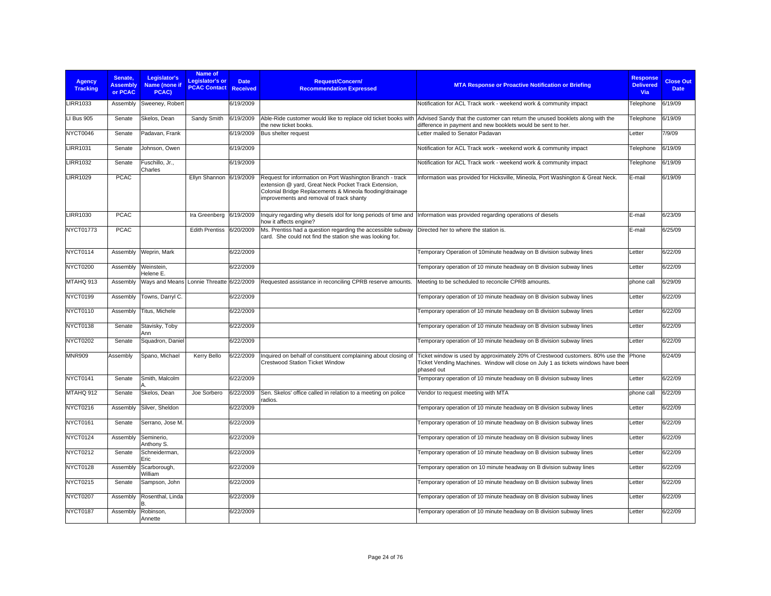| Agency Tracking | Senate, Assembly or PCAC | Legislator's Name (none if PCAC) | Name of Legislator's or PCAC Contact | Date Received | Request/Concern/ Recommendation Expressed | MTA Response or Proactive Notification or Briefing | Response Delivered Via | Close Out Date |
|---|---|---|---|---|---|---|---|---|
| LIRR1033 | Assembly | Sweeney, Robert | | 6/19/2009 | | Notification for ACL Track work - weekend work & community impact | Telephone | 6/19/09 |
| LI Bus 905 | Senate | Skelos, Dean | Sandy Smith | 6/19/2009 | Able-Ride customer would like to replace old ticket books with the new ticket books. | Advised Sandy that the customer can return the unused booklets along with the difference in payment and new booklets would be sent to her. | Telephone | 6/19/09 |
| NYCT0046 | Senate | Padavan, Frank | | 6/19/2009 | Bus shelter request | Letter mailed to Senator Padavan | Letter | 7/9/09 |
| LIRR1031 | Senate | Johnson, Owen | | 6/19/2009 | | Notification for ACL Track work - weekend work & community impact | Telephone | 6/19/09 |
| LIRR1032 | Senate | Fuschillo, Jr., Charles | | 6/19/2009 | | Notification for ACL Track work - weekend work & community impact | Telephone | 6/19/09 |
| LIRR1029 | PCAC | | Ellyn Shannon | 6/19/2009 | Request for information on Port Washington Branch - track extension @ yard, Great Neck Pocket Track Extension, Colonial Bridge Replacements & Mineola flooding/drainage improvements and removal of track shanty | Information was provided for Hicksville, Mineola, Port Washington & Great Neck. | E-mail | 6/19/09 |
| LIRR1030 | PCAC | | Ira Greenberg | 6/19/2009 | Inquiry regarding why diesels idol for long periods of time and how it affects engine? | Information was provided regarding operations of diesels | E-mail | 6/23/09 |
| NYCT01773 | PCAC | | Edith Prentiss | 6/20/2009 | Ms. Prentiss had a question regarding the accessible subway card. She could not find the station she was looking for. | Directed her to where the station is. | E-mail | 6/25/09 |
| NYCT0114 | Assembly | Weprin, Mark | | 6/22/2009 | | Temporary Operation of 10minute headway on B division subway lines | Letter | 6/22/09 |
| NYCT0200 | Assembly | Weinstein, Helene E. | | 6/22/2009 | | Temporary operation of 10 minute headway on B division subway lines | Letter | 6/22/09 |
| MTAHQ 913 | Assembly | Ways and Means | Lonnie Threatte | 6/22/2009 | Requested assistance in reconciling CPRB reserve amounts. | Meeting to be scheduled to reconcile CPRB amounts. | phone call | 6/29/09 |
| NYCT0199 | Assembly | Towns, Darryl C. | | 6/22/2009 | | Temporary operation of 10 minute headway on B division subway lines | Letter | 6/22/09 |
| NYCT0110 | Assembly | Titus, Michele | | 6/22/2009 | | Temporary operation of 10 minute headway on B division subway lines | Letter | 6/22/09 |
| NYCT0138 | Senate | Stavisky, Toby Ann | | 6/22/2009 | | Temporary operation of 10 minute headway on B division subway lines | Letter | 6/22/09 |
| NYCT0202 | Senate | Squadron, Daniel | | 6/22/2009 | | Temporary operation of 10 minute headway on B division subway lines | Letter | 6/22/09 |
| MNR909 | Assembly | Spano, Michael | Kerry Bello | 6/22/2009 | Inquired on behalf of constituent complaining about closing of Crestwood Station Ticket Window | Ticket window is used by approximately 20% of Crestwood customers. 80% use the Ticket Vending Machines. Window will close on July 1 as tickets windows have been phased out | Phone | 6/24/09 |
| NYCT0141 | Senate | Smith, Malcolm A. | | 6/22/2009 | | Temporary operation of 10 minute headway on B division subway lines | Letter | 6/22/09 |
| MTAHQ 912 | Senate | Skelos, Dean | Joe Sorbero | 6/22/2009 | Sen. Skelos' office called in relation to a meeting on police radios. | Vendor to request meeting with MTA | phone call | 6/22/09 |
| NYCT0216 | Assembly | Silver, Sheldon | | 6/22/2009 | | Temporary operation of 10 minute headway on B division subway lines | Letter | 6/22/09 |
| NYCT0161 | Senate | Serrano, Jose M. | | 6/22/2009 | | Temporary operation of 10 minute headway on B division subway lines | Letter | 6/22/09 |
| NYCT0124 | Assembly | Seminerio, Anthony S. | | 6/22/2009 | | Temporary operation of 10 minute headway on B division subway lines | Letter | 6/22/09 |
| NYCT0212 | Senate | Schneiderman, Eric | | 6/22/2009 | | Temporary operation of 10 minute headway on B division subway lines | Letter | 6/22/09 |
| NYCT0128 | Assembly | Scarborough, William | | 6/22/2009 | | Temporary operation on 10 minute headway on B division subway lines | Letter | 6/22/09 |
| NYCT0215 | Senate | Sampson, John | | 6/22/2009 | | Temporary operation of 10 minute headway on B division subway lines | Letter | 6/22/09 |
| NYCT0207 | Assembly | Rosenthal, Linda B. | | 6/22/2009 | | Temporary operation of 10 minute headway on B division subway lines | Letter | 6/22/09 |
| NYCT0187 | Assembly | Robinson, Annette | | 6/22/2009 | | Temporary operation of 10 minute headway on B division subway lines | Letter | 6/22/09 |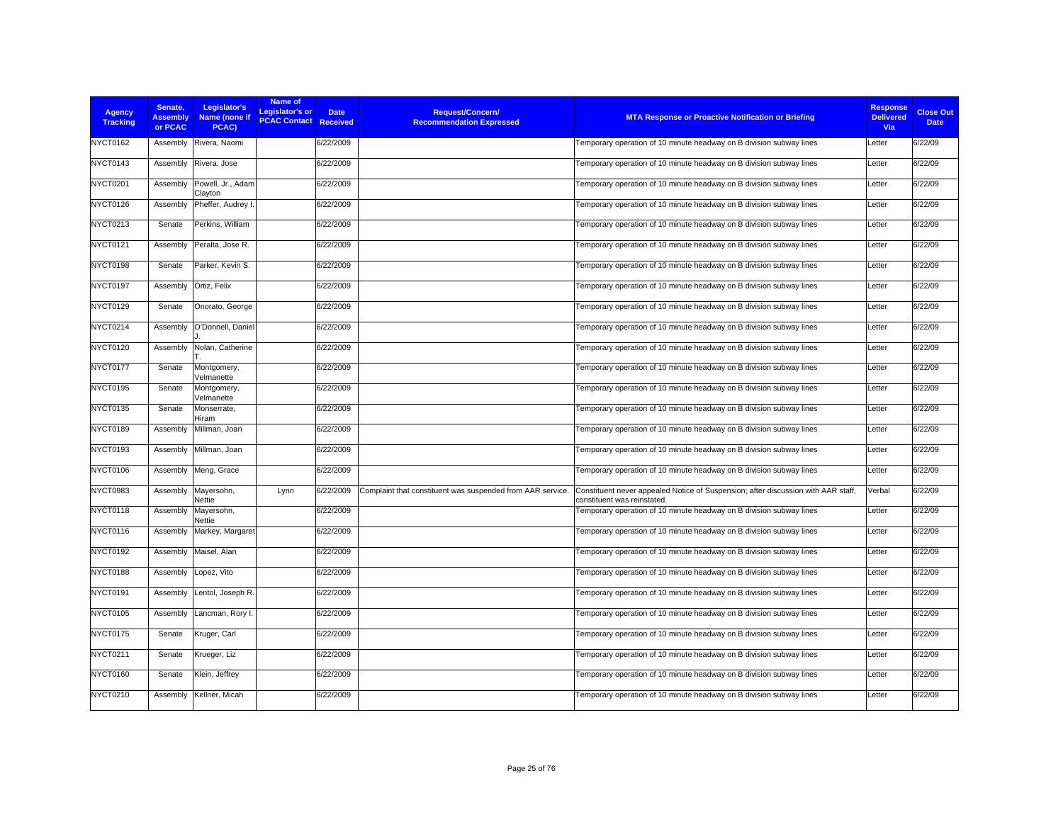| Agency Tracking | Senate, Assembly or PCAC | Legislator's Name (none if PCAC) | Name of Legislator's or PCAC Contact | Date Received | Request/Concern/ Recommendation Expressed | MTA Response or Proactive Notification or Briefing | Response Delivered Via | Close Out Date |
|---|---|---|---|---|---|---|---|---|
| NYCT0162 | Assembly | Rivera, Naomi | | 6/22/2009 | | Temporary operation of 10 minute headway on B division subway lines | Letter | 6/22/09 |
| NYCT0143 | Assembly | Rivera, Jose | | 6/22/2009 | | Temporary operation of 10 minute headway on B division subway lines | Letter | 6/22/09 |
| NYCT0201 | Assembly | Powell, Jr., Adam Clayton | | 6/22/2009 | | Temporary operation of 10 minute headway on B division subway lines | Letter | 6/22/09 |
| NYCT0126 | Assembly | Pheffer, Audrey I. | | 6/22/2009 | | Temporary operation of 10 minute headway on B division subway lines | Letter | 6/22/09 |
| NYCT0213 | Senate | Perkins, William | | 6/22/2009 | | Temporary operation of 10 minute headway on B division subway lines | Letter | 6/22/09 |
| NYCT0121 | Assembly | Peralta, Jose R. | | 6/22/2009 | | Temporary operation of 10 minute headway on B division subway lines | Letter | 6/22/09 |
| NYCT0198 | Senate | Parker, Kevin S. | | 6/22/2009 | | Temporary operation of 10 minute headway on B division subway lines | Letter | 6/22/09 |
| NYCT0197 | Assembly | Ortiz, Felix | | 6/22/2009 | | Temporary operation of 10 minute headway on B division subway lines | Letter | 6/22/09 |
| NYCT0129 | Senate | Onorato, George | | 6/22/2009 | | Temporary operation of 10 minute headway on B division subway lines | Letter | 6/22/09 |
| NYCT0214 | Assembly | O'Donnell, Daniel J. | | 6/22/2009 | | Temporary operation of 10 minute headway on B division subway lines | Letter | 6/22/09 |
| NYCT0120 | Assembly | Nolan, Catherine T. | | 6/22/2009 | | Temporary operation of 10 minute headway on B division subway lines | Letter | 6/22/09 |
| NYCT0177 | Senate | Montgomery, Velmanette | | 6/22/2009 | | Temporary operation of 10 minute headway on B division subway lines | Letter | 6/22/09 |
| NYCT0195 | Senate | Montgomery, Velmanette | | 6/22/2009 | | Temporary operation of 10 minute headway on B division subway lines | Letter | 6/22/09 |
| NYCT0135 | Senate | Monserrate, Hiram | | 6/22/2009 | | Temporary operation of 10 minute headway on B division subway lines | Letter | 6/22/09 |
| NYCT0189 | Assembly | Millman, Joan | | 6/22/2009 | | Temporary operation of 10 minute headway on B division subway lines | Letter | 6/22/09 |
| NYCT0193 | Assembly | Millman, Joan | | 6/22/2009 | | Temporary operation of 10 minute headway on B division subway lines | Letter | 6/22/09 |
| NYCT0106 | Assembly | Meng, Grace | | 6/22/2009 | | Temporary operation of 10 minute headway on B division subway lines | Letter | 6/22/09 |
| NYCT0983 | Assembly | Mayersohn, Nettie | Lynn | 6/22/2009 | Complaint that constituent was suspended from AAR service. | Constituent never appealed Notice of Suspension; after discussion with AAR staff, constituent was reinstated. | Verbal | 6/22/09 |
| NYCT0118 | Assembly | Mayersohn, Nettie | | 6/22/2009 | | Temporary operation of 10 minute headway on B division subway lines | Letter | 6/22/09 |
| NYCT0116 | Assembly | Markey, Margaret | | 6/22/2009 | | Temporary operation of 10 minute headway on B division subway lines | Letter | 6/22/09 |
| NYCT0192 | Assembly | Maisel, Alan | | 6/22/2009 | | Temporary operation of 10 minute headway on B division subway lines | Letter | 6/22/09 |
| NYCT0188 | Assembly | Lopez, Vito | | 6/22/2009 | | Temporary operation of 10 minute headway on B division subway lines | Letter | 6/22/09 |
| NYCT0191 | Assembly | Lentol, Joseph R. | | 6/22/2009 | | Temporary operation of 10 minute headway on B division subway lines | Letter | 6/22/09 |
| NYCT0105 | Assembly | Lancman, Rory I. | | 6/22/2009 | | Temporary operation of 10 minute headway on B division subway lines | Letter | 6/22/09 |
| NYCT0175 | Senate | Kruger, Carl | | 6/22/2009 | | Temporary operation of 10 minute headway on B division subway lines | Letter | 6/22/09 |
| NYCT0211 | Senate | Krueger, Liz | | 6/22/2009 | | Temporary operation of 10 minute headway on B division subway lines | Letter | 6/22/09 |
| NYCT0160 | Senate | Klein, Jeffrey | | 6/22/2009 | | Temporary operation of 10 minute headway on B division subway lines | Letter | 6/22/09 |
| NYCT0210 | Assembly | Kellner, Micah | | 6/22/2009 | | Temporary operation of 10 minute headway on B division subway lines | Letter | 6/22/09 |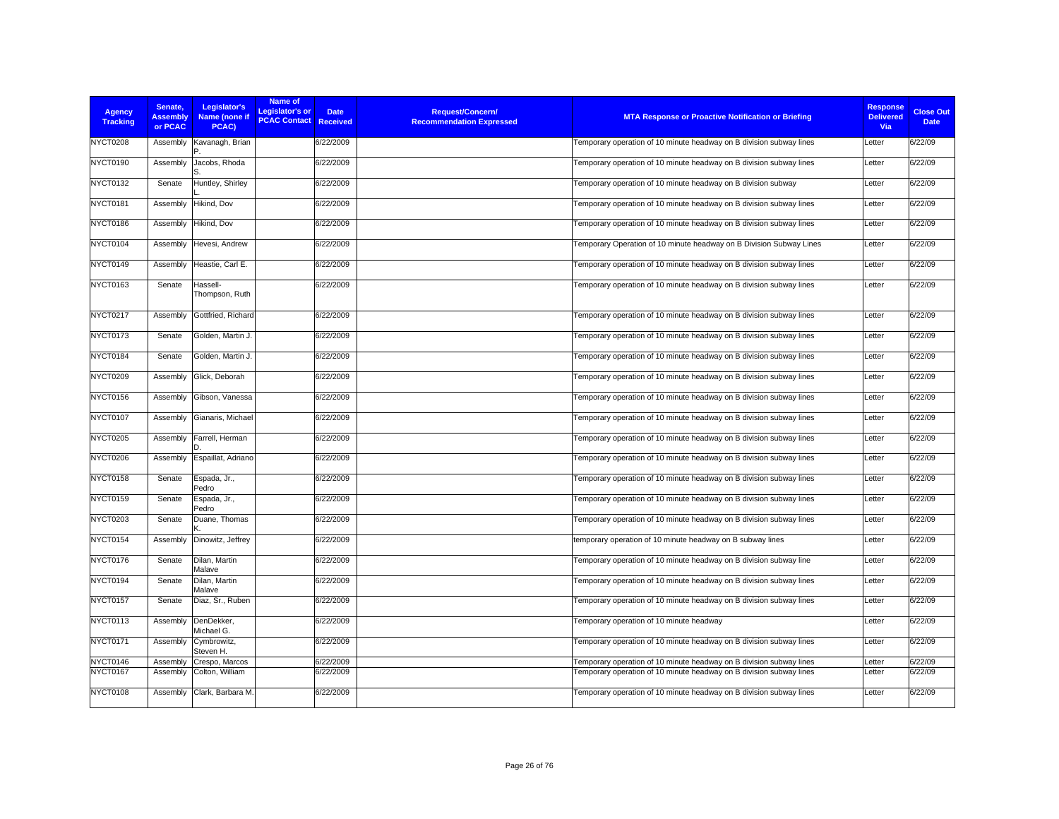| Agency Tracking | Senate, Assembly or PCAC | Legislator's Name (none if PCAC) | Name of Legislator's or PCAC Contact | Date Received | Request/Concern/ Recommendation Expressed | MTA Response or Proactive Notification or Briefing | Response Delivered Via | Close Out Date |
|---|---|---|---|---|---|---|---|---|
| NYCT0208 | Assembly | Kavanagh, Brian P. | | 6/22/2009 | | Temporary operation of 10 minute headway on B division subway lines | Letter | 6/22/09 |
| NYCT0190 | Assembly | Jacobs, Rhoda S. | | 6/22/2009 | | Temporary operation of 10 minute headway on B division subway lines | Letter | 6/22/09 |
| NYCT0132 | Senate | Huntley, Shirley L. | | 6/22/2009 | | Temporary operation of 10 minute headway on B division subway | Letter | 6/22/09 |
| NYCT0181 | Assembly | Hikind, Dov | | 6/22/2009 | | Temporary operation of 10 minute headway on B division subway lines | Letter | 6/22/09 |
| NYCT0186 | Assembly | Hikind, Dov | | 6/22/2009 | | Temporary operation of 10 minute headway on B division subway lines | Letter | 6/22/09 |
| NYCT0104 | Assembly | Hevesi, Andrew | | 6/22/2009 | | Temporary Operation of 10 minute headway on B Division Subway Lines | Letter | 6/22/09 |
| NYCT0149 | Assembly | Heastie, Carl E. | | 6/22/2009 | | Temporary operation of 10 minute headway on B division subway lines | Letter | 6/22/09 |
| NYCT0163 | Senate | Hassell-Thompson, Ruth | | 6/22/2009 | | Temporary operation of 10 minute headway on B division subway lines | Letter | 6/22/09 |
| NYCT0217 | Assembly | Gottfried, Richard | | 6/22/2009 | | Temporary operation of 10 minute headway on B division subway lines | Letter | 6/22/09 |
| NYCT0173 | Senate | Golden, Martin J. | | 6/22/2009 | | Temporary operation of 10 minute headway on B division subway lines | Letter | 6/22/09 |
| NYCT0184 | Senate | Golden, Martin J. | | 6/22/2009 | | Temporary operation of 10 minute headway on B division subway lines | Letter | 6/22/09 |
| NYCT0209 | Assembly | Glick, Deborah | | 6/22/2009 | | Temporary operation of 10 minute headway on B division subway lines | Letter | 6/22/09 |
| NYCT0156 | Assembly | Gibson, Vanessa | | 6/22/2009 | | Temporary operation of 10 minute headway on B division subway lines | Letter | 6/22/09 |
| NYCT0107 | Assembly | Gianaris, Michael | | 6/22/2009 | | Temporary operation of 10 minute headway on B division subway lines | Letter | 6/22/09 |
| NYCT0205 | Assembly | Farrell, Herman D. | | 6/22/2009 | | Temporary operation of 10 minute headway on B division subway lines | Letter | 6/22/09 |
| NYCT0206 | Assembly | Espaillat, Adriano | | 6/22/2009 | | Temporary operation of 10 minute headway on B division subway lines | Letter | 6/22/09 |
| NYCT0158 | Senate | Espada, Jr., Pedro | | 6/22/2009 | | Temporary operation of 10 minute headway on B division subway lines | Letter | 6/22/09 |
| NYCT0159 | Senate | Espada, Jr., Pedro | | 6/22/2009 | | Temporary operation of 10 minute headway on B division subway lines | Letter | 6/22/09 |
| NYCT0203 | Senate | Duane, Thomas K. | | 6/22/2009 | | Temporary operation of 10 minute headway on B division subway lines | Letter | 6/22/09 |
| NYCT0154 | Assembly | Dinowitz, Jeffrey | | 6/22/2009 | | temporary operation of 10 minute headway on B subway lines | Letter | 6/22/09 |
| NYCT0176 | Senate | Dilan, Martin Malave | | 6/22/2009 | | Temporary operation of 10 minute headway on B division subway line | Letter | 6/22/09 |
| NYCT0194 | Senate | Dilan, Martin Malave | | 6/22/2009 | | Temporary operation of 10 minute headway on B division subway lines | Letter | 6/22/09 |
| NYCT0157 | Senate | Diaz, Sr., Ruben | | 6/22/2009 | | Temporary operation of 10 minute headway on B division subway lines | Letter | 6/22/09 |
| NYCT0113 | Assembly | DenDekker, Michael G. | | 6/22/2009 | | Temporary operation of 10 minute headway | Letter | 6/22/09 |
| NYCT0171 | Assembly | Cymbrowitz, Steven H. | | 6/22/2009 | | Temporary operation of 10 minute headway on B division subway lines | Letter | 6/22/09 |
| NYCT0146 | Assembly | Crespo, Marcos | | 6/22/2009 | | Temporary operation of 10 minute headway on B division subway lines | Letter | 6/22/09 |
| NYCT0167 | Assembly | Colton, William | | 6/22/2009 | | Temporary operation of 10 minute headway on B division subway lines | Letter | 6/22/09 |
| NYCT0108 | Assembly | Clark, Barbara M. | | 6/22/2009 | | Temporary operation of 10 minute headway on B division subway lines | Letter | 6/22/09 |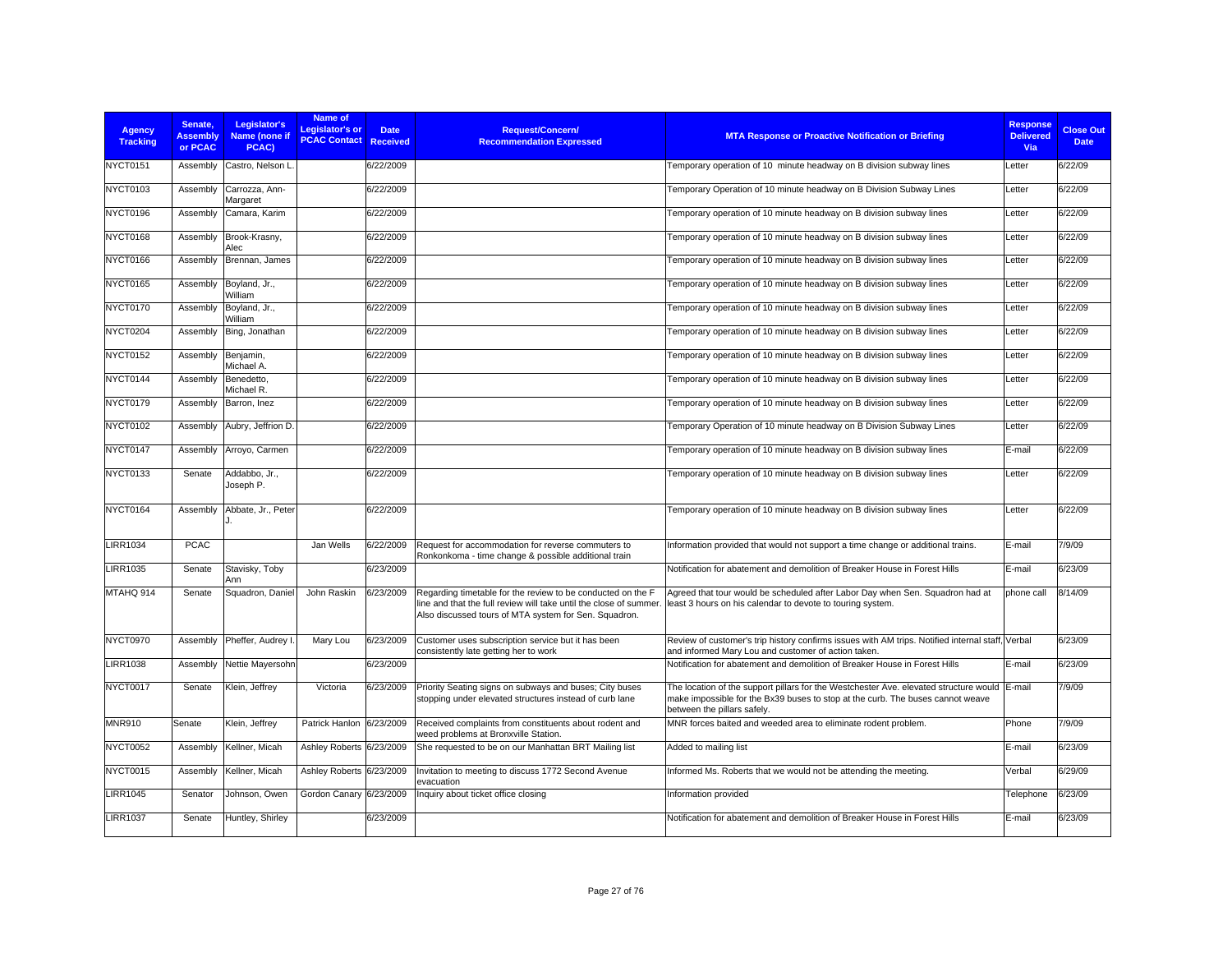| Agency Tracking | Senate, Assembly or PCAC | Legislator's Name (none if PCAC) | Name of Legislator's or PCAC Contact | Date Received | Request/Concern/ Recommendation Expressed | MTA Response or Proactive Notification or Briefing | Response Delivered Via | Close Out Date |
|---|---|---|---|---|---|---|---|---|
| NYCT0151 | Assembly | Castro, Nelson L. | | 6/22/2009 | | Temporary operation of 10 minute headway on B division subway lines | Letter | 6/22/09 |
| NYCT0103 | Assembly | Carrozza, Ann-Margaret | | 6/22/2009 | | Temporary Operation of 10 minute headway on B Division Subway Lines | Letter | 6/22/09 |
| NYCT0196 | Assembly | Camara, Karim | | 6/22/2009 | | Temporary operation of 10 minute headway on B division subway lines | Letter | 6/22/09 |
| NYCT0168 | Assembly | Brook-Krasny, Alec | | 6/22/2009 | | Temporary operation of 10 minute headway on B division subway lines | Letter | 6/22/09 |
| NYCT0166 | Assembly | Brennan, James | | 6/22/2009 | | Temporary operation of 10 minute headway on B division subway lines | Letter | 6/22/09 |
| NYCT0165 | Assembly | Boyland, Jr., William | | 6/22/2009 | | Temporary operation of 10 minute headway on B division subway lines | Letter | 6/22/09 |
| NYCT0170 | Assembly | Boyland, Jr., William | | 6/22/2009 | | Temporary operation of 10 minute headway on B division subway lines | Letter | 6/22/09 |
| NYCT0204 | Assembly | Bing, Jonathan | | 6/22/2009 | | Temporary operation of 10 minute headway on B division subway lines | Letter | 6/22/09 |
| NYCT0152 | Assembly | Benjamin, Michael A. | | 6/22/2009 | | Temporary operation of 10 minute headway on B division subway lines | Letter | 6/22/09 |
| NYCT0144 | Assembly | Benedetto, Michael R. | | 6/22/2009 | | Temporary operation of 10 minute headway on B division subway lines | Letter | 6/22/09 |
| NYCT0179 | Assembly | Barron, Inez | | 6/22/2009 | | Temporary operation of 10 minute headway on B division subway lines | Letter | 6/22/09 |
| NYCT0102 | Assembly | Aubry, Jeffrion D. | | 6/22/2009 | | Temporary Operation of 10 minute headway on B Division Subway Lines | Letter | 6/22/09 |
| NYCT0147 | Assembly | Arroyo, Carmen | | 6/22/2009 | | Temporary operation of 10 minute headway on B division subway lines | E-mail | 6/22/09 |
| NYCT0133 | Senate | Addabbo, Jr., Joseph P. | | 6/22/2009 | | Temporary operation of 10 minute headway on B division subway lines | Letter | 6/22/09 |
| NYCT0164 | Assembly | Abbate, Jr., Peter J. | | 6/22/2009 | | Temporary operation of 10 minute headway on B division subway lines | Letter | 6/22/09 |
| LIRR1034 | PCAC | | Jan Wells | 6/22/2009 | Request for accommodation for reverse commuters to Ronkonkoma - time change & possible additional train | Information provided that would not support a time change or additional trains. | E-mail | 7/9/09 |
| LIRR1035 | Senate | Stavisky, Toby Ann | | 6/23/2009 | | Notification for abatement and demolition of Breaker House in Forest Hills | E-mail | 6/23/09 |
| MTAHQ 914 | Senate | Squadron, Daniel | John Raskin | 6/23/2009 | Regarding timetable for the review to be conducted on the F line and that the full review will take until the close of summer. Also discussed tours of MTA system for Sen. Squadron. | Agreed that tour would be scheduled after Labor Day when Sen. Squadron had at least 3 hours on his calendar to devote to touring system. | phone call | 8/14/09 |
| NYCT0970 | Assembly | Pheffer, Audrey I. | Mary Lou | 6/23/2009 | Customer uses subscription service but it has been consistently late getting her to work | Review of customer's trip history confirms issues with AM trips. Notified internal staff, and informed Mary Lou and customer of action taken. | Verbal | 6/23/09 |
| LIRR1038 | Assembly | Nettie Mayersohn | | 6/23/2009 | | Notification for abatement and demolition of Breaker House in Forest Hills | E-mail | 6/23/09 |
| NYCT0017 | Senate | Klein, Jeffrey | Victoria | 6/23/2009 | Priority Seating signs on subways and buses; City buses stopping under elevated structures instead of curb lane | The location of the support pillars for the Westchester Ave. elevated structure would make impossible for the Bx39 buses to stop at the curb. The buses cannot weave between the pillars safely. | E-mail | 7/9/09 |
| MNR910 | Senate | Klein, Jeffrey | Patrick Hanlon | 6/23/2009 | Received complaints from constituents about rodent and weed problems at Bronxville Station. | MNR forces baited and weeded area to eliminate rodent problem. | Phone | 7/9/09 |
| NYCT0052 | Assembly | Kellner, Micah | Ashley Roberts | 6/23/2009 | She requested to be on our Manhattan BRT Mailing list | Added to mailing list | E-mail | 6/23/09 |
| NYCT0015 | Assembly | Kellner, Micah | Ashley Roberts | 6/23/2009 | Invitation to meeting to discuss 1772 Second Avenue evacuation | Informed Ms. Roberts that we would not be attending the meeting. | Verbal | 6/29/09 |
| LIRR1045 | Senator | Johnson, Owen | Gordon Canary | 6/23/2009 | Inquiry about ticket office closing | Information provided | Telephone | 6/23/09 |
| LIRR1037 | Senate | Huntley, Shirley | | 6/23/2009 | | Notification for abatement and demolition of Breaker House in Forest Hills | E-mail | 6/23/09 |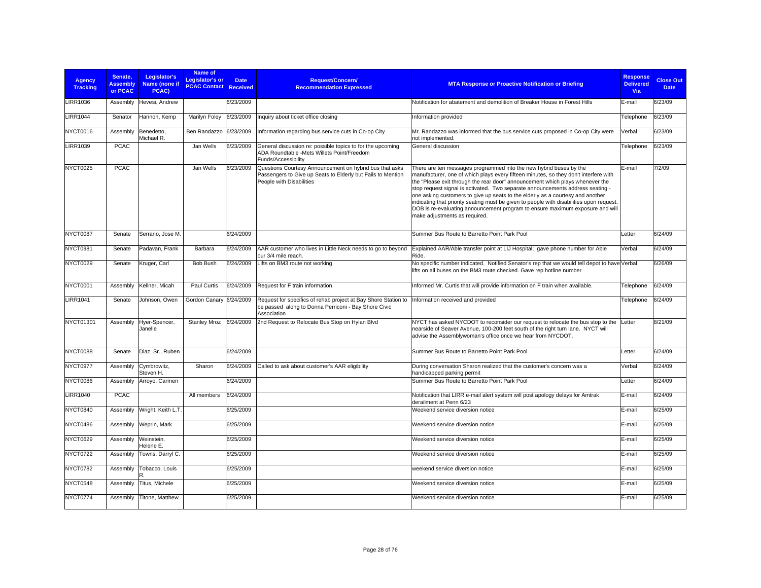| Agency Tracking | Senate, Assembly or PCAC | Legislator's Name (none if PCAC) | Name of Legislator's or PCAC Contact | Date Received | Request/Concern/ Recommendation Expressed | MTA Response or Proactive Notification or Briefing | Response Delivered Via | Close Out Date |
|---|---|---|---|---|---|---|---|---|
| LIRR1036 | Assembly | Hevesi, Andrew | | 6/23/2009 | | Notification for abatement and demolition of Breaker House in Forest Hills | E-mail | 6/23/09 |
| LIRR1044 | Senator | Hannon, Kemp | Marilyn Foley | 6/23/2009 | Inquiry about ticket office closing | Information provided | Telephone | 6/23/09 |
| NYCT0016 | Assembly | Benedetto, Michael R. | Ben Randazzo | 6/23/2009 | Information regarding bus service cuts in Co-op City | Mr. Randazzo was informed that the bus service cuts proposed in Co-op City were not implemented. | Verbal | 6/23/09 |
| LIRR1039 | PCAC | | Jan Wells | 6/23/2009 | General discussion re: possible topics to for the upcoming ADA Roundtable -Mets Willets Point/Freedom Funds/Accessibility | General discussion | Telephone | 6/23/09 |
| NYCT0025 | PCAC | | Jan Wells | 6/23/2009 | Questions Courtesy Announcement on hybrid bus that asks Passengers to Give up Seats to Elderly but Fails to Mention People with Disabilities | There are ten messages programmed into the new hybrid buses by the manufacturer, one of which plays every fifteen minutes, so they don't interfere with the "Please exit through the rear door" announcement which plays whenever the stop request signal is activated. Two separate announcements address seating - one asking customers to give up seats to the elderly as a courtesy and another indicating that priority seating must be given to people with disabilities upon request. DOB is re-evaluating announcement program to ensure maximum exposure and will make adjustments as required. | E-mail | 7/2/09 |
| NYCT0087 | Senate | Serrano, Jose M. | | 6/24/2009 | | Summer Bus Route to Barretto Point Park Pool | Letter | 6/24/09 |
| NYCT0981 | Senate | Padavan, Frank | Barbara | 6/24/2009 | AAR customer who lives in Little Neck needs to go to beyond our 3/4 mile reach. | Explained AAR/Able transfer point at LIJ Hospital; gave phone number for Able Ride. | Verbal | 6/24/09 |
| NYCT0029 | Senate | Kruger, Carl | Bob Bush | 6/24/2009 | Lifts on BM3 route not working | No specific number indicated. Notified Senator's rep that we would tell depot to have lifts on all buses on the BM3 route checked. Gave rep hotline number | Verbal | 6/26/09 |
| NYCT0001 | Assembly | Kellner, Micah | Paul Curtis | 6/24/2009 | Request for F train information | Informed Mr. Curtis that will provide information on F train when available. | Telephone | 6/24/09 |
| LIRR1041 | Senate | Johnson, Owen | Gordon Canary | 6/24/2009 | Request for specifics of rehab project at Bay Shore Station to be passed along to Donna Perriconi - Bay Shore Civic Association | Information received and provided | Telephone | 6/24/09 |
| NYCT01301 | Assembly | Hyer-Spencer, Janelle | Stanley Mroz | 6/24/2009 | 2nd Request to Relocate Bus Stop on Hylan Blvd | NYCT has asked NYCDOT to reconsider our request to relocate the bus stop to the nearside of Seaver Avenue, 100-200 feet south of the right turn lane. NYCT will advise the Assemblywoman's office once we hear from NYCDOT. | Letter | 8/21/09 |
| NYCT0088 | Senate | Diaz, Sr., Ruben | | 6/24/2009 | | Summer Bus Route to Barretto Point Park Pool | Letter | 6/24/09 |
| NYCT0977 | Assembly | Cymbrowitz, Steven H. | Sharon | 6/24/2009 | Called to ask about customer's AAR eligibility | During conversation Sharon realized that the customer's concern was a handicapped parking permit | Verbal | 6/24/09 |
| NYCT0086 | Assembly | Arroyo, Carmen | | 6/24/2009 | | Summer Bus Route to Barretto Point Park Pool | Letter | 6/24/09 |
| LIRR1040 | PCAC | | All members | 6/24/2009 | | Notification that LIRR e-mail alert system will post apology delays for Amtrak derailment at Penn 6/23 | E-mail | 6/24/09 |
| NYCT0840 | Assembly | Wright, Keith L.T. | | 6/25/2009 | | Weekend service diversion notice | E-mail | 6/25/09 |
| NYCT0486 | Assembly | Weprin, Mark | | 6/25/2009 | | Weekend service diversion notice | E-mail | 6/25/09 |
| NYCT0629 | Assembly | Weinstein, Helene E. | | 6/25/2009 | | Weekend service diversion notice | E-mail | 6/25/09 |
| NYCT0722 | Assembly | Towns, Darryl C. | | 6/25/2009 | | Weekend service diversion notice | E-mail | 6/25/09 |
| NYCT0782 | Assembly | Tobacco, Louis R. | | 6/25/2009 | | weekend service diversion notice | E-mail | 6/25/09 |
| NYCT0548 | Assembly | Titus, Michele | | 6/25/2009 | | Weekend service diversion notice | E-mail | 6/25/09 |
| NYCT0774 | Assembly | Titone, Matthew | | 6/25/2009 | | Weekend service diversion notice | E-mail | 6/25/09 |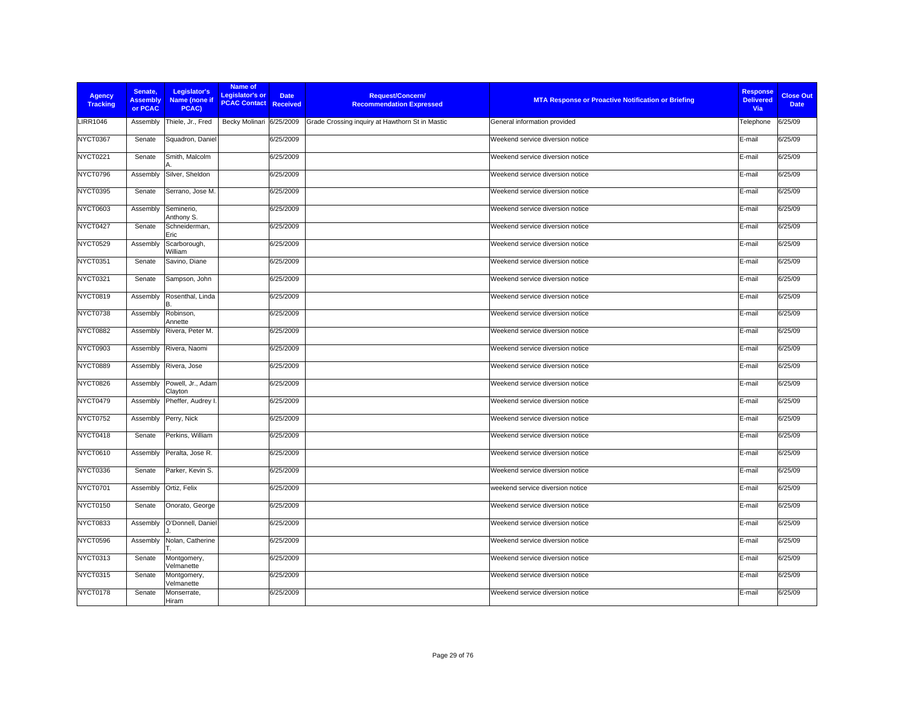| Agency Tracking | Senate, Assembly or PCAC | Legislator's Name (none if PCAC) | Name of Legislator's or PCAC Contact | Date Received | Request/Concern/ Recommendation Expressed | MTA Response or Proactive Notification or Briefing | Response Delivered Via | Close Out Date |
|---|---|---|---|---|---|---|---|---|
| LIRR1046 | Assembly | Thiele, Jr., Fred | Becky Molinari | 6/25/2009 | Grade Crossing inquiry at Hawthorn St in Mastic | General information provided | Telephone | 6/25/09 |
| NYCT0367 | Senate | Squadron, Daniel | | 6/25/2009 | | Weekend service diversion notice | E-mail | 6/25/09 |
| NYCT0221 | Senate | Smith, Malcolm A. | | 6/25/2009 | | Weekend service diversion notice | E-mail | 6/25/09 |
| NYCT0796 | Assembly | Silver, Sheldon | | 6/25/2009 | | Weekend service diversion notice | E-mail | 6/25/09 |
| NYCT0395 | Senate | Serrano, Jose M. | | 6/25/2009 | | Weekend service diversion notice | E-mail | 6/25/09 |
| NYCT0603 | Assembly | Seminerio, Anthony S. | | 6/25/2009 | | Weekend service diversion notice | E-mail | 6/25/09 |
| NYCT0427 | Senate | Schneiderman, Eric | | 6/25/2009 | | Weekend service diversion notice | E-mail | 6/25/09 |
| NYCT0529 | Assembly | Scarborough, William | | 6/25/2009 | | Weekend service diversion notice | E-mail | 6/25/09 |
| NYCT0351 | Senate | Savino, Diane | | 6/25/2009 | | Weekend service diversion notice | E-mail | 6/25/09 |
| NYCT0321 | Senate | Sampson, John | | 6/25/2009 | | Weekend service diversion notice | E-mail | 6/25/09 |
| NYCT0819 | Assembly | Rosenthal, Linda B. | | 6/25/2009 | | Weekend service diversion notice | E-mail | 6/25/09 |
| NYCT0738 | Assembly | Robinson, Annette | | 6/25/2009 | | Weekend service diversion notice | E-mail | 6/25/09 |
| NYCT0882 | Assembly | Rivera, Peter M. | | 6/25/2009 | | Weekend service diversion notice | E-mail | 6/25/09 |
| NYCT0903 | Assembly | Rivera, Naomi | | 6/25/2009 | | Weekend service diversion notice | E-mail | 6/25/09 |
| NYCT0889 | Assembly | Rivera, Jose | | 6/25/2009 | | Weekend service diversion notice | E-mail | 6/25/09 |
| NYCT0826 | Assembly | Powell, Jr., Adam Clayton | | 6/25/2009 | | Weekend service diversion notice | E-mail | 6/25/09 |
| NYCT0479 | Assembly | Pheffer, Audrey I. | | 6/25/2009 | | Weekend service diversion notice | E-mail | 6/25/09 |
| NYCT0752 | Assembly | Perry, Nick | | 6/25/2009 | | Weekend service diversion notice | E-mail | 6/25/09 |
| NYCT0418 | Senate | Perkins, William | | 6/25/2009 | | Weekend service diversion notice | E-mail | 6/25/09 |
| NYCT0610 | Assembly | Peralta, Jose R. | | 6/25/2009 | | Weekend service diversion notice | E-mail | 6/25/09 |
| NYCT0336 | Senate | Parker, Kevin S. | | 6/25/2009 | | Weekend service diversion notice | E-mail | 6/25/09 |
| NYCT0701 | Assembly | Ortiz, Felix | | 6/25/2009 | | weekend service diversion notice | E-mail | 6/25/09 |
| NYCT0150 | Senate | Onorato, George | | 6/25/2009 | | Weekend service diversion notice | E-mail | 6/25/09 |
| NYCT0833 | Assembly | O'Donnell, Daniel J. | | 6/25/2009 | | Weekend service diversion notice | E-mail | 6/25/09 |
| NYCT0596 | Assembly | Nolan, Catherine T. | | 6/25/2009 | | Weekend service diversion notice | E-mail | 6/25/09 |
| NYCT0313 | Senate | Montgomery, Velmanette | | 6/25/2009 | | Weekend service diversion notice | E-mail | 6/25/09 |
| NYCT0315 | Senate | Montgomery, Velmanette | | 6/25/2009 | | Weekend service diversion notice | E-mail | 6/25/09 |
| NYCT0178 | Senate | Monserrate, Hiram | | 6/25/2009 | | Weekend service diversion notice | E-mail | 6/25/09 |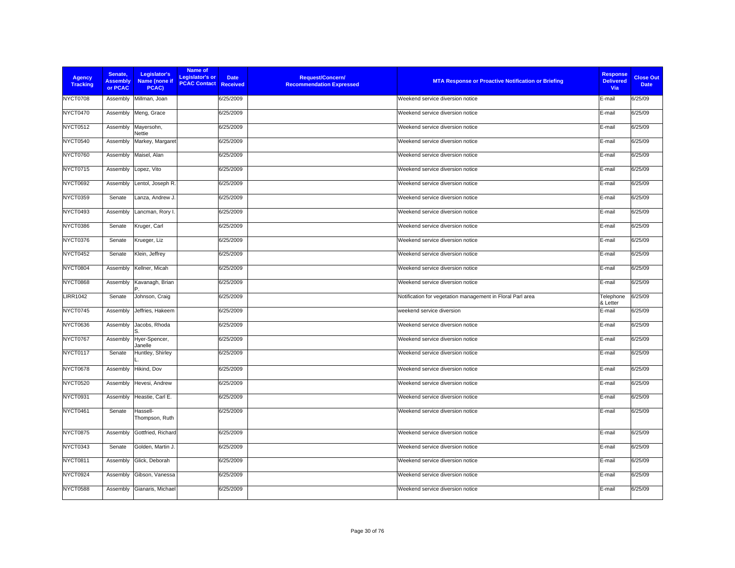| Agency Tracking | Senate, Assembly or PCAC | Legislator's Name (none if PCAC) | Name of Legislator's or PCAC Contact | Date Received | Request/Concern/ Recommendation Expressed | MTA Response or Proactive Notification or Briefing | Response Delivered Via | Close Out Date |
|---|---|---|---|---|---|---|---|---|
| NYCT0708 | Assembly | Millman, Joan | | 6/25/2009 | | Weekend service diversion notice | E-mail | 6/25/09 |
| NYCT0470 | Assembly | Meng, Grace | | 6/25/2009 | | Weekend service diversion notice | E-mail | 6/25/09 |
| NYCT0512 | Assembly | Mayersohn, Nettie | | 6/25/2009 | | Weekend service diversion notice | E-mail | 6/25/09 |
| NYCT0540 | Assembly | Markey, Margaret | | 6/25/2009 | | Weekend service diversion notice | E-mail | 6/25/09 |
| NYCT0760 | Assembly | Maisel, Alan | | 6/25/2009 | | Weekend service diversion notice | E-mail | 6/25/09 |
| NYCT0715 | Assembly | Lopez, Vito | | 6/25/2009 | | Weekend service diversion notice | E-mail | 6/25/09 |
| NYCT0692 | Assembly | Lentol, Joseph R. | | 6/25/2009 | | Weekend service diversion notice | E-mail | 6/25/09 |
| NYCT0359 | Senate | Lanza, Andrew J. | | 6/25/2009 | | Weekend service diversion notice | E-mail | 6/25/09 |
| NYCT0493 | Assembly | Lancman, Rory I. | | 6/25/2009 | | Weekend service diversion notice | E-mail | 6/25/09 |
| NYCT0386 | Senate | Kruger, Carl | | 6/25/2009 | | Weekend service diversion notice | E-mail | 6/25/09 |
| NYCT0376 | Senate | Krueger, Liz | | 6/25/2009 | | Weekend service diversion notice | E-mail | 6/25/09 |
| NYCT0452 | Senate | Klein, Jeffrey | | 6/25/2009 | | Weekend service diversion notice | E-mail | 6/25/09 |
| NYCT0804 | Assembly | Kellner, Micah | | 6/25/2009 | | Weekend service diversion notice | E-mail | 6/25/09 |
| NYCT0868 | Assembly | Kavanagh, Brian P. | | 6/25/2009 | | Weekend service diversion notice | E-mail | 6/25/09 |
| LIRR1042 | Senate | Johnson, Craig | | 6/25/2009 | | Notification for vegetation management in Floral Parl area | Telephone & Letter | 6/25/09 |
| NYCT0745 | Assembly | Jeffries, Hakeem | | 6/25/2009 | | weekend service diversion | E-mail | 6/25/09 |
| NYCT0636 | Assembly | Jacobs, Rhoda S. | | 6/25/2009 | | Weekend service diversion notice | E-mail | 6/25/09 |
| NYCT0767 | Assembly | Hyer-Spencer, Janelle | | 6/25/2009 | | Weekend service diversion notice | E-mail | 6/25/09 |
| NYCT0117 | Senate | Huntley, Shirley L. | | 6/25/2009 | | Weekend service diversion notice | E-mail | 6/25/09 |
| NYCT0678 | Assembly | Hikind, Dov | | 6/25/2009 | | Weekend service diversion notice | E-mail | 6/25/09 |
| NYCT0520 | Assembly | Hevesi, Andrew | | 6/25/2009 | | Weekend service diversion notice | E-mail | 6/25/09 |
| NYCT0931 | Assembly | Heastie, Carl E. | | 6/25/2009 | | Weekend service diversion notice | E-mail | 6/25/09 |
| NYCT0461 | Senate | Hassell-Thompson, Ruth | | 6/25/2009 | | Weekend service diversion notice | E-mail | 6/25/09 |
| NYCT0875 | Assembly | Gottfried, Richard | | 6/25/2009 | | Weekend service diversion notice | E-mail | 6/25/09 |
| NYCT0343 | Senate | Golden, Martin J. | | 6/25/2009 | | Weekend service diversion notice | E-mail | 6/25/09 |
| NYCT0811 | Assembly | Glick, Deborah | | 6/25/2009 | | Weekend service diversion notice | E-mail | 6/25/09 |
| NYCT0924 | Assembly | Gibson, Vanessa | | 6/25/2009 | | Weekend service diversion notice | E-mail | 6/25/09 |
| NYCT0588 | Assembly | Gianaris, Michael | | 6/25/2009 | | Weekend service diversion notice | E-mail | 6/25/09 |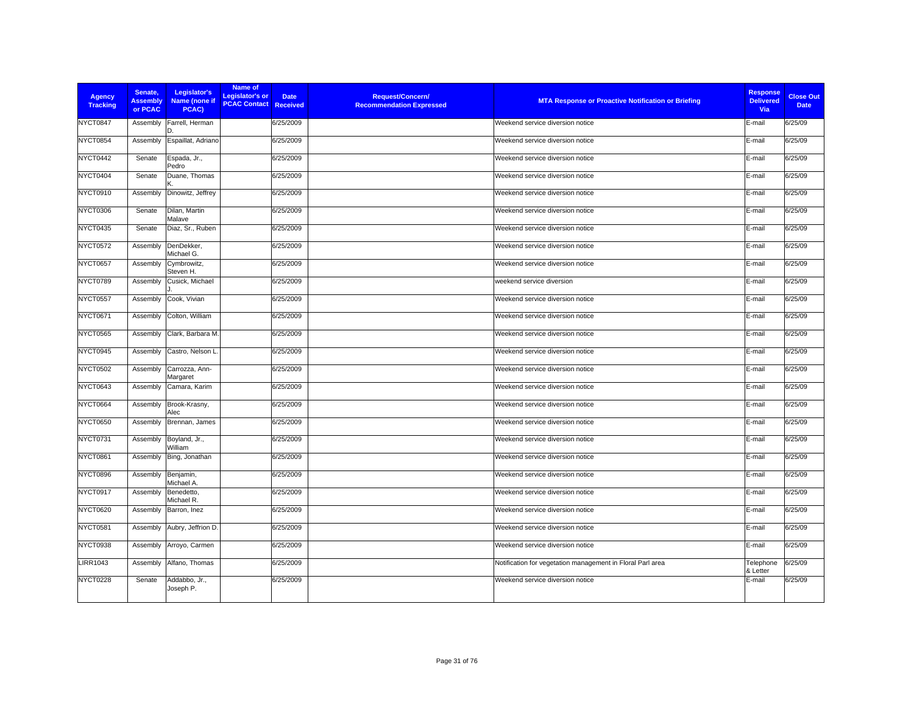| Agency Tracking | Senate, Assembly or PCAC | Legislator's Name (none if PCAC) | Name of Legislator's or PCAC Contact | Date Received | Request/Concern/ Recommendation Expressed | MTA Response or Proactive Notification or Briefing | Response Delivered Via | Close Out Date |
|---|---|---|---|---|---|---|---|---|
| NYCT0847 | Assembly | Farrell, Herman D. | | 6/25/2009 | | Weekend service diversion notice | E-mail | 6/25/09 |
| NYCT0854 | Assembly | Espaillat, Adriano | | 6/25/2009 | | Weekend service diversion notice | E-mail | 6/25/09 |
| NYCT0442 | Senate | Espada, Jr., Pedro | | 6/25/2009 | | Weekend service diversion notice | E-mail | 6/25/09 |
| NYCT0404 | Senate | Duane, Thomas K. | | 6/25/2009 | | Weekend service diversion notice | E-mail | 6/25/09 |
| NYCT0910 | Assembly | Dinowitz, Jeffrey | | 6/25/2009 | | Weekend service diversion notice | E-mail | 6/25/09 |
| NYCT0306 | Senate | Dilan, Martin Malave | | 6/25/2009 | | Weekend service diversion notice | E-mail | 6/25/09 |
| NYCT0435 | Senate | Diaz, Sr., Ruben | | 6/25/2009 | | Weekend service diversion notice | E-mail | 6/25/09 |
| NYCT0572 | Assembly | DenDekker, Michael G. | | 6/25/2009 | | Weekend service diversion notice | E-mail | 6/25/09 |
| NYCT0657 | Assembly | Cymbrowitz, Steven H. | | 6/25/2009 | | Weekend service diversion notice | E-mail | 6/25/09 |
| NYCT0789 | Assembly | Cusick, Michael J. | | 6/25/2009 | | weekend service diversion | E-mail | 6/25/09 |
| NYCT0557 | Assembly | Cook, Vivian | | 6/25/2009 | | Weekend service diversion notice | E-mail | 6/25/09 |
| NYCT0671 | Assembly | Colton, William | | 6/25/2009 | | Weekend service diversion notice | E-mail | 6/25/09 |
| NYCT0565 | Assembly | Clark, Barbara M. | | 6/25/2009 | | Weekend service diversion notice | E-mail | 6/25/09 |
| NYCT0945 | Assembly | Castro, Nelson L. | | 6/25/2009 | | Weekend service diversion notice | E-mail | 6/25/09 |
| NYCT0502 | Assembly | Carrozza, Ann-Margaret | | 6/25/2009 | | Weekend service diversion notice | E-mail | 6/25/09 |
| NYCT0643 | Assembly | Camara, Karim | | 6/25/2009 | | Weekend service diversion notice | E-mail | 6/25/09 |
| NYCT0664 | Assembly | Brook-Krasny, Alec | | 6/25/2009 | | Weekend service diversion notice | E-mail | 6/25/09 |
| NYCT0650 | Assembly | Brennan, James | | 6/25/2009 | | Weekend service diversion notice | E-mail | 6/25/09 |
| NYCT0731 | Assembly | Boyland, Jr., William | | 6/25/2009 | | Weekend service diversion notice | E-mail | 6/25/09 |
| NYCT0861 | Assembly | Bing, Jonathan | | 6/25/2009 | | Weekend service diversion notice | E-mail | 6/25/09 |
| NYCT0896 | Assembly | Benjamin, Michael A. | | 6/25/2009 | | Weekend service diversion notice | E-mail | 6/25/09 |
| NYCT0917 | Assembly | Benedetto, Michael R. | | 6/25/2009 | | Weekend service diversion notice | E-mail | 6/25/09 |
| NYCT0620 | Assembly | Barron, Inez | | 6/25/2009 | | Weekend service diversion notice | E-mail | 6/25/09 |
| NYCT0581 | Assembly | Aubry, Jeffrion D. | | 6/25/2009 | | Weekend service diversion notice | E-mail | 6/25/09 |
| NYCT0938 | Assembly | Arroyo, Carmen | | 6/25/2009 | | Weekend service diversion notice | E-mail | 6/25/09 |
| LIRR1043 | Assembly | Alfano, Thomas | | 6/25/2009 | | Notification for vegetation management in Floral Parl area | Telephone & Letter | 6/25/09 |
| NYCT0228 | Senate | Addabbo, Jr., Joseph P. | | 6/25/2009 | | Weekend service diversion notice | E-mail | 6/25/09 |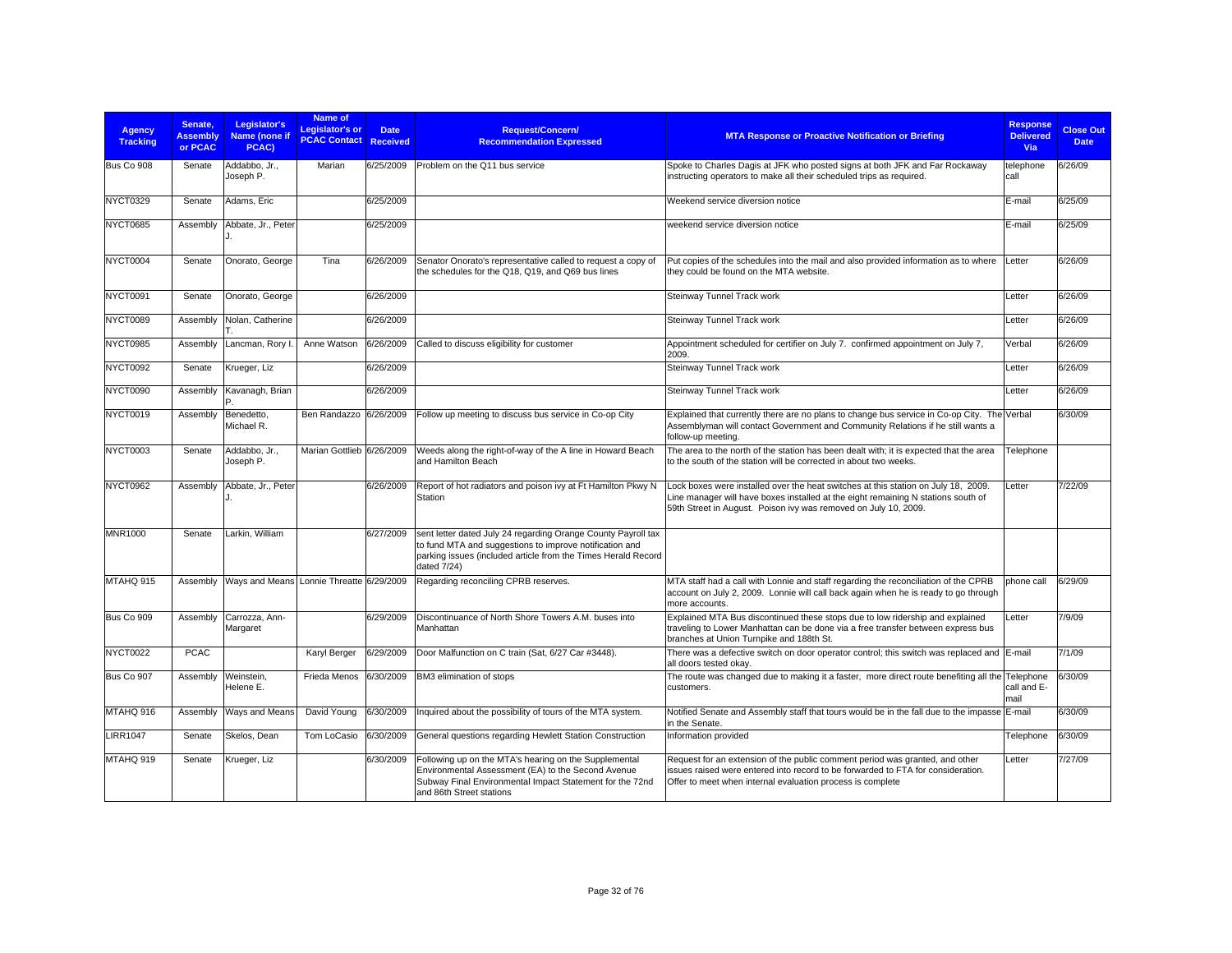| Agency Tracking | Senate, Assembly or PCAC | Legislator's Name (none if PCAC) | Name of Legislator's or PCAC Contact | Date Received | Request/Concern/ Recommendation Expressed | MTA Response or Proactive Notification or Briefing | Response Delivered Via | Close Out Date |
|---|---|---|---|---|---|---|---|---|
| Bus Co 908 | Senate | Addabbo, Jr., Joseph P. | Marian | 6/25/2009 | Problem on the Q11 bus service | Spoke to Charles Dagis at JFK who posted signs at both JFK and Far Rockaway instructing operators to make all their scheduled trips as required. | telephone call | 6/26/09 |
| NYCT0329 | Senate | Adams, Eric | | 6/25/2009 | | Weekend service diversion notice | E-mail | 6/25/09 |
| NYCT0685 | Assembly | Abbate, Jr., Peter J. | | 6/25/2009 | | weekend service diversion notice | E-mail | 6/25/09 |
| NYCT0004 | Senate | Onorato, George | Tina | 6/26/2009 | Senator Onorato's representative called to request a copy of the schedules for the Q18, Q19, and Q69 bus lines | Put copies of the schedules into the mail and also provided information as to where they could be found on the MTA website. | Letter | 6/26/09 |
| NYCT0091 | Senate | Onorato, George | | 6/26/2009 | | Steinway Tunnel Track work | Letter | 6/26/09 |
| NYCT0089 | Assembly | Nolan, Catherine T. | | 6/26/2009 | | Steinway Tunnel Track work | Letter | 6/26/09 |
| NYCT0985 | Assembly | Lancman, Rory I. | Anne Watson | 6/26/2009 | Called to discuss eligibility for customer | Appointment scheduled for certifier on July 7. confirmed appointment on July 7, 2009. | Verbal | 6/26/09 |
| NYCT0092 | Senate | Krueger, Liz | | 6/26/2009 | | Steinway Tunnel Track work | Letter | 6/26/09 |
| NYCT0090 | Assembly | Kavanagh, Brian P. | | 6/26/2009 | | Steinway Tunnel Track work | Letter | 6/26/09 |
| NYCT0019 | Assembly | Benedetto, Michael R. | Ben Randazzo | 6/26/2009 | Follow up meeting to discuss bus service in Co-op City | Explained that currently there are no plans to change bus service in Co-op City. The Assemblyman will contact Government and Community Relations if he still wants a follow-up meeting. | Verbal | 6/30/09 |
| NYCT0003 | Senate | Addabbo, Jr., Joseph P. | Marian Gottlieb | 6/26/2009 | Weeds along the right-of-way of the A line in Howard Beach and Hamilton Beach | The area to the north of the station has been dealt with; it is expected that the area to the south of the station will be corrected in about two weeks. | Telephone | |
| NYCT0962 | Assembly | Abbate, Jr., Peter J. | | 6/26/2009 | Report of hot radiators and poison ivy at Ft Hamilton Pkwy N Station | Lock boxes were installed over the heat switches at this station on July 18, 2009. Line manager will have boxes installed at the eight remaining N stations south of 59th Street in August. Poison ivy was removed on July 10, 2009. | Letter | 7/22/09 |
| MNR1000 | Senate | Larkin, William | | 6/27/2009 | sent letter dated July 24 regarding Orange County Payroll tax to fund MTA and suggestions to improve notification and parking issues (included article from the Times Herald Record dated 7/24) | | | |
| MTAHQ 915 | Assembly | Ways and Means | Lonnie Threatte | 6/29/2009 | Regarding reconciling CPRB reserves. | MTA staff had a call with Lonnie and staff regarding the reconciliation of the CPRB account on July 2, 2009. Lonnie will call back again when he is ready to go through more accounts. | phone call | 6/29/09 |
| Bus Co 909 | Assembly | Carrozza, Ann-Margaret | | 6/29/2009 | Discontinuance of North Shore Towers A.M. buses into Manhattan | Explained MTA Bus discontinued these stops due to low ridership and explained traveling to Lower Manhattan can be done via a free transfer between express bus branches at Union Turnpike and 188th St. | Letter | 7/9/09 |
| NYCT0022 | PCAC | | Karyl Berger | 6/29/2009 | Door Malfunction on C train (Sat, 6/27 Car #3448). | There was a defective switch on door operator control; this switch was replaced and all doors tested okay. | E-mail | 7/1/09 |
| Bus Co 907 | Assembly | Weinstein, Helene E. | Frieda Menos | 6/30/2009 | BM3 elimination of stops | The route was changed due to making it a faster, more direct route benefiting all the customers. | Telephone call and E-mail | 6/30/09 |
| MTAHQ 916 | Assembly | Ways and Means | David Young | 6/30/2009 | Inquired about the possibility of tours of the MTA system. | Notified Senate and Assembly staff that tours would be in the fall due to the impasse in the Senate. | E-mail | 6/30/09 |
| LIRR1047 | Senate | Skelos, Dean | Tom LoCasio | 6/30/2009 | General questions regarding Hewlett Station Construction | Information provided | Telephone | 6/30/09 |
| MTAHQ 919 | Senate | Krueger, Liz | | 6/30/2009 | Following up on the MTA's hearing on the Supplemental Environmental Assessment (EA) to the Second Avenue Subway Final Environmental Impact Statement for the 72nd and 86th Street stations | Request for an extension of the public comment period was granted, and other issues raised were entered into record to be forwarded to FTA for consideration. Offer to meet when internal evaluation process is complete | Letter | 7/27/09 |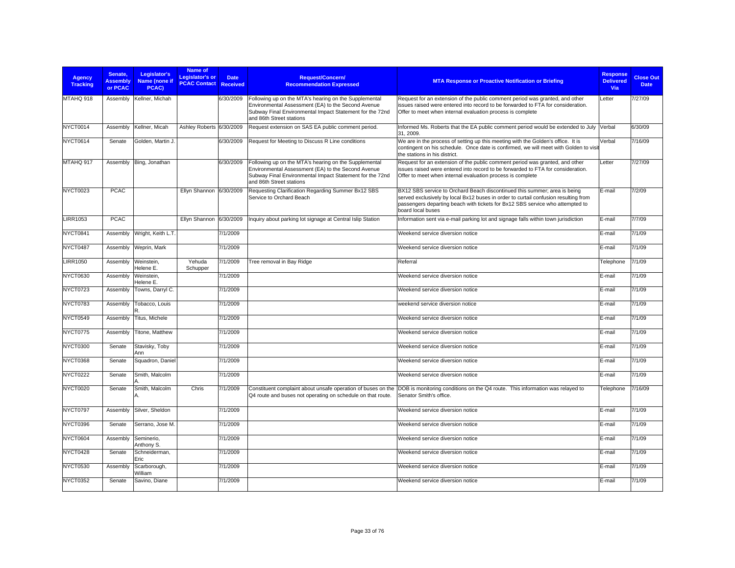| Agency Tracking | Senate, Assembly or PCAC | Legislator's Name (none if PCAC) | Name of Legislator's or PCAC Contact | Date Received | Request/Concern/ Recommendation Expressed | MTA Response or Proactive Notification or Briefing | Response Delivered Via | Close Out Date |
|---|---|---|---|---|---|---|---|---|
| MTAHQ 918 | Assembly | Kellner, Michah | | 6/30/2009 | Following up on the MTA's hearing on the Supplemental Environmental Assessment (EA) to the Second Avenue Subway Final Environmental Impact Statement for the 72nd and 86th Street stations | Request for an extension of the public comment period was granted, and other issues raised were entered into record to be forwarded to FTA for consideration. Offer to meet when internal evaluation process is complete | Letter | 7/27/09 |
| NYCT0014 | Assembly | Kellner, Micah | Ashley Roberts | 6/30/2009 | Request extension on SAS EA public comment period. | Informed Ms. Roberts that the EA public comment period would be extended to July 31, 2009. | Verbal | 6/30/09 |
| NYCT0614 | Senate | Golden, Martin J. | | 6/30/2009 | Request for Meeting to Discuss R Line conditions | We are in the process of setting up this meeting with the Golden's office. It is contingent on his schedule. Once date is confirmed, we will meet with Golden to visit the stations in his district. | Verbal | 7/16/09 |
| MTAHQ 917 | Assembly | Bing, Jonathan | | 6/30/2009 | Following up on the MTA's hearing on the Supplemental Environmental Assessment (EA) to the Second Avenue Subway Final Environmental Impact Statement for the 72nd and 86th Street stations | Request for an extension of the public comment period was granted, and other issues raised were entered into record to be forwarded to FTA for consideration. Offer to meet when internal evaluation process is complete | Letter | 7/27/09 |
| NYCT0023 | PCAC | | Ellyn Shannon | 6/30/2009 | Requesting Clarification Regarding Summer Bx12 SBS Service to Orchard Beach | BX12 SBS service to Orchard Beach discontinued this summer; area is being served exclusively by local Bx12 buses in order to curtail confusion resulting from passengers departing beach with tickets for Bx12 SBS service who attempted to board local buses | E-mail | 7/2/09 |
| LIRR1053 | PCAC | | Ellyn Shannon | 6/30/2009 | Inquiry about parking lot signage at Central Islip Station | Information sent via e-mail parking lot and signage falls within town jurisdiction | E-mail | 7/7/09 |
| NYCT0841 | Assembly | Wright, Keith L.T. | | 7/1/2009 | | Weekend service diversion notice | E-mail | 7/1/09 |
| NYCT0487 | Assembly | Weprin, Mark | | 7/1/2009 | | Weekend service diversion notice | E-mail | 7/1/09 |
| LIRR1050 | Assembly | Weinstein, Helene E. | Yehuda Schupper | 7/1/2009 | Tree removal in Bay Ridge | Referral | Telephone | 7/1/09 |
| NYCT0630 | Assembly | Weinstein, Helene E. | | 7/1/2009 | | Weekend service diversion notice | E-mail | 7/1/09 |
| NYCT0723 | Assembly | Towns, Darryl C. | | 7/1/2009 | | Weekend service diversion notice | E-mail | 7/1/09 |
| NYCT0783 | Assembly | Tobacco, Louis R. | | 7/1/2009 | | weekend service diversion notice | E-mail | 7/1/09 |
| NYCT0549 | Assembly | Titus, Michele | | 7/1/2009 | | Weekend service diversion notice | E-mail | 7/1/09 |
| NYCT0775 | Assembly | Titone, Matthew | | 7/1/2009 | | Weekend service diversion notice | E-mail | 7/1/09 |
| NYCT0300 | Senate | Stavisky, Toby Ann | | 7/1/2009 | | Weekend service diversion notice | E-mail | 7/1/09 |
| NYCT0368 | Senate | Squadron, Daniel | | 7/1/2009 | | Weekend service diversion notice | E-mail | 7/1/09 |
| NYCT0222 | Senate | Smith, Malcolm A. | | 7/1/2009 | | Weekend service diversion notice | E-mail | 7/1/09 |
| NYCT0020 | Senate | Smith, Malcolm A. | Chris | 7/1/2009 | Constituent complaint about unsafe operation of buses on the Q4 route and buses not operating on schedule on that route. | DOB is monitoring conditions on the Q4 route. This information was relayed to Senator Smith's office. | Telephone | 7/16/09 |
| NYCT0797 | Assembly | Silver, Sheldon | | 7/1/2009 | | Weekend service diversion notice | E-mail | 7/1/09 |
| NYCT0396 | Senate | Serrano, Jose M. | | 7/1/2009 | | Weekend service diversion notice | E-mail | 7/1/09 |
| NYCT0604 | Assembly | Seminerio, Anthony S. | | 7/1/2009 | | Weekend service diversion notice | E-mail | 7/1/09 |
| NYCT0428 | Senate | Schneiderman, Eric | | 7/1/2009 | | Weekend service diversion notice | E-mail | 7/1/09 |
| NYCT0530 | Assembly | Scarborough, William | | 7/1/2009 | | Weekend service diversion notice | E-mail | 7/1/09 |
| NYCT0352 | Senate | Savino, Diane | | 7/1/2009 | | Weekend service diversion notice | E-mail | 7/1/09 |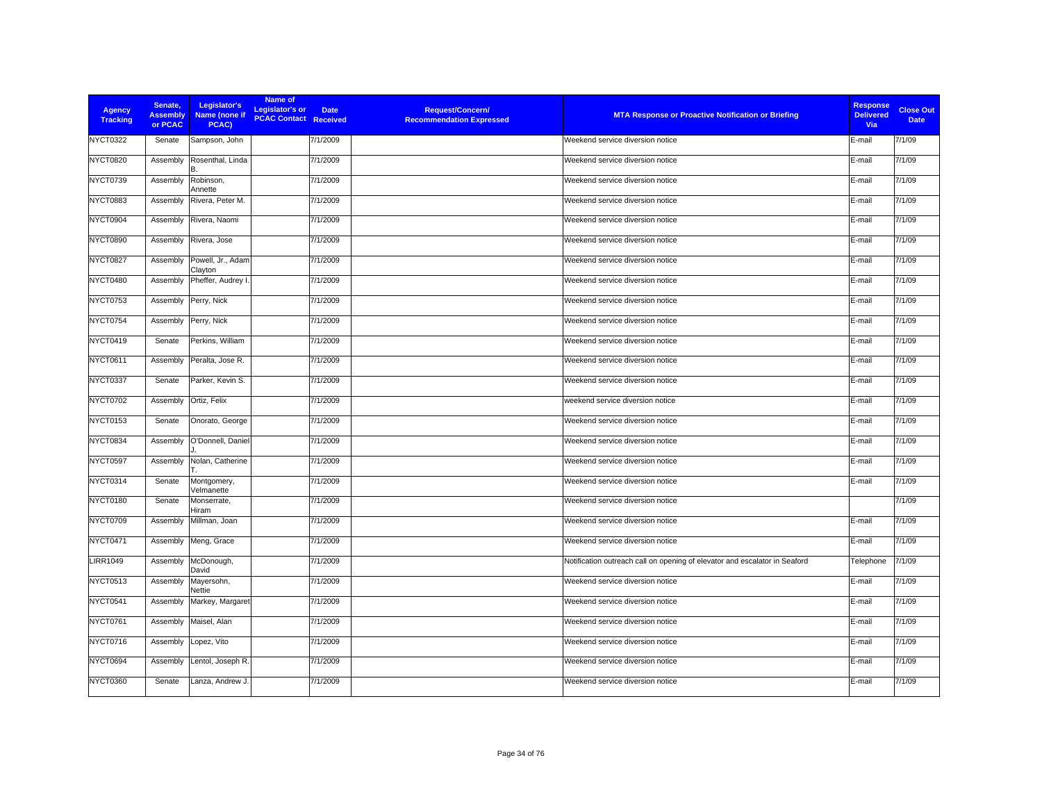| Agency Tracking | Senate, Assembly or PCAC | Legislator's Name (none if PCAC) | Name of Legislator's or PCAC Contact | Date Received | Request/Concern/ Recommendation Expressed | MTA Response or Proactive Notification or Briefing | Response Delivered Via | Close Out Date |
|---|---|---|---|---|---|---|---|---|
| NYCT0322 | Senate | Sampson, John | | 7/1/2009 | | Weekend service diversion notice | E-mail | 7/1/09 |
| NYCT0820 | Assembly | Rosenthal, Linda B. | | 7/1/2009 | | Weekend service diversion notice | E-mail | 7/1/09 |
| NYCT0739 | Assembly | Robinson, Annette | | 7/1/2009 | | Weekend service diversion notice | E-mail | 7/1/09 |
| NYCT0883 | Assembly | Rivera, Peter M. | | 7/1/2009 | | Weekend service diversion notice | E-mail | 7/1/09 |
| NYCT0904 | Assembly | Rivera, Naomi | | 7/1/2009 | | Weekend service diversion notice | E-mail | 7/1/09 |
| NYCT0890 | Assembly | Rivera, Jose | | 7/1/2009 | | Weekend service diversion notice | E-mail | 7/1/09 |
| NYCT0827 | Assembly | Powell, Jr., Adam Clayton | | 7/1/2009 | | Weekend service diversion notice | E-mail | 7/1/09 |
| NYCT0480 | Assembly | Pheffer, Audrey I. | | 7/1/2009 | | Weekend service diversion notice | E-mail | 7/1/09 |
| NYCT0753 | Assembly | Perry, Nick | | 7/1/2009 | | Weekend service diversion notice | E-mail | 7/1/09 |
| NYCT0754 | Assembly | Perry, Nick | | 7/1/2009 | | Weekend service diversion notice | E-mail | 7/1/09 |
| NYCT0419 | Senate | Perkins, William | | 7/1/2009 | | Weekend service diversion notice | E-mail | 7/1/09 |
| NYCT0611 | Assembly | Peralta, Jose R. | | 7/1/2009 | | Weekend service diversion notice | E-mail | 7/1/09 |
| NYCT0337 | Senate | Parker, Kevin S. | | 7/1/2009 | | Weekend service diversion notice | E-mail | 7/1/09 |
| NYCT0702 | Assembly | Ortiz, Felix | | 7/1/2009 | | weekend service diversion notice | E-mail | 7/1/09 |
| NYCT0153 | Senate | Onorato, George | | 7/1/2009 | | Weekend service diversion notice | E-mail | 7/1/09 |
| NYCT0834 | Assembly | O'Donnell, Daniel J. | | 7/1/2009 | | Weekend service diversion notice | E-mail | 7/1/09 |
| NYCT0597 | Assembly | Nolan, Catherine T. | | 7/1/2009 | | Weekend service diversion notice | E-mail | 7/1/09 |
| NYCT0314 | Senate | Montgomery, Velmanette | | 7/1/2009 | | Weekend service diversion notice | E-mail | 7/1/09 |
| NYCT0180 | Senate | Monserrate, Hiram | | 7/1/2009 | | Weekend service diversion notice | | 7/1/09 |
| NYCT0709 | Assembly | Millman, Joan | | 7/1/2009 | | Weekend service diversion notice | E-mail | 7/1/09 |
| NYCT0471 | Assembly | Meng, Grace | | 7/1/2009 | | Weekend service diversion notice | E-mail | 7/1/09 |
| LIRR1049 | Assembly | McDonough, David | | 7/1/2009 | | Notification outreach call on opening of elevator and escalator in Seaford | Telephone | 7/1/09 |
| NYCT0513 | Assembly | Mayersohn, Nettie | | 7/1/2009 | | Weekend service diversion notice | E-mail | 7/1/09 |
| NYCT0541 | Assembly | Markey, Margaret | | 7/1/2009 | | Weekend service diversion notice | E-mail | 7/1/09 |
| NYCT0761 | Assembly | Maisel, Alan | | 7/1/2009 | | Weekend service diversion notice | E-mail | 7/1/09 |
| NYCT0716 | Assembly | Lopez, Vito | | 7/1/2009 | | Weekend service diversion notice | E-mail | 7/1/09 |
| NYCT0694 | Assembly | Lentol, Joseph R. | | 7/1/2009 | | Weekend service diversion notice | E-mail | 7/1/09 |
| NYCT0360 | Senate | Lanza, Andrew J. | | 7/1/2009 | | Weekend service diversion notice | E-mail | 7/1/09 |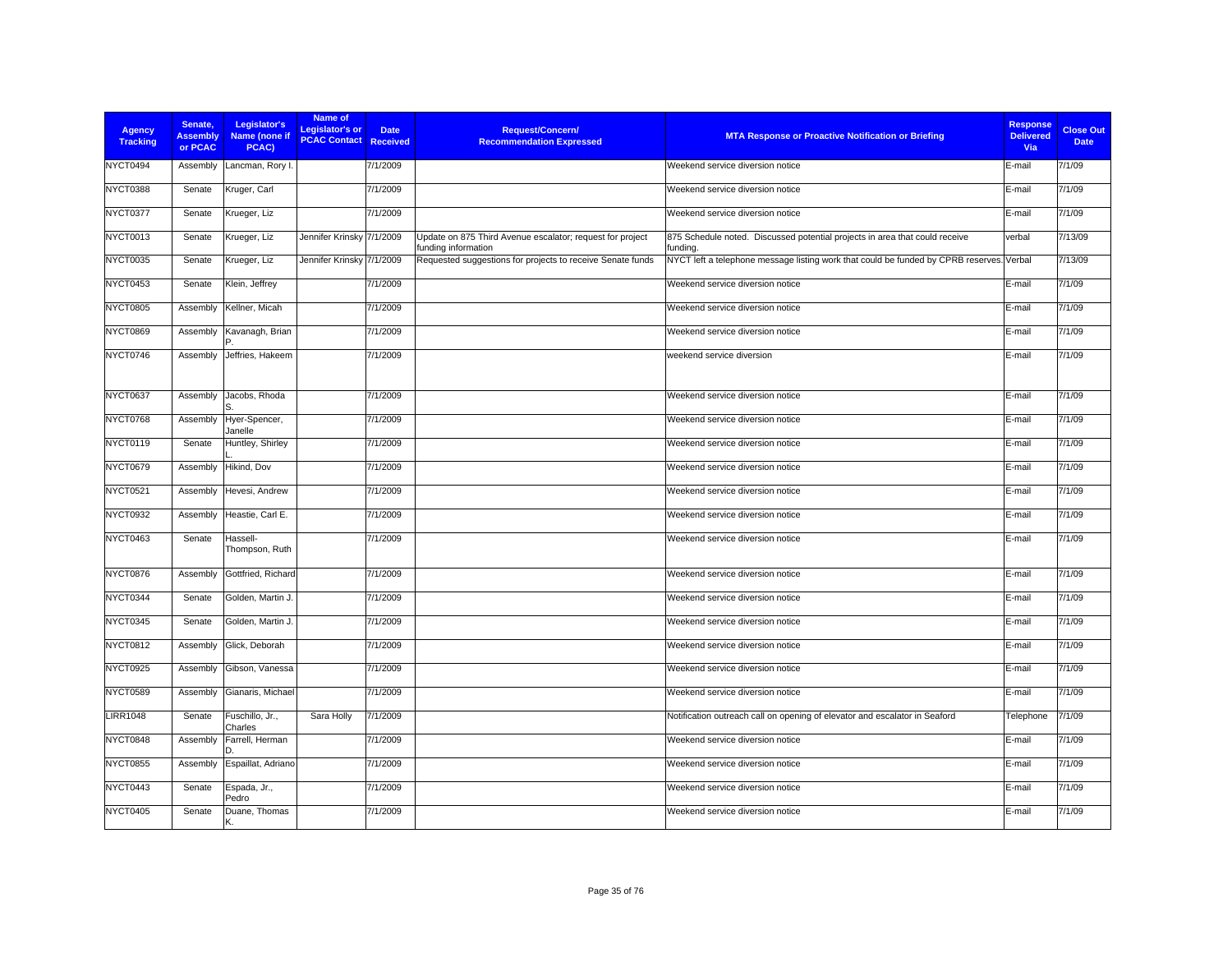| Agency Tracking | Senate, Assembly or PCAC | Legislator's Name (none if PCAC) | Name of Legislator's or PCAC Contact | Date Received | Request/Concern/ Recommendation Expressed | MTA Response or Proactive Notification or Briefing | Response Delivered Via | Close Out Date |
|---|---|---|---|---|---|---|---|---|
| NYCT0494 | Assembly | Lancman, Rory I. | | 7/1/2009 | | Weekend service diversion notice | E-mail | 7/1/09 |
| NYCT0388 | Senate | Kruger, Carl | | 7/1/2009 | | Weekend service diversion notice | E-mail | 7/1/09 |
| NYCT0377 | Senate | Krueger, Liz | | 7/1/2009 | | Weekend service diversion notice | E-mail | 7/1/09 |
| NYCT0013 | Senate | Krueger, Liz | Jennifer Krinsky | 7/1/2009 | Update on 875 Third Avenue escalator; request for project funding information | 875 Schedule noted. Discussed potential projects in area that could receive funding. | verbal | 7/13/09 |
| NYCT0035 | Senate | Krueger, Liz | Jennifer Krinsky | 7/1/2009 | Requested suggestions for projects to receive Senate funds | NYCT left a telephone message listing work that could be funded by CPRB reserves. | Verbal | 7/13/09 |
| NYCT0453 | Senate | Klein, Jeffrey | | 7/1/2009 | | Weekend service diversion notice | E-mail | 7/1/09 |
| NYCT0805 | Assembly | Kellner, Micah | | 7/1/2009 | | Weekend service diversion notice | E-mail | 7/1/09 |
| NYCT0869 | Assembly | Kavanagh, Brian P. | | 7/1/2009 | | Weekend service diversion notice | E-mail | 7/1/09 |
| NYCT0746 | Assembly | Jeffries, Hakeem | | 7/1/2009 | | weekend service diversion | E-mail | 7/1/09 |
| NYCT0637 | Assembly | Jacobs, Rhoda S. | | 7/1/2009 | | Weekend service diversion notice | E-mail | 7/1/09 |
| NYCT0768 | Assembly | Hyer-Spencer, Janelle | | 7/1/2009 | | Weekend service diversion notice | E-mail | 7/1/09 |
| NYCT0119 | Senate | Huntley, Shirley L. | | 7/1/2009 | | Weekend service diversion notice | E-mail | 7/1/09 |
| NYCT0679 | Assembly | Hikind, Dov | | 7/1/2009 | | Weekend service diversion notice | E-mail | 7/1/09 |
| NYCT0521 | Assembly | Hevesi, Andrew | | 7/1/2009 | | Weekend service diversion notice | E-mail | 7/1/09 |
| NYCT0932 | Assembly | Heastie, Carl E. | | 7/1/2009 | | Weekend service diversion notice | E-mail | 7/1/09 |
| NYCT0463 | Senate | Hassell-Thompson, Ruth | | 7/1/2009 | | Weekend service diversion notice | E-mail | 7/1/09 |
| NYCT0876 | Assembly | Gottfried, Richard | | 7/1/2009 | | Weekend service diversion notice | E-mail | 7/1/09 |
| NYCT0344 | Senate | Golden, Martin J. | | 7/1/2009 | | Weekend service diversion notice | E-mail | 7/1/09 |
| NYCT0345 | Senate | Golden, Martin J. | | 7/1/2009 | | Weekend service diversion notice | E-mail | 7/1/09 |
| NYCT0812 | Assembly | Glick, Deborah | | 7/1/2009 | | Weekend service diversion notice | E-mail | 7/1/09 |
| NYCT0925 | Assembly | Gibson, Vanessa | | 7/1/2009 | | Weekend service diversion notice | E-mail | 7/1/09 |
| NYCT0589 | Assembly | Gianaris, Michael | | 7/1/2009 | | Weekend service diversion notice | E-mail | 7/1/09 |
| LIRR1048 | Senate | Fuschillo, Jr., Charles | Sara Holly | 7/1/2009 | | Notification outreach call on opening of elevator and escalator in Seaford | Telephone | 7/1/09 |
| NYCT0848 | Assembly | Farrell, Herman D. | | 7/1/2009 | | Weekend service diversion notice | E-mail | 7/1/09 |
| NYCT0855 | Assembly | Espaillat, Adriano | | 7/1/2009 | | Weekend service diversion notice | E-mail | 7/1/09 |
| NYCT0443 | Senate | Espada, Jr., Pedro | | 7/1/2009 | | Weekend service diversion notice | E-mail | 7/1/09 |
| NYCT0405 | Senate | Duane, Thomas K. | | 7/1/2009 | | Weekend service diversion notice | E-mail | 7/1/09 |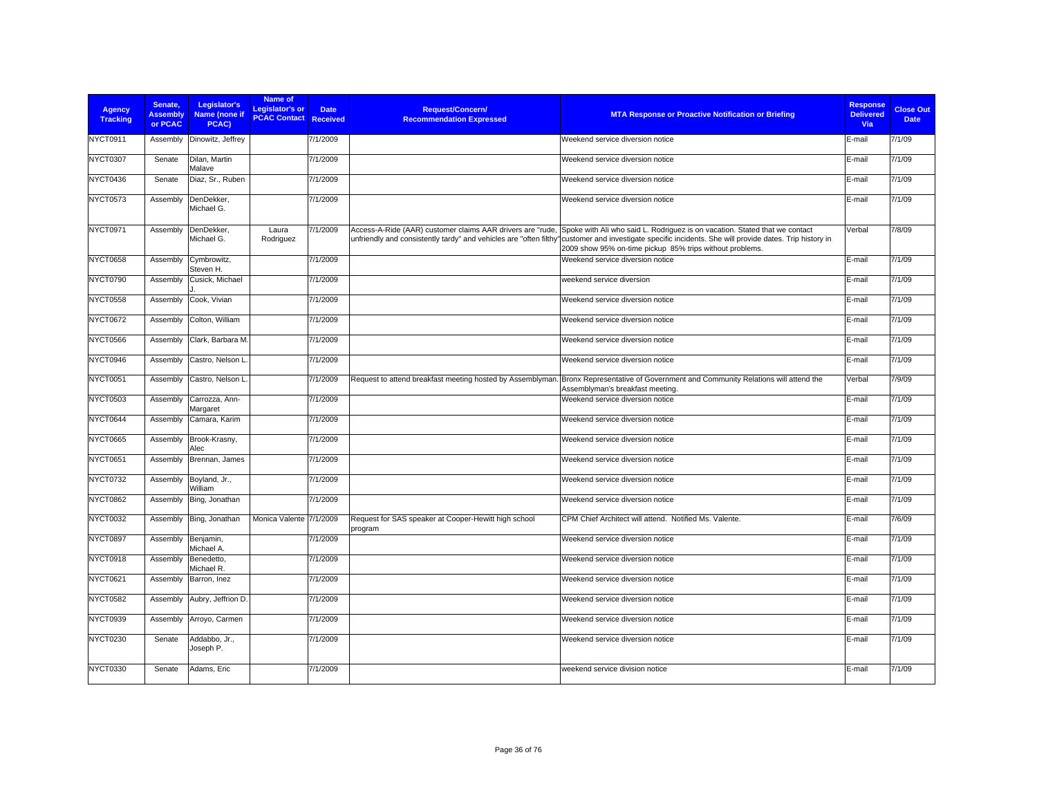| Agency Tracking | Senate, Assembly or PCAC | Legislator's Name (none if PCAC) | Name of Legislator's or PCAC Contact | Date Received | Request/Concern/ Recommendation Expressed | MTA Response or Proactive Notification or Briefing | Response Delivered Via | Close Out Date |
|---|---|---|---|---|---|---|---|---|
| NYCT0911 | Assembly | Dinowitz, Jeffrey | | 7/1/2009 | | Weekend service diversion notice | E-mail | 7/1/09 |
| NYCT0307 | Senate | Dilan, Martin Malave | | 7/1/2009 | | Weekend service diversion notice | E-mail | 7/1/09 |
| NYCT0436 | Senate | Diaz, Sr., Ruben | | 7/1/2009 | | Weekend service diversion notice | E-mail | 7/1/09 |
| NYCT0573 | Assembly | DenDekker, Michael G. | | 7/1/2009 | | Weekend service diversion notice | E-mail | 7/1/09 |
| NYCT0971 | Assembly | DenDekker, Michael G. | Laura Rodriguez | 7/1/2009 | Access-A-Ride (AAR) customer claims AAR drivers are "rude, unfriendly and consistently tardy" and vehicles are "often filthy" | Spoke with Ali who said L. Rodriguez is on vacation. Stated that we contact customer and investigate specific incidents. She will provide dates. Trip history in 2009 show 95% on-time pickup 85% trips without problems. | Verbal | 7/8/09 |
| NYCT0658 | Assembly | Cymbrowitz, Steven H. | | 7/1/2009 | | Weekend service diversion notice | E-mail | 7/1/09 |
| NYCT0790 | Assembly | Cusick, Michael J. | | 7/1/2009 | | weekend service diversion | E-mail | 7/1/09 |
| NYCT0558 | Assembly | Cook, Vivian | | 7/1/2009 | | Weekend service diversion notice | E-mail | 7/1/09 |
| NYCT0672 | Assembly | Colton, William | | 7/1/2009 | | Weekend service diversion notice | E-mail | 7/1/09 |
| NYCT0566 | Assembly | Clark, Barbara M. | | 7/1/2009 | | Weekend service diversion notice | E-mail | 7/1/09 |
| NYCT0946 | Assembly | Castro, Nelson L. | | 7/1/2009 | | Weekend service diversion notice | E-mail | 7/1/09 |
| NYCT0051 | Assembly | Castro, Nelson L. | | 7/1/2009 | Request to attend breakfast meeting hosted by Assemblyman. | Bronx Representative of Government and Community Relations will attend the Assemblyman's breakfast meeting. | Verbal | 7/9/09 |
| NYCT0503 | Assembly | Carrozza, Ann-Margaret | | 7/1/2009 | | Weekend service diversion notice | E-mail | 7/1/09 |
| NYCT0644 | Assembly | Camara, Karim | | 7/1/2009 | | Weekend service diversion notice | E-mail | 7/1/09 |
| NYCT0665 | Assembly | Brook-Krasny, Alec | | 7/1/2009 | | Weekend service diversion notice | E-mail | 7/1/09 |
| NYCT0651 | Assembly | Brennan, James | | 7/1/2009 | | Weekend service diversion notice | E-mail | 7/1/09 |
| NYCT0732 | Assembly | Boyland, Jr., William | | 7/1/2009 | | Weekend service diversion notice | E-mail | 7/1/09 |
| NYCT0862 | Assembly | Bing, Jonathan | | 7/1/2009 | | Weekend service diversion notice | E-mail | 7/1/09 |
| NYCT0032 | Assembly | Bing, Jonathan | Monica Valente | 7/1/2009 | Request for SAS speaker at Cooper-Hewitt high school program | CPM Chief Architect will attend. Notified Ms. Valente. | E-mail | 7/6/09 |
| NYCT0897 | Assembly | Benjamin, Michael A. | | 7/1/2009 | | Weekend service diversion notice | E-mail | 7/1/09 |
| NYCT0918 | Assembly | Benedetto, Michael R. | | 7/1/2009 | | Weekend service diversion notice | E-mail | 7/1/09 |
| NYCT0621 | Assembly | Barron, Inez | | 7/1/2009 | | Weekend service diversion notice | E-mail | 7/1/09 |
| NYCT0582 | Assembly | Aubry, Jeffrion D. | | 7/1/2009 | | Weekend service diversion notice | E-mail | 7/1/09 |
| NYCT0939 | Assembly | Arroyo, Carmen | | 7/1/2009 | | Weekend service diversion notice | E-mail | 7/1/09 |
| NYCT0230 | Senate | Addabbo, Jr., Joseph P. | | 7/1/2009 | | Weekend service diversion notice | E-mail | 7/1/09 |
| NYCT0330 | Senate | Adams, Eric | | 7/1/2009 | | weekend service division notice | E-mail | 7/1/09 |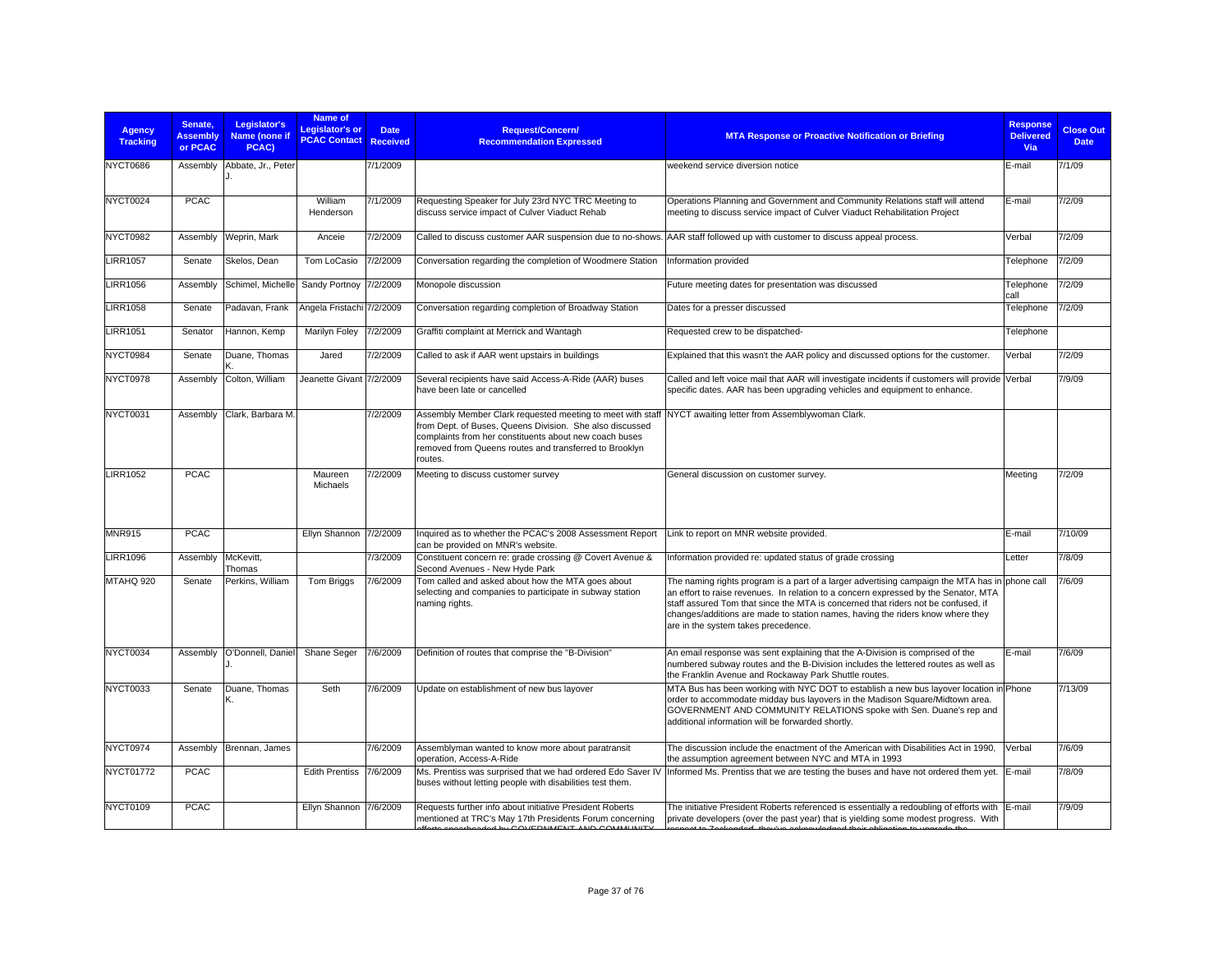| Agency Tracking | Senate, Assembly or PCAC | Legislator's Name (none if PCAC) | Name of Legislator's or PCAC Contact | Date Received | Request/Concern/ Recommendation Expressed | MTA Response or Proactive Notification or Briefing | Response Delivered Via | Close Out Date |
|---|---|---|---|---|---|---|---|---|
| NYCT0686 | Assembly | Abbate, Jr., Peter J. | | 7/1/2009 | | weekend service diversion notice | E-mail | 7/1/09 |
| NYCT0024 | PCAC | | William Henderson | 7/1/2009 | Requesting Speaker for July 23rd NYC TRC Meeting to discuss service impact of Culver Viaduct Rehab | Operations Planning and Government and Community Relations staff will attend meeting to discuss service impact of Culver Viaduct Rehabilitation Project | E-mail | 7/2/09 |
| NYCT0982 | Assembly | Weprin, Mark | Anceie | 7/2/2009 | Called to discuss customer AAR suspension due to no-shows. | AAR staff followed up with customer to discuss appeal process. | Verbal | 7/2/09 |
| LIRR1057 | Senate | Skelos, Dean | Tom LoCasio | 7/2/2009 | Conversation regarding the completion of Woodmere Station | Information provided | Telephone | 7/2/09 |
| LIRR1056 | Assembly | Schimel, Michelle | Sandy Portnoy | 7/2/2009 | Monopole discussion | Future meeting dates for presentation was discussed | Telephone call | 7/2/09 |
| LIRR1058 | Senate | Padavan, Frank | Angela Fristachi | 7/2/2009 | Conversation regarding completion of Broadway Station | Dates for a presser discussed | Telephone | 7/2/09 |
| LIRR1051 | Senator | Hannon, Kemp | Marilyn Foley | 7/2/2009 | Graffiti complaint at Merrick and Wantagh | Requested crew to be dispatched- | Telephone | |
| NYCT0984 | Senate | Duane, Thomas K. | Jared | 7/2/2009 | Called to ask if AAR went upstairs in buildings | Explained that this wasn't the AAR policy and discussed options for the customer. | Verbal | 7/2/09 |
| NYCT0978 | Assembly | Colton, William | Jeanette Givant | 7/2/2009 | Several recipients have said Access-A-Ride (AAR) buses have been late or cancelled | Called and left voice mail that AAR will investigate incidents if customers will provide specific dates. AAR has been upgrading vehicles and equipment to enhance. | Verbal | 7/9/09 |
| NYCT0031 | Assembly | Clark, Barbara M. | | 7/2/2009 | Assembly Member Clark requested meeting to meet with staff from Dept. of Buses, Queens Division. She also discussed complaints from her constituents about new coach buses removed from Queens routes and transferred to Brooklyn routes. | NYCT awaiting letter from Assemblywoman Clark. | | |
| LIRR1052 | PCAC | | Maureen Michaels | 7/2/2009 | Meeting to discuss customer survey | General discussion on customer survey. | Meeting | 7/2/09 |
| MNR915 | PCAC | | Ellyn Shannon | 7/2/2009 | Inquired as to whether the PCAC's 2008 Assessment Report can be provided on MNR's website. | Link to report on MNR website provided. | E-mail | 7/10/09 |
| LIRR1096 | Assembly | McKevitt, Thomas | | 7/3/2009 | Constituent concern re: grade crossing @ Covert Avenue & Second Avenues - New Hyde Park | Information provided re: updated status of grade crossing | Letter | 7/8/09 |
| MTAHQ 920 | Senate | Perkins, William | Tom Briggs | 7/6/2009 | Tom called and asked about how the MTA goes about selecting and companies to participate in subway station naming rights. | The naming rights program is a part of a larger advertising campaign the MTA has in an effort to raise revenues. In relation to a concern expressed by the Senator, MTA staff assured Tom that since the MTA is concerned that riders not be confused, if changes/additions are made to station names, having the riders know where they are in the system takes precedence. | phone call | 7/6/09 |
| NYCT0034 | Assembly | O'Donnell, Daniel J. | Shane Seger | 7/6/2009 | Definition of routes that comprise the "B-Division" | An email response was sent explaining that the A-Division is comprised of the numbered subway routes and the B-Division includes the lettered routes as well as the Franklin Avenue and Rockaway Park Shuttle routes. | E-mail | 7/6/09 |
| NYCT0033 | Senate | Duane, Thomas K. | Seth | 7/6/2009 | Update on establishment of new bus layover | MTA Bus has been working with NYC DOT to establish a new bus layover location in order to accommodate midday bus layovers in the Madison Square/Midtown area. GOVERNMENT AND COMMUNITY RELATIONS spoke with Sen. Duane's rep and additional information will be forwarded shortly. | Phone | 7/13/09 |
| NYCT0974 | Assembly | Brennan, James | | 7/6/2009 | Assemblyman wanted to know more about paratransit operation, Access-A-Ride | The discussion include the enactment of the American with Disabilities Act in 1990, the assumption agreement between NYC and MTA in 1993 | Verbal | 7/6/09 |
| NYCT01772 | PCAC | | Edith Prentiss | 7/6/2009 | Ms. Prentiss was surprised that we had ordered Edo Saver IV buses without letting people with disabilities test them. | Informed Ms. Prentiss that we are testing the buses and have not ordered them yet. | E-mail | 7/8/09 |
| NYCT0109 | PCAC | | Ellyn Shannon | 7/6/2009 | Requests further info about initiative President Roberts mentioned at TRC's May 17th Presidents Forum concerning efforts spearheaded by GOVERNMENT AND COMMUNITY | The initiative President Roberts referenced is essentially a redoubling of efforts with private developers (over the past year) that is yielding some modest progress. With respect to Zeckendorf, they've acknowledged their obligation to upgrade the | E-mail | 7/9/09 |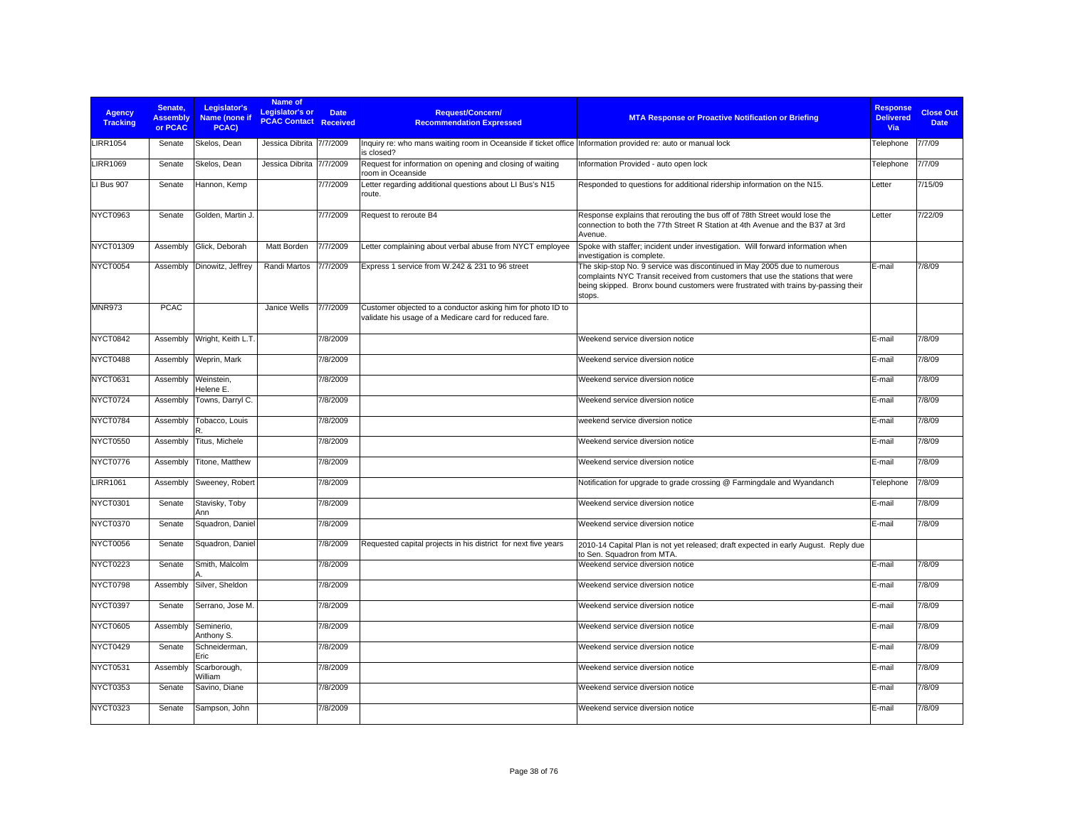| Agency Tracking | Senate, Assembly or PCAC | Legislator's Name (none if PCAC) | Name of Legislator's or PCAC Contact | Date Received | Request/Concern/ Recommendation Expressed | MTA Response or Proactive Notification or Briefing | Response Delivered Via | Close Out Date |
|---|---|---|---|---|---|---|---|---|
| LIRR1054 | Senate | Skelos, Dean | Jessica Dibrita | 7/7/2009 | Inquiry re: who mans waiting room in Oceanside if ticket office is closed? | Information provided re: auto or manual lock | Telephone | 7/7/09 |
| LIRR1069 | Senate | Skelos, Dean | Jessica Dibrita | 7/7/2009 | Request for information on opening and closing of waiting room in Oceanside | Information Provided - auto open lock | Telephone | 7/7/09 |
| LI Bus 907 | Senate | Hannon, Kemp | | 7/7/2009 | Letter regarding additional questions about LI Bus's N15 route. | Responded to questions for additional ridership information on the N15. | Letter | 7/15/09 |
| NYCT0963 | Senate | Golden, Martin J. | | 7/7/2009 | Request to reroute B4 | Response explains that rerouting the bus off of 78th Street would lose the connection to both the 77th Street R Station at 4th Avenue and the B37 at 3rd Avenue. | Letter | 7/22/09 |
| NYCT01309 | Assembly | Glick, Deborah | Matt Borden | 7/7/2009 | Letter complaining about verbal abuse from NYCT employee | Spoke with staffer; incident under investigation. Will forward information when investigation is complete. | | |
| NYCT0054 | Assembly | Dinowitz, Jeffrey | Randi Martos | 7/7/2009 | Express 1 service from W.242 & 231 to 96 street | The skip-stop No. 9 service was discontinued in May 2005 due to numerous complaints NYC Transit received from customers that use the stations that were being skipped. Bronx bound customers were frustrated with trains by-passing their stops. | E-mail | 7/8/09 |
| MNR973 | PCAC | | Janice Wells | 7/7/2009 | Customer objected to a conductor asking him for photo ID to validate his usage of a Medicare card for reduced fare. | | | |
| NYCT0842 | Assembly | Wright, Keith L.T. | | 7/8/2009 | | Weekend service diversion notice | E-mail | 7/8/09 |
| NYCT0488 | Assembly | Weprin, Mark | | 7/8/2009 | | Weekend service diversion notice | E-mail | 7/8/09 |
| NYCT0631 | Assembly | Weinstein, Helene E. | | 7/8/2009 | | Weekend service diversion notice | E-mail | 7/8/09 |
| NYCT0724 | Assembly | Towns, Darryl C. | | 7/8/2009 | | Weekend service diversion notice | E-mail | 7/8/09 |
| NYCT0784 | Assembly | Tobacco, Louis R. | | 7/8/2009 | | weekend service diversion notice | E-mail | 7/8/09 |
| NYCT0550 | Assembly | Titus, Michele | | 7/8/2009 | | Weekend service diversion notice | E-mail | 7/8/09 |
| NYCT0776 | Assembly | Titone, Matthew | | 7/8/2009 | | Weekend service diversion notice | E-mail | 7/8/09 |
| LIRR1061 | Assembly | Sweeney, Robert | | 7/8/2009 | | Notification for upgrade to grade crossing @ Farmingdale and Wyandanch | Telephone | 7/8/09 |
| NYCT0301 | Senate | Stavisky, Toby Ann | | 7/8/2009 | | Weekend service diversion notice | E-mail | 7/8/09 |
| NYCT0370 | Senate | Squadron, Daniel | | 7/8/2009 | | Weekend service diversion notice | E-mail | 7/8/09 |
| NYCT0056 | Senate | Squadron, Daniel | | 7/8/2009 | Requested capital projects in his district for next five years | 2010-14 Capital Plan is not yet released; draft expected in early August. Reply due to Sen. Squadron from MTA. | | |
| NYCT0223 | Senate | Smith, Malcolm A. | | 7/8/2009 | | Weekend service diversion notice | E-mail | 7/8/09 |
| NYCT0798 | Assembly | Silver, Sheldon | | 7/8/2009 | | Weekend service diversion notice | E-mail | 7/8/09 |
| NYCT0397 | Senate | Serrano, Jose M. | | 7/8/2009 | | Weekend service diversion notice | E-mail | 7/8/09 |
| NYCT0605 | Assembly | Seminerio, Anthony S. | | 7/8/2009 | | Weekend service diversion notice | E-mail | 7/8/09 |
| NYCT0429 | Senate | Schneiderman, Eric | | 7/8/2009 | | Weekend service diversion notice | E-mail | 7/8/09 |
| NYCT0531 | Assembly | Scarborough, William | | 7/8/2009 | | Weekend service diversion notice | E-mail | 7/8/09 |
| NYCT0353 | Senate | Savino, Diane | | 7/8/2009 | | Weekend service diversion notice | E-mail | 7/8/09 |
| NYCT0323 | Senate | Sampson, John | | 7/8/2009 | | Weekend service diversion notice | E-mail | 7/8/09 |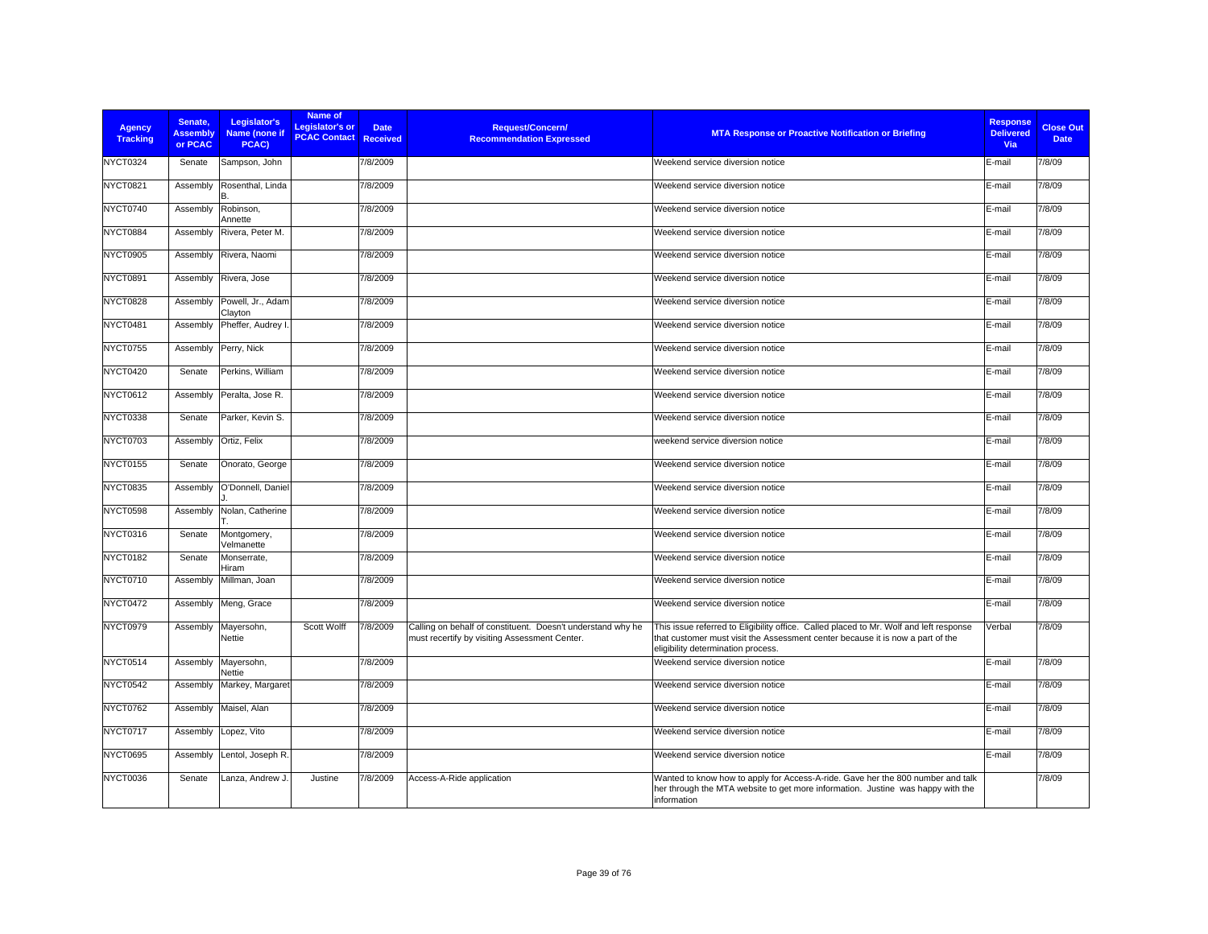| Agency Tracking | Senate, Assembly or PCAC | Legislator's Name (none if PCAC) | Name of Legislator's or PCAC Contact | Date Received | Request/Concern/ Recommendation Expressed | MTA Response or Proactive Notification or Briefing | Response Delivered Via | Close Out Date |
|---|---|---|---|---|---|---|---|---|
| NYCT0324 | Senate | Sampson, John | | 7/8/2009 | | Weekend service diversion notice | E-mail | 7/8/09 |
| NYCT0821 | Assembly | Rosenthal, Linda B. | | 7/8/2009 | | Weekend service diversion notice | E-mail | 7/8/09 |
| NYCT0740 | Assembly | Robinson, Annette | | 7/8/2009 | | Weekend service diversion notice | E-mail | 7/8/09 |
| NYCT0884 | Assembly | Rivera, Peter M. | | 7/8/2009 | | Weekend service diversion notice | E-mail | 7/8/09 |
| NYCT0905 | Assembly | Rivera, Naomi | | 7/8/2009 | | Weekend service diversion notice | E-mail | 7/8/09 |
| NYCT0891 | Assembly | Rivera, Jose | | 7/8/2009 | | Weekend service diversion notice | E-mail | 7/8/09 |
| NYCT0828 | Assembly | Powell, Jr., Adam Clayton | | 7/8/2009 | | Weekend service diversion notice | E-mail | 7/8/09 |
| NYCT0481 | Assembly | Pheffer, Audrey I. | | 7/8/2009 | | Weekend service diversion notice | E-mail | 7/8/09 |
| NYCT0755 | Assembly | Perry, Nick | | 7/8/2009 | | Weekend service diversion notice | E-mail | 7/8/09 |
| NYCT0420 | Senate | Perkins, William | | 7/8/2009 | | Weekend service diversion notice | E-mail | 7/8/09 |
| NYCT0612 | Assembly | Peralta, Jose R. | | 7/8/2009 | | Weekend service diversion notice | E-mail | 7/8/09 |
| NYCT0338 | Senate | Parker, Kevin S. | | 7/8/2009 | | Weekend service diversion notice | E-mail | 7/8/09 |
| NYCT0703 | Assembly | Ortiz, Felix | | 7/8/2009 | | weekend service diversion notice | E-mail | 7/8/09 |
| NYCT0155 | Senate | Onorato, George | | 7/8/2009 | | Weekend service diversion notice | E-mail | 7/8/09 |
| NYCT0835 | Assembly | O'Donnell, Daniel J. | | 7/8/2009 | | Weekend service diversion notice | E-mail | 7/8/09 |
| NYCT0598 | Assembly | Nolan, Catherine T. | | 7/8/2009 | | Weekend service diversion notice | E-mail | 7/8/09 |
| NYCT0316 | Senate | Montgomery, Velmanette | | 7/8/2009 | | Weekend service diversion notice | E-mail | 7/8/09 |
| NYCT0182 | Senate | Monserrate, Hiram | | 7/8/2009 | | Weekend service diversion notice | E-mail | 7/8/09 |
| NYCT0710 | Assembly | Millman, Joan | | 7/8/2009 | | Weekend service diversion notice | E-mail | 7/8/09 |
| NYCT0472 | Assembly | Meng, Grace | | 7/8/2009 | | Weekend service diversion notice | E-mail | 7/8/09 |
| NYCT0979 | Assembly | Mayersohn, Nettie | Scott Wolff | 7/8/2009 | Calling on behalf of constituent. Doesn't understand why he must recertify by visiting Assessment Center. | This issue referred to Eligibility office. Called placed to Mr. Wolf and left response that customer must visit the Assessment center because it is now a part of the eligibility determination process. | Verbal | 7/8/09 |
| NYCT0514 | Assembly | Mayersohn, Nettie | | 7/8/2009 | | Weekend service diversion notice | E-mail | 7/8/09 |
| NYCT0542 | Assembly | Markey, Margaret | | 7/8/2009 | | Weekend service diversion notice | E-mail | 7/8/09 |
| NYCT0762 | Assembly | Maisel, Alan | | 7/8/2009 | | Weekend service diversion notice | E-mail | 7/8/09 |
| NYCT0717 | Assembly | Lopez, Vito | | 7/8/2009 | | Weekend service diversion notice | E-mail | 7/8/09 |
| NYCT0695 | Assembly | Lentol, Joseph R. | | 7/8/2009 | | Weekend service diversion notice | E-mail | 7/8/09 |
| NYCT0036 | Senate | Lanza, Andrew J. | Justine | 7/8/2009 | Access-A-Ride application | Wanted to know how to apply for Access-A-ride. Gave her the 800 number and talk her through the MTA website to get more information. Justine was happy with the information | | 7/8/09 |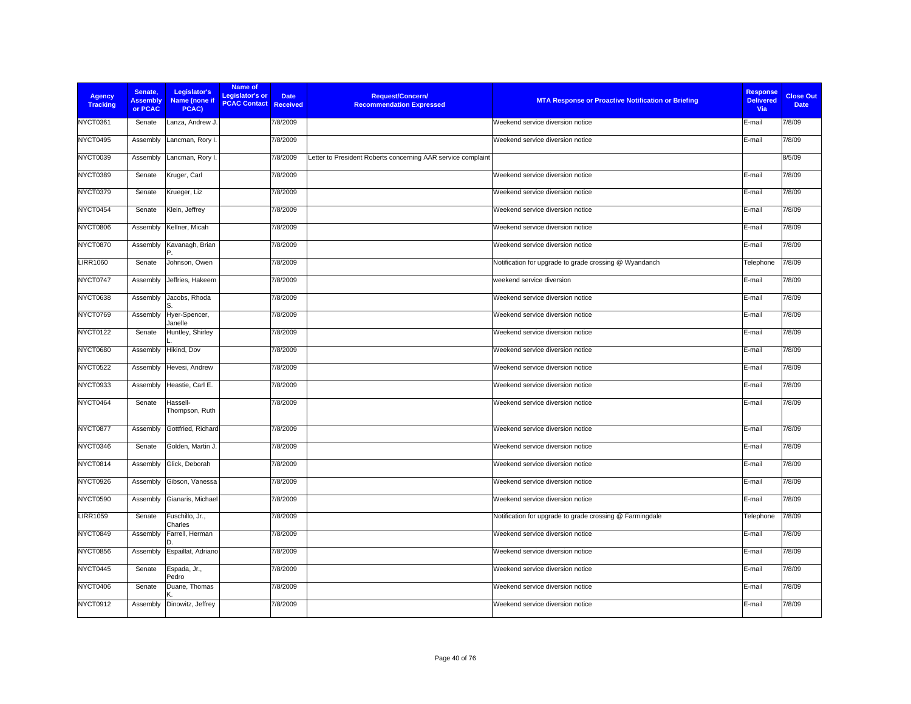| Agency Tracking | Senate, Assembly or PCAC | Legislator's Name (none if PCAC) | Name of Legislator's or PCAC Contact | Date Received | Request/Concern/ Recommendation Expressed | MTA Response or Proactive Notification or Briefing | Response Delivered Via | Close Out Date |
|---|---|---|---|---|---|---|---|---|
| NYCT0361 | Senate | Lanza, Andrew J. | | 7/8/2009 | | Weekend service diversion notice | E-mail | 7/8/09 |
| NYCT0495 | Assembly | Lancman, Rory I. | | 7/8/2009 | | Weekend service diversion notice | E-mail | 7/8/09 |
| NYCT0039 | Assembly | Lancman, Rory I. | | 7/8/2009 | Letter to President Roberts concerning AAR service complaint | | | 8/5/09 |
| NYCT0389 | Senate | Kruger, Carl | | 7/8/2009 | | Weekend service diversion notice | E-mail | 7/8/09 |
| NYCT0379 | Senate | Krueger, Liz | | 7/8/2009 | | Weekend service diversion notice | E-mail | 7/8/09 |
| NYCT0454 | Senate | Klein, Jeffrey | | 7/8/2009 | | Weekend service diversion notice | E-mail | 7/8/09 |
| NYCT0806 | Assembly | Kellner, Micah | | 7/8/2009 | | Weekend service diversion notice | E-mail | 7/8/09 |
| NYCT0870 | Assembly | Kavanagh, Brian P. | | 7/8/2009 | | Weekend service diversion notice | E-mail | 7/8/09 |
| LIRR1060 | Senate | Johnson, Owen | | 7/8/2009 | | Notification for upgrade to grade crossing @ Wyandanch | Telephone | 7/8/09 |
| NYCT0747 | Assembly | Jeffries, Hakeem | | 7/8/2009 | | weekend service diversion | E-mail | 7/8/09 |
| NYCT0638 | Assembly | Jacobs, Rhoda S. | | 7/8/2009 | | Weekend service diversion notice | E-mail | 7/8/09 |
| NYCT0769 | Assembly | Hyer-Spencer, Janelle | | 7/8/2009 | | Weekend service diversion notice | E-mail | 7/8/09 |
| NYCT0122 | Senate | Huntley, Shirley L. | | 7/8/2009 | | Weekend service diversion notice | E-mail | 7/8/09 |
| NYCT0680 | Assembly | Hikind, Dov | | 7/8/2009 | | Weekend service diversion notice | E-mail | 7/8/09 |
| NYCT0522 | Assembly | Hevesi, Andrew | | 7/8/2009 | | Weekend service diversion notice | E-mail | 7/8/09 |
| NYCT0933 | Assembly | Heastie, Carl E. | | 7/8/2009 | | Weekend service diversion notice | E-mail | 7/8/09 |
| NYCT0464 | Senate | Hassell-Thompson, Ruth | | 7/8/2009 | | Weekend service diversion notice | E-mail | 7/8/09 |
| NYCT0877 | Assembly | Gottfried, Richard | | 7/8/2009 | | Weekend service diversion notice | E-mail | 7/8/09 |
| NYCT0346 | Senate | Golden, Martin J. | | 7/8/2009 | | Weekend service diversion notice | E-mail | 7/8/09 |
| NYCT0814 | Assembly | Glick, Deborah | | 7/8/2009 | | Weekend service diversion notice | E-mail | 7/8/09 |
| NYCT0926 | Assembly | Gibson, Vanessa | | 7/8/2009 | | Weekend service diversion notice | E-mail | 7/8/09 |
| NYCT0590 | Assembly | Gianaris, Michael | | 7/8/2009 | | Weekend service diversion notice | E-mail | 7/8/09 |
| LIRR1059 | Senate | Fuschillo, Jr., Charles | | 7/8/2009 | | Notification for upgrade to grade crossing @ Farmingdale | Telephone | 7/8/09 |
| NYCT0849 | Assembly | Farrell, Herman D. | | 7/8/2009 | | Weekend service diversion notice | E-mail | 7/8/09 |
| NYCT0856 | Assembly | Espaillat, Adriano | | 7/8/2009 | | Weekend service diversion notice | E-mail | 7/8/09 |
| NYCT0445 | Senate | Espada, Jr., Pedro | | 7/8/2009 | | Weekend service diversion notice | E-mail | 7/8/09 |
| NYCT0406 | Senate | Duane, Thomas K. | | 7/8/2009 | | Weekend service diversion notice | E-mail | 7/8/09 |
| NYCT0912 | Assembly | Dinowitz, Jeffrey | | 7/8/2009 | | Weekend service diversion notice | E-mail | 7/8/09 |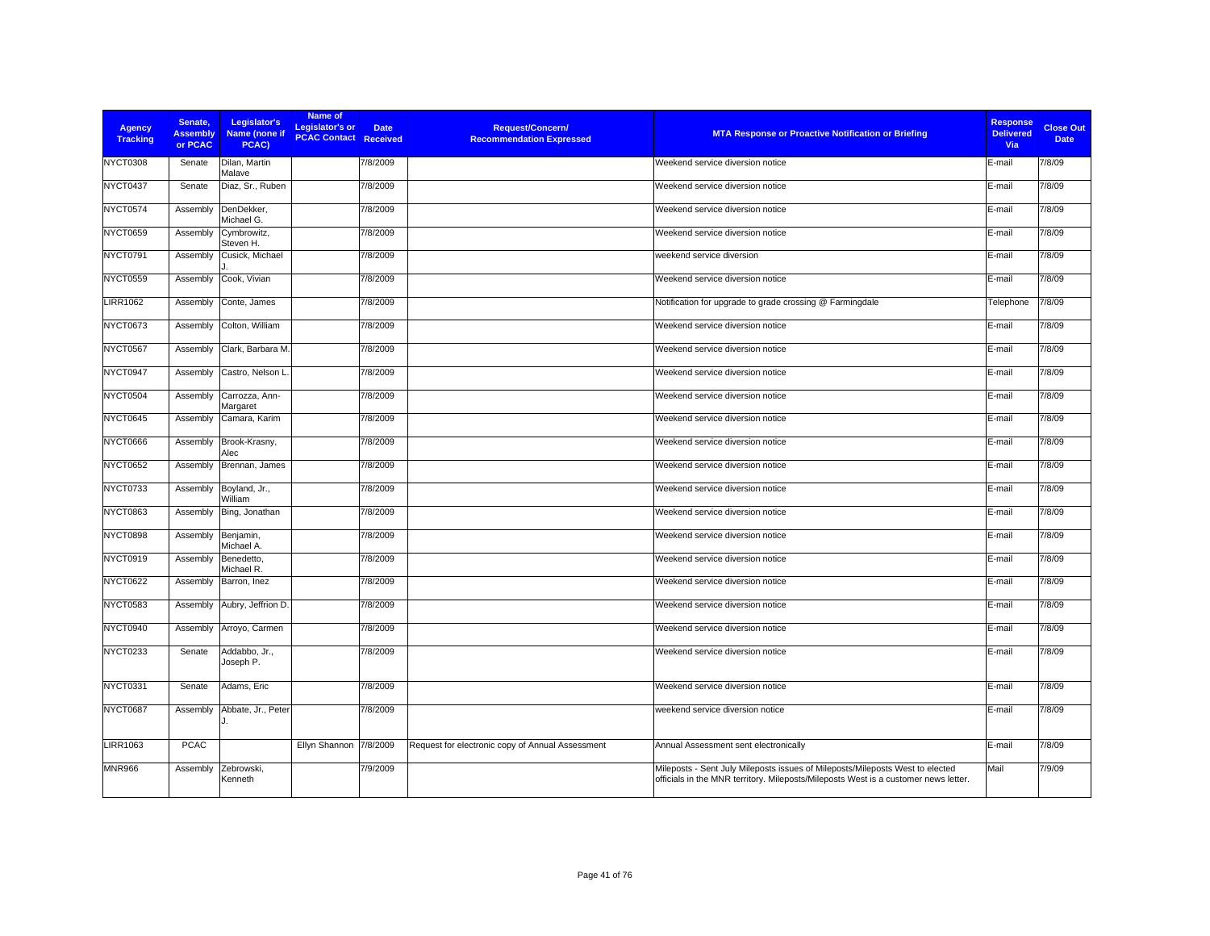| Agency Tracking | Senate, Assembly or PCAC | Legislator's Name (none if PCAC) | Name of Legislator's or PCAC Contact | Date Received | Request/Concern/ Recommendation Expressed | MTA Response or Proactive Notification or Briefing | Response Delivered Via | Close Out Date |
|---|---|---|---|---|---|---|---|---|
| NYCT0308 | Senate | Dilan, Martin Malave | | 7/8/2009 | | Weekend service diversion notice | E-mail | 7/8/09 |
| NYCT0437 | Senate | Diaz, Sr., Ruben | | 7/8/2009 | | Weekend service diversion notice | E-mail | 7/8/09 |
| NYCT0574 | Assembly | DenDekker, Michael G. | | 7/8/2009 | | Weekend service diversion notice | E-mail | 7/8/09 |
| NYCT0659 | Assembly | Cymbrowitz, Steven H. | | 7/8/2009 | | Weekend service diversion notice | E-mail | 7/8/09 |
| NYCT0791 | Assembly | Cusick, Michael J. | | 7/8/2009 | | weekend service diversion | E-mail | 7/8/09 |
| NYCT0559 | Assembly | Cook, Vivian | | 7/8/2009 | | Weekend service diversion notice | E-mail | 7/8/09 |
| LIRR1062 | Assembly | Conte, James | | 7/8/2009 | | Notification for upgrade to grade crossing @ Farmingdale | Telephone | 7/8/09 |
| NYCT0673 | Assembly | Colton, William | | 7/8/2009 | | Weekend service diversion notice | E-mail | 7/8/09 |
| NYCT0567 | Assembly | Clark, Barbara M. | | 7/8/2009 | | Weekend service diversion notice | E-mail | 7/8/09 |
| NYCT0947 | Assembly | Castro, Nelson L. | | 7/8/2009 | | Weekend service diversion notice | E-mail | 7/8/09 |
| NYCT0504 | Assembly | Carrozza, Ann-Margaret | | 7/8/2009 | | Weekend service diversion notice | E-mail | 7/8/09 |
| NYCT0645 | Assembly | Camara, Karim | | 7/8/2009 | | Weekend service diversion notice | E-mail | 7/8/09 |
| NYCT0666 | Assembly | Brook-Krasny, Alec | | 7/8/2009 | | Weekend service diversion notice | E-mail | 7/8/09 |
| NYCT0652 | Assembly | Brennan, James | | 7/8/2009 | | Weekend service diversion notice | E-mail | 7/8/09 |
| NYCT0733 | Assembly | Boyland, Jr., William | | 7/8/2009 | | Weekend service diversion notice | E-mail | 7/8/09 |
| NYCT0863 | Assembly | Bing, Jonathan | | 7/8/2009 | | Weekend service diversion notice | E-mail | 7/8/09 |
| NYCT0898 | Assembly | Benjamin, Michael A. | | 7/8/2009 | | Weekend service diversion notice | E-mail | 7/8/09 |
| NYCT0919 | Assembly | Benedetto, Michael R. | | 7/8/2009 | | Weekend service diversion notice | E-mail | 7/8/09 |
| NYCT0622 | Assembly | Barron, Inez | | 7/8/2009 | | Weekend service diversion notice | E-mail | 7/8/09 |
| NYCT0583 | Assembly | Aubry, Jeffrion D. | | 7/8/2009 | | Weekend service diversion notice | E-mail | 7/8/09 |
| NYCT0940 | Assembly | Arroyo, Carmen | | 7/8/2009 | | Weekend service diversion notice | E-mail | 7/8/09 |
| NYCT0233 | Senate | Addabbo, Jr., Joseph P. | | 7/8/2009 | | Weekend service diversion notice | E-mail | 7/8/09 |
| NYCT0331 | Senate | Adams, Eric | | 7/8/2009 | | Weekend service diversion notice | E-mail | 7/8/09 |
| NYCT0687 | Assembly | Abbate, Jr., Peter J. | | 7/8/2009 | | weekend service diversion notice | E-mail | 7/8/09 |
| LIRR1063 | PCAC | | Ellyn Shannon | 7/8/2009 | Request for electronic copy of Annual Assessment | Annual Assessment sent electronically | E-mail | 7/8/09 |
| MNR966 | Assembly | Zebrowski, Kenneth | | 7/9/2009 | | Mileposts - Sent July Mileposts issues of Mileposts/Mileposts West to elected officials in the MNR territory. Mileposts/Mileposts West is a customer news letter. | Mail | 7/9/09 |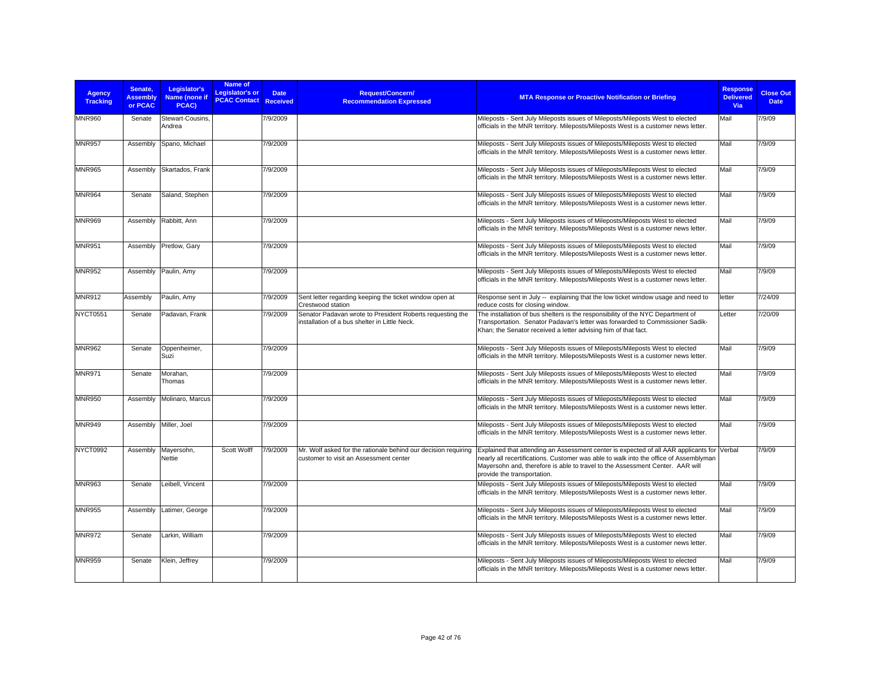| Agency Tracking | Senate, Assembly or PCAC | Legislator's Name (none if PCAC) | Name of Legislator's or PCAC Contact | Date Received | Request/Concern/ Recommendation Expressed | MTA Response or Proactive Notification or Briefing | Response Delivered Via | Close Out Date |
|---|---|---|---|---|---|---|---|---|
| MNR960 | Senate | Stewart-Cousins, Andrea | | 7/9/2009 | | Mileposts - Sent July Mileposts issues of Mileposts/Mileposts West to elected officials in the MNR territory. Mileposts/Mileposts West is a customer news letter. | Mail | 7/9/09 |
| MNR957 | Assembly | Spano, Michael | | 7/9/2009 | | Mileposts - Sent July Mileposts issues of Mileposts/Mileposts West to elected officials in the MNR territory. Mileposts/Mileposts West is a customer news letter. | Mail | 7/9/09 |
| MNR965 | Assembly | Skartados, Frank | | 7/9/2009 | | Mileposts - Sent July Mileposts issues of Mileposts/Mileposts West to elected officials in the MNR territory. Mileposts/Mileposts West is a customer news letter. | Mail | 7/9/09 |
| MNR964 | Senate | Saland, Stephen | | 7/9/2009 | | Mileposts - Sent July Mileposts issues of Mileposts/Mileposts West to elected officials in the MNR territory. Mileposts/Mileposts West is a customer news letter. | Mail | 7/9/09 |
| MNR969 | Assembly | Rabbitt, Ann | | 7/9/2009 | | Mileposts - Sent July Mileposts issues of Mileposts/Mileposts West to elected officials in the MNR territory. Mileposts/Mileposts West is a customer news letter. | Mail | 7/9/09 |
| MNR951 | Assembly | Pretlow, Gary | | 7/9/2009 | | Mileposts - Sent July Mileposts issues of Mileposts/Mileposts West to elected officials in the MNR territory. Mileposts/Mileposts West is a customer news letter. | Mail | 7/9/09 |
| MNR952 | Assembly | Paulin, Amy | | 7/9/2009 | | Mileposts - Sent July Mileposts issues of Mileposts/Mileposts West to elected officials in the MNR territory. Mileposts/Mileposts West is a customer news letter. | Mail | 7/9/09 |
| MNR912 | Assembly | Paulin, Amy | | 7/9/2009 | Sent letter regarding keeping the ticket window open at Crestwood station | Response sent in July -- explaining that the low ticket window usage and need to reduce costs for closing window. | letter | 7/24/09 |
| NYCT0551 | Senate | Padavan, Frank | | 7/9/2009 | Senator Padavan wrote to President Roberts requesting the installation of a bus shelter in Little Neck. | The installation of bus shelters is the responsibility of the NYC Department of Transportation. Senator Padavan's letter was forwarded to Commissioner Sadik-Khan; the Senator received a letter advising him of that fact. | Letter | 7/20/09 |
| MNR962 | Senate | Oppenheimer, Suzi | | 7/9/2009 | | Mileposts - Sent July Mileposts issues of Mileposts/Mileposts West to elected officials in the MNR territory. Mileposts/Mileposts West is a customer news letter. | Mail | 7/9/09 |
| MNR971 | Senate | Morahan, Thomas | | 7/9/2009 | | Mileposts - Sent July Mileposts issues of Mileposts/Mileposts West to elected officials in the MNR territory. Mileposts/Mileposts West is a customer news letter. | Mail | 7/9/09 |
| MNR950 | Assembly | Molinaro, Marcus | | 7/9/2009 | | Mileposts - Sent July Mileposts issues of Mileposts/Mileposts West to elected officials in the MNR territory. Mileposts/Mileposts West is a customer news letter. | Mail | 7/9/09 |
| MNR949 | Assembly | Miller, Joel | | 7/9/2009 | | Mileposts - Sent July Mileposts issues of Mileposts/Mileposts West to elected officials in the MNR territory. Mileposts/Mileposts West is a customer news letter. | Mail | 7/9/09 |
| NYCT0992 | Assembly | Mayersohn, Nettie | Scott Wolff | 7/9/2009 | Mr. Wolf asked for the rationale behind our decision requiring customer to visit an Assessment center | Explained that attending an Assessment center is expected of all AAR applicants for nearly all recertifications. Customer was able to walk into the office of Assemblyman Mayersohn and, therefore is able to travel to the Assessment Center. AAR will provide the transportation. | Verbal | 7/9/09 |
| MNR963 | Senate | Leibell, Vincent | | 7/9/2009 | | Mileposts - Sent July Mileposts issues of Mileposts/Mileposts West to elected officials in the MNR territory. Mileposts/Mileposts West is a customer news letter. | Mail | 7/9/09 |
| MNR955 | Assembly | Latimer, George | | 7/9/2009 | | Mileposts - Sent July Mileposts issues of Mileposts/Mileposts West to elected officials in the MNR territory. Mileposts/Mileposts West is a customer news letter. | Mail | 7/9/09 |
| MNR972 | Senate | Larkin, William | | 7/9/2009 | | Mileposts - Sent July Mileposts issues of Mileposts/Mileposts West to elected officials in the MNR territory. Mileposts/Mileposts West is a customer news letter. | Mail | 7/9/09 |
| MNR959 | Senate | Klein, Jeffrey | | 7/9/2009 | | Mileposts - Sent July Mileposts issues of Mileposts/Mileposts West to elected officials in the MNR territory. Mileposts/Mileposts West is a customer news letter. | Mail | 7/9/09 |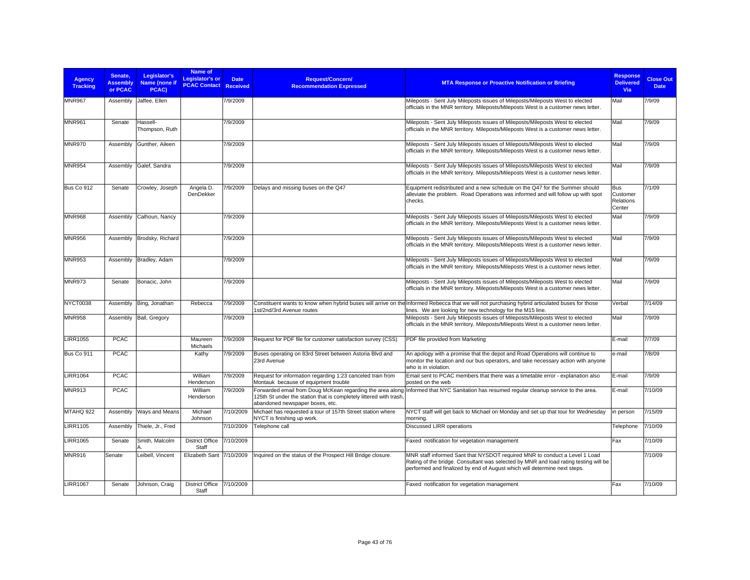| Agency Tracking | Senate, Assembly or PCAC | Legislator's Name (none if PCAC) | Name of Legislator's or PCAC Contact | Date Received | Request/Concern/ Recommendation Expressed | MTA Response or Proactive Notification or Briefing | Response Delivered Via | Close Out Date |
|---|---|---|---|---|---|---|---|---|
| MNR967 | Assembly | Jaffee, Ellen | | 7/9/2009 | | Mileposts - Sent July Mileposts issues of Mileposts/Mileposts West to elected officials in the MNR territory. Mileposts/Mileposts West is a customer news letter. | Mail | 7/9/09 |
| MNR961 | Senate | Hassell-Thompson, Ruth | | 7/9/2009 | | Mileposts - Sent July Mileposts issues of Mileposts/Mileposts West to elected officials in the MNR territory. Mileposts/Mileposts West is a customer news letter. | Mail | 7/9/09 |
| MNR970 | Assembly | Gunther, Aileen | | 7/9/2009 | | Mileposts - Sent July Mileposts issues of Mileposts/Mileposts West to elected officials in the MNR territory. Mileposts/Mileposts West is a customer news letter. | Mail | 7/9/09 |
| MNR954 | Assembly | Galef, Sandra | | 7/9/2009 | | Mileposts - Sent July Mileposts issues of Mileposts/Mileposts West to elected officials in the MNR territory. Mileposts/Mileposts West is a customer news letter. | Mail | 7/9/09 |
| Bus Co 912 | Senate | Crowley, Joseph | Angela D. DenDekker | 7/9/2009 | Delays and missing buses on the Q47 | Equipment redistributed and a new schedule on the Q47 for the Summer should alleviate the problem. Road Operations was informed and will follow up with spot checks. | Bus Customer Relations Center | 7/1/09 |
| MNR968 | Assembly | Calhoun, Nancy | | 7/9/2009 | | Mileposts - Sent July Mileposts issues of Mileposts/Mileposts West to elected officials in the MNR territory. Mileposts/Mileposts West is a customer news letter. | Mail | 7/9/09 |
| MNR956 | Assembly | Brodsky, Richard | | 7/9/2009 | | Mileposts - Sent July Mileposts issues of Mileposts/Mileposts West to elected officials in the MNR territory. Mileposts/Mileposts West is a customer news letter. | Mail | 7/9/09 |
| MNR953 | Assembly | Bradley, Adam | | 7/9/2009 | | Mileposts - Sent July Mileposts issues of Mileposts/Mileposts West to elected officials in the MNR territory. Mileposts/Mileposts West is a customer news letter. | Mail | 7/9/09 |
| MNR973 | Senate | Bonacic, John | | 7/9/2009 | | Mileposts - Sent July Mileposts issues of Mileposts/Mileposts West to elected officials in the MNR territory. Mileposts/Mileposts West is a customer news letter. | Mail | 7/9/09 |
| NYCT0038 | Assembly | Bing, Jonathan | Rebecca | 7/9/2009 | Constituent wants to know when hybrid buses will arrive on the 1st/2nd/3rd Avenue routes | Informed Rebecca that we will not purchasing hybrid articulated buses for those lines. We are looking for new technology for the M15 line. | Verbal | 7/14/09 |
| MNR958 | Assembly | Ball, Gregory | | 7/9/2009 | | Mileposts - Sent July Mileposts issues of Mileposts/Mileposts West to elected officials in the MNR territory. Mileposts/Mileposts West is a customer news letter. | Mail | 7/9/09 |
| LIRR1055 | PCAC | | Maureen Michaels | 7/9/2009 | Request for PDF file for customer satisfaction survey (CSS) | PDF file provided from Marketing | E-mail | 7/7/09 |
| Bus Co 911 | PCAC | | Kathy | 7/9/2009 | Buses operating on 83rd Street between Astoria Blvd and 23rd Avenue | An apology with a promise that the depot and Road Operations will continue to monitor the location and our bus operators, and take necessary action with anyone who is in violation. | e-mail | 7/8/09 |
| LIRR1064 | PCAC | | William Henderson | 7/9/2009 | Request for information regarding 1:23 canceled train from Montauk because of equipment trouble | Email sent to PCAC members that there was a timetable error - explanation also posted on the web | E-mail | 7/9/09 |
| MNR913 | PCAC | | William Henderson | 7/9/2009 | Forwarded email from Doug McKean regarding the area along 125th St under the station that is completely littered with trash, abandoned newspaper boxes, etc. | Informed that NYC Sanitation has resumed regular cleanup service to the area. | E-mail | 7/10/09 |
| MTAHQ 922 | Assembly | Ways and Means | Michael Johnson | 7/10/2009 | Michael has requested a tour of 157th Street station where NYCT is finishing up work. | NYCT staff will get back to Michael on Monday and set up that tour for Wednesday morning. | in person | 7/15/09 |
| LIRR1105 | Assembly | Thiele, Jr., Fred | | 7/10/2009 | Telephone call | Discussed LIRR operations | Telephone | 7/10/09 |
| LIRR1065 | Senate | Smith, Malcolm A. | District Office Staff | 7/10/2009 | | Faxed notification for vegetation management | Fax | 7/10/09 |
| MNR916 | Senate | Leibell, Vincent | Elizabeth Sant | 7/10/2009 | Inquired on the status of the Prospect Hill Bridge closure. | MNR staff informed Sant that NYSDOT required MNR to conduct a Level 1 Load Rating of the bridge. Consultant was selected by MNR and load rating testing will be performed and finalized by end of August which will determine next steps. | | 7/10/09 |
| LIRR1067 | Senate | Johnson, Craig | District Office Staff | 7/10/2009 | | Faxed notification for vegetation management | Fax | 7/10/09 |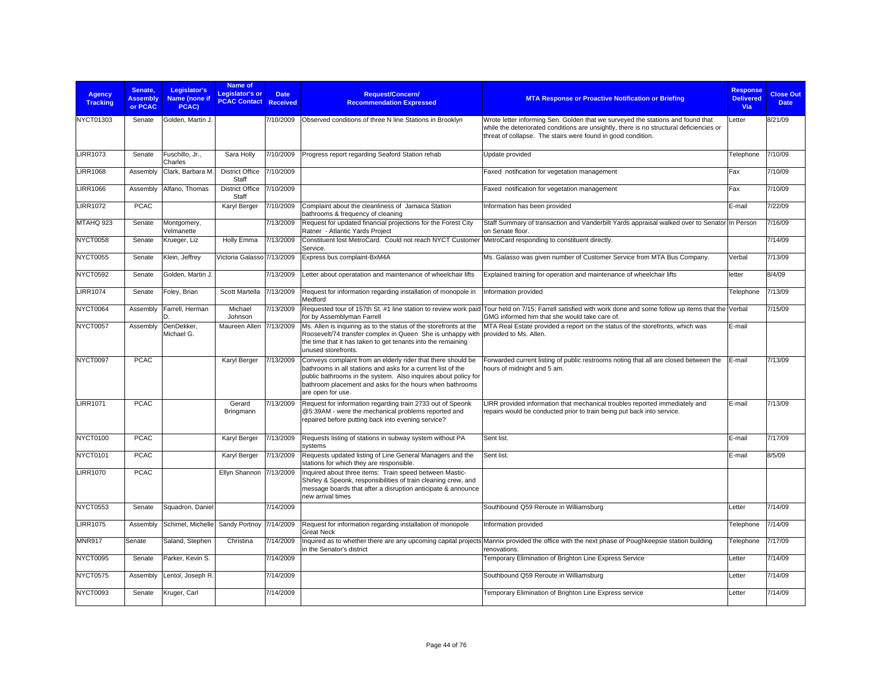| Agency Tracking | Senate, Assembly or PCAC | Legislator's Name (none if PCAC) | Name of Legislator's or PCAC Contact | Date Received | Request/Concern/ Recommendation Expressed | MTA Response or Proactive Notification or Briefing | Response Delivered Via | Close Out Date |
|---|---|---|---|---|---|---|---|---|
| NYCT01303 | Senate | Golden, Martin J. | | 7/10/2009 | Observed conditions of three N line Stations in Brooklyn | Wrote letter informing Sen. Golden that we surveyed the stations and found that while the deteriorated conditions are unsightly, there is no structural deficiencies or threat of collapse. The stairs were found in good condition. | Letter | 8/21/09 |
| LIRR1073 | Senate | Fuschillo, Jr., Charles | Sara Holly | 7/10/2009 | Progress report regarding Seaford Station rehab | Update provided | Telephone | 7/10/09 |
| LIRR1068 | Assembly | Clark, Barbara M. | District Office Staff | 7/10/2009 | | Faxed notification for vegetation management | Fax | 7/10/09 |
| LIRR1066 | Assembly | Alfano, Thomas | District Office Staff | 7/10/2009 | | Faxed notification for vegetation management | Fax | 7/10/09 |
| LIRR1072 | PCAC | | Karyl Berger | 7/10/2009 | Complaint about the cleanliness of Jamaica Station bathrooms & frequency of cleaning | Information has been provided | E-mail | 7/22/09 |
| MTAHQ 923 | Senate | Montgomery, Velmanette | | 7/13/2009 | Request for updated financial projections for the Forest City Ratner - Atlantic Yards Project | Staff Summary of transaction and Vanderbilt Yards appraisal walked over to Senator on Senate floor. | In Person | 7/16/09 |
| NYCT0058 | Senate | Krueger, Liz | Holly Emma | 7/13/2009 | Constituent lost MetroCard. Could not reach NYCT Customer Service. | MetroCard responding to constituent directly. | | 7/14/09 |
| NYCT0055 | Senate | Klein, Jeffrey | Victoria Galasso | 7/13/2009 | Express bus complaint-BxM4A | Ms. Galasso was given number of Customer Service from MTA Bus Company. | Verbal | 7/13/09 |
| NYCT0592 | Senate | Golden, Martin J. | | 7/13/2009 | Letter about operatation and maintenance of wheelchair lifts | Explained training for operation and maintenance of wheelchair lifts | letter | 8/4/09 |
| LIRR1074 | Senate | Foley, Brian | Scott Martella | 7/13/2009 | Request for information regarding installation of monopole in Medford | Information provided | Telephone | 7/13/09 |
| NYCT0064 | Assembly | Farrell, Herman D. | Michael Johnson | 7/13/2009 | Requested tour of 157th St. #1 line station to review work paid for by Assemblyman Farrell | Tour held on 7/15; Farrell satisfied with work done and some follow up items that the GMG informed him that she would take care of. | Verbal | 7/15/09 |
| NYCT0057 | Assembly | DenDekker, Michael G. | Maureen Allen | 7/13/2009 | Ms. Allen is inquiring as to the status of the storefronts at the Roosevelt/74 transfer complex in Queen She is unhappy with the time that it has taken to get tenants into the remaining unused storefronts. | MTA Real Estate provided a report on the status of the storefronts, which was provided to Ms. Allen. | E-mail | |
| NYCT0097 | PCAC | | Karyl Berger | 7/13/2009 | Conveys complaint from an elderly rider that there should be bathrooms in all stations and asks for a current list of the public bathrooms in the system. Also inquires about policy for bathroom placement and asks for the hours when bathrooms are open for use. | Forwarded current listing of public restrooms noting that all are closed between the hours of midnight and 5 am. | E-mail | 7/13/09 |
| LIRR1071 | PCAC | | Gerard Bringmann | 7/13/2009 | Request for information regarding train 2733 out of Speonk @5:39AM - were the mechanical problems reported and repaired before putting back into evening service? | LIRR provided information that mechanical troubles reported immediately and repairs would be conducted prior to train being put back into service. | E-mail | 7/13/09 |
| NYCT0100 | PCAC | | Karyl Berger | 7/13/2009 | Requests listing of stations in subway system without PA systems | Sent list. | E-mail | 7/17/09 |
| NYCT0101 | PCAC | | Karyl Berger | 7/13/2009 | Requests updated listing of Line General Managers and the stations for which they are responsible. | Sent list. | E-mail | 8/5/09 |
| LIRR1070 | PCAC | | Ellyn Shannon | 7/13/2009 | Inquired about three items: Train speed between Mastic-Shirley & Speonk, responsibilities of train cleaning crew, and message boards that after a disruption anticipate & announce new arrival times | | | |
| NYCT0553 | Senate | Squadron, Daniel | | 7/14/2009 | | Southbound Q59 Reroute in Williamsburg | Letter | 7/14/09 |
| LIRR1075 | Assembly | Schimel, Michelle | Sandy Portnoy | 7/14/2009 | Request for information regarding installation of monopole Great Neck | Information provided | Telephone | 7/14/09 |
| MNR917 | Senate | Saland, Stephen | Christina | 7/14/2009 | Inquired as to whether there are any upcoming capital projects in the Senator's district | Mannix provided the office with the next phase of Poughkeepsie station building renovations. | Telephone | 7/17/09 |
| NYCT0095 | Senate | Parker, Kevin S. | | 7/14/2009 | | Temporary Elimination of Brighton Line Express Service | Letter | 7/14/09 |
| NYCT0575 | Assembly | Lentol, Joseph R. | | 7/14/2009 | | Southbound Q59 Reroute in Williamsburg | Letter | 7/14/09 |
| NYCT0093 | Senate | Kruger, Carl | | 7/14/2009 | | Temporary Elimination of Brighton Line Express service | Letter | 7/14/09 |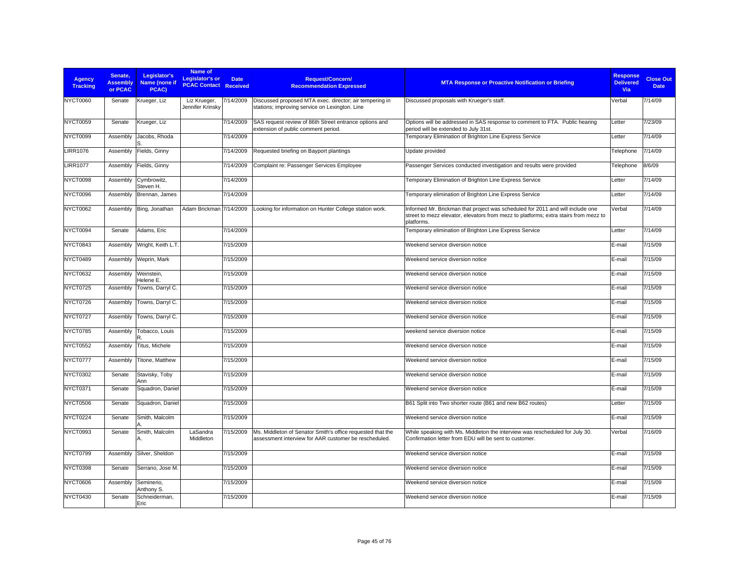| Agency Tracking | Senate, Assembly or PCAC | Legislator's Name (none if PCAC) | Name of Legislator's or PCAC Contact | Date Received | Request/Concern/ Recommendation Expressed | MTA Response or Proactive Notification or Briefing | Response Delivered Via | Close Out Date |
|---|---|---|---|---|---|---|---|---|
| NYCT0060 | Senate | Krueger, Liz | Liz Krueger, Jennifer Krinsky | 7/14/2009 | Discussed proposed MTA exec. director; air tempering in stations; improving service on Lexington. Line | Discussed proposals with Krueger's staff. | Verbal | 7/14/09 |
| NYCT0059 | Senate | Krueger, Liz | | 7/14/2009 | SAS request review of 86th Street entrance options and extension of public comment period. | Options will be addressed in SAS response to comment to FTA. Public hearing period will be extended to July 31st. | Letter | 7/23/09 |
| NYCT0099 | Assembly | Jacobs, Rhoda S. | | 7/14/2009 | | Temporary Elimination of Brighton Line Express Service | Letter | 7/14/09 |
| LIRR1076 | Assembly | Fields, Ginny | | 7/14/2009 | Requested briefing on Bayport plantings | Update provided | Telephone | 7/14/09 |
| LIRR1077 | Assembly | Fields, Ginny | | 7/14/2009 | Complaint re: Passenger Services Employee | Passenger Services conducted investigation and results were provided | Telephone | 8/6/09 |
| NYCT0098 | Assembly | Cymbrowitz, Steven H. | | 7/14/2009 | | Temporary Elimination of Brighton Line Express Service | Letter | 7/14/09 |
| NYCT0096 | Assembly | Brennan, James | | 7/14/2009 | | Temporary elimination of Brighton Line Express Service | Letter | 7/14/09 |
| NYCT0062 | Assembly | Bing, Jonathan | Adam Brickman | 7/14/2009 | Looking for information on Hunter College station work. | Informed Mr. Brickman that project was scheduled for 2011 and will include one street to mezz elevator, elevators from mezz to platforms; extra stairs from mezz to platforms. | Verbal | 7/14/09 |
| NYCT0094 | Senate | Adams, Eric | | 7/14/2009 | | Temporary elimination of Brighton Line Express Service | Letter | 7/14/09 |
| NYCT0843 | Assembly | Wright, Keith L.T. | | 7/15/2009 | | Weekend service diversion notice | E-mail | 7/15/09 |
| NYCT0489 | Assembly | Weprin, Mark | | 7/15/2009 | | Weekend service diversion notice | E-mail | 7/15/09 |
| NYCT0632 | Assembly | Weinstein, Helene E. | | 7/15/2009 | | Weekend service diversion notice | E-mail | 7/15/09 |
| NYCT0725 | Assembly | Towns, Darryl C. | | 7/15/2009 | | Weekend service diversion notice | E-mail | 7/15/09 |
| NYCT0726 | Assembly | Towns, Darryl C. | | 7/15/2009 | | Weekend service diversion notice | E-mail | 7/15/09 |
| NYCT0727 | Assembly | Towns, Darryl C. | | 7/15/2009 | | Weekend service diversion notice | E-mail | 7/15/09 |
| NYCT0785 | Assembly | Tobacco, Louis R. | | 7/15/2009 | | weekend service diversion notice | E-mail | 7/15/09 |
| NYCT0552 | Assembly | Titus, Michele | | 7/15/2009 | | Weekend service diversion notice | E-mail | 7/15/09 |
| NYCT0777 | Assembly | Titone, Matthew | | 7/15/2009 | | Weekend service diversion notice | E-mail | 7/15/09 |
| NYCT0302 | Senate | Stavisky, Toby Ann | | 7/15/2009 | | Weekend service diversion notice | E-mail | 7/15/09 |
| NYCT0371 | Senate | Squadron, Daniel | | 7/15/2009 | | Weekend service diversion notice | E-mail | 7/15/09 |
| NYCT0506 | Senate | Squadron, Daniel | | 7/15/2009 | | B61 Split into Two shorter route (B61 and new B62 routes) | Letter | 7/15/09 |
| NYCT0224 | Senate | Smith, Malcolm A. | | 7/15/2009 | | Weekend service diversion notice | E-mail | 7/15/09 |
| NYCT0993 | Senate | Smith, Malcolm A. | LaSandra Middleton | 7/15/2009 | Ms. Middleton of Senator Smith's office requested that the assessment interview for AAR customer be rescheduled. | While speaking with Ms. Middleton the interview was rescheduled for July 30. Confirmation letter from EDU will be sent to customer. | Verbal | 7/16/09 |
| NYCT0799 | Assembly | Silver, Sheldon | | 7/15/2009 | | Weekend service diversion notice | E-mail | 7/15/09 |
| NYCT0398 | Senate | Serrano, Jose M. | | 7/15/2009 | | Weekend service diversion notice | E-mail | 7/15/09 |
| NYCT0606 | Assembly | Seminerio, Anthony S. | | 7/15/2009 | | Weekend service diversion notice | E-mail | 7/15/09 |
| NYCT0430 | Senate | Schneiderman, Eric | | 7/15/2009 | | Weekend service diversion notice | E-mail | 7/15/09 |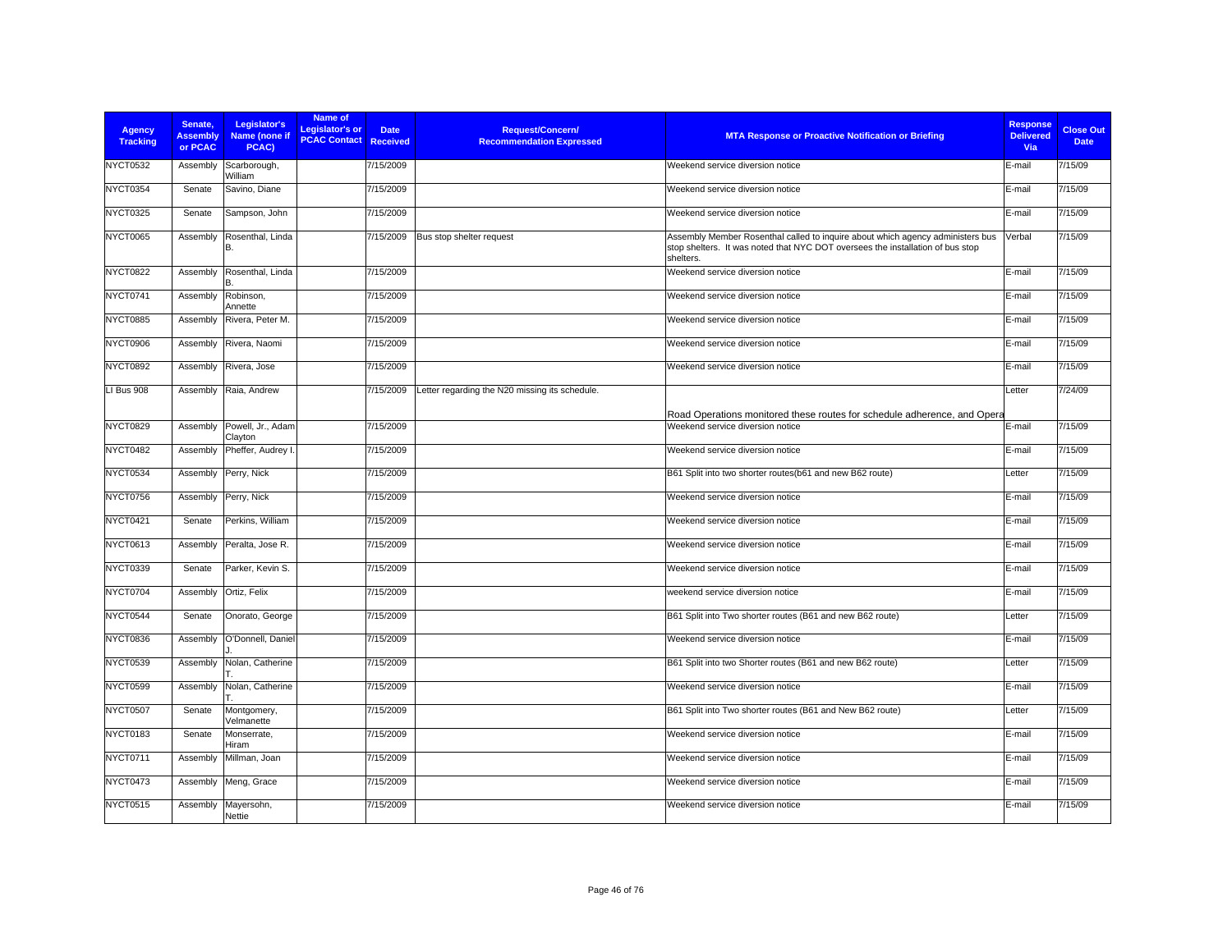| Agency Tracking | Senate, Assembly or PCAC | Legislator's Name (none if PCAC) | Name of Legislator's or PCAC Contact | Date Received | Request/Concern/ Recommendation Expressed | MTA Response or Proactive Notification or Briefing | Response Delivered Via | Close Out Date |
|---|---|---|---|---|---|---|---|---|
| NYCT0532 | Assembly | Scarborough, William | | 7/15/2009 | | Weekend service diversion notice | E-mail | 7/15/09 |
| NYCT0354 | Senate | Savino, Diane | | 7/15/2009 | | Weekend service diversion notice | E-mail | 7/15/09 |
| NYCT0325 | Senate | Sampson, John | | 7/15/2009 | | Weekend service diversion notice | E-mail | 7/15/09 |
| NYCT0065 | Assembly | Rosenthal, Linda B. | | 7/15/2009 | Bus stop shelter request | Assembly Member Rosenthal called to inquire about which agency administers bus stop shelters. It was noted that NYC DOT oversees the installation of bus stop shelters. | Verbal | 7/15/09 |
| NYCT0822 | Assembly | Rosenthal, Linda B. | | 7/15/2009 | | Weekend service diversion notice | E-mail | 7/15/09 |
| NYCT0741 | Assembly | Robinson, Annette | | 7/15/2009 | | Weekend service diversion notice | E-mail | 7/15/09 |
| NYCT0885 | Assembly | Rivera, Peter M. | | 7/15/2009 | | Weekend service diversion notice | E-mail | 7/15/09 |
| NYCT0906 | Assembly | Rivera, Naomi | | 7/15/2009 | | Weekend service diversion notice | E-mail | 7/15/09 |
| NYCT0892 | Assembly | Rivera, Jose | | 7/15/2009 | | Weekend service diversion notice | E-mail | 7/15/09 |
| LI Bus 908 | Assembly | Raia, Andrew | | 7/15/2009 | Letter regarding the N20 missing its schedule. | Road Operations monitored these routes for schedule adherence, and Opera | Letter | 7/24/09 |
| NYCT0829 | Assembly | Powell, Jr., Adam Clayton | | 7/15/2009 | | Weekend service diversion notice | E-mail | 7/15/09 |
| NYCT0482 | Assembly | Pheffer, Audrey I. | | 7/15/2009 | | Weekend service diversion notice | E-mail | 7/15/09 |
| NYCT0534 | Assembly | Perry, Nick | | 7/15/2009 | | B61 Split into two shorter routes(b61 and new B62 route) | Letter | 7/15/09 |
| NYCT0756 | Assembly | Perry, Nick | | 7/15/2009 | | Weekend service diversion notice | E-mail | 7/15/09 |
| NYCT0421 | Senate | Perkins, William | | 7/15/2009 | | Weekend service diversion notice | E-mail | 7/15/09 |
| NYCT0613 | Assembly | Peralta, Jose R. | | 7/15/2009 | | Weekend service diversion notice | E-mail | 7/15/09 |
| NYCT0339 | Senate | Parker, Kevin S. | | 7/15/2009 | | Weekend service diversion notice | E-mail | 7/15/09 |
| NYCT0704 | Assembly | Ortiz, Felix | | 7/15/2009 | | weekend service diversion notice | E-mail | 7/15/09 |
| NYCT0544 | Senate | Onorato, George | | 7/15/2009 | | B61 Split into Two shorter routes (B61 and new B62 route) | Letter | 7/15/09 |
| NYCT0836 | Assembly | O'Donnell, Daniel J. | | 7/15/2009 | | Weekend service diversion notice | E-mail | 7/15/09 |
| NYCT0539 | Assembly | Nolan, Catherine T. | | 7/15/2009 | | B61 Split into two Shorter routes (B61 and new B62 route) | Letter | 7/15/09 |
| NYCT0599 | Assembly | Nolan, Catherine T. | | 7/15/2009 | | Weekend service diversion notice | E-mail | 7/15/09 |
| NYCT0507 | Senate | Montgomery, Velmanette | | 7/15/2009 | | B61 Split into Two shorter routes (B61 and New B62 route) | Letter | 7/15/09 |
| NYCT0183 | Senate | Monserrate, Hiram | | 7/15/2009 | | Weekend service diversion notice | E-mail | 7/15/09 |
| NYCT0711 | Assembly | Millman, Joan | | 7/15/2009 | | Weekend service diversion notice | E-mail | 7/15/09 |
| NYCT0473 | Assembly | Meng, Grace | | 7/15/2009 | | Weekend service diversion notice | E-mail | 7/15/09 |
| NYCT0515 | Assembly | Mayersohn, Nettie | | 7/15/2009 | | Weekend service diversion notice | E-mail | 7/15/09 |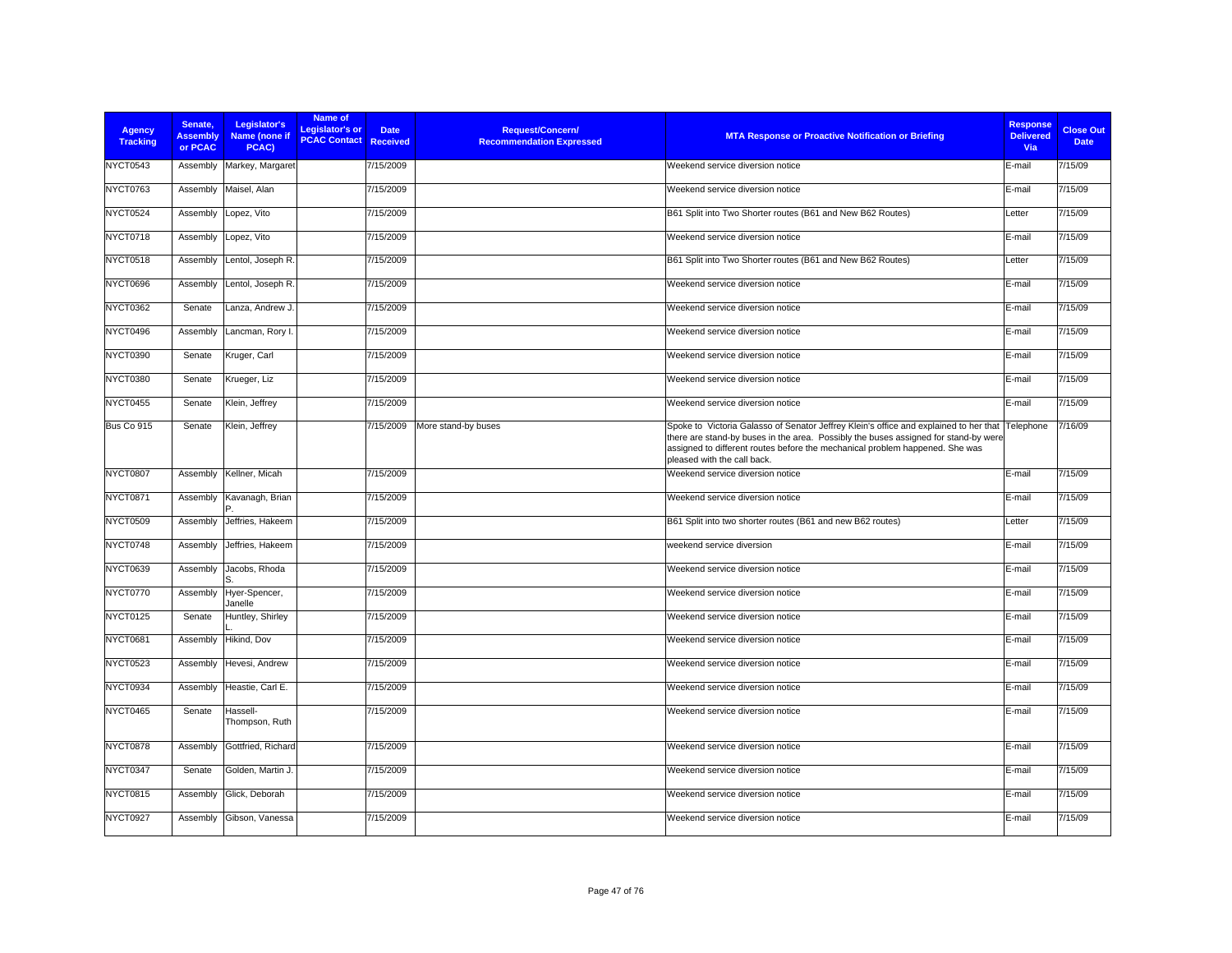| Agency Tracking | Senate, Assembly or PCAC | Legislator's Name (none if PCAC) | Name of Legislator's or PCAC Contact | Date Received | Request/Concern/ Recommendation Expressed | MTA Response or Proactive Notification or Briefing | Response Delivered Via | Close Out Date |
|---|---|---|---|---|---|---|---|---|
| NYCT0543 | Assembly | Markey, Margaret | | 7/15/2009 | | Weekend service diversion notice | E-mail | 7/15/09 |
| NYCT0763 | Assembly | Maisel, Alan | | 7/15/2009 | | Weekend service diversion notice | E-mail | 7/15/09 |
| NYCT0524 | Assembly | Lopez, Vito | | 7/15/2009 | | B61 Split into Two Shorter routes (B61 and New B62 Routes) | Letter | 7/15/09 |
| NYCT0718 | Assembly | Lopez, Vito | | 7/15/2009 | | Weekend service diversion notice | E-mail | 7/15/09 |
| NYCT0518 | Assembly | Lentol, Joseph R. | | 7/15/2009 | | B61 Split into Two Shorter routes (B61 and New B62 Routes) | Letter | 7/15/09 |
| NYCT0696 | Assembly | Lentol, Joseph R. | | 7/15/2009 | | Weekend service diversion notice | E-mail | 7/15/09 |
| NYCT0362 | Senate | Lanza, Andrew J. | | 7/15/2009 | | Weekend service diversion notice | E-mail | 7/15/09 |
| NYCT0496 | Assembly | Lancman, Rory I. | | 7/15/2009 | | Weekend service diversion notice | E-mail | 7/15/09 |
| NYCT0390 | Senate | Kruger, Carl | | 7/15/2009 | | Weekend service diversion notice | E-mail | 7/15/09 |
| NYCT0380 | Senate | Krueger, Liz | | 7/15/2009 | | Weekend service diversion notice | E-mail | 7/15/09 |
| NYCT0455 | Senate | Klein, Jeffrey | | 7/15/2009 | | Weekend service diversion notice | E-mail | 7/15/09 |
| Bus Co 915 | Senate | Klein, Jeffrey | | 7/15/2009 | More stand-by buses | Spoke to Victoria Galasso of Senator Jeffrey Klein's office and explained to her that there are stand-by buses in the area. Possibly the buses assigned for stand-by were assigned to different routes before the mechanical problem happened. She was pleased with the call back. | Telephone | 7/16/09 |
| NYCT0807 | Assembly | Kellner, Micah | | 7/15/2009 | | Weekend service diversion notice | E-mail | 7/15/09 |
| NYCT0871 | Assembly | Kavanagh, Brian P. | | 7/15/2009 | | Weekend service diversion notice | E-mail | 7/15/09 |
| NYCT0509 | Assembly | Jeffries, Hakeem | | 7/15/2009 | | B61 Split into two shorter routes (B61 and new B62 routes) | Letter | 7/15/09 |
| NYCT0748 | Assembly | Jeffries, Hakeem | | 7/15/2009 | | weekend service diversion | E-mail | 7/15/09 |
| NYCT0639 | Assembly | Jacobs, Rhoda S. | | 7/15/2009 | | Weekend service diversion notice | E-mail | 7/15/09 |
| NYCT0770 | Assembly | Hyer-Spencer, Janelle | | 7/15/2009 | | Weekend service diversion notice | E-mail | 7/15/09 |
| NYCT0125 | Senate | Huntley, Shirley L. | | 7/15/2009 | | Weekend service diversion notice | E-mail | 7/15/09 |
| NYCT0681 | Assembly | Hikind, Dov | | 7/15/2009 | | Weekend service diversion notice | E-mail | 7/15/09 |
| NYCT0523 | Assembly | Hevesi, Andrew | | 7/15/2009 | | Weekend service diversion notice | E-mail | 7/15/09 |
| NYCT0934 | Assembly | Heastie, Carl E. | | 7/15/2009 | | Weekend service diversion notice | E-mail | 7/15/09 |
| NYCT0465 | Senate | Hassell-Thompson, Ruth | | 7/15/2009 | | Weekend service diversion notice | E-mail | 7/15/09 |
| NYCT0878 | Assembly | Gottfried, Richard | | 7/15/2009 | | Weekend service diversion notice | E-mail | 7/15/09 |
| NYCT0347 | Senate | Golden, Martin J. | | 7/15/2009 | | Weekend service diversion notice | E-mail | 7/15/09 |
| NYCT0815 | Assembly | Glick, Deborah | | 7/15/2009 | | Weekend service diversion notice | E-mail | 7/15/09 |
| NYCT0927 | Assembly | Gibson, Vanessa | | 7/15/2009 | | Weekend service diversion notice | E-mail | 7/15/09 |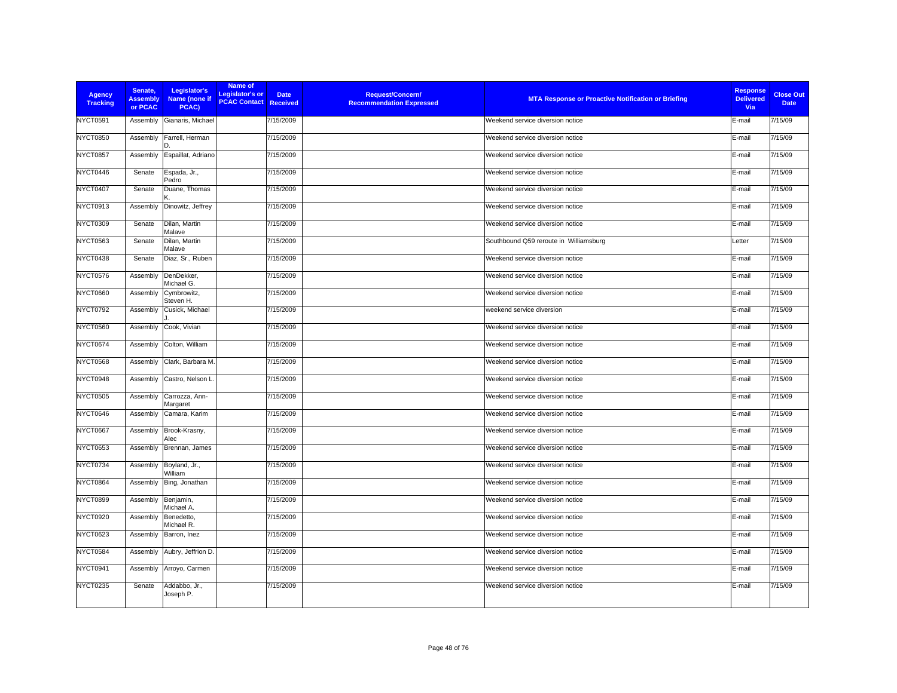| Agency Tracking | Senate, Assembly or PCAC | Legislator's Name (none if PCAC) | Name of Legislator's or PCAC Contact | Date Received | Request/Concern/ Recommendation Expressed | MTA Response or Proactive Notification or Briefing | Response Delivered Via | Close Out Date |
|---|---|---|---|---|---|---|---|---|
| NYCT0591 | Assembly | Gianaris, Michael | | 7/15/2009 | | Weekend service diversion notice | E-mail | 7/15/09 |
| NYCT0850 | Assembly | Farrell, Herman D. | | 7/15/2009 | | Weekend service diversion notice | E-mail | 7/15/09 |
| NYCT0857 | Assembly | Espaillat, Adriano | | 7/15/2009 | | Weekend service diversion notice | E-mail | 7/15/09 |
| NYCT0446 | Senate | Espada, Jr., Pedro | | 7/15/2009 | | Weekend service diversion notice | E-mail | 7/15/09 |
| NYCT0407 | Senate | Duane, Thomas K. | | 7/15/2009 | | Weekend service diversion notice | E-mail | 7/15/09 |
| NYCT0913 | Assembly | Dinowitz, Jeffrey | | 7/15/2009 | | Weekend service diversion notice | E-mail | 7/15/09 |
| NYCT0309 | Senate | Dilan, Martin Malave | | 7/15/2009 | | Weekend service diversion notice | E-mail | 7/15/09 |
| NYCT0563 | Senate | Dilan, Martin Malave | | 7/15/2009 | | Southbound Q59 reroute in Williamsburg | Letter | 7/15/09 |
| NYCT0438 | Senate | Diaz, Sr., Ruben | | 7/15/2009 | | Weekend service diversion notice | E-mail | 7/15/09 |
| NYCT0576 | Assembly | DenDekker, Michael G. | | 7/15/2009 | | Weekend service diversion notice | E-mail | 7/15/09 |
| NYCT0660 | Assembly | Cymbrowitz, Steven H. | | 7/15/2009 | | Weekend service diversion notice | E-mail | 7/15/09 |
| NYCT0792 | Assembly | Cusick, Michael J. | | 7/15/2009 | | weekend service diversion | E-mail | 7/15/09 |
| NYCT0560 | Assembly | Cook, Vivian | | 7/15/2009 | | Weekend service diversion notice | E-mail | 7/15/09 |
| NYCT0674 | Assembly | Colton, William | | 7/15/2009 | | Weekend service diversion notice | E-mail | 7/15/09 |
| NYCT0568 | Assembly | Clark, Barbara M. | | 7/15/2009 | | Weekend service diversion notice | E-mail | 7/15/09 |
| NYCT0948 | Assembly | Castro, Nelson L. | | 7/15/2009 | | Weekend service diversion notice | E-mail | 7/15/09 |
| NYCT0505 | Assembly | Carrozza, Ann-Margaret | | 7/15/2009 | | Weekend service diversion notice | E-mail | 7/15/09 |
| NYCT0646 | Assembly | Camara, Karim | | 7/15/2009 | | Weekend service diversion notice | E-mail | 7/15/09 |
| NYCT0667 | Assembly | Brook-Krasny, Alec | | 7/15/2009 | | Weekend service diversion notice | E-mail | 7/15/09 |
| NYCT0653 | Assembly | Brennan, James | | 7/15/2009 | | Weekend service diversion notice | E-mail | 7/15/09 |
| NYCT0734 | Assembly | Boyland, Jr., William | | 7/15/2009 | | Weekend service diversion notice | E-mail | 7/15/09 |
| NYCT0864 | Assembly | Bing, Jonathan | | 7/15/2009 | | Weekend service diversion notice | E-mail | 7/15/09 |
| NYCT0899 | Assembly | Benjamin, Michael A. | | 7/15/2009 | | Weekend service diversion notice | E-mail | 7/15/09 |
| NYCT0920 | Assembly | Benedetto, Michael R. | | 7/15/2009 | | Weekend service diversion notice | E-mail | 7/15/09 |
| NYCT0623 | Assembly | Barron, Inez | | 7/15/2009 | | Weekend service diversion notice | E-mail | 7/15/09 |
| NYCT0584 | Assembly | Aubry, Jeffrion D. | | 7/15/2009 | | Weekend service diversion notice | E-mail | 7/15/09 |
| NYCT0941 | Assembly | Arroyo, Carmen | | 7/15/2009 | | Weekend service diversion notice | E-mail | 7/15/09 |
| NYCT0235 | Senate | Addabbo, Jr., Joseph P. | | 7/15/2009 | | Weekend service diversion notice | E-mail | 7/15/09 |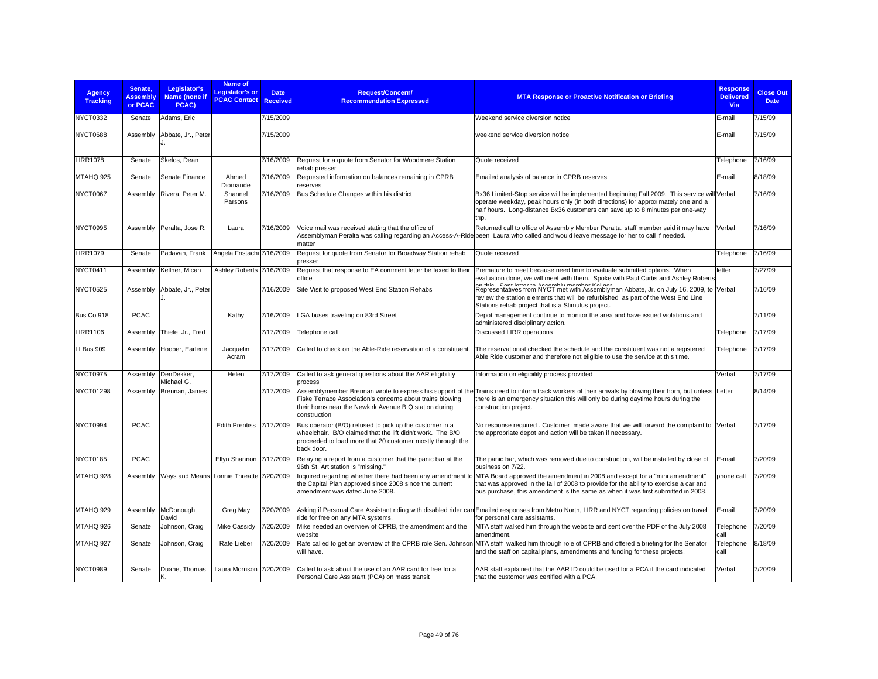| Agency Tracking | Senate, Assembly or PCAC | Legislator's Name (none if PCAC) | Name of Legislator's or PCAC Contact | Date Received | Request/Concern/ Recommendation Expressed | MTA Response or Proactive Notification or Briefing | Response Delivered Via | Close Out Date |
|---|---|---|---|---|---|---|---|---|
| NYCT0332 | Senate | Adams, Eric | | 7/15/2009 | | Weekend service diversion notice | E-mail | 7/15/09 |
| NYCT0688 | Assembly | Abbate, Jr., Peter J. | | 7/15/2009 | | weekend service diversion notice | E-mail | 7/15/09 |
| LIRR1078 | Senate | Skelos, Dean | | 7/16/2009 | Request for a quote from Senator for Woodmere Station rehab presser | Quote received | Telephone | 7/16/09 |
| MTAHQ 925 | Senate | Senate Finance | Ahmed Diomande | 7/16/2009 | Requested information on balances remaining in CPRB reserves | Emailed analysis of balance in CPRB reserves | E-mail | 8/18/09 |
| NYCT0067 | Assembly | Rivera, Peter M. | Shannel Parsons | 7/16/2009 | Bus Schedule Changes within his district | Bx36 Limited-Stop service will be implemented beginning Fall 2009. This service will operate weekday, peak hours only (in both directions) for approximately one and a half hours. Long-distance Bx36 customers can save up to 8 minutes per one-way trip. | Verbal | 7/16/09 |
| NYCT0995 | Assembly | Peralta, Jose R. | Laura | 7/16/2009 | Voice mail was received stating that the office of Assemblyman Peralta was calling regarding an Access-A-Ride matter | Returned call to office of Assembly Member Peralta, staff member said it may have been Laura who called and would leave message for her to call if needed. | Verbal | 7/16/09 |
| LIRR1079 | Senate | Padavan, Frank | Angela Fristachi | 7/16/2009 | Request for quote from Senator for Broadway Station rehab presser | Quote received | Telephone | 7/16/09 |
| NYCT0411 | Assembly | Kellner, Micah | Ashley Roberts | 7/16/2009 | Request that response to EA comment letter be faxed to their office | Premature to meet because need time to evaluate submitted options. When evaluation done, we will meet with them. Spoke with Paul Curtis and Ashley Roberts on this. Sent letter to Assembly member Kellner. | letter | 7/27/09 |
| NYCT0525 | Assembly | Abbate, Jr., Peter J. | | 7/16/2009 | Site Visit to proposed West End Station Rehabs | Representatives from NYCT met with Assemblyman Abbate, Jr. on July 16, 2009, to review the station elements that will be refurbished as part of the West End Line Stations rehab project that is a Stimulus project. | Verbal | 7/16/09 |
| Bus Co 918 | PCAC | | Kathy | 7/16/2009 | LGA buses traveling on 83rd Street | Depot management continue to monitor the area and have issued violations and administered disciplinary action. | | 7/11/09 |
| LIRR1106 | Assembly | Thiele, Jr., Fred | | 7/17/2009 | Telephone call | Discussed LIRR operations | Telephone | 7/17/09 |
| LI Bus 909 | Assembly | Hooper, Earlene | Jacquelin Acram | 7/17/2009 | Called to check on the Able-Ride reservation of a constituent. | The reservationist checked the schedule and the constituent was not a registered Able Ride customer and therefore not eligible to use the service at this time. | Telephone | 7/17/09 |
| NYCT0975 | Assembly | DenDekker, Michael G. | Helen | 7/17/2009 | Called to ask general questions about the AAR eligibility process | Information on eligibility process provided | Verbal | 7/17/09 |
| NYCT01298 | Assembly | Brennan, James | | 7/17/2009 | Assemblymember Brennan wrote to express his support of the Fiske Terrace Association's concerns about trains blowing their horns near the Newkirk Avenue B Q station during construction | Trains need to inform track workers of their arrivals by blowing their horn, but unless there is an emergency situation this will only be during daytime hours during the construction project. | Letter | 8/14/09 |
| NYCT0994 | PCAC | | Edith Prentiss | 7/17/2009 | Bus operator (B/O) refused to pick up the customer in a wheelchair. B/O claimed that the lift didn't work. The B/O proceeded to load more that 20 customer mostly through the back door. | No response required . Customer made aware that we will forward the complaint to the appropriate depot and action will be taken if necessary. | Verbal | 7/17/09 |
| NYCT0185 | PCAC | | Ellyn Shannon | 7/17/2009 | Relaying a report from a customer that the panic bar at the 96th St. Art station is "missing." | The panic bar, which was removed due to construction, will be installed by close of business on 7/22. | E-mail | 7/20/09 |
| MTAHQ 928 | Assembly | Ways and Means | Lonnie Threatte | 7/20/2009 | Inquired regarding whether there had been any amendment to the Capital Plan approved since 2008 since the current amendment was dated June 2008. | MTA Board approved the amendment in 2008 and except for a "mini amendment" that was approved in the fall of 2008 to provide for the ability to exercise a car and bus purchase, this amendment is the same as when it was first submitted in 2008. | phone call | 7/20/09 |
| MTAHQ 929 | Assembly | McDonough, David | Greg May | 7/20/2009 | Asking if Personal Care Assistant riding with disabled rider can ride for free on any MTA systems. | Emailed responses from Metro North, LIRR and NYCT regarding policies on travel for personal care assistants. | E-mail | 7/20/09 |
| MTAHQ 926 | Senate | Johnson, Craig | Mike Cassidy | 7/20/2009 | Mike needed an overview of CPRB, the amendment and the website | MTA staff walked him through the website and sent over the PDF of the July 2008 amendment. | Telephone call | 7/20/09 |
| MTAHQ 927 | Senate | Johnson, Craig | Rafe Lieber | 7/20/2009 | Rafe called to get an overview of the CPRB role Sen. Johnson will have. | MTA staff walked him through role of CPRB and offered a briefing for the Senator and the staff on capital plans, amendments and funding for these projects. | Telephone call | 8/18/09 |
| NYCT0989 | Senate | Duane, Thomas K. | Laura Morrison | 7/20/2009 | Called to ask about the use of an AAR card for free for a Personal Care Assistant (PCA) on mass transit | AAR staff explained that the AAR ID could be used for a PCA if the card indicated that the customer was certified with a PCA. | Verbal | 7/20/09 |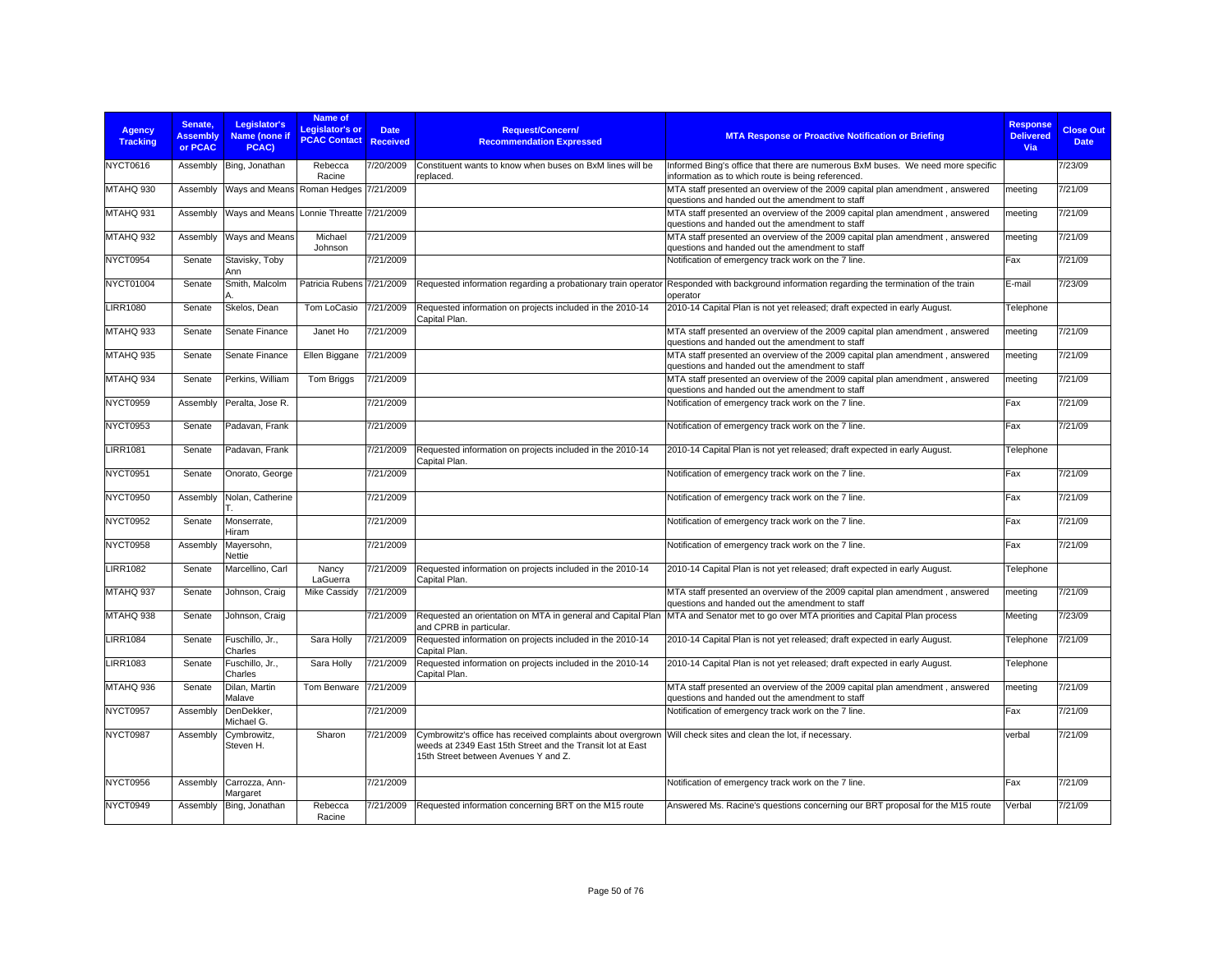| Agency Tracking | Senate, Assembly or PCAC | Legislator's Name (none if PCAC) | Name of Legislator's or PCAC Contact | Date Received | Request/Concern/ Recommendation Expressed | MTA Response or Proactive Notification or Briefing | Response Delivered Via | Close Out Date |
|---|---|---|---|---|---|---|---|---|
| NYCT0616 | Assembly | Bing, Jonathan | Rebecca Racine | 7/20/2009 | Constituent wants to know when buses on BxM lines will be replaced. | Informed Bing's office that there are numerous BxM buses. We need more specific information as to which route is being referenced. | | 7/23/09 |
| MTAHQ 930 | Assembly | Ways and Means | Roman Hedges | 7/21/2009 | | MTA staff presented an overview of the 2009 capital plan amendment , answered questions and handed out the amendment to staff | meeting | 7/21/09 |
| MTAHQ 931 | Assembly | Ways and Means | Lonnie Threatte | 7/21/2009 | | MTA staff presented an overview of the 2009 capital plan amendment , answered questions and handed out the amendment to staff | meeting | 7/21/09 |
| MTAHQ 932 | Assembly | Ways and Means | Michael Johnson | 7/21/2009 | | MTA staff presented an overview of the 2009 capital plan amendment , answered questions and handed out the amendment to staff | meeting | 7/21/09 |
| NYCT0954 | Senate | Stavisky, Toby Ann | | 7/21/2009 | | Notification of emergency track work on the 7 line. | Fax | 7/21/09 |
| NYCT01004 | Senate | Smith, Malcolm A. | Patricia Rubens | 7/21/2009 | Requested information regarding a probationary train operator | Responded with background information regarding the termination of the train operator | E-mail | 7/23/09 |
| LIRR1080 | Senate | Skelos, Dean | Tom LoCasio | 7/21/2009 | Requested information on projects included in the 2010-14 Capital Plan. | 2010-14 Capital Plan is not yet released; draft expected in early August. | Telephone | |
| MTAHQ 933 | Senate | Senate Finance | Janet Ho | 7/21/2009 | | MTA staff presented an overview of the 2009 capital plan amendment , answered questions and handed out the amendment to staff | meeting | 7/21/09 |
| MTAHQ 935 | Senate | Senate Finance | Ellen Biggane | 7/21/2009 | | MTA staff presented an overview of the 2009 capital plan amendment , answered questions and handed out the amendment to staff | meeting | 7/21/09 |
| MTAHQ 934 | Senate | Perkins, William | Tom Briggs | 7/21/2009 | | MTA staff presented an overview of the 2009 capital plan amendment , answered questions and handed out the amendment to staff | meeting | 7/21/09 |
| NYCT0959 | Assembly | Peralta, Jose R. | | 7/21/2009 | | Notification of emergency track work on the 7 line. | Fax | 7/21/09 |
| NYCT0953 | Senate | Padavan, Frank | | 7/21/2009 | | Notification of emergency track work on the 7 line. | Fax | 7/21/09 |
| LIRR1081 | Senate | Padavan, Frank | | 7/21/2009 | Requested information on projects included in the 2010-14 Capital Plan. | 2010-14 Capital Plan is not yet released; draft expected in early August. | Telephone | |
| NYCT0951 | Senate | Onorato, George | | 7/21/2009 | | Notification of emergency track work on the 7 line. | Fax | 7/21/09 |
| NYCT0950 | Assembly | Nolan, Catherine T. | | 7/21/2009 | | Notification of emergency track work on the 7 line. | Fax | 7/21/09 |
| NYCT0952 | Senate | Monserrate, Hiram | | 7/21/2009 | | Notification of emergency track work on the 7 line. | Fax | 7/21/09 |
| NYCT0958 | Assembly | Mayersohn, Nettie | | 7/21/2009 | | Notification of emergency track work on the 7 line. | Fax | 7/21/09 |
| LIRR1082 | Senate | Marcellino, Carl | Nancy LaGuerra | 7/21/2009 | Requested information on projects included in the 2010-14 Capital Plan. | 2010-14 Capital Plan is not yet released; draft expected in early August. | Telephone | |
| MTAHQ 937 | Senate | Johnson, Craig | Mike Cassidy | 7/21/2009 | | MTA staff presented an overview of the 2009 capital plan amendment , answered questions and handed out the amendment to staff | meeting | 7/21/09 |
| MTAHQ 938 | Senate | Johnson, Craig | | 7/21/2009 | Requested an orientation on MTA in general and Capital Plan and CPRB in particular. | MTA and Senator met to go over MTA priorities and Capital Plan process | Meeting | 7/23/09 |
| LIRR1084 | Senate | Fuschillo, Jr., Charles | Sara Holly | 7/21/2009 | Requested information on projects included in the 2010-14 Capital Plan. | 2010-14 Capital Plan is not yet released; draft expected in early August. | Telephone | 7/21/09 |
| LIRR1083 | Senate | Fuschillo, Jr., Charles | Sara Holly | 7/21/2009 | Requested information on projects included in the 2010-14 Capital Plan. | 2010-14 Capital Plan is not yet released; draft expected in early August. | Telephone | |
| MTAHQ 936 | Senate | Dilan, Martin Malave | Tom Benware | 7/21/2009 | | MTA staff presented an overview of the 2009 capital plan amendment , answered questions and handed out the amendment to staff | meeting | 7/21/09 |
| NYCT0957 | Assembly | DenDekker, Michael G. | | 7/21/2009 | | Notification of emergency track work on the 7 line. | Fax | 7/21/09 |
| NYCT0987 | Assembly | Cymbrowitz, Steven H. | Sharon | 7/21/2009 | Cymbrowitz's office has received complaints about overgrown weeds at 2349 East 15th Street and the Transit lot at East 15th Street between Avenues Y and Z. | Will check sites and clean the lot, if necessary. | verbal | 7/21/09 |
| NYCT0956 | Assembly | Carrozza, Ann-Margaret | | 7/21/2009 | | Notification of emergency track work on the 7 line. | Fax | 7/21/09 |
| NYCT0949 | Assembly | Bing, Jonathan | Rebecca Racine | 7/21/2009 | Requested information concerning BRT on the M15 route | Answered Ms. Racine's questions concerning our BRT proposal for the M15 route | Verbal | 7/21/09 |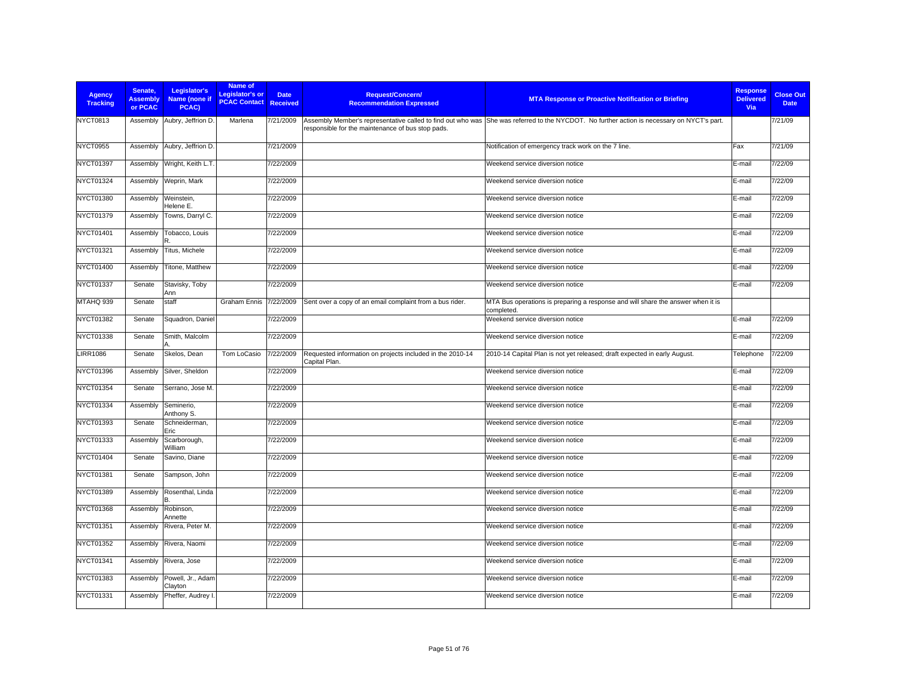| Agency Tracking | Senate, Assembly or PCAC | Legislator's Name (none if PCAC) | Name of Legislator's or PCAC Contact | Date Received | Request/Concern/ Recommendation Expressed | MTA Response or Proactive Notification or Briefing | Response Delivered Via | Close Out Date |
|---|---|---|---|---|---|---|---|---|
| NYCT0813 | Assembly | Aubry, Jeffrion D. | Marlena | 7/21/2009 | Assembly Member's representative called to find out who was responsible for the maintenance of bus stop pads. | She was referred to the NYCDOT. No further action is necessary on NYCT's part. | | 7/21/09 |
| NYCT0955 | Assembly | Aubry, Jeffrion D. | | 7/21/2009 | | Notification of emergency track work on the 7 line. | Fax | 7/21/09 |
| NYCT01397 | Assembly | Wright, Keith L.T. | | 7/22/2009 | | Weekend service diversion notice | E-mail | 7/22/09 |
| NYCT01324 | Assembly | Weprin, Mark | | 7/22/2009 | | Weekend service diversion notice | E-mail | 7/22/09 |
| NYCT01380 | Assembly | Weinstein, Helene E. | | 7/22/2009 | | Weekend service diversion notice | E-mail | 7/22/09 |
| NYCT01379 | Assembly | Towns, Darryl C. | | 7/22/2009 | | Weekend service diversion notice | E-mail | 7/22/09 |
| NYCT01401 | Assembly | Tobacco, Louis R. | | 7/22/2009 | | Weekend service diversion notice | E-mail | 7/22/09 |
| NYCT01321 | Assembly | Titus, Michele | | 7/22/2009 | | Weekend service diversion notice | E-mail | 7/22/09 |
| NYCT01400 | Assembly | Titone, Matthew | | 7/22/2009 | | Weekend service diversion notice | E-mail | 7/22/09 |
| NYCT01337 | Senate | Stavisky, Toby Ann | | 7/22/2009 | | Weekend service diversion notice | E-mail | 7/22/09 |
| MTAHQ 939 | Senate | staff | Graham Ennis | 7/22/2009 | Sent over a copy of an email complaint from a bus rider. | MTA Bus operations is preparing a response and will share the answer when it is completed. | | |
| NYCT01382 | Senate | Squadron, Daniel | | 7/22/2009 | | Weekend service diversion notice | E-mail | 7/22/09 |
| NYCT01338 | Senate | Smith, Malcolm A. | | 7/22/2009 | | Weekend service diversion notice | E-mail | 7/22/09 |
| LIRR1086 | Senate | Skelos, Dean | Tom LoCasio | 7/22/2009 | Requested information on projects included in the 2010-14 Capital Plan. | 2010-14 Capital Plan is not yet released; draft expected in early August. | Telephone | 7/22/09 |
| NYCT01396 | Assembly | Silver, Sheldon | | 7/22/2009 | | Weekend service diversion notice | E-mail | 7/22/09 |
| NYCT01354 | Senate | Serrano, Jose M. | | 7/22/2009 | | Weekend service diversion notice | E-mail | 7/22/09 |
| NYCT01334 | Assembly | Seminerio, Anthony S. | | 7/22/2009 | | Weekend service diversion notice | E-mail | 7/22/09 |
| NYCT01393 | Senate | Schneiderman, Eric | | 7/22/2009 | | Weekend service diversion notice | E-mail | 7/22/09 |
| NYCT01333 | Assembly | Scarborough, William | | 7/22/2009 | | Weekend service diversion notice | E-mail | 7/22/09 |
| NYCT01404 | Senate | Savino, Diane | | 7/22/2009 | | Weekend service diversion notice | E-mail | 7/22/09 |
| NYCT01381 | Senate | Sampson, John | | 7/22/2009 | | Weekend service diversion notice | E-mail | 7/22/09 |
| NYCT01389 | Assembly | Rosenthal, Linda B. | | 7/22/2009 | | Weekend service diversion notice | E-mail | 7/22/09 |
| NYCT01368 | Assembly | Robinson, Annette | | 7/22/2009 | | Weekend service diversion notice | E-mail | 7/22/09 |
| NYCT01351 | Assembly | Rivera, Peter M. | | 7/22/2009 | | Weekend service diversion notice | E-mail | 7/22/09 |
| NYCT01352 | Assembly | Rivera, Naomi | | 7/22/2009 | | Weekend service diversion notice | E-mail | 7/22/09 |
| NYCT01341 | Assembly | Rivera, Jose | | 7/22/2009 | | Weekend service diversion notice | E-mail | 7/22/09 |
| NYCT01383 | Assembly | Powell, Jr., Adam Clayton | | 7/22/2009 | | Weekend service diversion notice | E-mail | 7/22/09 |
| NYCT01331 | Assembly | Pheffer, Audrey I. | | 7/22/2009 | | Weekend service diversion notice | E-mail | 7/22/09 |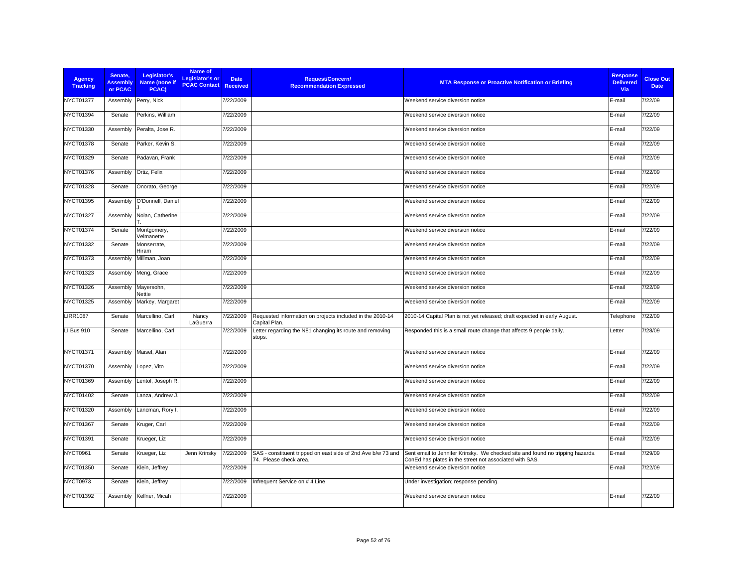| Agency Tracking | Senate, Assembly or PCAC | Legislator's Name (none if PCAC) | Name of Legislator's or PCAC Contact | Date Received | Request/Concern/ Recommendation Expressed | MTA Response or Proactive Notification or Briefing | Response Delivered Via | Close Out Date |
|---|---|---|---|---|---|---|---|---|
| NYCT01377 | Assembly | Perry, Nick | | 7/22/2009 | | Weekend service diversion notice | E-mail | 7/22/09 |
| NYCT01394 | Senate | Perkins, William | | 7/22/2009 | | Weekend service diversion notice | E-mail | 7/22/09 |
| NYCT01330 | Assembly | Peralta, Jose R. | | 7/22/2009 | | Weekend service diversion notice | E-mail | 7/22/09 |
| NYCT01378 | Senate | Parker, Kevin S. | | 7/22/2009 | | Weekend service diversion notice | E-mail | 7/22/09 |
| NYCT01329 | Senate | Padavan, Frank | | 7/22/2009 | | Weekend service diversion notice | E-mail | 7/22/09 |
| NYCT01376 | Assembly | Ortiz, Felix | | 7/22/2009 | | Weekend service diversion notice | E-mail | 7/22/09 |
| NYCT01328 | Senate | Onorato, George | | 7/22/2009 | | Weekend service diversion notice | E-mail | 7/22/09 |
| NYCT01395 | Assembly | O'Donnell, Daniel J. | | 7/22/2009 | | Weekend service diversion notice | E-mail | 7/22/09 |
| NYCT01327 | Assembly | Nolan, Catherine T. | | 7/22/2009 | | Weekend service diversion notice | E-mail | 7/22/09 |
| NYCT01374 | Senate | Montgomery, Velmanette | | 7/22/2009 | | Weekend service diversion notice | E-mail | 7/22/09 |
| NYCT01332 | Senate | Monserrate, Hiram | | 7/22/2009 | | Weekend service diversion notice | E-mail | 7/22/09 |
| NYCT01373 | Assembly | Millman, Joan | | 7/22/2009 | | Weekend service diversion notice | E-mail | 7/22/09 |
| NYCT01323 | Assembly | Meng, Grace | | 7/22/2009 | | Weekend service diversion notice | E-mail | 7/22/09 |
| NYCT01326 | Assembly | Mayersohn, Nettie | | 7/22/2009 | | Weekend service diversion notice | E-mail | 7/22/09 |
| NYCT01325 | Assembly | Markey, Margaret | | 7/22/2009 | | Weekend service diversion notice | E-mail | 7/22/09 |
| LIRR1087 | Senate | Marcellino, Carl | Nancy LaGuerra | 7/22/2009 | Requested information on projects included in the 2010-14 Capital Plan. | 2010-14 Capital Plan is not yet released; draft expected in early August. | Telephone | 7/22/09 |
| LI Bus 910 | Senate | Marcellino, Carl | | 7/22/2009 | Letter regarding the N81 changing its route and removing stops. | Responded this is a small route change that affects 9 people daily. | Letter | 7/28/09 |
| NYCT01371 | Assembly | Maisel, Alan | | 7/22/2009 | | Weekend service diversion notice | E-mail | 7/22/09 |
| NYCT01370 | Assembly | Lopez, Vito | | 7/22/2009 | | Weekend service diversion notice | E-mail | 7/22/09 |
| NYCT01369 | Assembly | Lentol, Joseph R. | | 7/22/2009 | | Weekend service diversion notice | E-mail | 7/22/09 |
| NYCT01402 | Senate | Lanza, Andrew J. | | 7/22/2009 | | Weekend service diversion notice | E-mail | 7/22/09 |
| NYCT01320 | Assembly | Lancman, Rory I. | | 7/22/2009 | | Weekend service diversion notice | E-mail | 7/22/09 |
| NYCT01367 | Senate | Kruger, Carl | | 7/22/2009 | | Weekend service diversion notice | E-mail | 7/22/09 |
| NYCT01391 | Senate | Krueger, Liz | | 7/22/2009 | | Weekend service diversion notice | E-mail | 7/22/09 |
| NYCT0961 | Senate | Krueger, Liz | Jenn Krinsky | 7/22/2009 | SAS - constituent tripped on east side of 2nd Ave b/w 73 and 74. Please check area. | Sent email to Jennifer Krinsky. We checked site and found no tripping hazards. ConEd has plates in the street not associated with SAS. | E-mail | 7/29/09 |
| NYCT01350 | Senate | Klein, Jeffrey | | 7/22/2009 | | Weekend service diversion notice | E-mail | 7/22/09 |
| NYCT0973 | Senate | Klein, Jeffrey | | 7/22/2009 | Infrequent Service on # 4 Line | Under investigation; response pending. | | |
| NYCT01392 | Assembly | Kellner, Micah | | 7/22/2009 | | Weekend service diversion notice | E-mail | 7/22/09 |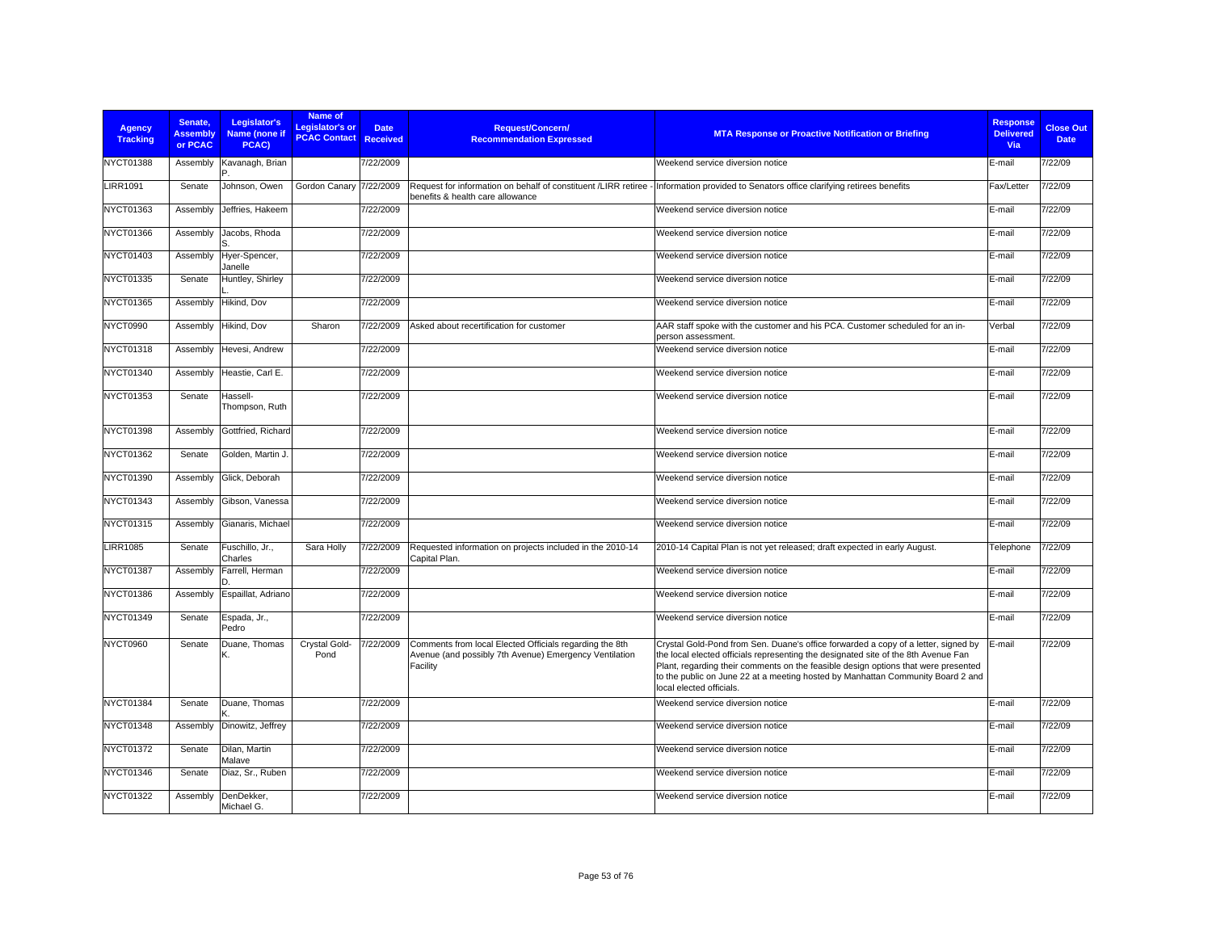| Agency Tracking | Senate, Assembly or PCAC | Legislator's Name (none if PCAC) | Name of Legislator's or PCAC Contact | Date Received | Request/Concern/ Recommendation Expressed | MTA Response or Proactive Notification or Briefing | Response Delivered Via | Close Out Date |
|---|---|---|---|---|---|---|---|---|
| NYCT01388 | Assembly | Kavanagh, Brian P. | | 7/22/2009 | | Weekend service diversion notice | E-mail | 7/22/09 |
| LIRR1091 | Senate | Johnson, Owen | Gordon Canary | 7/22/2009 | Request for information on behalf of constituent /LIRR retiree - benefits & health care allowance | Information provided to Senators office clarifying retirees benefits | Fax/Letter | 7/22/09 |
| NYCT01363 | Assembly | Jeffries, Hakeem | | 7/22/2009 | | Weekend service diversion notice | E-mail | 7/22/09 |
| NYCT01366 | Assembly | Jacobs, Rhoda S. | | 7/22/2009 | | Weekend service diversion notice | E-mail | 7/22/09 |
| NYCT01403 | Assembly | Hyer-Spencer, Janelle | | 7/22/2009 | | Weekend service diversion notice | E-mail | 7/22/09 |
| NYCT01335 | Senate | Huntley, Shirley L. | | 7/22/2009 | | Weekend service diversion notice | E-mail | 7/22/09 |
| NYCT01365 | Assembly | Hikind, Dov | | 7/22/2009 | | Weekend service diversion notice | E-mail | 7/22/09 |
| NYCT0990 | Assembly | Hikind, Dov | Sharon | 7/22/2009 | Asked about recertification for customer | AAR staff spoke with the customer and his PCA. Customer scheduled for an in-person assessment. | Verbal | 7/22/09 |
| NYCT01318 | Assembly | Hevesi, Andrew | | 7/22/2009 | | Weekend service diversion notice | E-mail | 7/22/09 |
| NYCT01340 | Assembly | Heastie, Carl E. | | 7/22/2009 | | Weekend service diversion notice | E-mail | 7/22/09 |
| NYCT01353 | Senate | Hassell-Thompson, Ruth | | 7/22/2009 | | Weekend service diversion notice | E-mail | 7/22/09 |
| NYCT01398 | Assembly | Gottfried, Richard | | 7/22/2009 | | Weekend service diversion notice | E-mail | 7/22/09 |
| NYCT01362 | Senate | Golden, Martin J. | | 7/22/2009 | | Weekend service diversion notice | E-mail | 7/22/09 |
| NYCT01390 | Assembly | Glick, Deborah | | 7/22/2009 | | Weekend service diversion notice | E-mail | 7/22/09 |
| NYCT01343 | Assembly | Gibson, Vanessa | | 7/22/2009 | | Weekend service diversion notice | E-mail | 7/22/09 |
| NYCT01315 | Assembly | Gianaris, Michael | | 7/22/2009 | | Weekend service diversion notice | E-mail | 7/22/09 |
| LIRR1085 | Senate | Fuschillo, Jr., Charles | Sara Holly | 7/22/2009 | Requested information on projects included in the 2010-14 Capital Plan. | 2010-14 Capital Plan is not yet released; draft expected in early August. | Telephone | 7/22/09 |
| NYCT01387 | Assembly | Farrell, Herman D. | | 7/22/2009 | | Weekend service diversion notice | E-mail | 7/22/09 |
| NYCT01386 | Assembly | Espaillat, Adriano | | 7/22/2009 | | Weekend service diversion notice | E-mail | 7/22/09 |
| NYCT01349 | Senate | Espada, Jr., Pedro | | 7/22/2009 | | Weekend service diversion notice | E-mail | 7/22/09 |
| NYCT0960 | Senate | Duane, Thomas K. | Crystal Gold-Pond | 7/22/2009 | Comments from local Elected Officials regarding the 8th Avenue (and possibly 7th Avenue) Emergency Ventilation Facility | Crystal Gold-Pond from Sen. Duane's office forwarded a copy of a letter, signed by the local elected officials representing the designated site of the 8th Avenue Fan Plant, regarding their comments on the feasible design options that were presented to the public on June 22 at a meeting hosted by Manhattan Community Board 2 and local elected officials. | E-mail | 7/22/09 |
| NYCT01384 | Senate | Duane, Thomas K. | | 7/22/2009 | | Weekend service diversion notice | E-mail | 7/22/09 |
| NYCT01348 | Assembly | Dinowitz, Jeffrey | | 7/22/2009 | | Weekend service diversion notice | E-mail | 7/22/09 |
| NYCT01372 | Senate | Dilan, Martin Malave | | 7/22/2009 | | Weekend service diversion notice | E-mail | 7/22/09 |
| NYCT01346 | Senate | Diaz, Sr., Ruben | | 7/22/2009 | | Weekend service diversion notice | E-mail | 7/22/09 |
| NYCT01322 | Assembly | DenDekker, Michael G. | | 7/22/2009 | | Weekend service diversion notice | E-mail | 7/22/09 |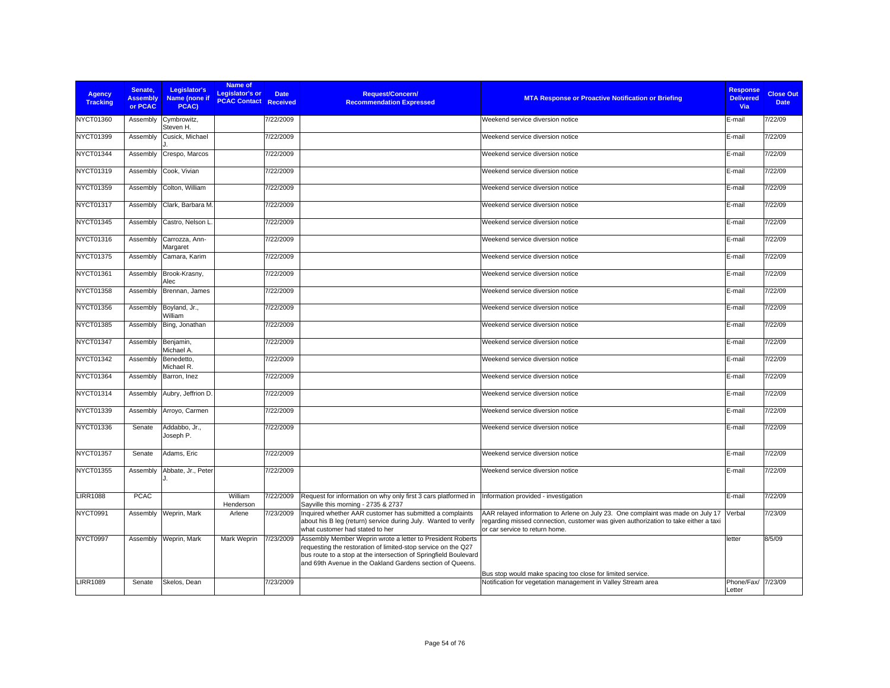| Agency Tracking | Senate, Assembly or PCAC | Legislator's Name (none if PCAC) | Name of Legislator's or PCAC Contact | Date Received | Request/Concern/ Recommendation Expressed | MTA Response or Proactive Notification or Briefing | Response Delivered Via | Close Out Date |
|---|---|---|---|---|---|---|---|---|
| NYCT01360 | Assembly | Cymbrowitz, Steven H. | | 7/22/2009 | | Weekend service diversion notice | E-mail | 7/22/09 |
| NYCT01399 | Assembly | Cusick, Michael J. | | 7/22/2009 | | Weekend service diversion notice | E-mail | 7/22/09 |
| NYCT01344 | Assembly | Crespo, Marcos | | 7/22/2009 | | Weekend service diversion notice | E-mail | 7/22/09 |
| NYCT01319 | Assembly | Cook, Vivian | | 7/22/2009 | | Weekend service diversion notice | E-mail | 7/22/09 |
| NYCT01359 | Assembly | Colton, William | | 7/22/2009 | | Weekend service diversion notice | E-mail | 7/22/09 |
| NYCT01317 | Assembly | Clark, Barbara M. | | 7/22/2009 | | Weekend service diversion notice | E-mail | 7/22/09 |
| NYCT01345 | Assembly | Castro, Nelson L. | | 7/22/2009 | | Weekend service diversion notice | E-mail | 7/22/09 |
| NYCT01316 | Assembly | Carrozza, Ann-Margaret | | 7/22/2009 | | Weekend service diversion notice | E-mail | 7/22/09 |
| NYCT01375 | Assembly | Camara, Karim | | 7/22/2009 | | Weekend service diversion notice | E-mail | 7/22/09 |
| NYCT01361 | Assembly | Brook-Krasny, Alec | | 7/22/2009 | | Weekend service diversion notice | E-mail | 7/22/09 |
| NYCT01358 | Assembly | Brennan, James | | 7/22/2009 | | Weekend service diversion notice | E-mail | 7/22/09 |
| NYCT01356 | Assembly | Boyland, Jr., William | | 7/22/2009 | | Weekend service diversion notice | E-mail | 7/22/09 |
| NYCT01385 | Assembly | Bing, Jonathan | | 7/22/2009 | | Weekend service diversion notice | E-mail | 7/22/09 |
| NYCT01347 | Assembly | Benjamin, Michael A. | | 7/22/2009 | | Weekend service diversion notice | E-mail | 7/22/09 |
| NYCT01342 | Assembly | Benedetto, Michael R. | | 7/22/2009 | | Weekend service diversion notice | E-mail | 7/22/09 |
| NYCT01364 | Assembly | Barron, Inez | | 7/22/2009 | | Weekend service diversion notice | E-mail | 7/22/09 |
| NYCT01314 | Assembly | Aubry, Jeffrion D. | | 7/22/2009 | | Weekend service diversion notice | E-mail | 7/22/09 |
| NYCT01339 | Assembly | Arroyo, Carmen | | 7/22/2009 | | Weekend service diversion notice | E-mail | 7/22/09 |
| NYCT01336 | Senate | Addabbo, Jr., Joseph P. | | 7/22/2009 | | Weekend service diversion notice | E-mail | 7/22/09 |
| NYCT01357 | Senate | Adams, Eric | | 7/22/2009 | | Weekend service diversion notice | E-mail | 7/22/09 |
| NYCT01355 | Assembly | Abbate, Jr., Peter J. | | 7/22/2009 | | Weekend service diversion notice | E-mail | 7/22/09 |
| LIRR1088 | PCAC | | William Henderson | 7/22/2009 | Request for information on why only first 3 cars platformed in Sayville this morning - 2735 & 2737 | Information provided - investigation | E-mail | 7/22/09 |
| NYCT0991 | Assembly | Weprin, Mark | Arlene | 7/23/2009 | Inquired whether AAR customer has submitted a complaints about his B leg (return) service during July. Wanted to verify what customer had stated to her | AAR relayed information to Arlene on July 23. One complaint was made on July 17 regarding missed connection, customer was given authorization to take either a taxi or car service to return home. | Verbal | 7/23/09 |
| NYCT0997 | Assembly | Weprin, Mark | Mark Weprin | 7/23/2009 | Assembly Member Weprin wrote a letter to President Roberts requesting the restoration of limited-stop service on the Q27 bus route to a stop at the intersection of Springfield Boulevard and 69th Avenue in the Oakland Gardens section of Queens. | Bus stop would make spacing too close for limited service. | letter | 8/5/09 |
| LIRR1089 | Senate | Skelos, Dean | | 7/23/2009 | | Notification for vegetation management in Valley Stream area | Phone/Fax/ Letter | 7/23/09 |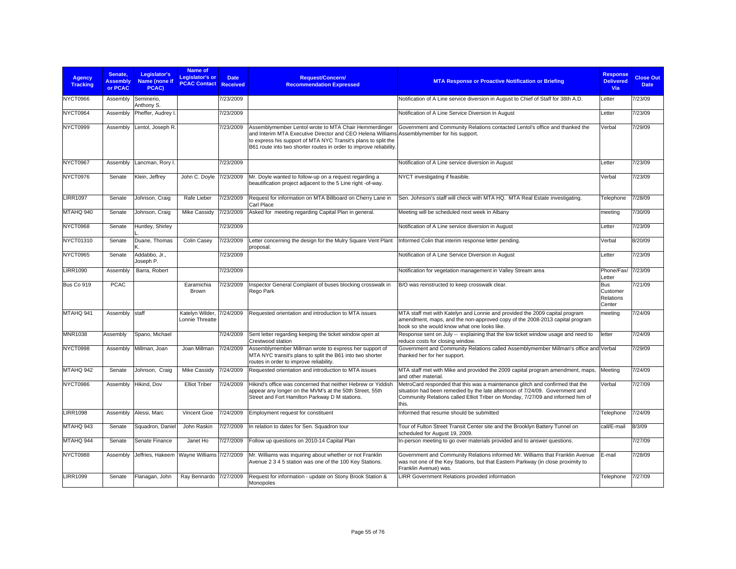| Agency Tracking | Senate, Assembly or PCAC | Legislator's Name (none if PCAC) | Name of Legislator's or PCAC Contact | Date Received | Request/Concern/ Recommendation Expressed | MTA Response or Proactive Notification or Briefing | Response Delivered Via | Close Out Date |
|---|---|---|---|---|---|---|---|---|
| NYCT0966 | Assembly | Seminerio, Anthony S. | | 7/23/2009 | | Notification of A Line service diversion in August to Chief of Staff for 38th A.D. | Letter | 7/23/09 |
| NYCT0964 | Assembly | Pheffer, Audrey I. | | 7/23/2009 | | Notification of A Line Service Diversion in August | Letter | 7/23/09 |
| NYCT0999 | Assembly | Lentol, Joseph R. | | 7/23/2009 | Assemblymember Lentol wrote to MTA Chair Hemmerdinger and Interim MTA Executive Director and CEO Helena Williams to express his support of MTA NYC Transit's plans to split the B61 route into two shorter routes in order to improve reliability. | Government and Community Relations contacted Lentol's office and thanked the Assemblymember for his support. | Verbal | 7/29/09 |
| NYCT0967 | Assembly | Lancman, Rory I. | | 7/23/2009 | | Notification of A Line service diversion in August | Letter | 7/23/09 |
| NYCT0976 | Senate | Klein, Jeffrey | John C. Doyle | 7/23/2009 | Mr. Doyle wanted to follow-up on a request regarding a beautification project adjacent to the 5 Line right -of-way. | NYCT investigating if feasible. | Verbal | 7/23/09 |
| LIRR1097 | Senate | Johnson, Craig | Rafe Lieber | 7/23/2009 | Request for information on MTA Billboard on Cherry Lane in Carl Place | Sen. Johnson's staff will check with MTA HQ. MTA Real Estate investigating. | Telephone | 7/28/09 |
| MTAHQ 940 | Senate | Johnson, Craig | Mike Cassidy | 7/23/2009 | Asked for meeting regarding Capital Plan in general. | Meeting will be scheduled next week in Albany | meeting | 7/30/09 |
| NYCT0968 | Senate | Huntley, Shirley L. | | 7/23/2009 | | Notification of A Line service diversion in August | Letter | 7/23/09 |
| NYCT01310 | Senate | Duane, Thomas K. | Colin Casey | 7/23/2009 | Letter concerning the design for the Mulry Square Vent Plant proposal. | Informed Colin that interim response letter pending. | Verbal | 8/20/09 |
| NYCT0965 | Senate | Addabbo, Jr., Joseph P. | | 7/23/2009 | | Notification of A Line Service Diversion in August | Letter | 7/23/09 |
| LIRR1090 | Assembly | Barra, Robert | | 7/23/2009 | | Notification for vegetation management in Valley Stream area | Phone/Fax/ Letter | 7/23/09 |
| Bus Co 919 | PCAC | | Earamichia Brown | 7/23/2009 | Inspector General Complaint of buses blocking crosswalk in Rego Park | B/O was reinstructed to keep crosswalk clear. | Bus Customer Relations Center | 7/21/09 |
| MTAHQ 941 | Assembly | staff | Katelyn Wilder, Lonnie Threatte | 7/24/2009 | Requested orientation and introduction to MTA issues | MTA staff met with Katelyn and Lonnie and provided the 2009 capital program amendment, maps, and the non-approved copy of the 2008-2013 capital program book so she would know what one looks like. | meeting | 7/24/09 |
| MNR1038 | Assembly | Spano, Michael | | 7/24/2009 | Sent letter regarding keeping the ticket window open at Crestwood station | Response sent on July -- explaining that the low ticket window usage and need to reduce costs for closing window. | letter | 7/24/09 |
| NYCT0998 | Assembly | Millman, Joan | Joan Millman | 7/24/2009 | Assemblymember Millman wrote to express her support of MTA NYC transit's plans to split the B61 into two shorter routes in order to improve reliability. | Government and Community Relations called Assemblymember Millman's office and thanked her for her support. | Verbal | 7/29/09 |
| MTAHQ 942 | Senate | Johnson, Craig | Mike Cassidy | 7/24/2009 | Requested orientation and introduction to MTA issues | MTA staff met with Mike and provided the 2009 capital program amendment, maps, and other material. | Meeting | 7/24/09 |
| NYCT0986 | Assembly | Hikind, Dov | Elliot Triber | 7/24/2009 | Hikind's office was concerned that neither Hebrew or Yiddish appear any longer on the MVM's at the 50th Street, 55th Street and Fort Hamilton Parkway D M stations. | MetroCard responded that this was a maintenance glitch and confirmed that the situation had been remedied by the late afternoon of 7/24/09. Government and Community Relations called Elliot Triber on Monday, 7/27/09 and informed him of this. | Verbal | 7/27/09 |
| LIRR1098 | Assembly | Alessi, Marc | Vincent Gioe | 7/24/2009 | Employment request for constituent | Informed that resume should be submitted | Telephone | 7/24/09 |
| MTAHQ 943 | Senate | Squadron, Daniel | John Raskin | 7/27/2009 | In relation to dates for Sen. Squadron tour | Tour of Fulton Street Transit Center site and the Brooklyn Battery Tunnel on scheduled for August 19, 2009. | call/E-mail | 8/3/09 |
| MTAHQ 944 | Senate | Senate Finance | Janet Ho | 7/27/2009 | Follow up questions on 2010-14 Capital Plan | In-person meeting to go over materials provided and to answer questions. | | 7/27/09 |
| NYCT0988 | Assembly | Jeffries, Hakeem | Wayne Williams | 7/27/2009 | Mr. Williams was inquiring about whether or not Franklin Avenue 2 3 4 5 station was one of the 100 Key Stations. | Government and Community Relations informed Mr. Williams that Franklin Avenue was not one of the Key Stations, but that Eastern Parkway (in close proximity to Franklin Avenue) was. | E-mail | 7/28/09 |
| LIRR1099 | Senate | Flanagan, John | Ray Bennardo | 7/27/2009 | Request for information - update on Stony Brook Station & Monopoles | LIRR Government Relations provided information | Telephone | 7/27/09 |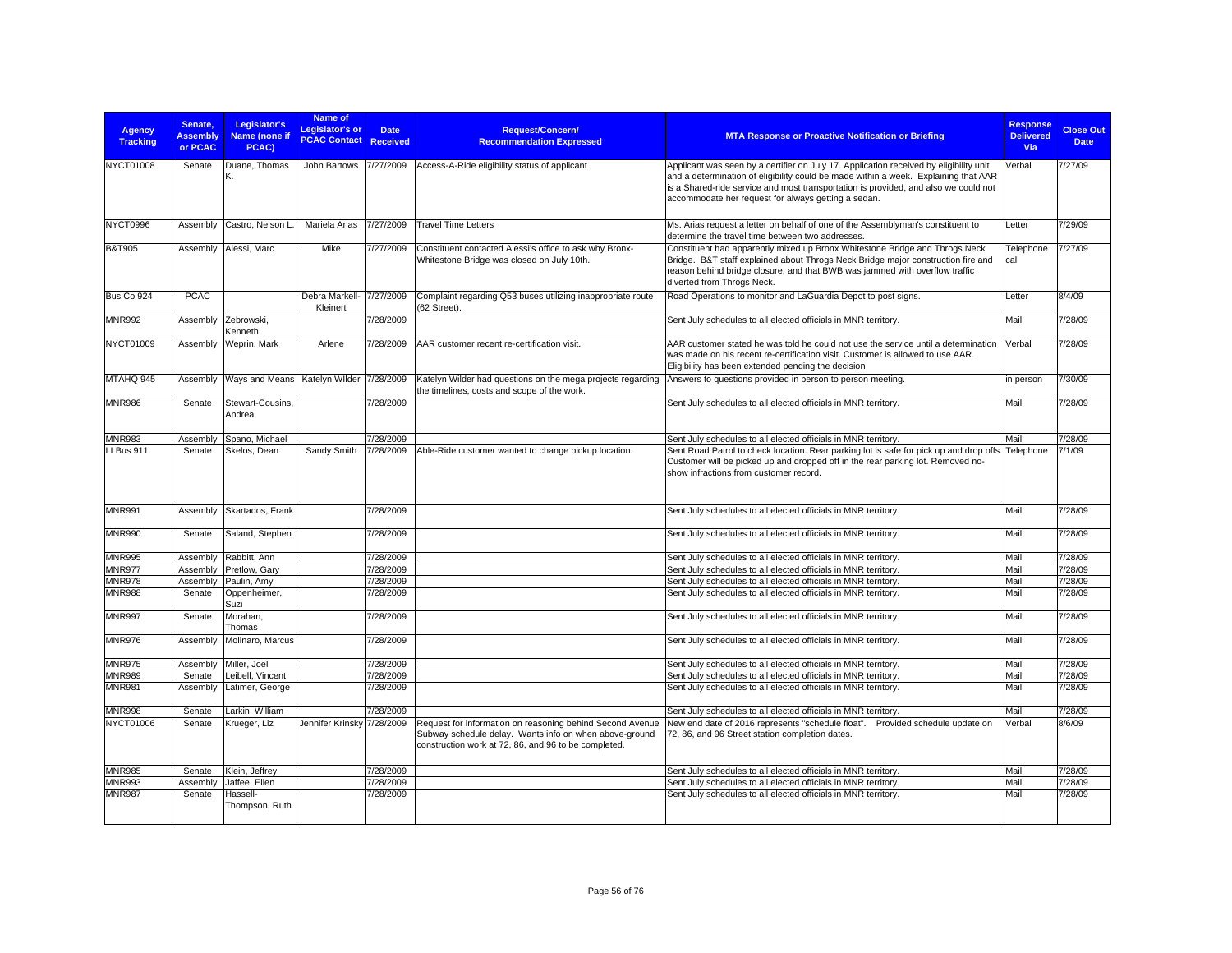| Agency Tracking | Senate, Assembly or PCAC | Legislator's Name (none if PCAC) | Name of Legislator's or PCAC Contact | Date Received | Request/Concern/ Recommendation Expressed | MTA Response or Proactive Notification or Briefing | Response Delivered Via | Close Out Date |
|---|---|---|---|---|---|---|---|---|
| NYCT01008 | Senate | Duane, Thomas K. | John Bartows | 7/27/2009 | Access-A-Ride eligibility status of applicant | Applicant was seen by a certifier on July 17. Application received by eligibility unit and a determination of eligibility could be made within a week. Explaining that AAR is a Shared-ride service and most transportation is provided, and also we could not accommodate her request for always getting a sedan. | Verbal | 7/27/09 |
| NYCT0996 | Assembly | Castro, Nelson L. | Mariela Arias | 7/27/2009 | Travel Time Letters | Ms. Arias request a letter on behalf of one of the Assemblyman's constituent to determine the travel time between two addresses. | Letter | 7/29/09 |
| B&T905 | Assembly | Alessi, Marc | Mike | 7/27/2009 | Constituent contacted Alessi's office to ask why Bronx-Whitestone Bridge was closed on July 10th. | Constituent had apparently mixed up Bronx Whitestone Bridge and Throgs Neck Bridge. B&T staff explained about Throgs Neck Bridge major construction fire and reason behind bridge closure, and that BWB was jammed with overflow traffic diverted from Throgs Neck. | Telephone call | 7/27/09 |
| Bus Co 924 | PCAC | | Debra Markell-Kleinert | 7/27/2009 | Complaint regarding Q53 buses utilizing inappropriate route (62 Street). | Road Operations to monitor and LaGuardia Depot to post signs. | Letter | 8/4/09 |
| MNR992 | Assembly | Zebrowski, Kenneth | | 7/28/2009 | | Sent July schedules to all elected officials in MNR territory. | Mail | 7/28/09 |
| NYCT01009 | Assembly | Weprin, Mark | Arlene | 7/28/2009 | AAR customer recent re-certification visit. | AAR customer stated he was told he could not use the service until a determination was made on his recent re-certification visit. Customer is allowed to use AAR. Eligibility has been extended pending the decision | Verbal | 7/28/09 |
| MTAHQ 945 | Assembly | Ways and Means | Katelyn WIlder | 7/28/2009 | Katelyn Wilder had questions on the mega projects regarding the timelines, costs and scope of the work. | Answers to questions provided in person to person meeting. | in person | 7/30/09 |
| MNR986 | Senate | Stewart-Cousins, Andrea | | 7/28/2009 | | Sent July schedules to all elected officials in MNR territory. | Mail | 7/28/09 |
| MNR983 | Assembly | Spano, Michael | | 7/28/2009 | | Sent July schedules to all elected officials in MNR territory. | Mail | 7/28/09 |
| LI Bus 911 | Senate | Skelos, Dean | Sandy Smith | 7/28/2009 | Able-Ride customer wanted to change pickup location. | Sent Road Patrol to check location. Rear parking lot is safe for pick up and drop offs. Customer will be picked up and dropped off in the rear parking lot. Removed no-show infractions from customer record. | Telephone | 7/1/09 |
| MNR991 | Assembly | Skartados, Frank | | 7/28/2009 | | Sent July schedules to all elected officials in MNR territory. | Mail | 7/28/09 |
| MNR990 | Senate | Saland, Stephen | | 7/28/2009 | | Sent July schedules to all elected officials in MNR territory. | Mail | 7/28/09 |
| MNR995 | Assembly | Rabbitt, Ann | | 7/28/2009 | | Sent July schedules to all elected officials in MNR territory. | Mail | 7/28/09 |
| MNR977 | Assembly | Pretlow, Gary | | 7/28/2009 | | Sent July schedules to all elected officials in MNR territory. | Mail | 7/28/09 |
| MNR978 | Assembly | Paulin, Amy | | 7/28/2009 | | Sent July schedules to all elected officials in MNR territory. | Mail | 7/28/09 |
| MNR988 | Senate | Oppenheimer, Suzi | | 7/28/2009 | | Sent July schedules to all elected officials in MNR territory. | Mail | 7/28/09 |
| MNR997 | Senate | Morahan, Thomas | | 7/28/2009 | | Sent July schedules to all elected officials in MNR territory. | Mail | 7/28/09 |
| MNR976 | Assembly | Molinaro, Marcus | | 7/28/2009 | | Sent July schedules to all elected officials in MNR territory. | Mail | 7/28/09 |
| MNR975 | Assembly | Miller, Joel | | 7/28/2009 | | Sent July schedules to all elected officials in MNR territory. | Mail | 7/28/09 |
| MNR989 | Senate | Leibell, Vincent | | 7/28/2009 | | Sent July schedules to all elected officials in MNR territory. | Mail | 7/28/09 |
| MNR981 | Assembly | Latimer, George | | 7/28/2009 | | Sent July schedules to all elected officials in MNR territory. | Mail | 7/28/09 |
| MNR998 | Senate | Larkin, William | | 7/28/2009 | | Sent July schedules to all elected officials in MNR territory. | Mail | 7/28/09 |
| NYCT01006 | Senate | Krueger, Liz | Jennifer Krinsky | 7/28/2009 | Request for information on reasoning behind Second Avenue Subway schedule delay. Wants info on when above-ground construction work at 72, 86, and 96 to be completed. | New end date of 2016 represents "schedule float". Provided schedule update on 72, 86, and 96 Street station completion dates. | Verbal | 8/6/09 |
| MNR985 | Senate | Klein, Jeffrey | | 7/28/2009 | | Sent July schedules to all elected officials in MNR territory. | Mail | 7/28/09 |
| MNR993 | Assembly | Jaffee, Ellen | | 7/28/2009 | | Sent July schedules to all elected officials in MNR territory. | Mail | 7/28/09 |
| MNR987 | Senate | Hassell-Thompson, Ruth | | 7/28/2009 | | Sent July schedules to all elected officials in MNR territory. | Mail | 7/28/09 |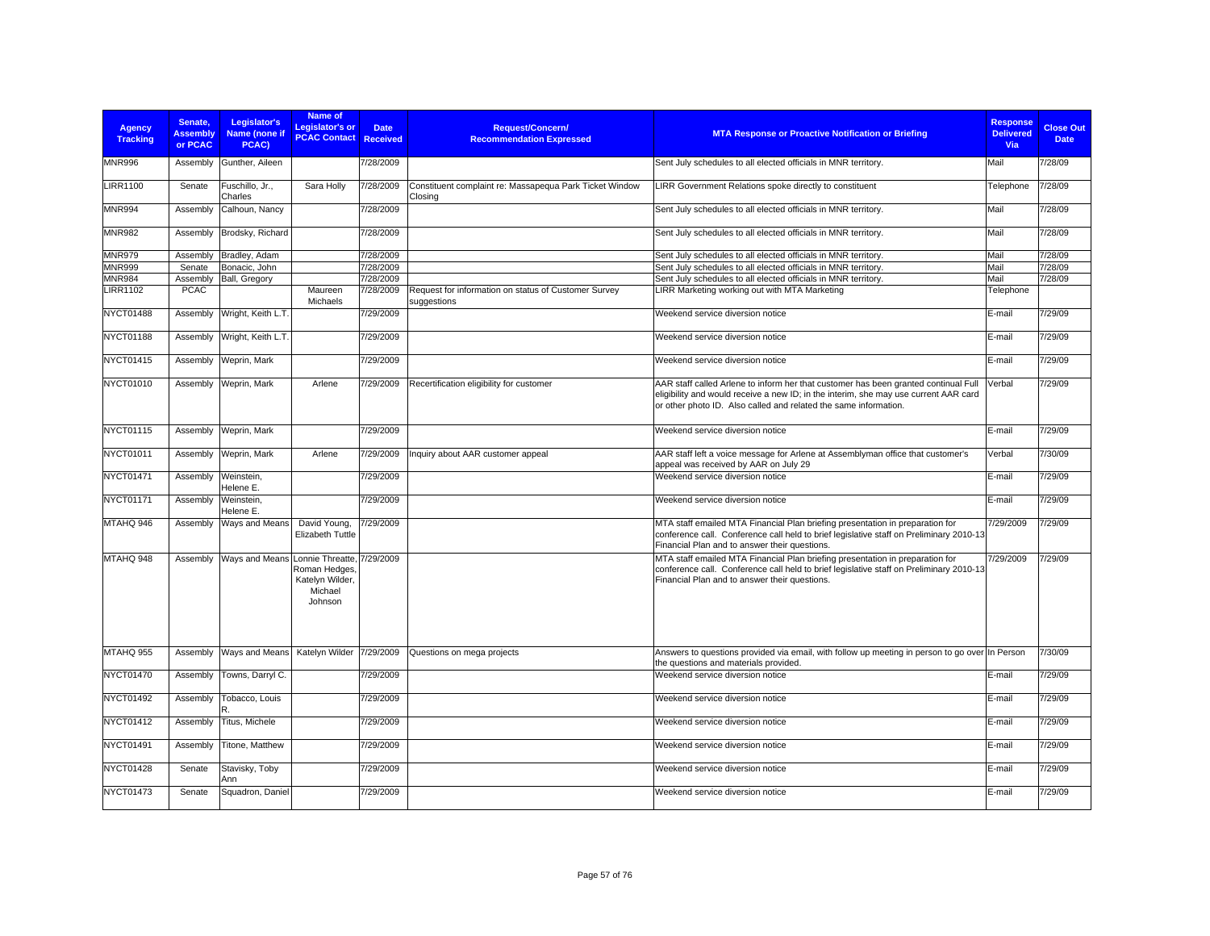| Agency Tracking | Senate, Assembly or PCAC | Legislator's Name (none if PCAC) | Name of Legislator's or PCAC Contact | Date Received | Request/Concern/ Recommendation Expressed | MTA Response or Proactive Notification or Briefing | Response Delivered Via | Close Out Date |
|---|---|---|---|---|---|---|---|---|
| MNR996 | Assembly | Gunther, Aileen | | 7/28/2009 | | Sent July schedules to all elected officials in MNR territory. | Mail | 7/28/09 |
| LIRR1100 | Senate | Fuschillo, Jr., Charles | Sara Holly | 7/28/2009 | Constituent complaint re: Massapequa Park Ticket Window Closing | LIRR Government Relations spoke directly to constituent | Telephone | 7/28/09 |
| MNR994 | Assembly | Calhoun, Nancy | | 7/28/2009 | | Sent July schedules to all elected officials in MNR territory. | Mail | 7/28/09 |
| MNR982 | Assembly | Brodsky, Richard | | 7/28/2009 | | Sent July schedules to all elected officials in MNR territory. | Mail | 7/28/09 |
| MNR979 | Assembly | Bradley, Adam | | 7/28/2009 | | Sent July schedules to all elected officials in MNR territory. | Mail | 7/28/09 |
| MNR999 | Senate | Bonacic, John | | 7/28/2009 | | Sent July schedules to all elected officials in MNR territory. | Mail | 7/28/09 |
| MNR984 | Assembly | Ball, Gregory | | 7/28/2009 | | Sent July schedules to all elected officials in MNR territory. | Mail | 7/28/09 |
| LIRR1102 | PCAC | | Maureen Michaels | 7/28/2009 | Request for information on status of Customer Survey suggestions | LIRR Marketing working out with MTA Marketing | Telephone | |
| NYCT01488 | Assembly | Wright, Keith L.T. | | 7/29/2009 | | Weekend service diversion notice | E-mail | 7/29/09 |
| NYCT01188 | Assembly | Wright, Keith L.T. | | 7/29/2009 | | Weekend service diversion notice | E-mail | 7/29/09 |
| NYCT01415 | Assembly | Weprin, Mark | | 7/29/2009 | | Weekend service diversion notice | E-mail | 7/29/09 |
| NYCT01010 | Assembly | Weprin, Mark | Arlene | 7/29/2009 | Recertification eligibility for customer | AAR staff called Arlene to inform her that customer has been granted continual Full eligibility and would receive a new ID; in the interim, she may use current AAR card or other photo ID. Also called and related the same information. | Verbal | 7/29/09 |
| NYCT01115 | Assembly | Weprin, Mark | | 7/29/2009 | | Weekend service diversion notice | E-mail | 7/29/09 |
| NYCT01011 | Assembly | Weprin, Mark | Arlene | 7/29/2009 | Inquiry about AAR customer appeal | AAR staff left a voice message for Arlene at Assemblyman office that customer's appeal was received by AAR on July 29 | Verbal | 7/30/09 |
| NYCT01471 | Assembly | Weinstein, Helene E. | | 7/29/2009 | | Weekend service diversion notice | E-mail | 7/29/09 |
| NYCT01171 | Assembly | Weinstein, Helene E. | | 7/29/2009 | | Weekend service diversion notice | E-mail | 7/29/09 |
| MTAHQ 946 | Assembly | Ways and Means | David Young, Elizabeth Tuttle | 7/29/2009 | | MTA staff emailed MTA Financial Plan briefing presentation in preparation for conference call. Conference call held to brief legislative staff on Preliminary 2010-13 Financial Plan and to answer their questions. | 7/29/2009 | 7/29/09 |
| MTAHQ 948 | Assembly | Ways and Means | Lonnie Threatte, Roman Hedges, Katelyn Wilder, Michael Johnson | 7/29/2009 | | MTA staff emailed MTA Financial Plan briefing presentation in preparation for conference call. Conference call held to brief legislative staff on Preliminary 2010-13 Financial Plan and to answer their questions. | 7/29/2009 | 7/29/09 |
| MTAHQ 955 | Assembly | Ways and Means | Katelyn Wilder | 7/29/2009 | Questions on mega projects | Answers to questions provided via email, with follow up meeting in person to go over the questions and materials provided. | In Person | 7/30/09 |
| NYCT01470 | Assembly | Towns, Darryl C. | | 7/29/2009 | | Weekend service diversion notice | E-mail | 7/29/09 |
| NYCT01492 | Assembly | Tobacco, Louis R. | | 7/29/2009 | | Weekend service diversion notice | E-mail | 7/29/09 |
| NYCT01412 | Assembly | Titus, Michele | | 7/29/2009 | | Weekend service diversion notice | E-mail | 7/29/09 |
| NYCT01491 | Assembly | Titone, Matthew | | 7/29/2009 | | Weekend service diversion notice | E-mail | 7/29/09 |
| NYCT01428 | Senate | Stavisky, Toby Ann | | 7/29/2009 | | Weekend service diversion notice | E-mail | 7/29/09 |
| NYCT01473 | Senate | Squadron, Daniel | | 7/29/2009 | | Weekend service diversion notice | E-mail | 7/29/09 |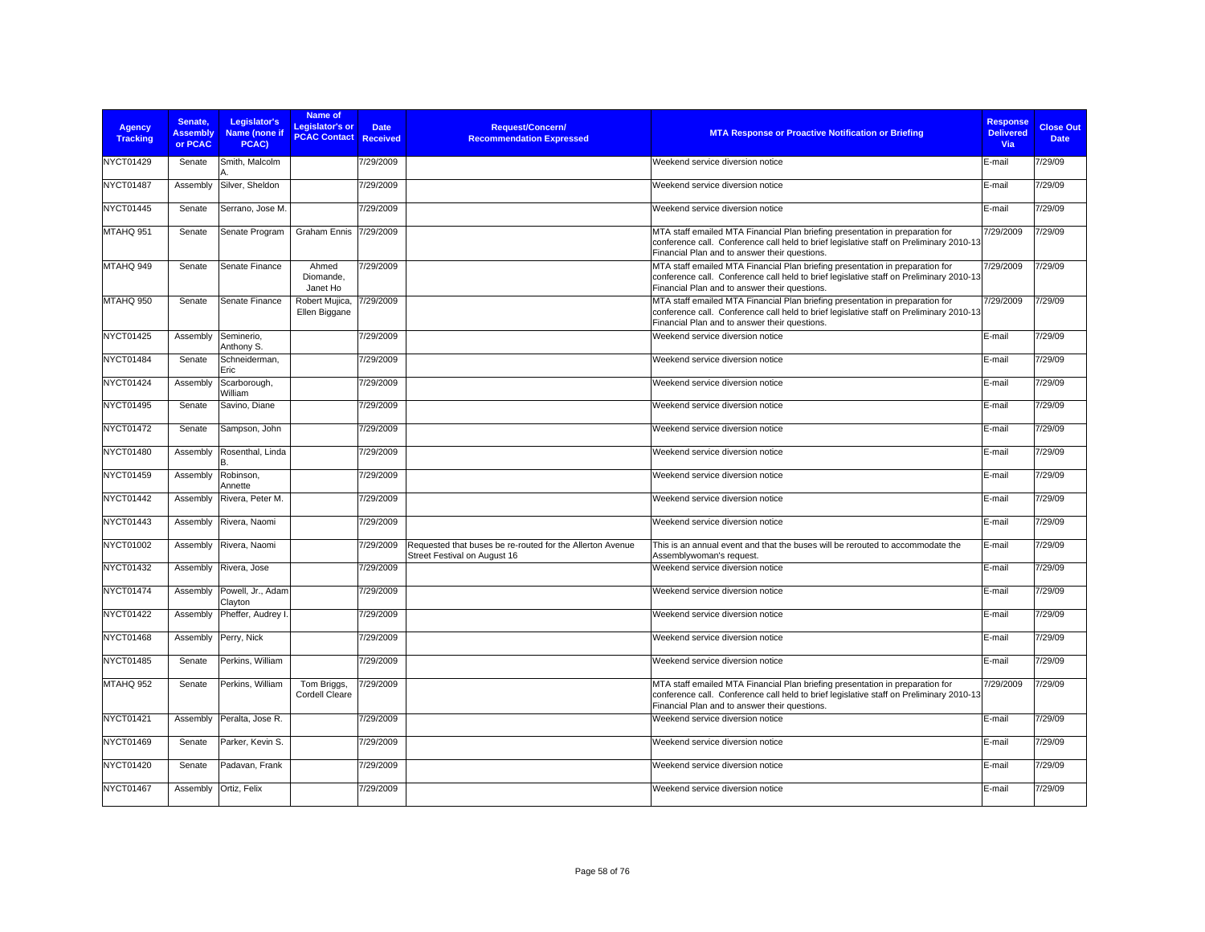| Agency Tracking | Senate, Assembly or PCAC | Legislator's Name (none if PCAC) | Name of Legislator's or PCAC Contact | Date Received | Request/Concern/ Recommendation Expressed | MTA Response or Proactive Notification or Briefing | Response Delivered Via | Close Out Date |
|---|---|---|---|---|---|---|---|---|
| NYCT01429 | Senate | Smith, Malcolm A. | | 7/29/2009 | | Weekend service diversion notice | E-mail | 7/29/09 |
| NYCT01487 | Assembly | Silver, Sheldon | | 7/29/2009 | | Weekend service diversion notice | E-mail | 7/29/09 |
| NYCT01445 | Senate | Serrano, Jose M. | | 7/29/2009 | | Weekend service diversion notice | E-mail | 7/29/09 |
| MTAHQ 951 | Senate | Senate Program | Graham Ennis | 7/29/2009 | | MTA staff emailed MTA Financial Plan briefing presentation in preparation for conference call. Conference call held to brief legislative staff on Preliminary 2010-13 Financial Plan and to answer their questions. | 7/29/2009 | 7/29/09 |
| MTAHQ 949 | Senate | Senate Finance | Ahmed Diomande, Janet Ho | 7/29/2009 | | MTA staff emailed MTA Financial Plan briefing presentation in preparation for conference call. Conference call held to brief legislative staff on Preliminary 2010-13 Financial Plan and to answer their questions. | 7/29/2009 | 7/29/09 |
| MTAHQ 950 | Senate | Senate Finance | Robert Mujica, Ellen Biggane | 7/29/2009 | | MTA staff emailed MTA Financial Plan briefing presentation in preparation for conference call. Conference call held to brief legislative staff on Preliminary 2010-13 Financial Plan and to answer their questions. | 7/29/2009 | 7/29/09 |
| NYCT01425 | Assembly | Seminerio, Anthony S. | | 7/29/2009 | | Weekend service diversion notice | E-mail | 7/29/09 |
| NYCT01484 | Senate | Schneiderman, Eric | | 7/29/2009 | | Weekend service diversion notice | E-mail | 7/29/09 |
| NYCT01424 | Assembly | Scarborough, William | | 7/29/2009 | | Weekend service diversion notice | E-mail | 7/29/09 |
| NYCT01495 | Senate | Savino, Diane | | 7/29/2009 | | Weekend service diversion notice | E-mail | 7/29/09 |
| NYCT01472 | Senate | Sampson, John | | 7/29/2009 | | Weekend service diversion notice | E-mail | 7/29/09 |
| NYCT01480 | Assembly | Rosenthal, Linda B. | | 7/29/2009 | | Weekend service diversion notice | E-mail | 7/29/09 |
| NYCT01459 | Assembly | Robinson, Annette | | 7/29/2009 | | Weekend service diversion notice | E-mail | 7/29/09 |
| NYCT01442 | Assembly | Rivera, Peter M. | | 7/29/2009 | | Weekend service diversion notice | E-mail | 7/29/09 |
| NYCT01443 | Assembly | Rivera, Naomi | | 7/29/2009 | | Weekend service diversion notice | E-mail | 7/29/09 |
| NYCT01002 | Assembly | Rivera, Naomi | | 7/29/2009 | Requested that buses be re-routed for the Allerton Avenue Street Festival on August 16 | This is an annual event and that the buses will be rerouted to accommodate the Assemblywoman's request. | E-mail | 7/29/09 |
| NYCT01432 | Assembly | Rivera, Jose | | 7/29/2009 | | Weekend service diversion notice | E-mail | 7/29/09 |
| NYCT01474 | Assembly | Powell, Jr., Adam Clayton | | 7/29/2009 | | Weekend service diversion notice | E-mail | 7/29/09 |
| NYCT01422 | Assembly | Pheffer, Audrey I. | | 7/29/2009 | | Weekend service diversion notice | E-mail | 7/29/09 |
| NYCT01468 | Assembly | Perry, Nick | | 7/29/2009 | | Weekend service diversion notice | E-mail | 7/29/09 |
| NYCT01485 | Senate | Perkins, William | | 7/29/2009 | | Weekend service diversion notice | E-mail | 7/29/09 |
| MTAHQ 952 | Senate | Perkins, William | Tom Briggs, Cordell Cleare | 7/29/2009 | | MTA staff emailed MTA Financial Plan briefing presentation in preparation for conference call. Conference call held to brief legislative staff on Preliminary 2010-13 Financial Plan and to answer their questions. | 7/29/2009 | 7/29/09 |
| NYCT01421 | Assembly | Peralta, Jose R. | | 7/29/2009 | | Weekend service diversion notice | E-mail | 7/29/09 |
| NYCT01469 | Senate | Parker, Kevin S. | | 7/29/2009 | | Weekend service diversion notice | E-mail | 7/29/09 |
| NYCT01420 | Senate | Padavan, Frank | | 7/29/2009 | | Weekend service diversion notice | E-mail | 7/29/09 |
| NYCT01467 | Assembly | Ortiz, Felix | | 7/29/2009 | | Weekend service diversion notice | E-mail | 7/29/09 |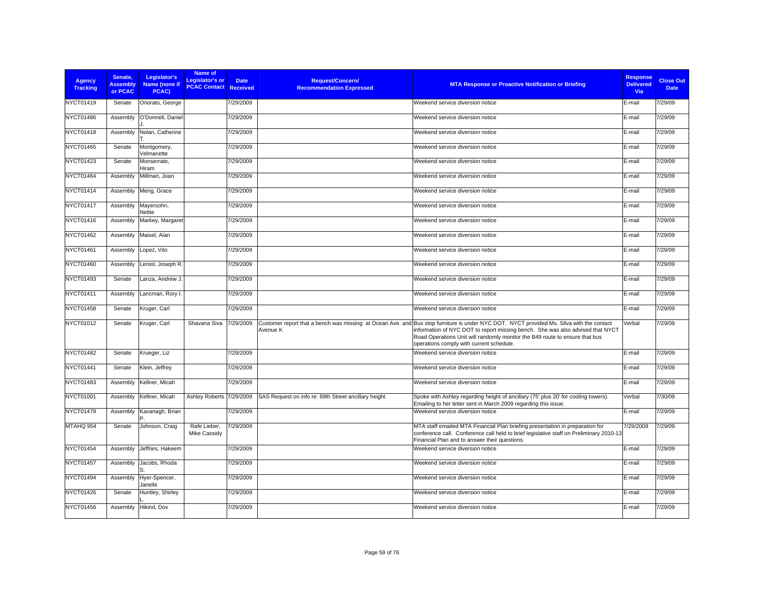| Agency Tracking | Senate, Assembly or PCAC | Legislator's Name (none if PCAC) | Name of Legislator's or PCAC Contact | Date Received | Request/Concern/ Recommendation Expressed | MTA Response or Proactive Notification or Briefing | Response Delivered Via | Close Out Date |
|---|---|---|---|---|---|---|---|---|
| NYCT01419 | Senate | Onorato, George | | 7/29/2009 | | Weekend service diversion notice | E-mail | 7/29/09 |
| NYCT01486 | Assembly | O'Donnell, Daniel J. | | 7/29/2009 | | Weekend service diversion notice | E-mail | 7/29/09 |
| NYCT01418 | Assembly | Nolan, Catherine T. | | 7/29/2009 | | Weekend service diversion notice | E-mail | 7/29/09 |
| NYCT01465 | Senate | Montgomery, Velmanette | | 7/29/2009 | | Weekend service diversion notice | E-mail | 7/29/09 |
| NYCT01423 | Senate | Monserrate, Hiram | | 7/29/2009 | | Weekend service diversion notice | E-mail | 7/29/09 |
| NYCT01464 | Assembly | Millman, Joan | | 7/29/2009 | | Weekend service diversion notice | E-mail | 7/29/09 |
| NYCT01414 | Assembly | Meng, Grace | | 7/29/2009 | | Weekend service diversion notice | E-mail | 7/29/09 |
| NYCT01417 | Assembly | Mayersohn, Nettie | | 7/29/2009 | | Weekend service diversion notice | E-mail | 7/29/09 |
| NYCT01416 | Assembly | Markey, Margaret | | 7/29/2009 | | Weekend service diversion notice | E-mail | 7/29/09 |
| NYCT01462 | Assembly | Maisel, Alan | | 7/29/2009 | | Weekend service diversion notice | E-mail | 7/29/09 |
| NYCT01461 | Assembly | Lopez, Vito | | 7/29/2009 | | Weekend service diversion notice | E-mail | 7/29/09 |
| NYCT01460 | Assembly | Lentol, Joseph R. | | 7/29/2009 | | Weekend service diversion notice | E-mail | 7/29/09 |
| NYCT01493 | Senate | Lanza, Andrew J. | | 7/29/2009 | | Weekend service diversion notice | E-mail | 7/29/09 |
| NYCT01411 | Assembly | Lancman, Rory I. | | 7/29/2009 | | Weekend service diversion notice | E-mail | 7/29/09 |
| NYCT01458 | Senate | Kruger, Carl | | 7/29/2009 | | Weekend service diversion notice | E-mail | 7/29/09 |
| NYCT01012 | Senate | Kruger, Carl | Shavana Siva | 7/29/2009 | Customer report that a bench was missing at Ocean Ave. and Avenue K | Bus stop furniture is under NYC DOT. NYCT provided Ms. Silva with the contact information of NYC DOT to report missing bench. She was also advised that NYCT Road Operations Unit will randomly monitor the B49 route to ensure that bus operations comply with current schedule. | Verbal | 7/29/09 |
| NYCT01482 | Senate | Krueger, Liz | | 7/29/2009 | | Weekend service diversion notice | E-mail | 7/29/09 |
| NYCT01441 | Senate | Klein, Jeffrey | | 7/29/2009 | | Weekend service diversion notice | E-mail | 7/29/09 |
| NYCT01483 | Assembly | Kellner, Micah | | 7/29/2009 | | Weekend service diversion notice | E-mail | 7/29/09 |
| NYCT01001 | Assembly | Kellner, Micah | Ashley Roberts | 7/29/2009 | SAS Request on info re: 69th Street ancillary height | Spoke with Ashley regarding height of ancillary (75' plus 20' for cooling towers). Emailing to her letter sent in March 2009 regarding this issue. | Verbal | 7/30/09 |
| NYCT01479 | Assembly | Kavanagh, Brian P. | | 7/29/2009 | | Weekend service diversion notice | E-mail | 7/29/09 |
| MTAHQ 954 | Senate | Johnson, Craig | Rafe Lieber, Mike Cassidy | 7/29/2009 | | MTA staff emailed MTA Financial Plan briefing presentation in preparation for conference call. Conference call held to brief legislative staff on Preliminary 2010-13 Financial Plan and to answer their questions. | 7/29/2009 | 7/29/09 |
| NYCT01454 | Assembly | Jeffries, Hakeem | | 7/29/2009 | | Weekend service diversion notice | E-mail | 7/29/09 |
| NYCT01457 | Assembly | Jacobs, Rhoda S. | | 7/29/2009 | | Weekend service diversion notice | E-mail | 7/29/09 |
| NYCT01494 | Assembly | Hyer-Spencer, Janelle | | 7/29/2009 | | Weekend service diversion notice | E-mail | 7/29/09 |
| NYCT01426 | Senate | Huntley, Shirley L. | | 7/29/2009 | | Weekend service diversion notice | E-mail | 7/29/09 |
| NYCT01456 | Assembly | Hikind, Dov | | 7/29/2009 | | Weekend service diversion notice | E-mail | 7/29/09 |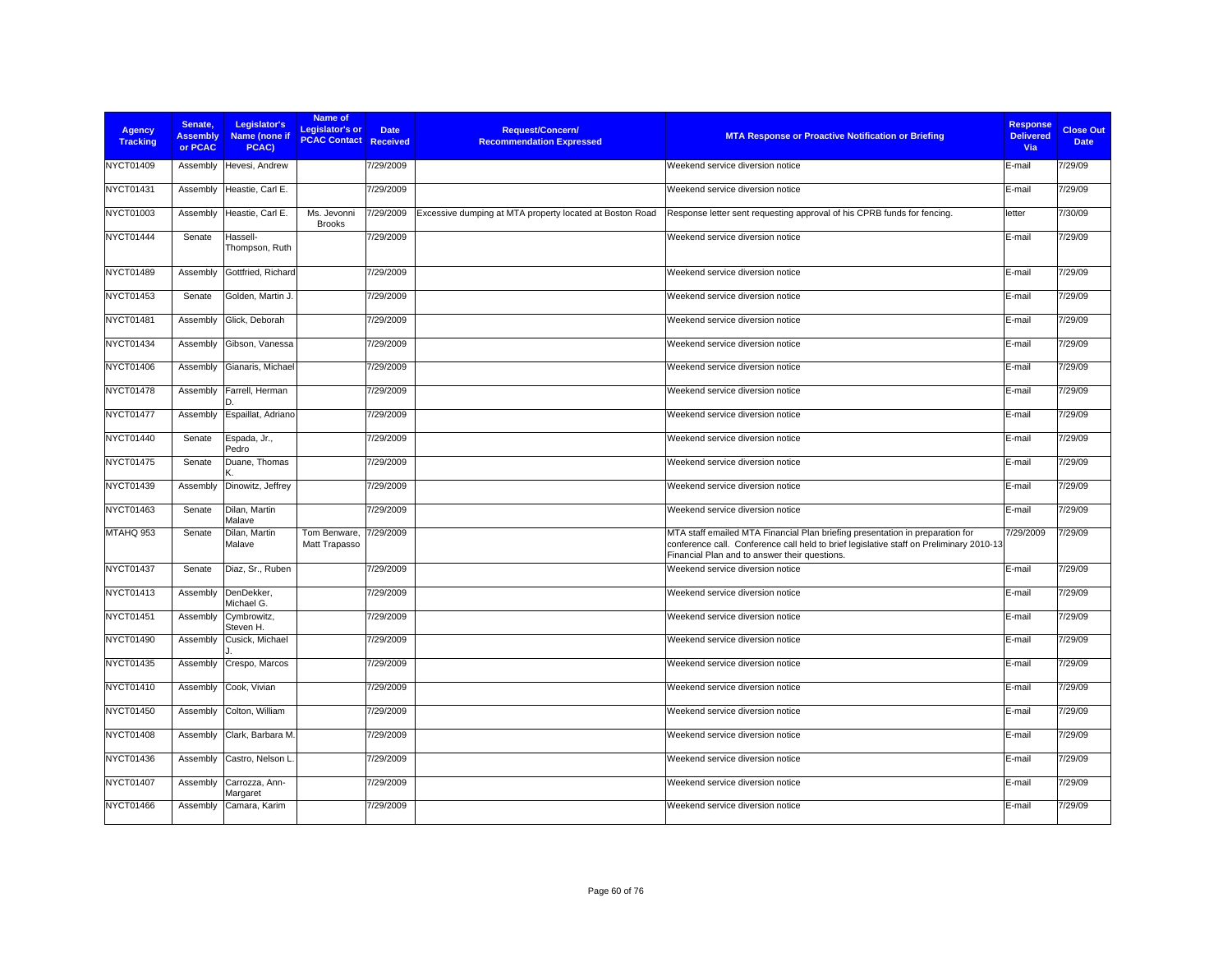| Agency Tracking | Senate, Assembly or PCAC | Legislator's Name (none if PCAC) | Name of Legislator's or PCAC Contact | Date Received | Request/Concern/ Recommendation Expressed | MTA Response or Proactive Notification or Briefing | Response Delivered Via | Close Out Date |
|---|---|---|---|---|---|---|---|---|
| NYCT01409 | Assembly | Hevesi, Andrew | | 7/29/2009 | | Weekend service diversion notice | E-mail | 7/29/09 |
| NYCT01431 | Assembly | Heastie, Carl E. | | 7/29/2009 | | Weekend service diversion notice | E-mail | 7/29/09 |
| NYCT01003 | Assembly | Heastie, Carl E. | Ms. Jevonni Brooks | 7/29/2009 | Excessive dumping at MTA property located at Boston Road | Response letter sent requesting approval of his CPRB funds for fencing. | letter | 7/30/09 |
| NYCT01444 | Senate | Hassell-Thompson, Ruth | | 7/29/2009 | | Weekend service diversion notice | E-mail | 7/29/09 |
| NYCT01489 | Assembly | Gottfried, Richard | | 7/29/2009 | | Weekend service diversion notice | E-mail | 7/29/09 |
| NYCT01453 | Senate | Golden, Martin J. | | 7/29/2009 | | Weekend service diversion notice | E-mail | 7/29/09 |
| NYCT01481 | Assembly | Glick, Deborah | | 7/29/2009 | | Weekend service diversion notice | E-mail | 7/29/09 |
| NYCT01434 | Assembly | Gibson, Vanessa | | 7/29/2009 | | Weekend service diversion notice | E-mail | 7/29/09 |
| NYCT01406 | Assembly | Gianaris, Michael | | 7/29/2009 | | Weekend service diversion notice | E-mail | 7/29/09 |
| NYCT01478 | Assembly | Farrell, Herman D. | | 7/29/2009 | | Weekend service diversion notice | E-mail | 7/29/09 |
| NYCT01477 | Assembly | Espaillat, Adriano | | 7/29/2009 | | Weekend service diversion notice | E-mail | 7/29/09 |
| NYCT01440 | Senate | Espada, Jr., Pedro | | 7/29/2009 | | Weekend service diversion notice | E-mail | 7/29/09 |
| NYCT01475 | Senate | Duane, Thomas K. | | 7/29/2009 | | Weekend service diversion notice | E-mail | 7/29/09 |
| NYCT01439 | Assembly | Dinowitz, Jeffrey | | 7/29/2009 | | Weekend service diversion notice | E-mail | 7/29/09 |
| NYCT01463 | Senate | Dilan, Martin Malave | | 7/29/2009 | | Weekend service diversion notice | E-mail | 7/29/09 |
| MTAHQ 953 | Senate | Dilan, Martin Malave | Tom Benware, Matt Trapasso | 7/29/2009 | | MTA staff emailed MTA Financial Plan briefing presentation in preparation for conference call. Conference call held to brief legislative staff on Preliminary 2010-13 Financial Plan and to answer their questions. | 7/29/2009 | 7/29/09 |
| NYCT01437 | Senate | Diaz, Sr., Ruben | | 7/29/2009 | | Weekend service diversion notice | E-mail | 7/29/09 |
| NYCT01413 | Assembly | DenDekker, Michael G. | | 7/29/2009 | | Weekend service diversion notice | E-mail | 7/29/09 |
| NYCT01451 | Assembly | Cymbrowitz, Steven H. | | 7/29/2009 | | Weekend service diversion notice | E-mail | 7/29/09 |
| NYCT01490 | Assembly | Cusick, Michael J. | | 7/29/2009 | | Weekend service diversion notice | E-mail | 7/29/09 |
| NYCT01435 | Assembly | Crespo, Marcos | | 7/29/2009 | | Weekend service diversion notice | E-mail | 7/29/09 |
| NYCT01410 | Assembly | Cook, Vivian | | 7/29/2009 | | Weekend service diversion notice | E-mail | 7/29/09 |
| NYCT01450 | Assembly | Colton, William | | 7/29/2009 | | Weekend service diversion notice | E-mail | 7/29/09 |
| NYCT01408 | Assembly | Clark, Barbara M. | | 7/29/2009 | | Weekend service diversion notice | E-mail | 7/29/09 |
| NYCT01436 | Assembly | Castro, Nelson L. | | 7/29/2009 | | Weekend service diversion notice | E-mail | 7/29/09 |
| NYCT01407 | Assembly | Carrozza, Ann-Margaret | | 7/29/2009 | | Weekend service diversion notice | E-mail | 7/29/09 |
| NYCT01466 | Assembly | Camara, Karim | | 7/29/2009 | | Weekend service diversion notice | E-mail | 7/29/09 |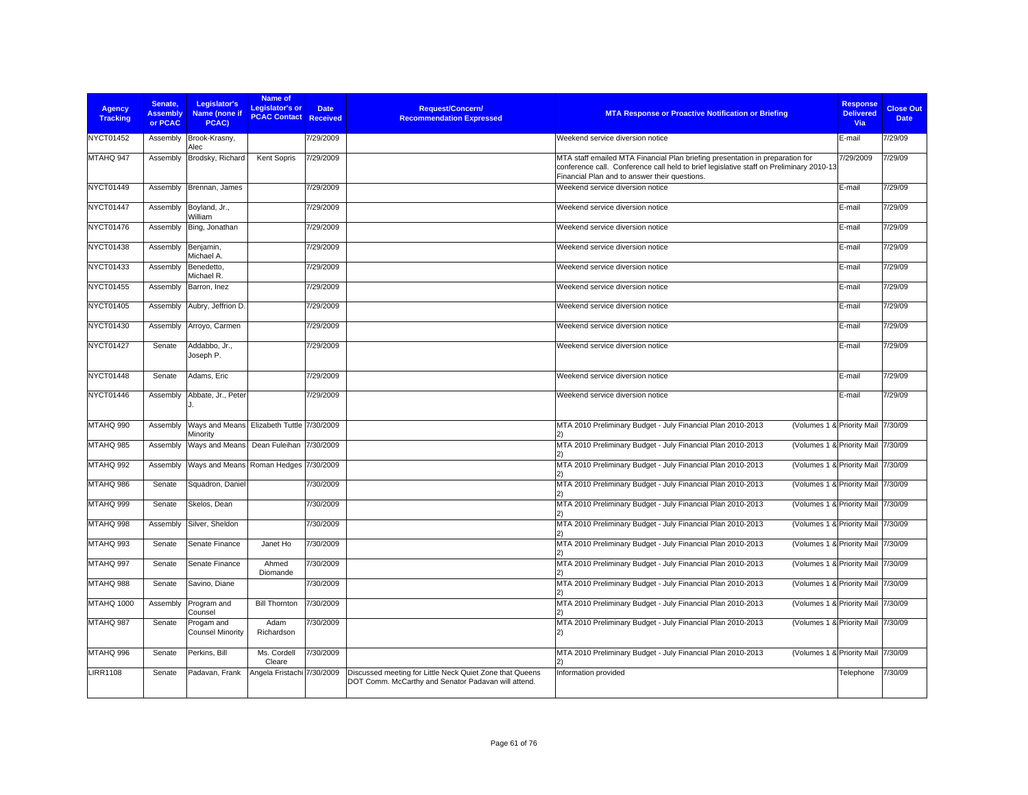| Agency Tracking | Senate, Assembly or PCAC | Legislator's Name (none if PCAC) | Name of Legislator's or PCAC Contact | Date Received | Request/Concern/ Recommendation Expressed | MTA Response or Proactive Notification or Briefing | Response Delivered Via | Close Out Date |
|---|---|---|---|---|---|---|---|---|
| NYCT01452 | Assembly | Brook-Krasny, Alec | | 7/29/2009 | | Weekend service diversion notice | E-mail | 7/29/09 |
| MTAHQ 947 | Assembly | Brodsky, Richard | Kent Sopris | 7/29/2009 | | MTA staff emailed MTA Financial Plan briefing presentation in preparation for conference call. Conference call held to brief legislative staff on Preliminary 2010-13 Financial Plan and to answer their questions. | 7/29/2009 | 7/29/09 |
| NYCT01449 | Assembly | Brennan, James | | 7/29/2009 | | Weekend service diversion notice | E-mail | 7/29/09 |
| NYCT01447 | Assembly | Boyland, Jr., William | | 7/29/2009 | | Weekend service diversion notice | E-mail | 7/29/09 |
| NYCT01476 | Assembly | Bing, Jonathan | | 7/29/2009 | | Weekend service diversion notice | E-mail | 7/29/09 |
| NYCT01438 | Assembly | Benjamin, Michael A. | | 7/29/2009 | | Weekend service diversion notice | E-mail | 7/29/09 |
| NYCT01433 | Assembly | Benedetto, Michael R. | | 7/29/2009 | | Weekend service diversion notice | E-mail | 7/29/09 |
| NYCT01455 | Assembly | Barron, Inez | | 7/29/2009 | | Weekend service diversion notice | E-mail | 7/29/09 |
| NYCT01405 | Assembly | Aubry, Jeffrion D. | | 7/29/2009 | | Weekend service diversion notice | E-mail | 7/29/09 |
| NYCT01430 | Assembly | Arroyo, Carmen | | 7/29/2009 | | Weekend service diversion notice | E-mail | 7/29/09 |
| NYCT01427 | Senate | Addabbo, Jr., Joseph P. | | 7/29/2009 | | Weekend service diversion notice | E-mail | 7/29/09 |
| NYCT01448 | Senate | Adams, Eric | | 7/29/2009 | | Weekend service diversion notice | E-mail | 7/29/09 |
| NYCT01446 | Assembly | Abbate, Jr., Peter J. | | 7/29/2009 | | Weekend service diversion notice | E-mail | 7/29/09 |
| MTAHQ 990 | Assembly | Ways and Means Minority | Elizabeth Tuttle | 7/30/2009 | | MTA 2010 Preliminary Budget - July Financial Plan 2010-2013 (Volumes 1 & 2) | Priority Mail | 7/30/09 |
| MTAHQ 985 | Assembly | Ways and Means | Dean Fuleihan | 7/30/2009 | | MTA 2010 Preliminary Budget - July Financial Plan 2010-2013 (Volumes 1 & 2) | Priority Mail | 7/30/09 |
| MTAHQ 992 | Assembly | Ways and Means | Roman Hedges | 7/30/2009 | | MTA 2010 Preliminary Budget - July Financial Plan 2010-2013 (Volumes 1 & 2) | Priority Mail | 7/30/09 |
| MTAHQ 986 | Senate | Squadron, Daniel | | 7/30/2009 | | MTA 2010 Preliminary Budget - July Financial Plan 2010-2013 (Volumes 1 & 2) | Priority Mail | 7/30/09 |
| MTAHQ 999 | Senate | Skelos, Dean | | 7/30/2009 | | MTA 2010 Preliminary Budget - July Financial Plan 2010-2013 (Volumes 1 & 2) | Priority Mail | 7/30/09 |
| MTAHQ 998 | Assembly | Silver, Sheldon | | 7/30/2009 | | MTA 2010 Preliminary Budget - July Financial Plan 2010-2013 (Volumes 1 & 2) | Priority Mail | 7/30/09 |
| MTAHQ 993 | Senate | Senate Finance | Janet Ho | 7/30/2009 | | MTA 2010 Preliminary Budget - July Financial Plan 2010-2013 (Volumes 1 & 2) | Priority Mail | 7/30/09 |
| MTAHQ 997 | Senate | Senate Finance | Ahmed Diomande | 7/30/2009 | | MTA 2010 Preliminary Budget - July Financial Plan 2010-2013 (Volumes 1 & 2) | Priority Mail | 7/30/09 |
| MTAHQ 988 | Senate | Savino, Diane | | 7/30/2009 | | MTA 2010 Preliminary Budget - July Financial Plan 2010-2013 (Volumes 1 & 2) | Priority Mail | 7/30/09 |
| MTAHQ 1000 | Assembly | Program and Counsel | Bill Thornton | 7/30/2009 | | MTA 2010 Preliminary Budget - July Financial Plan 2010-2013 (Volumes 1 & 2) | Priority Mail | 7/30/09 |
| MTAHQ 987 | Senate | Progam and Counsel Minority | Adam Richardson | 7/30/2009 | | MTA 2010 Preliminary Budget - July Financial Plan 2010-2013 (Volumes 1 & 2) | Priority Mail | 7/30/09 |
| MTAHQ 996 | Senate | Perkins, Bill | Ms. Cordell Cleare | 7/30/2009 | | MTA 2010 Preliminary Budget - July Financial Plan 2010-2013 (Volumes 1 & 2) | Priority Mail | 7/30/09 |
| LIRR1108 | Senate | Padavan, Frank | Angela Fristachi | 7/30/2009 | Discussed meeting for Little Neck Quiet Zone that Queens DOT Comm. McCarthy and Senator Padavan will attend. | Information provided | Telephone | 7/30/09 |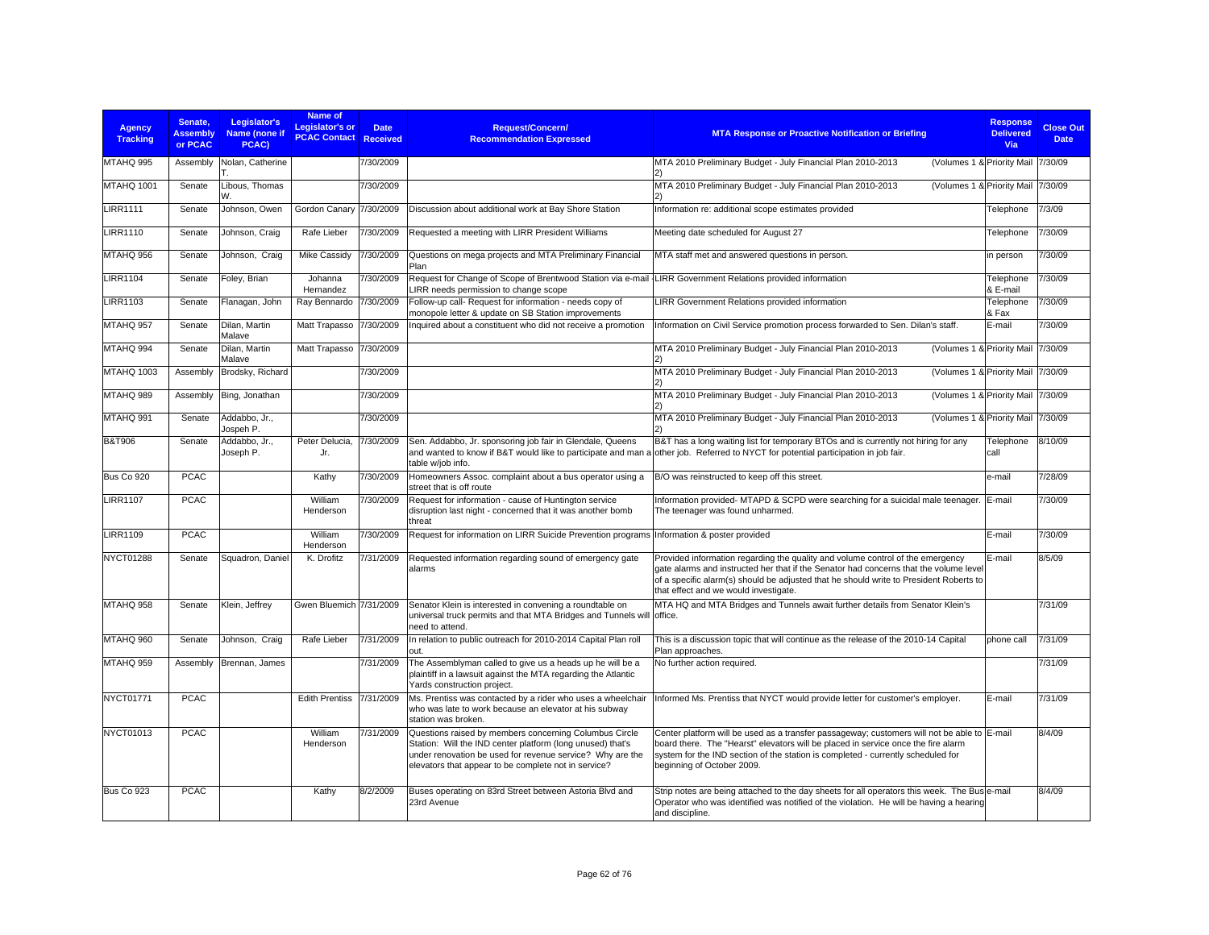| Agency Tracking | Senate, Assembly or PCAC | Legislator's Name (none if PCAC) | Name of Legislator's or PCAC Contact | Date Received | Request/Concern/ Recommendation Expressed | MTA Response or Proactive Notification or Briefing | Response Delivered Via | Close Out Date |
|---|---|---|---|---|---|---|---|---|
| MTAHQ 995 | Assembly | Nolan, Catherine T. | | 7/30/2009 | | MTA 2010 Preliminary Budget - July Financial Plan 2010-2013 (Volumes 1 & 2) | Priority Mail | 7/30/09 |
| MTAHQ 1001 | Senate | Libous, Thomas W. | | 7/30/2009 | | MTA 2010 Preliminary Budget - July Financial Plan 2010-2013 (Volumes 1 & 2) | Priority Mail | 7/30/09 |
| LIRR1111 | Senate | Johnson, Owen | Gordon Canary | 7/30/2009 | Discussion about additional work at Bay Shore Station | Information re: additional scope estimates provided | Telephone | 7/3/09 |
| LIRR1110 | Senate | Johnson, Craig | Rafe Lieber | 7/30/2009 | Requested a meeting with LIRR President Williams | Meeting date scheduled for August 27 | Telephone | 7/30/09 |
| MTAHQ 956 | Senate | Johnson, Craig | Mike Cassidy | 7/30/2009 | Questions on mega projects and MTA Preliminary Financial Plan | MTA staff met and answered questions in person. | in person | 7/30/09 |
| LIRR1104 | Senate | Foley, Brian | Johanna Hernandez | 7/30/2009 | Request for Change of Scope of Brentwood Station via e-mail - LIRR needs permission to change scope | LIRR Government Relations provided information | Telephone & E-mail | 7/30/09 |
| LIRR1103 | Senate | Flanagan, John | Ray Bennardo | 7/30/2009 | Follow-up call- Request for information - needs copy of monopole letter & update on SB Station improvements | LIRR Government Relations provided information | Telephone & Fax | 7/30/09 |
| MTAHQ 957 | Senate | Dilan, Martin Malave | Matt Trapasso | 7/30/2009 | Inquired about a constituent who did not receive a promotion | Information on Civil Service promotion process forwarded to Sen. Dilan's staff. | E-mail | 7/30/09 |
| MTAHQ 994 | Senate | Dilan, Martin Malave | Matt Trapasso | 7/30/2009 | | MTA 2010 Preliminary Budget - July Financial Plan 2010-2013 (Volumes 1 & 2) | Priority Mail | 7/30/09 |
| MTAHQ 1003 | Assembly | Brodsky, Richard | | 7/30/2009 | | MTA 2010 Preliminary Budget - July Financial Plan 2010-2013 (Volumes 1 & 2) | Priority Mail | 7/30/09 |
| MTAHQ 989 | Assembly | Bing, Jonathan | | 7/30/2009 | | MTA 2010 Preliminary Budget - July Financial Plan 2010-2013 (Volumes 1 & 2) | Priority Mail | 7/30/09 |
| MTAHQ 991 | Senate | Addabbo, Jr., Jospeh P. | | 7/30/2009 | | MTA 2010 Preliminary Budget - July Financial Plan 2010-2013 (Volumes 1 & 2) | Priority Mail | 7/30/09 |
| B&T906 | Senate | Addabbo, Jr., Joseph P. | Peter Delucia, Jr. | 7/30/2009 | Sen. Addabbo, Jr. sponsoring job fair in Glendale, Queens and wanted to know if B&T would like to participate and man a table w/job info. | B&T has a long waiting list for temporary BTOs and is currently not hiring for any other job. Referred to NYCT for potential participation in job fair. | Telephone call | 8/10/09 |
| Bus Co 920 | PCAC | | Kathy | 7/30/2009 | Homeowners Assoc. complaint about a bus operator using a street that is off route | B/O was reinstructed to keep off this street. | e-mail | 7/28/09 |
| LIRR1107 | PCAC | | William Henderson | 7/30/2009 | Request for information - cause of Huntington service disruption last night - concerned that it was another bomb threat | Information provided- MTAPD & SCPD were searching for a suicidal male teenager. The teenager was found unharmed. | E-mail | 7/30/09 |
| LIRR1109 | PCAC | | William Henderson | 7/30/2009 | Request for information on LIRR Suicide Prevention programs | Information & poster provided | E-mail | 7/30/09 |
| NYCT01288 | Senate | Squadron, Daniel | K. Drofitz | 7/31/2009 | Requested information regarding sound of emergency gate alarms | Provided information regarding the quality and volume control of the emergency gate alarms and instructed her that if the Senator had concerns that the volume level of a specific alarm(s) should be adjusted that he should write to President Roberts to that effect and we would investigate. | E-mail | 8/5/09 |
| MTAHQ 958 | Senate | Klein, Jeffrey | Gwen Bluemich | 7/31/2009 | Senator Klein is interested in convening a roundtable on universal truck permits and that MTA Bridges and Tunnels will need to attend. | MTA HQ and MTA Bridges and Tunnels await further details from Senator Klein's office. | | 7/31/09 |
| MTAHQ 960 | Senate | Johnson, Craig | Rafe Lieber | 7/31/2009 | In relation to public outreach for 2010-2014 Capital Plan roll out. | This is a discussion topic that will continue as the release of the 2010-14 Capital Plan approaches. | phone call | 7/31/09 |
| MTAHQ 959 | Assembly | Brennan, James | | 7/31/2009 | The Assemblyman called to give us a heads up he will be a plaintiff in a lawsuit against the MTA regarding the Atlantic Yards construction project. | No further action required. | | 7/31/09 |
| NYCT01771 | PCAC | | Edith Prentiss | 7/31/2009 | Ms. Prentiss was contacted by a rider who uses a wheelchair who was late to work because an elevator at his subway station was broken. | Informed Ms. Prentiss that NYCT would provide letter for customer's employer. | E-mail | 7/31/09 |
| NYCT01013 | PCAC | | William Henderson | 7/31/2009 | Questions raised by members concerning Columbus Circle Station: Will the IND center platform (long unused) that's under renovation be used for revenue service? Why are the elevators that appear to be complete not in service? | Center platform will be used as a transfer passageway; customers will not be able to board there. The "Hearst" elevators will be placed in service once the fire alarm system for the IND section of the station is completed - currently scheduled for beginning of October 2009. | E-mail | 8/4/09 |
| Bus Co 923 | PCAC | | Kathy | 8/2/2009 | Buses operating on 83rd Street between Astoria Blvd and 23rd Avenue | Strip notes are being attached to the day sheets for all operators this week. The Bus Operator who was identified was notified of the violation. He will be having a hearing and discipline. | e-mail | 8/4/09 |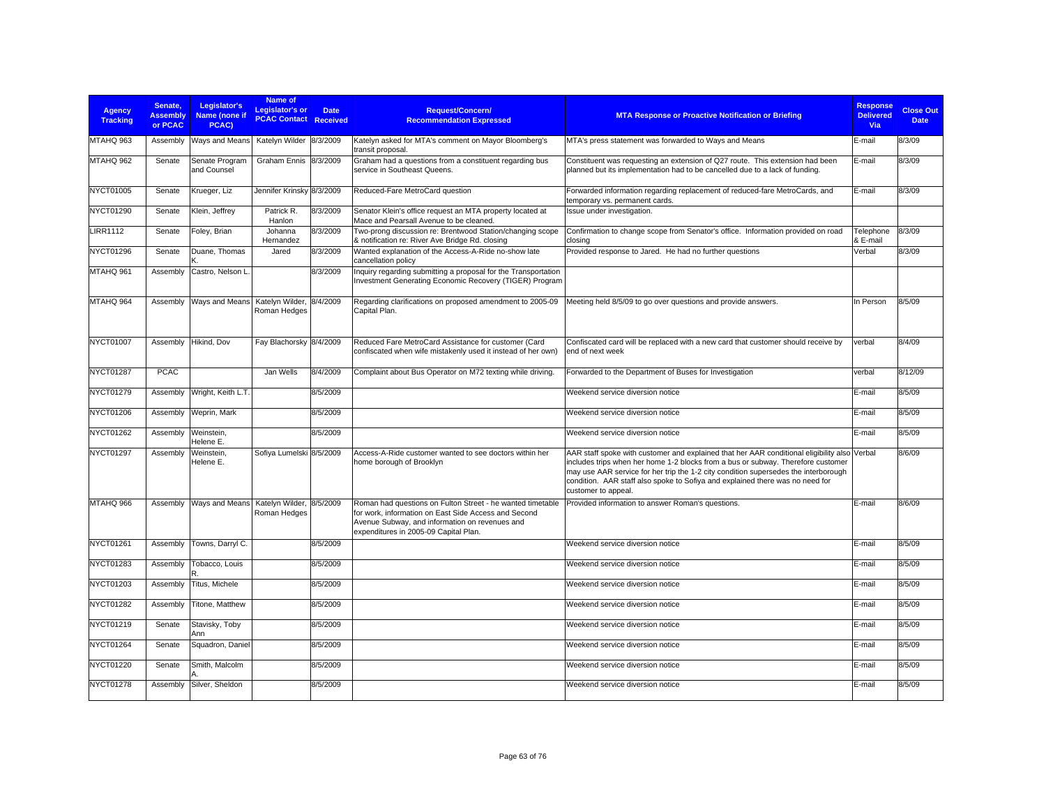| Agency Tracking | Senate, Assembly or PCAC | Legislator's Name (none if PCAC) | Name of Legislator's or PCAC Contact | Date Received | Request/Concern/ Recommendation Expressed | MTA Response or Proactive Notification or Briefing | Response Delivered Via | Close Out Date |
|---|---|---|---|---|---|---|---|---|
| MTAHQ 963 | Assembly | Ways and Means | Katelyn Wilder | 8/3/2009 | Katelyn asked for MTA's comment on Mayor Bloomberg's transit proposal. | MTA's press statement was forwarded to Ways and Means | E-mail | 8/3/09 |
| MTAHQ 962 | Senate | Senate Program and Counsel | Graham Ennis | 8/3/2009 | Graham had a questions from a constituent regarding bus service in Southeast Queens. | Constituent was requesting an extension of Q27 route. This extension had been planned but its implementation had to be cancelled due to a lack of funding. | E-mail | 8/3/09 |
| NYCT01005 | Senate | Krueger, Liz | Jennifer Krinsky | 8/3/2009 | Reduced-Fare MetroCard question | Forwarded information regarding replacement of reduced-fare MetroCards, and temporary vs. permanent cards. | E-mail | 8/3/09 |
| NYCT01290 | Senate | Klein, Jeffrey | Patrick R. Hanlon | 8/3/2009 | Senator Klein's office request an MTA property located at Mace and Pearsall Avenue to be cleaned. | Issue under investigation. | | |
| LIRR1112 | Senate | Foley, Brian | Johanna Hernandez | 8/3/2009 | Two-prong discussion re: Brentwood Station/changing scope & notification re: River Ave Bridge Rd. closing | Confirmation to change scope from Senator's office. Information provided on road closing | Telephone & E-mail | 8/3/09 |
| NYCT01296 | Senate | Duane, Thomas K. | Jared | 8/3/2009 | Wanted explanation of the Access-A-Ride no-show late cancellation policy | Provided response to Jared. He had no further questions | Verbal | 8/3/09 |
| MTAHQ 961 | Assembly | Castro, Nelson L. | | 8/3/2009 | Inquiry regarding submitting a proposal for the Transportation Investment Generating Economic Recovery (TIGER) Program | | | |
| MTAHQ 964 | Assembly | Ways and Means | Katelyn Wilder, Roman Hedges | 8/4/2009 | Regarding clarifications on proposed amendment to 2005-09 Capital Plan. | Meeting held 8/5/09 to go over questions and provide answers. | In Person | 8/5/09 |
| NYCT01007 | Assembly | Hikind, Dov | Fay Blachorsky | 8/4/2009 | Reduced Fare MetroCard Assistance for customer (Card confiscated when wife mistakenly used it instead of her own) | Confiscated card will be replaced with a new card that customer should receive by end of next week | verbal | 8/4/09 |
| NYCT01287 | PCAC | | Jan Wells | 8/4/2009 | Complaint about Bus Operator on M72 texting while driving. | Forwarded to the Department of Buses for Investigation | verbal | 8/12/09 |
| NYCT01279 | Assembly | Wright, Keith L.T. | | 8/5/2009 | | Weekend service diversion notice | E-mail | 8/5/09 |
| NYCT01206 | Assembly | Weprin, Mark | | 8/5/2009 | | Weekend service diversion notice | E-mail | 8/5/09 |
| NYCT01262 | Assembly | Weinstein, Helene E. | | 8/5/2009 | | Weekend service diversion notice | E-mail | 8/5/09 |
| NYCT01297 | Assembly | Weinstein, Helene E. | Sofiya Lumelski | 8/5/2009 | Access-A-Ride customer wanted to see doctors within her home borough of Brooklyn | AAR staff spoke with customer and explained that her AAR conditional eligibility also includes trips when her home 1-2 blocks from a bus or subway. Therefore customer may use AAR service for her trip the 1-2 city condition supersedes the interborough condition. AAR staff also spoke to Sofiya and explained there was no need for customer to appeal. | Verbal | 8/6/09 |
| MTAHQ 966 | Assembly | Ways and Means | Katelyn Wilder, Roman Hedges | 8/5/2009 | Roman had questions on Fulton Street - he wanted timetable for work, information on East Side Access and Second Avenue Subway, and information on revenues and expenditures in 2005-09 Capital Plan. | Provided information to answer Roman's questions. | E-mail | 8/6/09 |
| NYCT01261 | Assembly | Towns, Darryl C. | | 8/5/2009 | | Weekend service diversion notice | E-mail | 8/5/09 |
| NYCT01283 | Assembly | Tobacco, Louis R. | | 8/5/2009 | | Weekend service diversion notice | E-mail | 8/5/09 |
| NYCT01203 | Assembly | Titus, Michele | | 8/5/2009 | | Weekend service diversion notice | E-mail | 8/5/09 |
| NYCT01282 | Assembly | Titone, Matthew | | 8/5/2009 | | Weekend service diversion notice | E-mail | 8/5/09 |
| NYCT01219 | Senate | Stavisky, Toby Ann | | 8/5/2009 | | Weekend service diversion notice | E-mail | 8/5/09 |
| NYCT01264 | Senate | Squadron, Daniel | | 8/5/2009 | | Weekend service diversion notice | E-mail | 8/5/09 |
| NYCT01220 | Senate | Smith, Malcolm A. | | 8/5/2009 | | Weekend service diversion notice | E-mail | 8/5/09 |
| NYCT01278 | Assembly | Silver, Sheldon | | 8/5/2009 | | Weekend service diversion notice | E-mail | 8/5/09 |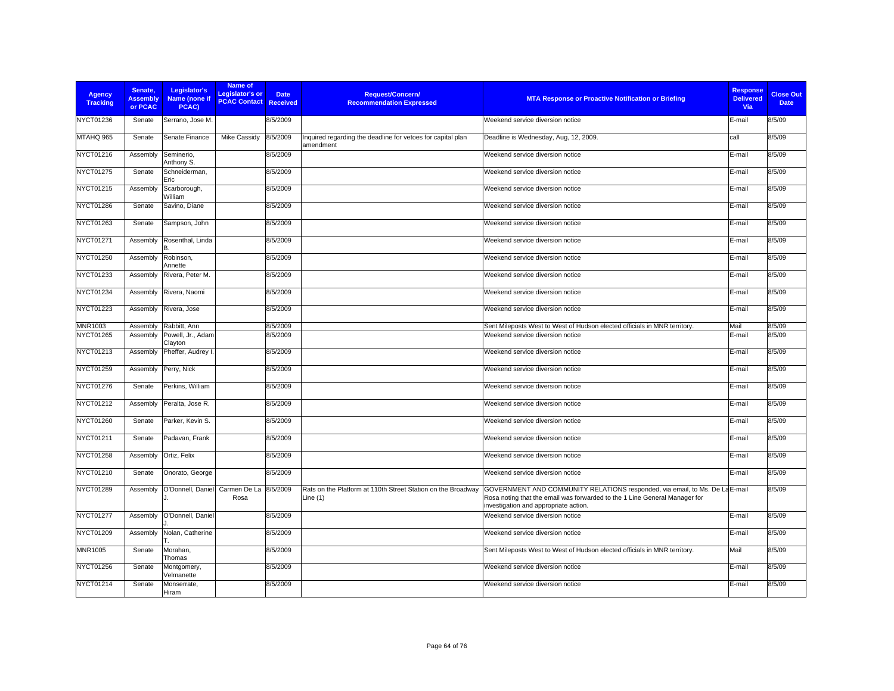| Agency Tracking | Senate, Assembly or PCAC | Legislator's Name (none if PCAC) | Name of Legislator's or PCAC Contact | Date Received | Request/Concern/ Recommendation Expressed | MTA Response or Proactive Notification or Briefing | Response Delivered Via | Close Out Date |
|---|---|---|---|---|---|---|---|---|
| NYCT01236 | Senate | Serrano, Jose M. | | 8/5/2009 | | Weekend service diversion notice | E-mail | 8/5/09 |
| MTAHQ 965 | Senate | Senate Finance | Mike Cassidy | 8/5/2009 | Inquired regarding the deadline for vetoes for capital plan amendment | Deadline is Wednesday, Aug, 12, 2009. | call | 8/5/09 |
| NYCT01216 | Assembly | Seminerio, Anthony S. | | 8/5/2009 | | Weekend service diversion notice | E-mail | 8/5/09 |
| NYCT01275 | Senate | Schneiderman, Eric | | 8/5/2009 | | Weekend service diversion notice | E-mail | 8/5/09 |
| NYCT01215 | Assembly | Scarborough, William | | 8/5/2009 | | Weekend service diversion notice | E-mail | 8/5/09 |
| NYCT01286 | Senate | Savino, Diane | | 8/5/2009 | | Weekend service diversion notice | E-mail | 8/5/09 |
| NYCT01263 | Senate | Sampson, John | | 8/5/2009 | | Weekend service diversion notice | E-mail | 8/5/09 |
| NYCT01271 | Assembly | Rosenthal, Linda B. | | 8/5/2009 | | Weekend service diversion notice | E-mail | 8/5/09 |
| NYCT01250 | Assembly | Robinson, Annette | | 8/5/2009 | | Weekend service diversion notice | E-mail | 8/5/09 |
| NYCT01233 | Assembly | Rivera, Peter M. | | 8/5/2009 | | Weekend service diversion notice | E-mail | 8/5/09 |
| NYCT01234 | Assembly | Rivera, Naomi | | 8/5/2009 | | Weekend service diversion notice | E-mail | 8/5/09 |
| NYCT01223 | Assembly | Rivera, Jose | | 8/5/2009 | | Weekend service diversion notice | E-mail | 8/5/09 |
| MNR1003 | Assembly | Rabbitt, Ann | | 8/5/2009 | | Sent Mileposts West to West of Hudson elected officials in MNR territory. | Mail | 8/5/09 |
| NYCT01265 | Assembly | Powell, Jr., Adam Clayton | | 8/5/2009 | | Weekend service diversion notice | E-mail | 8/5/09 |
| NYCT01213 | Assembly | Pheffer, Audrey I. | | 8/5/2009 | | Weekend service diversion notice | E-mail | 8/5/09 |
| NYCT01259 | Assembly | Perry, Nick | | 8/5/2009 | | Weekend service diversion notice | E-mail | 8/5/09 |
| NYCT01276 | Senate | Perkins, William | | 8/5/2009 | | Weekend service diversion notice | E-mail | 8/5/09 |
| NYCT01212 | Assembly | Peralta, Jose R. | | 8/5/2009 | | Weekend service diversion notice | E-mail | 8/5/09 |
| NYCT01260 | Senate | Parker, Kevin S. | | 8/5/2009 | | Weekend service diversion notice | E-mail | 8/5/09 |
| NYCT01211 | Senate | Padavan, Frank | | 8/5/2009 | | Weekend service diversion notice | E-mail | 8/5/09 |
| NYCT01258 | Assembly | Ortiz, Felix | | 8/5/2009 | | Weekend service diversion notice | E-mail | 8/5/09 |
| NYCT01210 | Senate | Onorato, George | | 8/5/2009 | | Weekend service diversion notice | E-mail | 8/5/09 |
| NYCT01289 | Assembly | O'Donnell, Daniel J. | Carmen De La Rosa | 8/5/2009 | Rats on the Platform at 110th Street Station on the Broadway Line (1) | GOVERNMENT AND COMMUNITY RELATIONS responded, via email, to Ms. De La Rosa noting that the email was forwarded to the 1 Line General Manager for investigation and appropriate action. | E-mail | 8/5/09 |
| NYCT01277 | Assembly | O'Donnell, Daniel J. | | 8/5/2009 | | Weekend service diversion notice | E-mail | 8/5/09 |
| NYCT01209 | Assembly | Nolan, Catherine T. | | 8/5/2009 | | Weekend service diversion notice | E-mail | 8/5/09 |
| MNR1005 | Senate | Morahan, Thomas | | 8/5/2009 | | Sent Mileposts West to West of Hudson elected officials in MNR territory. | Mail | 8/5/09 |
| NYCT01256 | Senate | Montgomery, Velmanette | | 8/5/2009 | | Weekend service diversion notice | E-mail | 8/5/09 |
| NYCT01214 | Senate | Monserrate, Hiram | | 8/5/2009 | | Weekend service diversion notice | E-mail | 8/5/09 |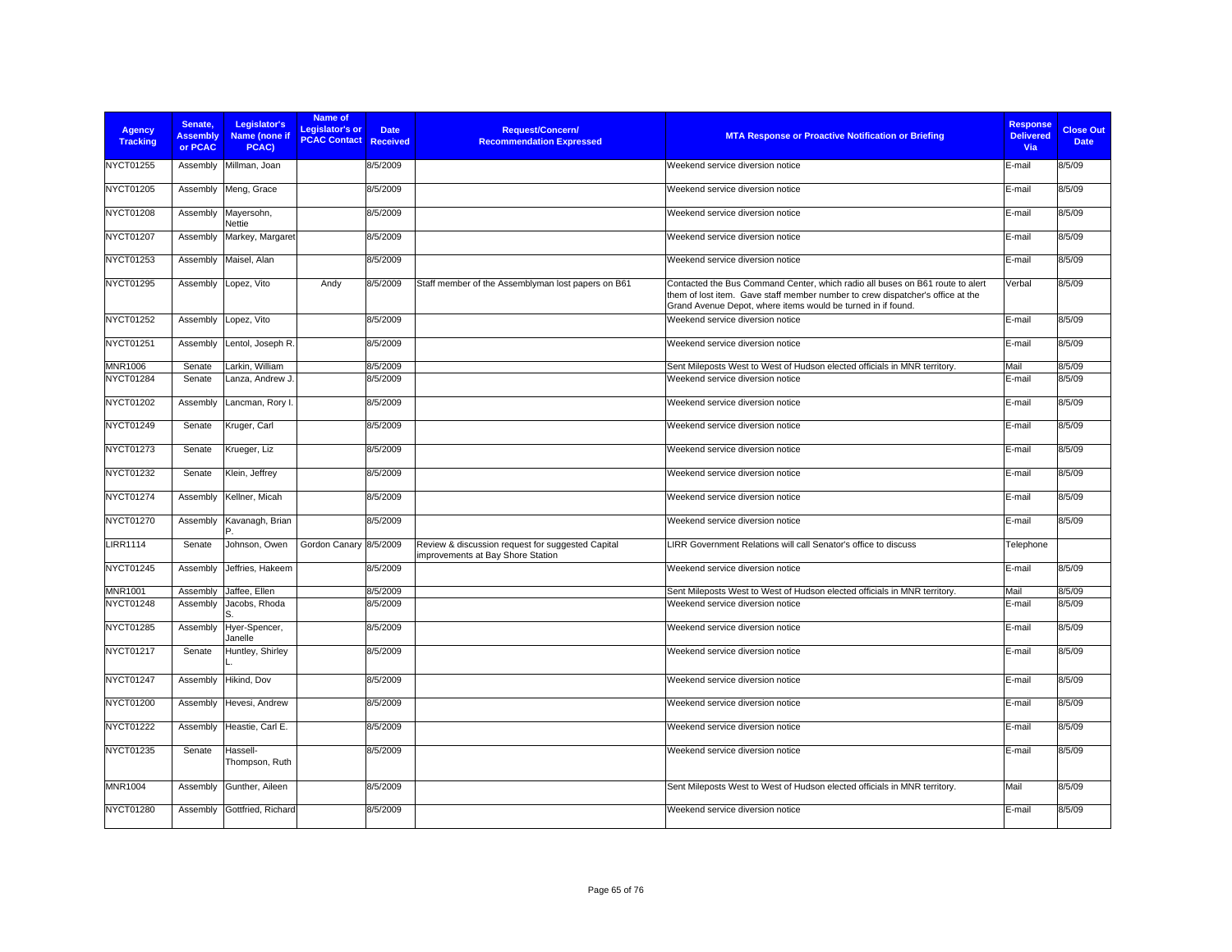| Agency Tracking | Senate, Assembly or PCAC | Legislator's Name (none if PCAC) | Name of Legislator's or PCAC Contact | Date Received | Request/Concern/ Recommendation Expressed | MTA Response or Proactive Notification or Briefing | Response Delivered Via | Close Out Date |
|---|---|---|---|---|---|---|---|---|
| NYCT01255 | Assembly | Millman, Joan | | 8/5/2009 | | Weekend service diversion notice | E-mail | 8/5/09 |
| NYCT01205 | Assembly | Meng, Grace | | 8/5/2009 | | Weekend service diversion notice | E-mail | 8/5/09 |
| NYCT01208 | Assembly | Mayersohn, Nettie | | 8/5/2009 | | Weekend service diversion notice | E-mail | 8/5/09 |
| NYCT01207 | Assembly | Markey, Margaret | | 8/5/2009 | | Weekend service diversion notice | E-mail | 8/5/09 |
| NYCT01253 | Assembly | Maisel, Alan | | 8/5/2009 | | Weekend service diversion notice | E-mail | 8/5/09 |
| NYCT01295 | Assembly | Lopez, Vito | Andy | 8/5/2009 | Staff member of the Assemblyman lost papers on B61 | Contacted the Bus Command Center, which radio all buses on B61 route to alert them of lost item. Gave staff member number to crew dispatcher's office at the Grand Avenue Depot, where items would be turned in if found. | Verbal | 8/5/09 |
| NYCT01252 | Assembly | Lopez, Vito | | 8/5/2009 | | Weekend service diversion notice | E-mail | 8/5/09 |
| NYCT01251 | Assembly | Lentol, Joseph R. | | 8/5/2009 | | Weekend service diversion notice | E-mail | 8/5/09 |
| MNR1006 | Senate | Larkin, William | | 8/5/2009 | | Sent Mileposts West to West of Hudson elected officials in MNR territory. | Mail | 8/5/09 |
| NYCT01284 | Senate | Lanza, Andrew J. | | 8/5/2009 | | Weekend service diversion notice | E-mail | 8/5/09 |
| NYCT01202 | Assembly | Lancman, Rory I. | | 8/5/2009 | | Weekend service diversion notice | E-mail | 8/5/09 |
| NYCT01249 | Senate | Kruger, Carl | | 8/5/2009 | | Weekend service diversion notice | E-mail | 8/5/09 |
| NYCT01273 | Senate | Krueger, Liz | | 8/5/2009 | | Weekend service diversion notice | E-mail | 8/5/09 |
| NYCT01232 | Senate | Klein, Jeffrey | | 8/5/2009 | | Weekend service diversion notice | E-mail | 8/5/09 |
| NYCT01274 | Assembly | Kellner, Micah | | 8/5/2009 | | Weekend service diversion notice | E-mail | 8/5/09 |
| NYCT01270 | Assembly | Kavanagh, Brian P. | | 8/5/2009 | | Weekend service diversion notice | E-mail | 8/5/09 |
| LIRR1114 | Senate | Johnson, Owen | Gordon Canary | 8/5/2009 | Review & discussion request for suggested Capital improvements at Bay Shore Station | LIRR Government Relations will call Senator's office to discuss | Telephone | |
| NYCT01245 | Assembly | Jeffries, Hakeem | | 8/5/2009 | | Weekend service diversion notice | E-mail | 8/5/09 |
| MNR1001 | Assembly | Jaffee, Ellen | | 8/5/2009 | | Sent Mileposts West to West of Hudson elected officials in MNR territory. | Mail | 8/5/09 |
| NYCT01248 | Assembly | Jacobs, Rhoda S. | | 8/5/2009 | | Weekend service diversion notice | E-mail | 8/5/09 |
| NYCT01285 | Assembly | Hyer-Spencer, Janelle | | 8/5/2009 | | Weekend service diversion notice | E-mail | 8/5/09 |
| NYCT01217 | Senate | Huntley, Shirley L. | | 8/5/2009 | | Weekend service diversion notice | E-mail | 8/5/09 |
| NYCT01247 | Assembly | Hikind, Dov | | 8/5/2009 | | Weekend service diversion notice | E-mail | 8/5/09 |
| NYCT01200 | Assembly | Hevesi, Andrew | | 8/5/2009 | | Weekend service diversion notice | E-mail | 8/5/09 |
| NYCT01222 | Assembly | Heastie, Carl E. | | 8/5/2009 | | Weekend service diversion notice | E-mail | 8/5/09 |
| NYCT01235 | Senate | Hassell-Thompson, Ruth | | 8/5/2009 | | Weekend service diversion notice | E-mail | 8/5/09 |
| MNR1004 | Assembly | Gunther, Aileen | | 8/5/2009 | | Sent Mileposts West to West of Hudson elected officials in MNR territory. | Mail | 8/5/09 |
| NYCT01280 | Assembly | Gottfried, Richard | | 8/5/2009 | | Weekend service diversion notice | E-mail | 8/5/09 |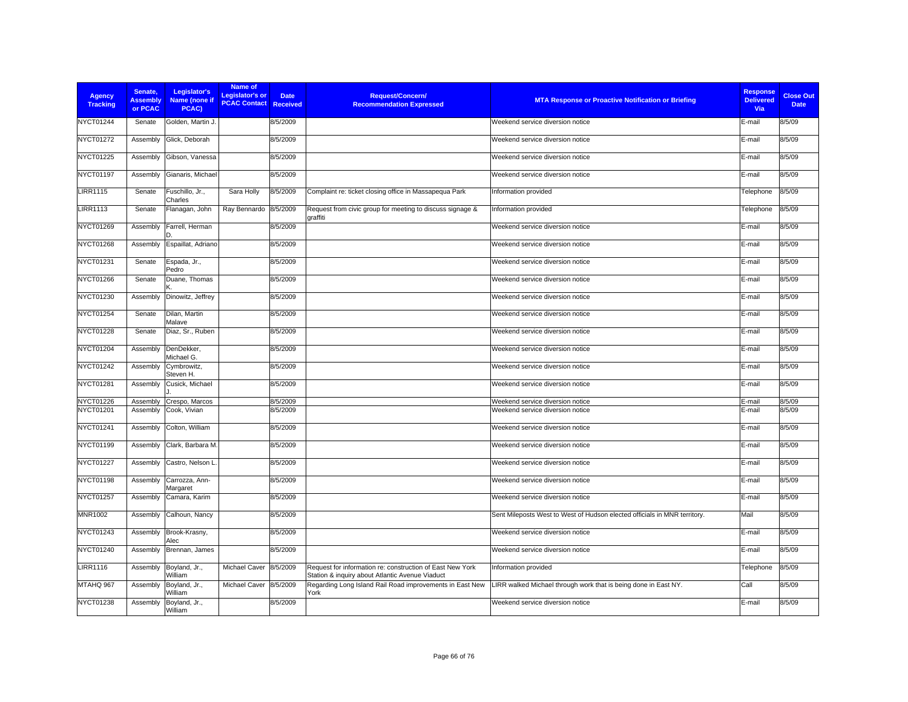| Agency Tracking | Senate, Assembly or PCAC | Legislator's Name (none if PCAC) | Name of Legislator's or PCAC Contact | Date Received | Request/Concern/ Recommendation Expressed | MTA Response or Proactive Notification or Briefing | Response Delivered Via | Close Out Date |
|---|---|---|---|---|---|---|---|---|
| NYCT01244 | Senate | Golden, Martin J. | | 8/5/2009 | | Weekend service diversion notice | E-mail | 8/5/09 |
| NYCT01272 | Assembly | Glick, Deborah | | 8/5/2009 | | Weekend service diversion notice | E-mail | 8/5/09 |
| NYCT01225 | Assembly | Gibson, Vanessa | | 8/5/2009 | | Weekend service diversion notice | E-mail | 8/5/09 |
| NYCT01197 | Assembly | Gianaris, Michael | | 8/5/2009 | | Weekend service diversion notice | E-mail | 8/5/09 |
| LIRR1115 | Senate | Fuschillo, Jr., Charles | Sara Holly | 8/5/2009 | Complaint re: ticket closing office in Massapequa Park | Information provided | Telephone | 8/5/09 |
| LIRR1113 | Senate | Flanagan, John | Ray Bennardo | 8/5/2009 | Request from civic group for meeting to discuss signage & graffiti | Information provided | Telephone | 8/5/09 |
| NYCT01269 | Assembly | Farrell, Herman D. | | 8/5/2009 | | Weekend service diversion notice | E-mail | 8/5/09 |
| NYCT01268 | Assembly | Espaillat, Adriano | | 8/5/2009 | | Weekend service diversion notice | E-mail | 8/5/09 |
| NYCT01231 | Senate | Espada, Jr., Pedro | | 8/5/2009 | | Weekend service diversion notice | E-mail | 8/5/09 |
| NYCT01266 | Senate | Duane, Thomas K. | | 8/5/2009 | | Weekend service diversion notice | E-mail | 8/5/09 |
| NYCT01230 | Assembly | Dinowitz, Jeffrey | | 8/5/2009 | | Weekend service diversion notice | E-mail | 8/5/09 |
| NYCT01254 | Senate | Dilan, Martin Malave | | 8/5/2009 | | Weekend service diversion notice | E-mail | 8/5/09 |
| NYCT01228 | Senate | Diaz, Sr., Ruben | | 8/5/2009 | | Weekend service diversion notice | E-mail | 8/5/09 |
| NYCT01204 | Assembly | DenDekker, Michael G. | | 8/5/2009 | | Weekend service diversion notice | E-mail | 8/5/09 |
| NYCT01242 | Assembly | Cymbrowitz, Steven H. | | 8/5/2009 | | Weekend service diversion notice | E-mail | 8/5/09 |
| NYCT01281 | Assembly | Cusick, Michael J. | | 8/5/2009 | | Weekend service diversion notice | E-mail | 8/5/09 |
| NYCT01226 | Assembly | Crespo, Marcos | | 8/5/2009 | | Weekend service diversion notice | E-mail | 8/5/09 |
| NYCT01201 | Assembly | Cook, Vivian | | 8/5/2009 | | Weekend service diversion notice | E-mail | 8/5/09 |
| NYCT01241 | Assembly | Colton, William | | 8/5/2009 | | Weekend service diversion notice | E-mail | 8/5/09 |
| NYCT01199 | Assembly | Clark, Barbara M. | | 8/5/2009 | | Weekend service diversion notice | E-mail | 8/5/09 |
| NYCT01227 | Assembly | Castro, Nelson L. | | 8/5/2009 | | Weekend service diversion notice | E-mail | 8/5/09 |
| NYCT01198 | Assembly | Carrozza, Ann-Margaret | | 8/5/2009 | | Weekend service diversion notice | E-mail | 8/5/09 |
| NYCT01257 | Assembly | Camara, Karim | | 8/5/2009 | | Weekend service diversion notice | E-mail | 8/5/09 |
| MNR1002 | Assembly | Calhoun, Nancy | | 8/5/2009 | | Sent Mileposts West to West of Hudson elected officials in MNR territory. | Mail | 8/5/09 |
| NYCT01243 | Assembly | Brook-Krasny, Alec | | 8/5/2009 | | Weekend service diversion notice | E-mail | 8/5/09 |
| NYCT01240 | Assembly | Brennan, James | | 8/5/2009 | | Weekend service diversion notice | E-mail | 8/5/09 |
| LIRR1116 | Assembly | Boyland, Jr., William | Michael Caver | 8/5/2009 | Request for information re: construction of East New York Station & inquiry about Atlantic Avenue Viaduct | Information provided | Telephone | 8/5/09 |
| MTAHQ 967 | Assembly | Boyland, Jr., William | Michael Caver | 8/5/2009 | Regarding Long Island Rail Road improvements in East New York | LIRR walked Michael through work that is being done in East NY. | Call | 8/5/09 |
| NYCT01238 | Assembly | Boyland, Jr., William | | 8/5/2009 | | Weekend service diversion notice | E-mail | 8/5/09 |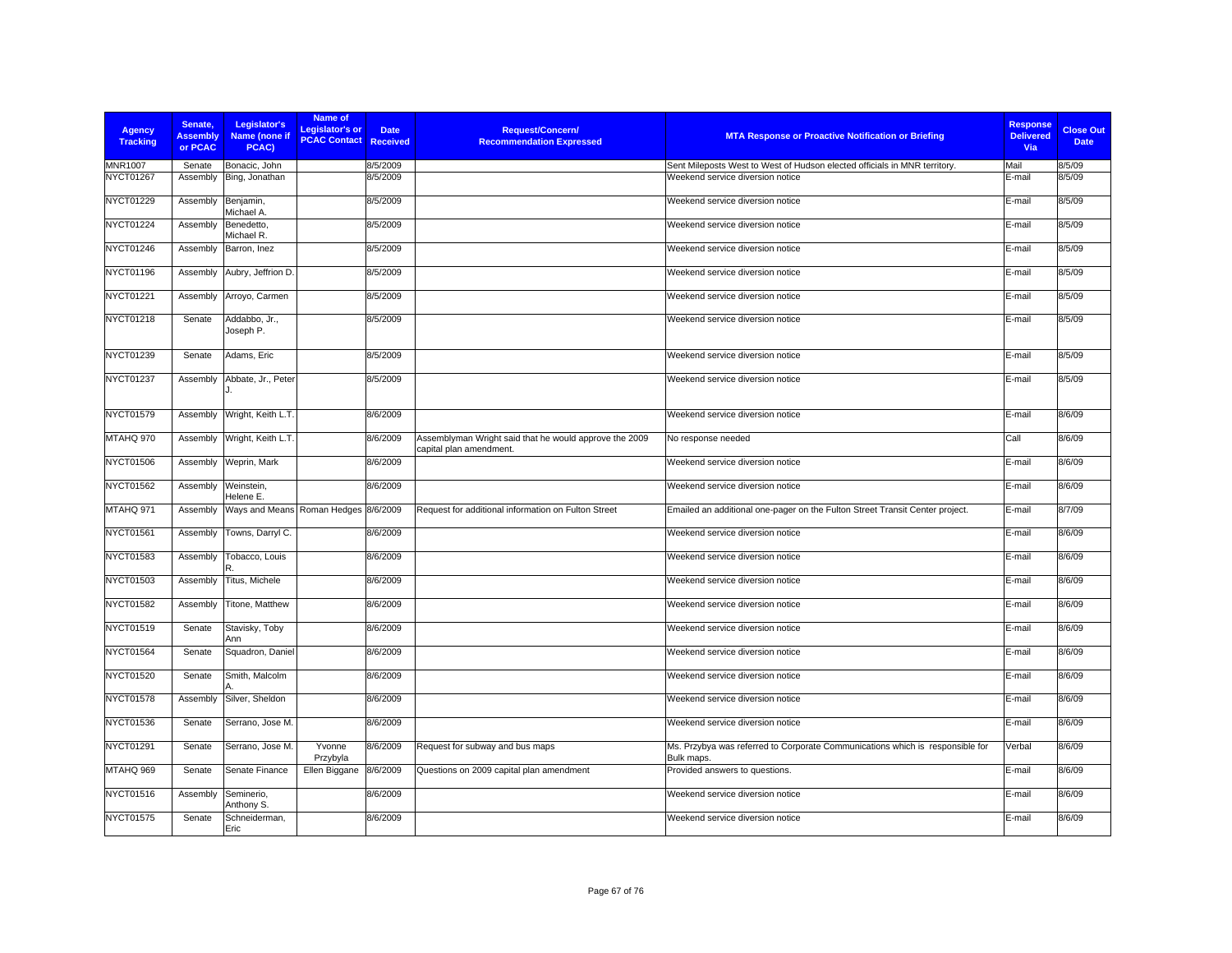| Agency Tracking | Senate, Assembly or PCAC | Legislator's Name (none if PCAC) | Name of Legislator's or PCAC Contact | Date Received | Request/Concern/ Recommendation Expressed | MTA Response or Proactive Notification or Briefing | Response Delivered Via | Close Out Date |
|---|---|---|---|---|---|---|---|---|
| MNR1007 | Senate | Bonacic, John | | 8/5/2009 | | Sent Mileposts West to West of Hudson elected officials in MNR territory. | Mail | 8/5/09 |
| NYCT01267 | Assembly | Bing, Jonathan | | 8/5/2009 | | Weekend service diversion notice | E-mail | 8/5/09 |
| NYCT01229 | Assembly | Benjamin, Michael A. | | 8/5/2009 | | Weekend service diversion notice | E-mail | 8/5/09 |
| NYCT01224 | Assembly | Benedetto, Michael R. | | 8/5/2009 | | Weekend service diversion notice | E-mail | 8/5/09 |
| NYCT01246 | Assembly | Barron, Inez | | 8/5/2009 | | Weekend service diversion notice | E-mail | 8/5/09 |
| NYCT01196 | Assembly | Aubry, Jeffrion D. | | 8/5/2009 | | Weekend service diversion notice | E-mail | 8/5/09 |
| NYCT01221 | Assembly | Arroyo, Carmen | | 8/5/2009 | | Weekend service diversion notice | E-mail | 8/5/09 |
| NYCT01218 | Senate | Addabbo, Jr., Joseph P. | | 8/5/2009 | | Weekend service diversion notice | E-mail | 8/5/09 |
| NYCT01239 | Senate | Adams, Eric | | 8/5/2009 | | Weekend service diversion notice | E-mail | 8/5/09 |
| NYCT01237 | Assembly | Abbate, Jr., Peter J. | | 8/5/2009 | | Weekend service diversion notice | E-mail | 8/5/09 |
| NYCT01579 | Assembly | Wright, Keith L.T. | | 8/6/2009 | | Weekend service diversion notice | E-mail | 8/6/09 |
| MTAHQ 970 | Assembly | Wright, Keith L.T. | | 8/6/2009 | Assemblyman Wright said that he would approve the 2009 capital plan amendment. | No response needed | Call | 8/6/09 |
| NYCT01506 | Assembly | Weprin, Mark | | 8/6/2009 | | Weekend service diversion notice | E-mail | 8/6/09 |
| NYCT01562 | Assembly | Weinstein, Helene E. | | 8/6/2009 | | Weekend service diversion notice | E-mail | 8/6/09 |
| MTAHQ 971 | Assembly | Ways and Means | Roman Hedges | 8/6/2009 | Request for additional information on Fulton Street | Emailed an additional one-pager on the Fulton Street Transit Center project. | E-mail | 8/7/09 |
| NYCT01561 | Assembly | Towns, Darryl C. | | 8/6/2009 | | Weekend service diversion notice | E-mail | 8/6/09 |
| NYCT01583 | Assembly | Tobacco, Louis R. | | 8/6/2009 | | Weekend service diversion notice | E-mail | 8/6/09 |
| NYCT01503 | Assembly | Titus, Michele | | 8/6/2009 | | Weekend service diversion notice | E-mail | 8/6/09 |
| NYCT01582 | Assembly | Titone, Matthew | | 8/6/2009 | | Weekend service diversion notice | E-mail | 8/6/09 |
| NYCT01519 | Senate | Stavisky, Toby Ann | | 8/6/2009 | | Weekend service diversion notice | E-mail | 8/6/09 |
| NYCT01564 | Senate | Squadron, Daniel | | 8/6/2009 | | Weekend service diversion notice | E-mail | 8/6/09 |
| NYCT01520 | Senate | Smith, Malcolm A. | | 8/6/2009 | | Weekend service diversion notice | E-mail | 8/6/09 |
| NYCT01578 | Assembly | Silver, Sheldon | | 8/6/2009 | | Weekend service diversion notice | E-mail | 8/6/09 |
| NYCT01536 | Senate | Serrano, Jose M. | | 8/6/2009 | | Weekend service diversion notice | E-mail | 8/6/09 |
| NYCT01291 | Senate | Serrano, Jose M. | Yvonne Przybyla | 8/6/2009 | Request for subway and bus maps | Ms. Przybya was referred to Corporate Communications which is responsible for Bulk maps. | Verbal | 8/6/09 |
| MTAHQ 969 | Senate | Senate Finance | Ellen Biggane | 8/6/2009 | Questions on 2009 capital plan amendment | Provided answers to questions. | E-mail | 8/6/09 |
| NYCT01516 | Assembly | Seminerio, Anthony S. | | 8/6/2009 | | Weekend service diversion notice | E-mail | 8/6/09 |
| NYCT01575 | Senate | Schneiderman, Eric | | 8/6/2009 | | Weekend service diversion notice | E-mail | 8/6/09 |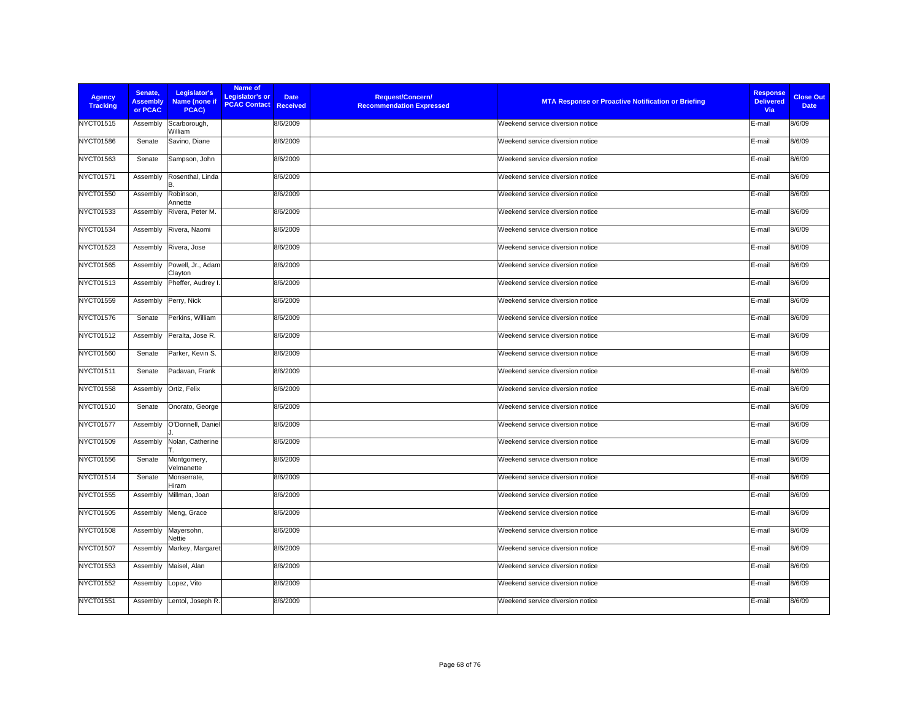| Agency Tracking | Senate, Assembly or PCAC | Legislator's Name (none if PCAC) | Name of Legislator's or PCAC Contact | Date Received | Request/Concern/ Recommendation Expressed | MTA Response or Proactive Notification or Briefing | Response Delivered Via | Close Out Date |
|---|---|---|---|---|---|---|---|---|
| NYCT01515 | Assembly | Scarborough, William | | 8/6/2009 | | Weekend service diversion notice | E-mail | 8/6/09 |
| NYCT01586 | Senate | Savino, Diane | | 8/6/2009 | | Weekend service diversion notice | E-mail | 8/6/09 |
| NYCT01563 | Senate | Sampson, John | | 8/6/2009 | | Weekend service diversion notice | E-mail | 8/6/09 |
| NYCT01571 | Assembly | Rosenthal, Linda B. | | 8/6/2009 | | Weekend service diversion notice | E-mail | 8/6/09 |
| NYCT01550 | Assembly | Robinson, Annette | | 8/6/2009 | | Weekend service diversion notice | E-mail | 8/6/09 |
| NYCT01533 | Assembly | Rivera, Peter M. | | 8/6/2009 | | Weekend service diversion notice | E-mail | 8/6/09 |
| NYCT01534 | Assembly | Rivera, Naomi | | 8/6/2009 | | Weekend service diversion notice | E-mail | 8/6/09 |
| NYCT01523 | Assembly | Rivera, Jose | | 8/6/2009 | | Weekend service diversion notice | E-mail | 8/6/09 |
| NYCT01565 | Assembly | Powell, Jr., Adam Clayton | | 8/6/2009 | | Weekend service diversion notice | E-mail | 8/6/09 |
| NYCT01513 | Assembly | Pheffer, Audrey I. | | 8/6/2009 | | Weekend service diversion notice | E-mail | 8/6/09 |
| NYCT01559 | Assembly | Perry, Nick | | 8/6/2009 | | Weekend service diversion notice | E-mail | 8/6/09 |
| NYCT01576 | Senate | Perkins, William | | 8/6/2009 | | Weekend service diversion notice | E-mail | 8/6/09 |
| NYCT01512 | Assembly | Peralta, Jose R. | | 8/6/2009 | | Weekend service diversion notice | E-mail | 8/6/09 |
| NYCT01560 | Senate | Parker, Kevin S. | | 8/6/2009 | | Weekend service diversion notice | E-mail | 8/6/09 |
| NYCT01511 | Senate | Padavan, Frank | | 8/6/2009 | | Weekend service diversion notice | E-mail | 8/6/09 |
| NYCT01558 | Assembly | Ortiz, Felix | | 8/6/2009 | | Weekend service diversion notice | E-mail | 8/6/09 |
| NYCT01510 | Senate | Onorato, George | | 8/6/2009 | | Weekend service diversion notice | E-mail | 8/6/09 |
| NYCT01577 | Assembly | O'Donnell, Daniel J. | | 8/6/2009 | | Weekend service diversion notice | E-mail | 8/6/09 |
| NYCT01509 | Assembly | Nolan, Catherine T. | | 8/6/2009 | | Weekend service diversion notice | E-mail | 8/6/09 |
| NYCT01556 | Senate | Montgomery, Velmanette | | 8/6/2009 | | Weekend service diversion notice | E-mail | 8/6/09 |
| NYCT01514 | Senate | Monserrate, Hiram | | 8/6/2009 | | Weekend service diversion notice | E-mail | 8/6/09 |
| NYCT01555 | Assembly | Millman, Joan | | 8/6/2009 | | Weekend service diversion notice | E-mail | 8/6/09 |
| NYCT01505 | Assembly | Meng, Grace | | 8/6/2009 | | Weekend service diversion notice | E-mail | 8/6/09 |
| NYCT01508 | Assembly | Mayersohn, Nettie | | 8/6/2009 | | Weekend service diversion notice | E-mail | 8/6/09 |
| NYCT01507 | Assembly | Markey, Margaret | | 8/6/2009 | | Weekend service diversion notice | E-mail | 8/6/09 |
| NYCT01553 | Assembly | Maisel, Alan | | 8/6/2009 | | Weekend service diversion notice | E-mail | 8/6/09 |
| NYCT01552 | Assembly | Lopez, Vito | | 8/6/2009 | | Weekend service diversion notice | E-mail | 8/6/09 |
| NYCT01551 | Assembly | Lentol, Joseph R. | | 8/6/2009 | | Weekend service diversion notice | E-mail | 8/6/09 |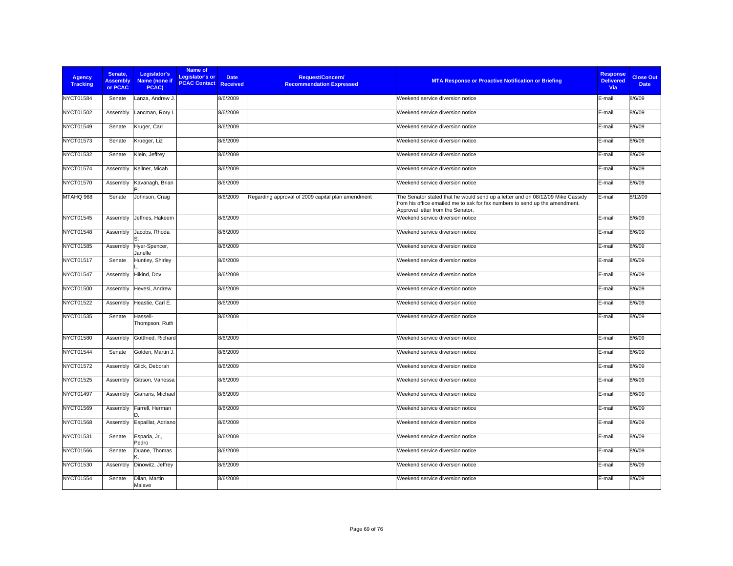| Agency Tracking | Senate, Assembly or PCAC | Legislator's Name (none if PCAC) | Name of Legislator's or PCAC Contact | Date Received | Request/Concern/ Recommendation Expressed | MTA Response or Proactive Notification or Briefing | Response Delivered Via | Close Out Date |
|---|---|---|---|---|---|---|---|---|
| NYCT01584 | Senate | Lanza, Andrew J. | | 8/6/2009 | | Weekend service diversion notice | E-mail | 8/6/09 |
| NYCT01502 | Assembly | Lancman, Rory I. | | 8/6/2009 | | Weekend service diversion notice | E-mail | 8/6/09 |
| NYCT01549 | Senate | Kruger, Carl | | 8/6/2009 | | Weekend service diversion notice | E-mail | 8/6/09 |
| NYCT01573 | Senate | Krueger, Liz | | 8/6/2009 | | Weekend service diversion notice | E-mail | 8/6/09 |
| NYCT01532 | Senate | Klein, Jeffrey | | 8/6/2009 | | Weekend service diversion notice | E-mail | 8/6/09 |
| NYCT01574 | Assembly | Kellner, Micah | | 8/6/2009 | | Weekend service diversion notice | E-mail | 8/6/09 |
| NYCT01570 | Assembly | Kavanagh, Brian P. | | 8/6/2009 | | Weekend service diversion notice | E-mail | 8/6/09 |
| MTAHQ 968 | Senate | Johnson, Craig | | 8/6/2009 | Regarding approval of 2009 capital plan amendment | The Senator stated that he would send up a letter and on 08/12/09 Mike Cassidy from his office emailed me to ask for fax numbers to send up the amendment. Approval letter from the Senator. | E-mail | 8/12/09 |
| NYCT01545 | Assembly | Jeffries, Hakeem | | 8/6/2009 | | Weekend service diversion notice | E-mail | 8/6/09 |
| NYCT01548 | Assembly | Jacobs, Rhoda S. | | 8/6/2009 | | Weekend service diversion notice | E-mail | 8/6/09 |
| NYCT01585 | Assembly | Hyer-Spencer, Janelle | | 8/6/2009 | | Weekend service diversion notice | E-mail | 8/6/09 |
| NYCT01517 | Senate | Huntley, Shirley L. | | 8/6/2009 | | Weekend service diversion notice | E-mail | 8/6/09 |
| NYCT01547 | Assembly | Hikind, Dov | | 8/6/2009 | | Weekend service diversion notice | E-mail | 8/6/09 |
| NYCT01500 | Assembly | Hevesi, Andrew | | 8/6/2009 | | Weekend service diversion notice | E-mail | 8/6/09 |
| NYCT01522 | Assembly | Heastie, Carl E. | | 8/6/2009 | | Weekend service diversion notice | E-mail | 8/6/09 |
| NYCT01535 | Senate | Hassell-Thompson, Ruth | | 8/6/2009 | | Weekend service diversion notice | E-mail | 8/6/09 |
| NYCT01580 | Assembly | Gottfried, Richard | | 8/6/2009 | | Weekend service diversion notice | E-mail | 8/6/09 |
| NYCT01544 | Senate | Golden, Martin J. | | 8/6/2009 | | Weekend service diversion notice | E-mail | 8/6/09 |
| NYCT01572 | Assembly | Glick, Deborah | | 8/6/2009 | | Weekend service diversion notice | E-mail | 8/6/09 |
| NYCT01525 | Assembly | Gibson, Vanessa | | 8/6/2009 | | Weekend service diversion notice | E-mail | 8/6/09 |
| NYCT01497 | Assembly | Gianaris, Michael | | 8/6/2009 | | Weekend service diversion notice | E-mail | 8/6/09 |
| NYCT01569 | Assembly | Farrell, Herman D. | | 8/6/2009 | | Weekend service diversion notice | E-mail | 8/6/09 |
| NYCT01568 | Assembly | Espaillat, Adriano | | 8/6/2009 | | Weekend service diversion notice | E-mail | 8/6/09 |
| NYCT01531 | Senate | Espada, Jr., Pedro | | 8/6/2009 | | Weekend service diversion notice | E-mail | 8/6/09 |
| NYCT01566 | Senate | Duane, Thomas K. | | 8/6/2009 | | Weekend service diversion notice | E-mail | 8/6/09 |
| NYCT01530 | Assembly | Dinowitz, Jeffrey | | 8/6/2009 | | Weekend service diversion notice | E-mail | 8/6/09 |
| NYCT01554 | Senate | Dilan, Martin Malave | | 8/6/2009 | | Weekend service diversion notice | E-mail | 8/6/09 |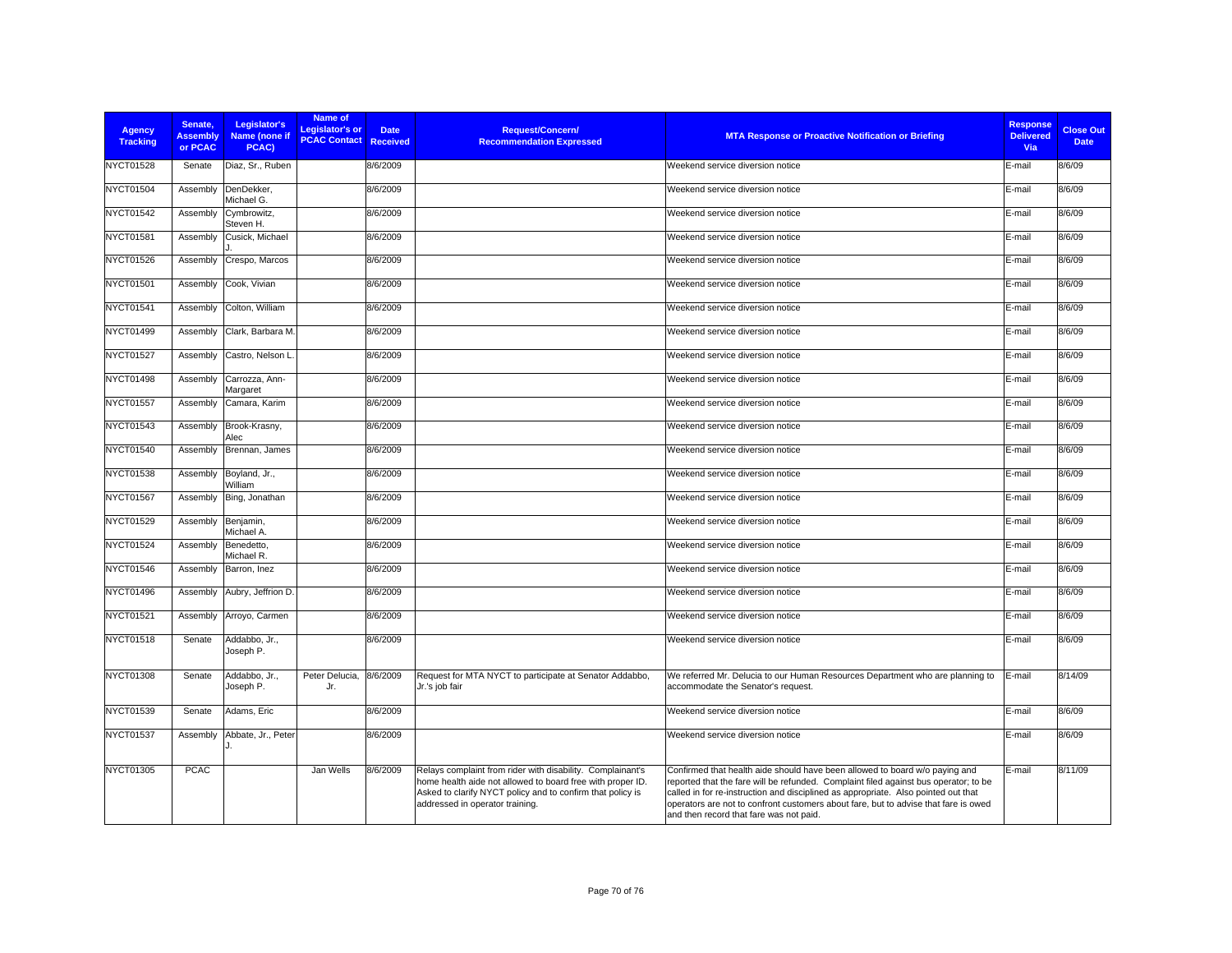| Agency Tracking | Senate, Assembly or PCAC | Legislator's Name (none if PCAC) | Name of Legislator's or PCAC Contact | Date Received | Request/Concern/ Recommendation Expressed | MTA Response or Proactive Notification or Briefing | Response Delivered Via | Close Out Date |
|---|---|---|---|---|---|---|---|---|
| NYCT01528 | Senate | Diaz, Sr., Ruben | | 8/6/2009 | | Weekend service diversion notice | E-mail | 8/6/09 |
| NYCT01504 | Assembly | DenDekker, Michael G. | | 8/6/2009 | | Weekend service diversion notice | E-mail | 8/6/09 |
| NYCT01542 | Assembly | Cymbrowitz, Steven H. | | 8/6/2009 | | Weekend service diversion notice | E-mail | 8/6/09 |
| NYCT01581 | Assembly | Cusick, Michael J. | | 8/6/2009 | | Weekend service diversion notice | E-mail | 8/6/09 |
| NYCT01526 | Assembly | Crespo, Marcos | | 8/6/2009 | | Weekend service diversion notice | E-mail | 8/6/09 |
| NYCT01501 | Assembly | Cook, Vivian | | 8/6/2009 | | Weekend service diversion notice | E-mail | 8/6/09 |
| NYCT01541 | Assembly | Colton, William | | 8/6/2009 | | Weekend service diversion notice | E-mail | 8/6/09 |
| NYCT01499 | Assembly | Clark, Barbara M. | | 8/6/2009 | | Weekend service diversion notice | E-mail | 8/6/09 |
| NYCT01527 | Assembly | Castro, Nelson L. | | 8/6/2009 | | Weekend service diversion notice | E-mail | 8/6/09 |
| NYCT01498 | Assembly | Carrozza, Ann-Margaret | | 8/6/2009 | | Weekend service diversion notice | E-mail | 8/6/09 |
| NYCT01557 | Assembly | Camara, Karim | | 8/6/2009 | | Weekend service diversion notice | E-mail | 8/6/09 |
| NYCT01543 | Assembly | Brook-Krasny, Alec | | 8/6/2009 | | Weekend service diversion notice | E-mail | 8/6/09 |
| NYCT01540 | Assembly | Brennan, James | | 8/6/2009 | | Weekend service diversion notice | E-mail | 8/6/09 |
| NYCT01538 | Assembly | Boyland, Jr., William | | 8/6/2009 | | Weekend service diversion notice | E-mail | 8/6/09 |
| NYCT01567 | Assembly | Bing, Jonathan | | 8/6/2009 | | Weekend service diversion notice | E-mail | 8/6/09 |
| NYCT01529 | Assembly | Benjamin, Michael A. | | 8/6/2009 | | Weekend service diversion notice | E-mail | 8/6/09 |
| NYCT01524 | Assembly | Benedetto, Michael R. | | 8/6/2009 | | Weekend service diversion notice | E-mail | 8/6/09 |
| NYCT01546 | Assembly | Barron, Inez | | 8/6/2009 | | Weekend service diversion notice | E-mail | 8/6/09 |
| NYCT01496 | Assembly | Aubry, Jeffrion D. | | 8/6/2009 | | Weekend service diversion notice | E-mail | 8/6/09 |
| NYCT01521 | Assembly | Arroyo, Carmen | | 8/6/2009 | | Weekend service diversion notice | E-mail | 8/6/09 |
| NYCT01518 | Senate | Addabbo, Jr., Joseph P. | | 8/6/2009 | | Weekend service diversion notice | E-mail | 8/6/09 |
| NYCT01308 | Senate | Addabbo, Jr., Joseph P. | Peter Delucia, Jr. | 8/6/2009 | Request for MTA NYCT to participate at Senator Addabbo, Jr.'s job fair | We referred Mr. Delucia to our Human Resources Department who are planning to accommodate the Senator's request. | E-mail | 8/14/09 |
| NYCT01539 | Senate | Adams, Eric | | 8/6/2009 | | Weekend service diversion notice | E-mail | 8/6/09 |
| NYCT01537 | Assembly | Abbate, Jr., Peter J. | | 8/6/2009 | | Weekend service diversion notice | E-mail | 8/6/09 |
| NYCT01305 | PCAC | | Jan Wells | 8/6/2009 | Relays complaint from rider with disability. Complainant's home health aide not allowed to board free with proper ID. Asked to clarify NYCT policy and to confirm that policy is addressed in operator training. | Confirmed that health aide should have been allowed to board w/o paying and reported that the fare will be refunded. Complaint filed against bus operator; to be called in for re-instruction and disciplined as appropriate. Also pointed out that operators are not to confront customers about fare, but to advise that fare is owed and then record that fare was not paid. | E-mail | 8/11/09 |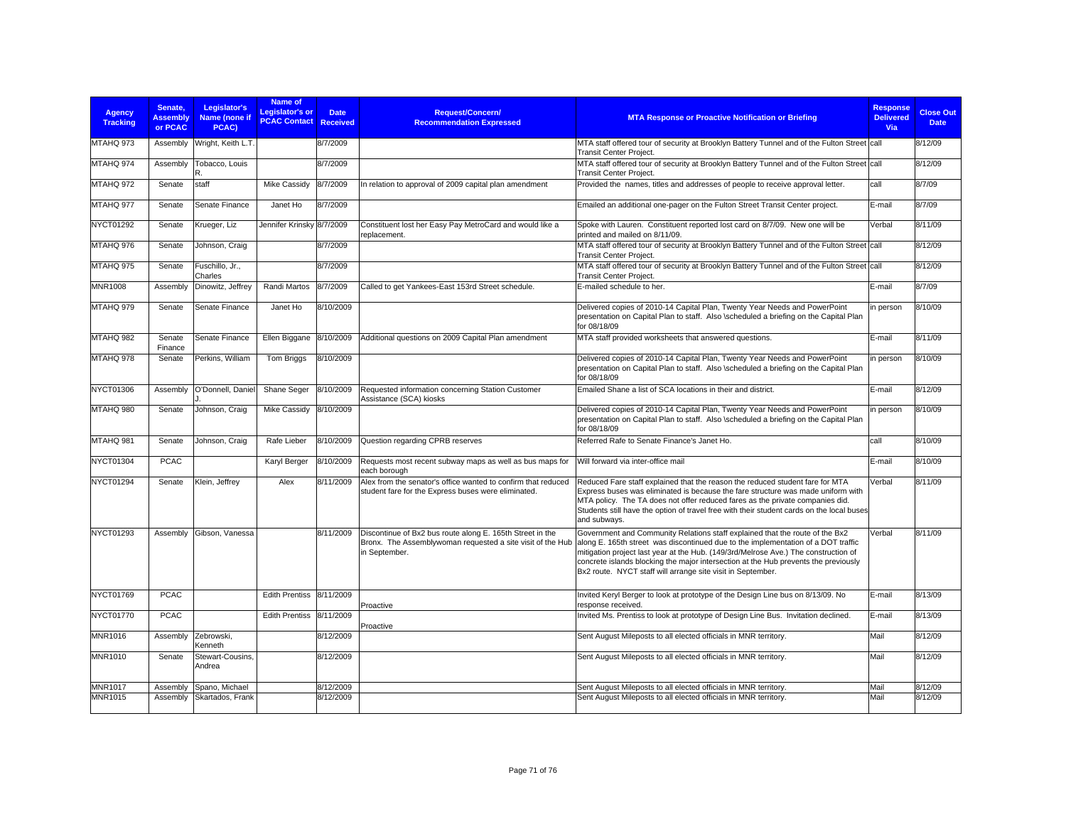| Agency Tracking | Senate, Assembly or PCAC | Legislator's Name (none if PCAC) | Name of Legislator's or PCAC Contact | Date Received | Request/Concern/ Recommendation Expressed | MTA Response or Proactive Notification or Briefing | Response Delivered Via | Close Out Date |
|---|---|---|---|---|---|---|---|---|
| MTAHQ 973 | Assembly | Wright, Keith L.T. | | 8/7/2009 | | MTA staff offered tour of security at Brooklyn Battery Tunnel and of the Fulton Street Transit Center Project. | call | 8/12/09 |
| MTAHQ 974 | Assembly | Tobacco, Louis R. | | 8/7/2009 | | MTA staff offered tour of security at Brooklyn Battery Tunnel and of the Fulton Street Transit Center Project. | call | 8/12/09 |
| MTAHQ 972 | Senate | staff | Mike Cassidy | 8/7/2009 | In relation to approval of 2009 capital plan amendment | Provided the names, titles and addresses of people to receive approval letter. | call | 8/7/09 |
| MTAHQ 977 | Senate | Senate Finance | Janet Ho | 8/7/2009 | | Emailed an additional one-pager on the Fulton Street Transit Center project. | E-mail | 8/7/09 |
| NYCT01292 | Senate | Krueger, Liz | Jennifer Krinsky | 8/7/2009 | Constituent lost her Easy Pay MetroCard and would like a replacement. | Spoke with Lauren. Constituent reported lost card on 8/7/09. New one will be printed and mailed on 8/11/09. | Verbal | 8/11/09 |
| MTAHQ 976 | Senate | Johnson, Craig | | 8/7/2009 | | MTA staff offered tour of security at Brooklyn Battery Tunnel and of the Fulton Street Transit Center Project. | call | 8/12/09 |
| MTAHQ 975 | Senate | Fuschillo, Jr., Charles | | 8/7/2009 | | MTA staff offered tour of security at Brooklyn Battery Tunnel and of the Fulton Street Transit Center Project. | call | 8/12/09 |
| MNR1008 | Assembly | Dinowitz, Jeffrey | Randi Martos | 8/7/2009 | Called to get Yankees-East 153rd Street schedule. | E-mailed schedule to her. | E-mail | 8/7/09 |
| MTAHQ 979 | Senate | Senate Finance | Janet Ho | 8/10/2009 | | Delivered copies of 2010-14 Capital Plan, Twenty Year Needs and PowerPoint presentation on Capital Plan to staff. Also \scheduled a briefing on the Capital Plan for 08/18/09 | in person | 8/10/09 |
| MTAHQ 982 | Senate Finance | Senate Finance | Ellen Biggane | 8/10/2009 | Additional questions on 2009 Capital Plan amendment | MTA staff provided worksheets that answered questions. | E-mail | 8/11/09 |
| MTAHQ 978 | Senate | Perkins, William | Tom Briggs | 8/10/2009 | | Delivered copies of 2010-14 Capital Plan, Twenty Year Needs and PowerPoint presentation on Capital Plan to staff. Also \scheduled a briefing on the Capital Plan for 08/18/09 | in person | 8/10/09 |
| NYCT01306 | Assembly | O'Donnell, Daniel J. | Shane Seger | 8/10/2009 | Requested information concerning Station Customer Assistance (SCA) kiosks | Emailed Shane a list of SCA locations in their and district. | E-mail | 8/12/09 |
| MTAHQ 980 | Senate | Johnson, Craig | Mike Cassidy | 8/10/2009 | | Delivered copies of 2010-14 Capital Plan, Twenty Year Needs and PowerPoint presentation on Capital Plan to staff. Also \scheduled a briefing on the Capital Plan for 08/18/09 | in person | 8/10/09 |
| MTAHQ 981 | Senate | Johnson, Craig | Rafe Lieber | 8/10/2009 | Question regarding CPRB reserves | Referred Rafe to Senate Finance's Janet Ho. | call | 8/10/09 |
| NYCT01304 | PCAC | | Karyl Berger | 8/10/2009 | Requests most recent subway maps as well as bus maps for each borough | Will forward via inter-office mail | E-mail | 8/10/09 |
| NYCT01294 | Senate | Klein, Jeffrey | Alex | 8/11/2009 | Alex from the senator's office wanted to confirm that reduced student fare for the Express buses were eliminated. | Reduced Fare staff explained that the reason the reduced student fare for MTA Express buses was eliminated is because the fare structure was made uniform with MTA policy. The TA does not offer reduced fares as the private companies did. Students still have the option of travel free with their student cards on the local buses and subways. | Verbal | 8/11/09 |
| NYCT01293 | Assembly | Gibson, Vanessa | | 8/11/2009 | Discontinue of Bx2 bus route along E. 165th Street in the Bronx. The Assemblywoman requested a site visit of the Hub in September. | Government and Community Relations staff explained that the route of the Bx2 along E. 165th street was discontinued due to the implementation of a DOT traffic mitigation project last year at the Hub. (149/3rd/Melrose Ave.) The construction of concrete islands blocking the major intersection at the Hub prevents the previously Bx2 route. NYCT staff will arrange site visit in September. | Verbal | 8/11/09 |
| NYCT01769 | PCAC | | Edith Prentiss | 8/11/2009 | Proactive | Invited Keryl Berger to look at prototype of the Design Line bus on 8/13/09. No response received. | E-mail | 8/13/09 |
| NYCT01770 | PCAC | | Edith Prentiss | 8/11/2009 | Proactive | Invited Ms. Prentiss to look at prototype of Design Line Bus. Invitation declined. | E-mail | 8/13/09 |
| MNR1016 | Assembly | Zebrowski, Kenneth | | 8/12/2009 | | Sent August Mileposts to all elected officials in MNR territory. | Mail | 8/12/09 |
| MNR1010 | Senate | Stewart-Cousins, Andrea | | 8/12/2009 | | Sent August Mileposts to all elected officials in MNR territory. | Mail | 8/12/09 |
| MNR1017 | Assembly | Spano, Michael | | 8/12/2009 | | Sent August Mileposts to all elected officials in MNR territory. | Mail | 8/12/09 |
| MNR1015 | Assembly | Skartados, Frank | | 8/12/2009 | | Sent August Mileposts to all elected officials in MNR territory. | Mail | 8/12/09 |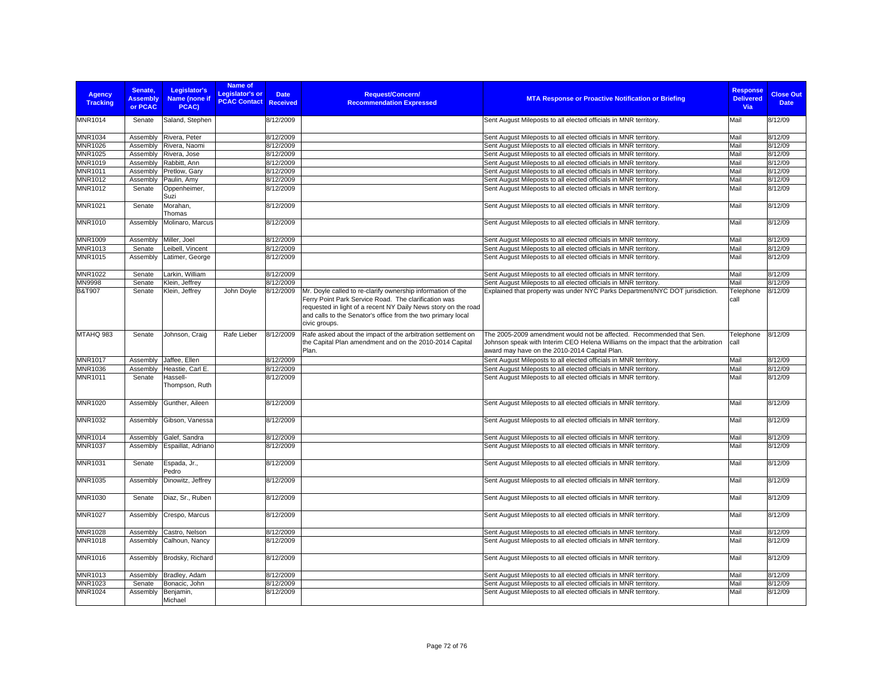| Agency Tracking | Senate, Assembly or PCAC | Legislator's Name (none if PCAC) | Name of Legislator's or PCAC Contact | Date Received | Request/Concern/ Recommendation Expressed | MTA Response or Proactive Notification or Briefing | Response Delivered Via | Close Out Date |
|---|---|---|---|---|---|---|---|---|
| MNR1014 | Senate | Saland, Stephen | | 8/12/2009 | | Sent August Mileposts to all elected officials in MNR territory. | Mail | 8/12/09 |
| MNR1034 | Assembly | Rivera, Peter | | 8/12/2009 | | Sent August Mileposts to all elected officials in MNR territory. | Mail | 8/12/09 |
| MNR1026 | Assembly | Rivera, Naomi | | 8/12/2009 | | Sent August Mileposts to all elected officials in MNR territory. | Mail | 8/12/09 |
| MNR1025 | Assembly | Rivera, Jose | | 8/12/2009 | | Sent August Mileposts to all elected officials in MNR territory. | Mail | 8/12/09 |
| MNR1019 | Assembly | Rabbitt, Ann | | 8/12/2009 | | Sent August Mileposts to all elected officials in MNR territory. | Mail | 8/12/09 |
| MNR1011 | Assembly | Pretlow, Gary | | 8/12/2009 | | Sent August Mileposts to all elected officials in MNR territory. | Mail | 8/12/09 |
| MNR1012 | Assembly | Paulin, Amy | | 8/12/2009 | | Sent August Mileposts to all elected officials in MNR territory. | Mail | 8/12/09 |
| MNR1012 | Senate | Oppenheimer, Suzi | | 8/12/2009 | | Sent August Mileposts to all elected officials in MNR territory. | Mail | 8/12/09 |
| MNR1021 | Senate | Morahan, Thomas | | 8/12/2009 | | Sent August Mileposts to all elected officials in MNR territory. | Mail | 8/12/09 |
| MNR1010 | Assembly | Molinaro, Marcus | | 8/12/2009 | | Sent August Mileposts to all elected officials in MNR territory. | Mail | 8/12/09 |
| MNR1009 | Assembly | Miller, Joel | | 8/12/2009 | | Sent August Mileposts to all elected officials in MNR territory. | Mail | 8/12/09 |
| MNR1013 | Senate | Leibell, Vincent | | 8/12/2009 | | Sent August Mileposts to all elected officials in MNR territory. | Mail | 8/12/09 |
| MNR1015 | Assembly | Latimer, George | | 8/12/2009 | | Sent August Mileposts to all elected officials in MNR territory. | Mail | 8/12/09 |
| MNR1022 | Senate | Larkin, William | | 8/12/2009 | | Sent August Mileposts to all elected officials in MNR territory. | Mail | 8/12/09 |
| MN9998 | Senate | Klein, Jeffrey | | 8/12/2009 | | Sent August Mileposts to all elected officials in MNR territory. | Mail | 8/12/09 |
| B&T907 | Senate | Klein, Jeffrey | John Doyle | 8/12/2009 | Mr. Doyle called to re-clarify ownership information of the Ferry Point Park Service Road. The clarification was requested in light of a recent NY Daily News story on the road and calls to the Senator's office from the two primary local civic groups. | Explained that property was under NYC Parks Department/NYC DOT jurisdiction. | Telephone call | 8/12/09 |
| MTAHQ 983 | Senate | Johnson, Craig | Rafe Lieber | 8/12/2009 | Rafe asked about the impact of the arbitration settlement on the Capital Plan amendment and on the 2010-2014 Capital Plan. | The 2005-2009 amendment would not be affected. Recommended that Sen. Johnson speak with Interim CEO Helena Williams on the impact that the arbitration award may have on the 2010-2014 Capital Plan. | Telephone call | 8/12/09 |
| MNR1017 | Assembly | Jaffee, Ellen | | 8/12/2009 | | Sent August Mileposts to all elected officials in MNR territory. | Mail | 8/12/09 |
| MNR1036 | Assembly | Heastie, Carl E. | | 8/12/2009 | | Sent August Mileposts to all elected officials in MNR territory. | Mail | 8/12/09 |
| MNR1011 | Senate | Hassell-Thompson, Ruth | | 8/12/2009 | | Sent August Mileposts to all elected officials in MNR territory. | Mail | 8/12/09 |
| MNR1020 | Assembly | Gunther, Aileen | | 8/12/2009 | | Sent August Mileposts to all elected officials in MNR territory. | Mail | 8/12/09 |
| MNR1032 | Assembly | Gibson, Vanessa | | 8/12/2009 | | Sent August Mileposts to all elected officials in MNR territory. | Mail | 8/12/09 |
| MNR1014 | Assembly | Galef, Sandra | | 8/12/2009 | | Sent August Mileposts to all elected officials in MNR territory. | Mail | 8/12/09 |
| MNR1037 | Assembly | Espaillat, Adriano | | 8/12/2009 | | Sent August Mileposts to all elected officials in MNR territory. | Mail | 8/12/09 |
| MNR1031 | Senate | Espada, Jr., Pedro | | 8/12/2009 | | Sent August Mileposts to all elected officials in MNR territory. | Mail | 8/12/09 |
| MNR1035 | Assembly | Dinowitz, Jeffrey | | 8/12/2009 | | Sent August Mileposts to all elected officials in MNR territory. | Mail | 8/12/09 |
| MNR1030 | Senate | Diaz, Sr., Ruben | | 8/12/2009 | | Sent August Mileposts to all elected officials in MNR territory. | Mail | 8/12/09 |
| MNR1027 | Assembly | Crespo, Marcus | | 8/12/2009 | | Sent August Mileposts to all elected officials in MNR territory. | Mail | 8/12/09 |
| MNR1028 | Assembly | Castro, Nelson | | 8/12/2009 | | Sent August Mileposts to all elected officials in MNR territory. | Mail | 8/12/09 |
| MNR1018 | Assembly | Calhoun, Nancy | | 8/12/2009 | | Sent August Mileposts to all elected officials in MNR territory. | Mail | 8/12/09 |
| MNR1016 | Assembly | Brodsky, Richard | | 8/12/2009 | | Sent August Mileposts to all elected officials in MNR territory. | Mail | 8/12/09 |
| MNR1013 | Assembly | Bradley, Adam | | 8/12/2009 | | Sent August Mileposts to all elected officials in MNR territory. | Mail | 8/12/09 |
| MNR1023 | Senate | Bonacic, John | | 8/12/2009 | | Sent August Mileposts to all elected officials in MNR territory. | Mail | 8/12/09 |
| MNR1024 | Assembly | Benjamin, Michael | | 8/12/2009 | | Sent August Mileposts to all elected officials in MNR territory. | Mail | 8/12/09 |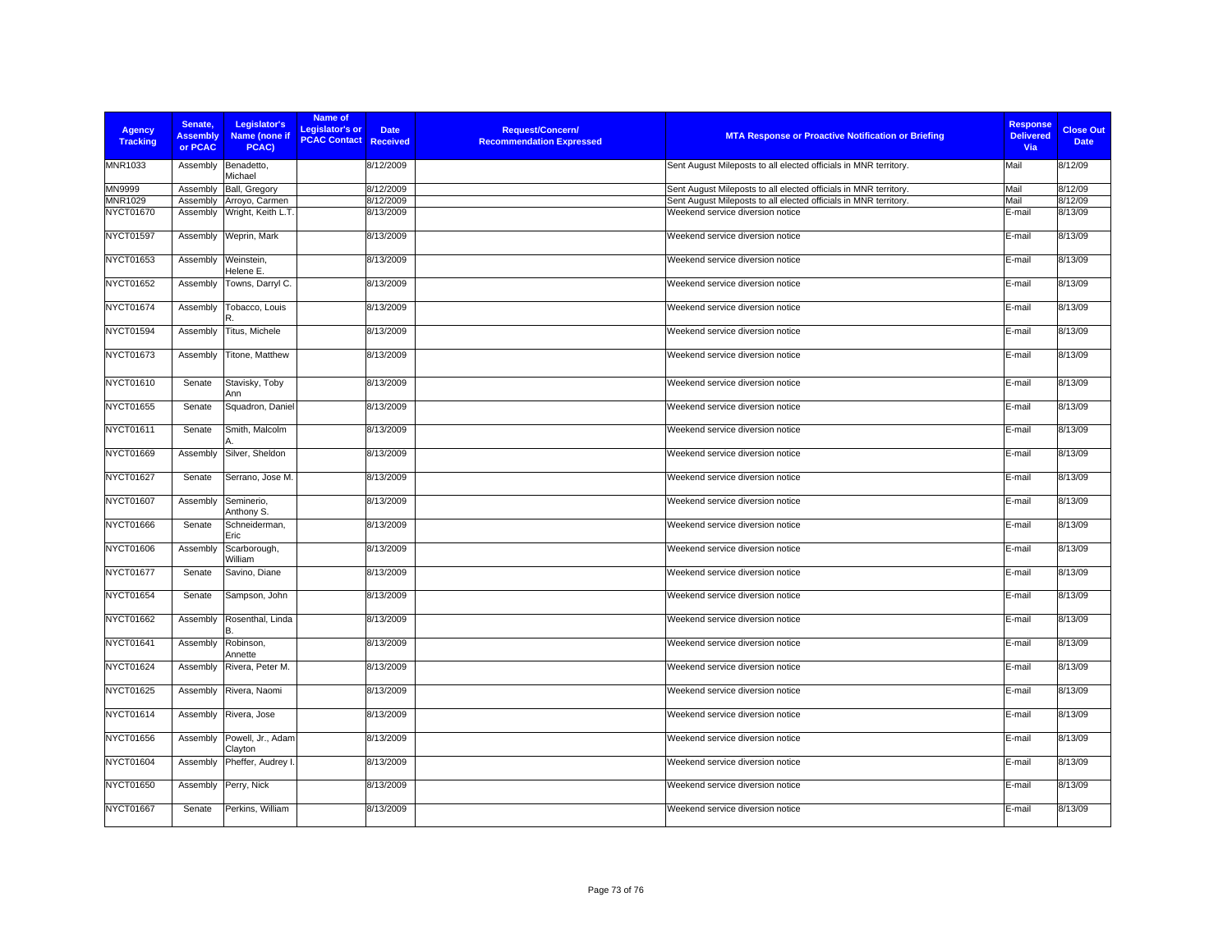| Agency Tracking | Senate, Assembly or PCAC | Legislator's Name (none if PCAC) | Name of Legislator's or PCAC Contact | Date Received | Request/Concern/ Recommendation Expressed | MTA Response or Proactive Notification or Briefing | Response Delivered Via | Close Out Date |
|---|---|---|---|---|---|---|---|---|
| MNR1033 | Assembly | Benadetto, Michael | | 8/12/2009 | | Sent August Mileposts to all elected officials in MNR territory. | Mail | 8/12/09 |
| MN9999 | Assembly | Ball, Gregory | | 8/12/2009 | | Sent August Mileposts to all elected officials in MNR territory. | Mail | 8/12/09 |
| MNR1029 | Assembly | Arroyo, Carmen | | 8/12/2009 | | Sent August Mileposts to all elected officials in MNR territory. | Mail | 8/12/09 |
| NYCT01670 | Assembly | Wright, Keith L.T. | | 8/13/2009 | | Weekend service diversion notice | E-mail | 8/13/09 |
| NYCT01597 | Assembly | Weprin, Mark | | 8/13/2009 | | Weekend service diversion notice | E-mail | 8/13/09 |
| NYCT01653 | Assembly | Weinstein, Helene E. | | 8/13/2009 | | Weekend service diversion notice | E-mail | 8/13/09 |
| NYCT01652 | Assembly | Towns, Darryl C. | | 8/13/2009 | | Weekend service diversion notice | E-mail | 8/13/09 |
| NYCT01674 | Assembly | Tobacco, Louis R. | | 8/13/2009 | | Weekend service diversion notice | E-mail | 8/13/09 |
| NYCT01594 | Assembly | Titus, Michele | | 8/13/2009 | | Weekend service diversion notice | E-mail | 8/13/09 |
| NYCT01673 | Assembly | Titone, Matthew | | 8/13/2009 | | Weekend service diversion notice | E-mail | 8/13/09 |
| NYCT01610 | Senate | Stavisky, Toby Ann | | 8/13/2009 | | Weekend service diversion notice | E-mail | 8/13/09 |
| NYCT01655 | Senate | Squadron, Daniel | | 8/13/2009 | | Weekend service diversion notice | E-mail | 8/13/09 |
| NYCT01611 | Senate | Smith, Malcolm A. | | 8/13/2009 | | Weekend service diversion notice | E-mail | 8/13/09 |
| NYCT01669 | Assembly | Silver, Sheldon | | 8/13/2009 | | Weekend service diversion notice | E-mail | 8/13/09 |
| NYCT01627 | Senate | Serrano, Jose M. | | 8/13/2009 | | Weekend service diversion notice | E-mail | 8/13/09 |
| NYCT01607 | Assembly | Seminerio, Anthony S. | | 8/13/2009 | | Weekend service diversion notice | E-mail | 8/13/09 |
| NYCT01666 | Senate | Schneiderman, Eric | | 8/13/2009 | | Weekend service diversion notice | E-mail | 8/13/09 |
| NYCT01606 | Assembly | Scarborough, William | | 8/13/2009 | | Weekend service diversion notice | E-mail | 8/13/09 |
| NYCT01677 | Senate | Savino, Diane | | 8/13/2009 | | Weekend service diversion notice | E-mail | 8/13/09 |
| NYCT01654 | Senate | Sampson, John | | 8/13/2009 | | Weekend service diversion notice | E-mail | 8/13/09 |
| NYCT01662 | Assembly | Rosenthal, Linda B. | | 8/13/2009 | | Weekend service diversion notice | E-mail | 8/13/09 |
| NYCT01641 | Assembly | Robinson, Annette | | 8/13/2009 | | Weekend service diversion notice | E-mail | 8/13/09 |
| NYCT01624 | Assembly | Rivera, Peter M. | | 8/13/2009 | | Weekend service diversion notice | E-mail | 8/13/09 |
| NYCT01625 | Assembly | Rivera, Naomi | | 8/13/2009 | | Weekend service diversion notice | E-mail | 8/13/09 |
| NYCT01614 | Assembly | Rivera, Jose | | 8/13/2009 | | Weekend service diversion notice | E-mail | 8/13/09 |
| NYCT01656 | Assembly | Powell, Jr., Adam Clayton | | 8/13/2009 | | Weekend service diversion notice | E-mail | 8/13/09 |
| NYCT01604 | Assembly | Pheffer, Audrey I. | | 8/13/2009 | | Weekend service diversion notice | E-mail | 8/13/09 |
| NYCT01650 | Assembly | Perry, Nick | | 8/13/2009 | | Weekend service diversion notice | E-mail | 8/13/09 |
| NYCT01667 | Senate | Perkins, William | | 8/13/2009 | | Weekend service diversion notice | E-mail | 8/13/09 |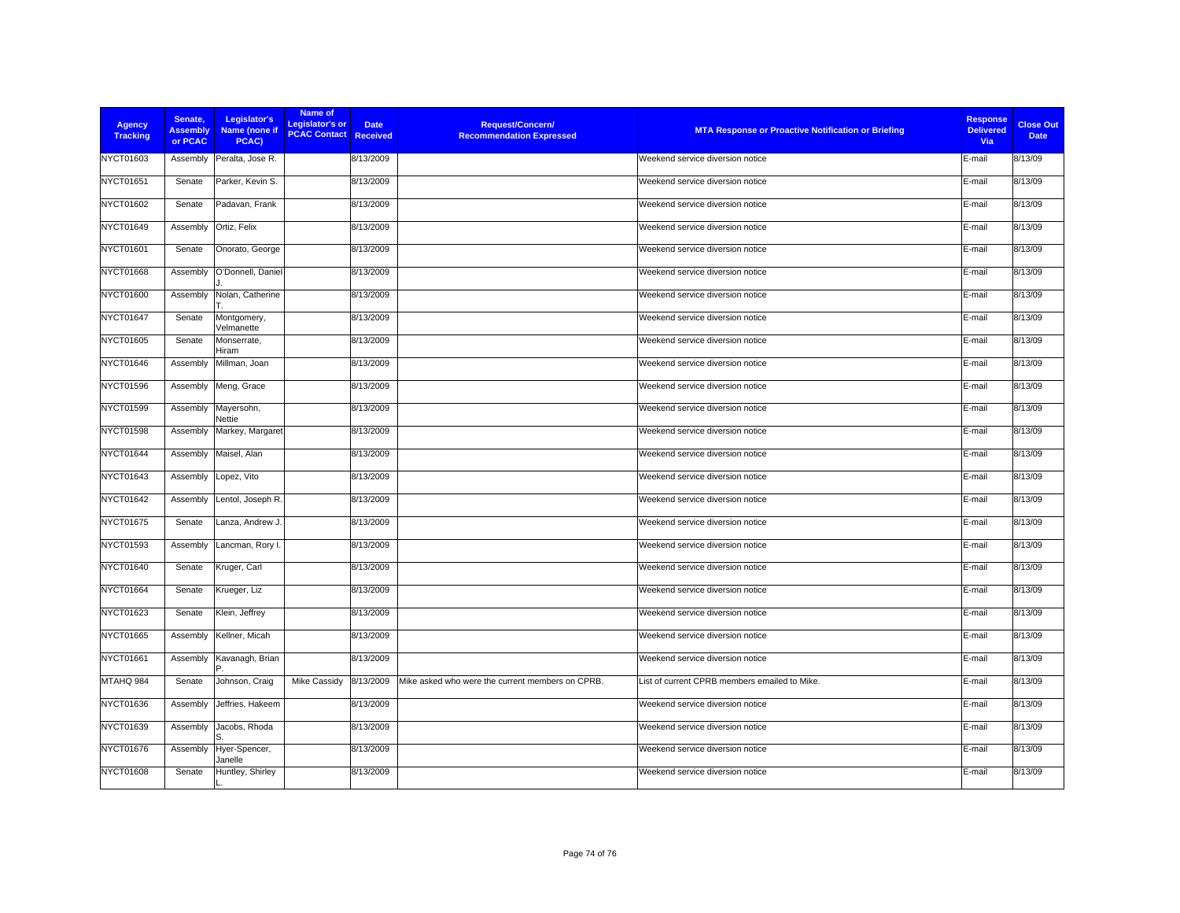| Agency Tracking | Senate, Assembly or PCAC | Legislator's Name (none if PCAC) | Name of Legislator's or PCAC Contact | Date Received | Request/Concern/ Recommendation Expressed | MTA Response or Proactive Notification or Briefing | Response Delivered Via | Close Out Date |
|---|---|---|---|---|---|---|---|---|
| NYCT01603 | Assembly | Peralta, Jose R. | | 8/13/2009 | | Weekend service diversion notice | E-mail | 8/13/09 |
| NYCT01651 | Senate | Parker, Kevin S. | | 8/13/2009 | | Weekend service diversion notice | E-mail | 8/13/09 |
| NYCT01602 | Senate | Padavan, Frank | | 8/13/2009 | | Weekend service diversion notice | E-mail | 8/13/09 |
| NYCT01649 | Assembly | Ortiz, Felix | | 8/13/2009 | | Weekend service diversion notice | E-mail | 8/13/09 |
| NYCT01601 | Senate | Onorato, George | | 8/13/2009 | | Weekend service diversion notice | E-mail | 8/13/09 |
| NYCT01668 | Assembly | O'Donnell, Daniel J. | | 8/13/2009 | | Weekend service diversion notice | E-mail | 8/13/09 |
| NYCT01600 | Assembly | Nolan, Catherine T. | | 8/13/2009 | | Weekend service diversion notice | E-mail | 8/13/09 |
| NYCT01647 | Senate | Montgomery, Velmanette | | 8/13/2009 | | Weekend service diversion notice | E-mail | 8/13/09 |
| NYCT01605 | Senate | Monserrate, Hiram | | 8/13/2009 | | Weekend service diversion notice | E-mail | 8/13/09 |
| NYCT01646 | Assembly | Millman, Joan | | 8/13/2009 | | Weekend service diversion notice | E-mail | 8/13/09 |
| NYCT01596 | Assembly | Meng, Grace | | 8/13/2009 | | Weekend service diversion notice | E-mail | 8/13/09 |
| NYCT01599 | Assembly | Mayersohn, Nettie | | 8/13/2009 | | Weekend service diversion notice | E-mail | 8/13/09 |
| NYCT01598 | Assembly | Markey, Margaret | | 8/13/2009 | | Weekend service diversion notice | E-mail | 8/13/09 |
| NYCT01644 | Assembly | Maisel, Alan | | 8/13/2009 | | Weekend service diversion notice | E-mail | 8/13/09 |
| NYCT01643 | Assembly | Lopez, Vito | | 8/13/2009 | | Weekend service diversion notice | E-mail | 8/13/09 |
| NYCT01642 | Assembly | Lentol, Joseph R. | | 8/13/2009 | | Weekend service diversion notice | E-mail | 8/13/09 |
| NYCT01675 | Senate | Lanza, Andrew J. | | 8/13/2009 | | Weekend service diversion notice | E-mail | 8/13/09 |
| NYCT01593 | Assembly | Lancman, Rory I. | | 8/13/2009 | | Weekend service diversion notice | E-mail | 8/13/09 |
| NYCT01640 | Senate | Kruger, Carl | | 8/13/2009 | | Weekend service diversion notice | E-mail | 8/13/09 |
| NYCT01664 | Senate | Krueger, Liz | | 8/13/2009 | | Weekend service diversion notice | E-mail | 8/13/09 |
| NYCT01623 | Senate | Klein, Jeffrey | | 8/13/2009 | | Weekend service diversion notice | E-mail | 8/13/09 |
| NYCT01665 | Assembly | Kellner, Micah | | 8/13/2009 | | Weekend service diversion notice | E-mail | 8/13/09 |
| NYCT01661 | Assembly | Kavanagh, Brian P. | | 8/13/2009 | | Weekend service diversion notice | E-mail | 8/13/09 |
| MTAHQ 984 | Senate | Johnson, Craig | Mike Cassidy | 8/13/2009 | Mike asked who were the current members on CPRB. | List of current CPRB members emailed to Mike. | E-mail | 8/13/09 |
| NYCT01636 | Assembly | Jeffries, Hakeem | | 8/13/2009 | | Weekend service diversion notice | E-mail | 8/13/09 |
| NYCT01639 | Assembly | Jacobs, Rhoda S. | | 8/13/2009 | | Weekend service diversion notice | E-mail | 8/13/09 |
| NYCT01676 | Assembly | Hyer-Spencer, Janelle | | 8/13/2009 | | Weekend service diversion notice | E-mail | 8/13/09 |
| NYCT01608 | Senate | Huntley, Shirley L. | | 8/13/2009 | | Weekend service diversion notice | E-mail | 8/13/09 |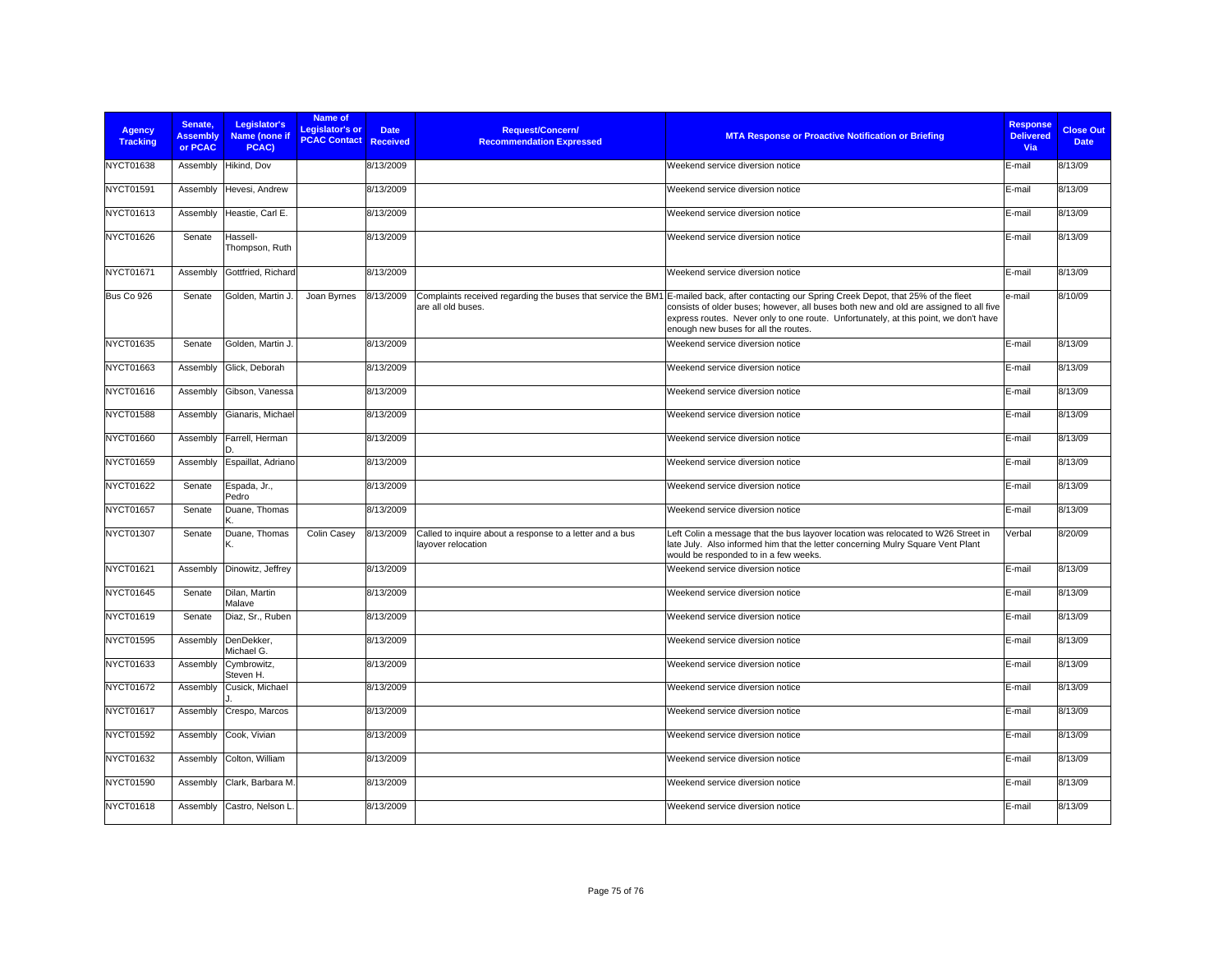| Agency Tracking | Senate, Assembly or PCAC | Legislator's Name (none if PCAC) | Name of Legislator's or PCAC Contact | Date Received | Request/Concern/ Recommendation Expressed | MTA Response or Proactive Notification or Briefing | Response Delivered Via | Close Out Date |
|---|---|---|---|---|---|---|---|---|
| NYCT01638 | Assembly | Hikind, Dov | | 8/13/2009 | | Weekend service diversion notice | E-mail | 8/13/09 |
| NYCT01591 | Assembly | Hevesi, Andrew | | 8/13/2009 | | Weekend service diversion notice | E-mail | 8/13/09 |
| NYCT01613 | Assembly | Heastie, Carl E. | | 8/13/2009 | | Weekend service diversion notice | E-mail | 8/13/09 |
| NYCT01626 | Senate | Hassell-Thompson, Ruth | | 8/13/2009 | | Weekend service diversion notice | E-mail | 8/13/09 |
| NYCT01671 | Assembly | Gottfried, Richard | | 8/13/2009 | | Weekend service diversion notice | E-mail | 8/13/09 |
| Bus Co 926 | Senate | Golden, Martin J. | Joan Byrnes | 8/13/2009 | Complaints received regarding the buses that service the BM1 are all old buses. | E-mailed back, after contacting our Spring Creek Depot, that 25% of the fleet consists of older buses; however, all buses both new and old are assigned to all five express routes. Never only to one route. Unfortunately, at this point, we don't have enough new buses for all the routes. | e-mail | 8/10/09 |
| NYCT01635 | Senate | Golden, Martin J. | | 8/13/2009 | | Weekend service diversion notice | E-mail | 8/13/09 |
| NYCT01663 | Assembly | Glick, Deborah | | 8/13/2009 | | Weekend service diversion notice | E-mail | 8/13/09 |
| NYCT01616 | Assembly | Gibson, Vanessa | | 8/13/2009 | | Weekend service diversion notice | E-mail | 8/13/09 |
| NYCT01588 | Assembly | Gianaris, Michael | | 8/13/2009 | | Weekend service diversion notice | E-mail | 8/13/09 |
| NYCT01660 | Assembly | Farrell, Herman D. | | 8/13/2009 | | Weekend service diversion notice | E-mail | 8/13/09 |
| NYCT01659 | Assembly | Espaillat, Adriano | | 8/13/2009 | | Weekend service diversion notice | E-mail | 8/13/09 |
| NYCT01622 | Senate | Espada, Jr., Pedro | | 8/13/2009 | | Weekend service diversion notice | E-mail | 8/13/09 |
| NYCT01657 | Senate | Duane, Thomas K. | | 8/13/2009 | | Weekend service diversion notice | E-mail | 8/13/09 |
| NYCT01307 | Senate | Duane, Thomas K. | Colin Casey | 8/13/2009 | Called to inquire about a response to a letter and a bus layover relocation | Left Colin a message that the bus layover location was relocated to W26 Street in late July. Also informed him that the letter concerning Mulry Square Vent Plant would be responded to in a few weeks. | Verbal | 8/20/09 |
| NYCT01621 | Assembly | Dinowitz, Jeffrey | | 8/13/2009 | | Weekend service diversion notice | E-mail | 8/13/09 |
| NYCT01645 | Senate | Dilan, Martin Malave | | 8/13/2009 | | Weekend service diversion notice | E-mail | 8/13/09 |
| NYCT01619 | Senate | Diaz, Sr., Ruben | | 8/13/2009 | | Weekend service diversion notice | E-mail | 8/13/09 |
| NYCT01595 | Assembly | DenDekker, Michael G. | | 8/13/2009 | | Weekend service diversion notice | E-mail | 8/13/09 |
| NYCT01633 | Assembly | Cymbrowitz, Steven H. | | 8/13/2009 | | Weekend service diversion notice | E-mail | 8/13/09 |
| NYCT01672 | Assembly | Cusick, Michael J. | | 8/13/2009 | | Weekend service diversion notice | E-mail | 8/13/09 |
| NYCT01617 | Assembly | Crespo, Marcos | | 8/13/2009 | | Weekend service diversion notice | E-mail | 8/13/09 |
| NYCT01592 | Assembly | Cook, Vivian | | 8/13/2009 | | Weekend service diversion notice | E-mail | 8/13/09 |
| NYCT01632 | Assembly | Colton, William | | 8/13/2009 | | Weekend service diversion notice | E-mail | 8/13/09 |
| NYCT01590 | Assembly | Clark, Barbara M. | | 8/13/2009 | | Weekend service diversion notice | E-mail | 8/13/09 |
| NYCT01618 | Assembly | Castro, Nelson L. | | 8/13/2009 | | Weekend service diversion notice | E-mail | 8/13/09 |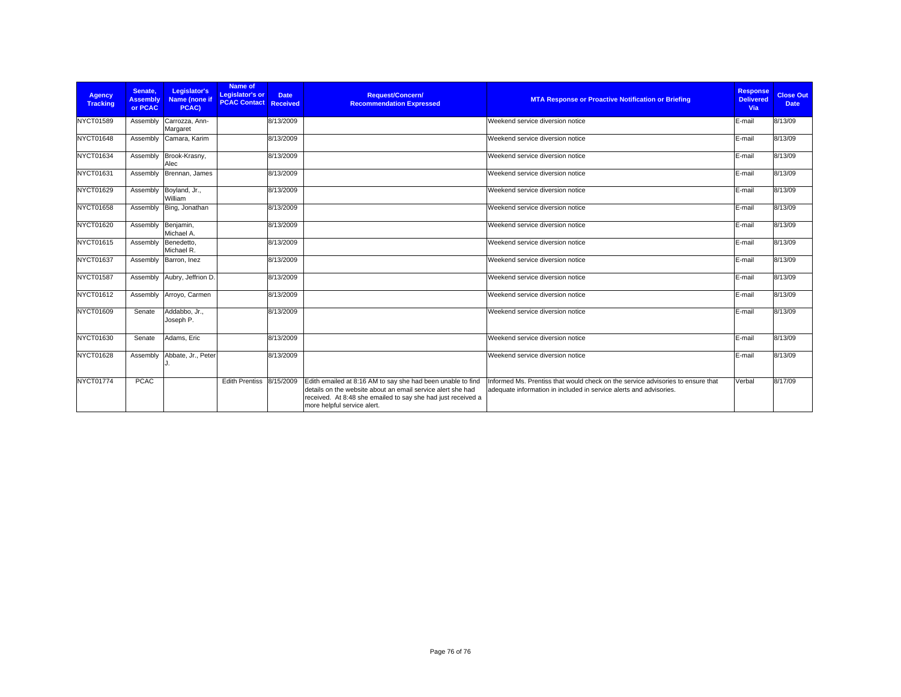| Agency Tracking | Senate, Assembly or PCAC | Legislator's Name (none if PCAC) | Name of Legislator's or PCAC Contact | Date Received | Request/Concern/ Recommendation Expressed | MTA Response or Proactive Notification or Briefing | Response Delivered Via | Close Out Date |
|---|---|---|---|---|---|---|---|---|
| NYCT01589 | Assembly | Carrozza, Ann-Margaret | | 8/13/2009 | | Weekend service diversion notice | E-mail | 8/13/09 |
| NYCT01648 | Assembly | Camara, Karim | | 8/13/2009 | | Weekend service diversion notice | E-mail | 8/13/09 |
| NYCT01634 | Assembly | Brook-Krasny, Alec | | 8/13/2009 | | Weekend service diversion notice | E-mail | 8/13/09 |
| NYCT01631 | Assembly | Brennan, James | | 8/13/2009 | | Weekend service diversion notice | E-mail | 8/13/09 |
| NYCT01629 | Assembly | Boyland, Jr., William | | 8/13/2009 | | Weekend service diversion notice | E-mail | 8/13/09 |
| NYCT01658 | Assembly | Bing, Jonathan | | 8/13/2009 | | Weekend service diversion notice | E-mail | 8/13/09 |
| NYCT01620 | Assembly | Benjamin, Michael A. | | 8/13/2009 | | Weekend service diversion notice | E-mail | 8/13/09 |
| NYCT01615 | Assembly | Benedetto, Michael R. | | 8/13/2009 | | Weekend service diversion notice | E-mail | 8/13/09 |
| NYCT01637 | Assembly | Barron, Inez | | 8/13/2009 | | Weekend service diversion notice | E-mail | 8/13/09 |
| NYCT01587 | Assembly | Aubry, Jeffrion D. | | 8/13/2009 | | Weekend service diversion notice | E-mail | 8/13/09 |
| NYCT01612 | Assembly | Arroyo, Carmen | | 8/13/2009 | | Weekend service diversion notice | E-mail | 8/13/09 |
| NYCT01609 | Senate | Addabbo, Jr., Joseph P. | | 8/13/2009 | | Weekend service diversion notice | E-mail | 8/13/09 |
| NYCT01630 | Senate | Adams, Eric | | 8/13/2009 | | Weekend service diversion notice | E-mail | 8/13/09 |
| NYCT01628 | Assembly | Abbate, Jr., Peter J. | | 8/13/2009 | | Weekend service diversion notice | E-mail | 8/13/09 |
| NYCT01774 | PCAC | | Edith Prentiss | 8/15/2009 | Edith emailed at 8:16 AM to say she had been unable to find details on the website about an email service alert she had received. At 8:48 she emailed to say she had just received a more helpful service alert. | Informed Ms. Prentiss that would check on the service advisories to ensure that adequate information in included in service alerts and advisories. | Verbal | 8/17/09 |